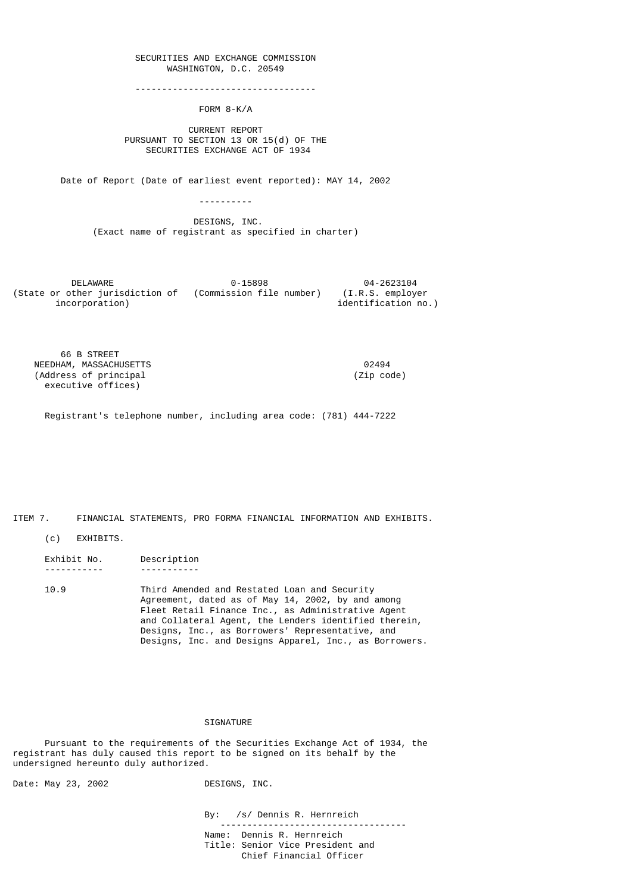SECURITIES AND EXCHANGE COMMISSION
WASHINGTON, D.C. 20549

---

# FORM 8-K/A

CURRENT REPORT
PURSUANT TO SECTION 13 OR 15(d) OF THE
SECURITIES EXCHANGE ACT OF 1934

Date of Report (Date of earliest event reported): MAY 14, 2002

---

DESIGNS, INC.
(Exact name of registrant as specified in charter)

| DELAWARE | 0-15898 | 04-2623104 |
|---|---|---|
| (State or other jurisdiction of incorporation) | (Commission file number) | (I.R.S. employer identification no.) |

| 66 B STREET NEEDHAM, MASSACHUSETTS | 02494 |
|---|---|
| (Address of principal executive offices) | (Zip code) |

Registrant's telephone number, including area code: (781) 444-7222

ITEM 7. FINANCIAL STATEMENTS, PRO FORMA FINANCIAL INFORMATION AND EXHIBITS.

(c) EXHIBITS.

| Exhibit No. | Description |
|---|---|
| 10.9 | Third Amended and Restated Loan and Security Agreement, dated as of May 14, 2002, by and among Fleet Retail Finance Inc., as Administrative Agent and Collateral Agent, the Lenders identified therein, Designs, Inc., as Borrowers' Representative, and Designs, Inc. and Designs Apparel, Inc., as Borrowers. |

SIGNATURE

Pursuant to the requirements of the Securities Exchange Act of 1934, the registrant has duly caused this report to be signed on its behalf by the undersigned hereunto duly authorized.

Date: May 23, 2002

DESIGNS, INC.

By: /s/ Dennis R. Hernreich

Name: Dennis R. Hernreich
Title: Senior Vice President and Chief Financial Officer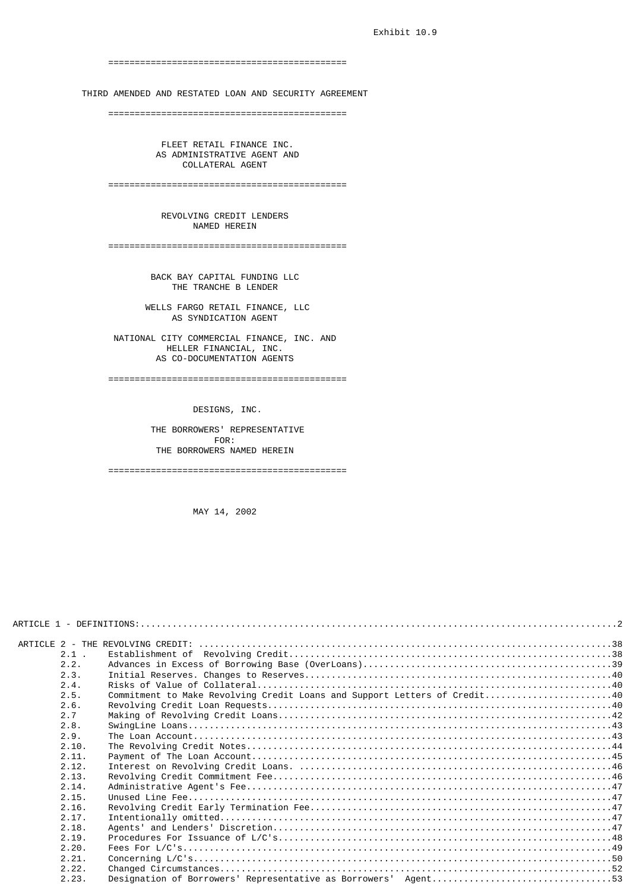Exhibit 10.9

THIRD AMENDED AND RESTATED LOAN AND SECURITY AGREEMENT

FLEET RETAIL FINANCE INC.
AS ADMINISTRATIVE AGENT AND
COLLATERAL AGENT

REVOLVING CREDIT LENDERS
NAMED HEREIN

BACK BAY CAPITAL FUNDING LLC
THE TRANCHE B LENDER

WELLS FARGO RETAIL FINANCE, LLC
AS SYNDICATION AGENT

NATIONAL CITY COMMERCIAL FINANCE, INC. AND
HELLER FINANCIAL, INC.
AS CO-DOCUMENTATION AGENTS

DESIGNS, INC.

THE BORROWERS' REPRESENTATIVE
FOR:
THE BORROWERS NAMED HEREIN

MAY 14, 2002

| | | |
|---|---|---|
| ARTICLE 1 - DEFINITIONS: | | 2 |
| ARTICLE 2 - THE REVOLVING CREDIT: | | 38 |
| 2.1 . | Establishment of Revolving Credit | 38 |
| 2.2. | Advances in Excess of Borrowing Base (OverLoans) | 39 |
| 2.3. | Initial Reserves. Changes to Reserves | 40 |
| 2.4. | Risks of Value of Collateral | 40 |
| 2.5. | Commitment to Make Revolving Credit Loans and Support Letters of Credit | 40 |
| 2.6. | Revolving Credit Loan Requests | 40 |
| 2.7 | Making of Revolving Credit Loans | 42 |
| 2.8. | SwingLine Loans | 43 |
| 2.9. | The Loan Account | 43 |
| 2.10. | The Revolving Credit Notes | 44 |
| 2.11. | Payment of The Loan Account | 45 |
| 2.12. | Interest on Revolving Credit Loans. | 46 |
| 2.13. | Revolving Credit Commitment Fee | 46 |
| 2.14. | Administrative Agent's Fee | 47 |
| 2.15. | Unused Line Fee | 47 |
| 2.16. | Revolving Credit Early Termination Fee | 47 |
| 2.17. | Intentionally omitted | 47 |
| 2.18. | Agents' and Lenders' Discretion | 47 |
| 2.19. | Procedures For Issuance of L/C's | 48 |
| 2.20. | Fees For L/C's | 49 |
| 2.21. | Concerning L/C's | 50 |
| 2.22. | Changed Circumstances | 52 |
| 2.23. | Designation of Borrowers' Representative as Borrowers' Agent | 53 |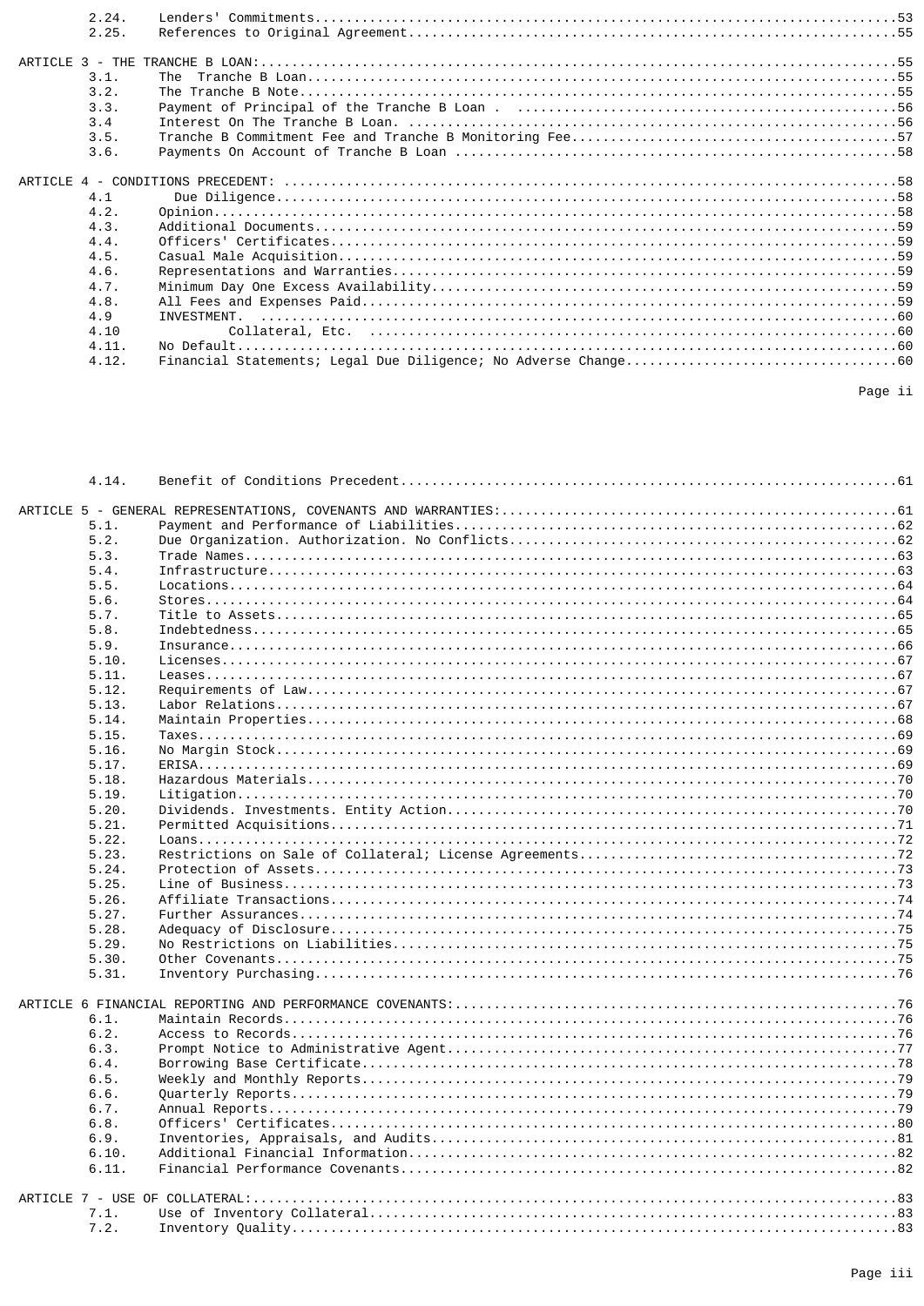| | | |
|---|---|---|
| 2.24. | Lenders' Commitments | 53 |
| 2.25. | References to Original Agreement | 55 |

ARTICLE 3 - THE TRANCHE B LOAN: ..... 55

| | | |
|---|---|---|
| 3.1. | The Tranche B Loan | 55 |
| 3.2. | The Tranche B Note | 55 |
| 3.3. | Payment of Principal of the Tranche B Loan . | 56 |
| 3.4 | Interest On The Tranche B Loan. | 56 |
| 3.5. | Tranche B Commitment Fee and Tranche B Monitoring Fee | 57 |
| 3.6. | Payments On Account of Tranche B Loan | 58 |

ARTICLE 4 - CONDITIONS PRECEDENT: ..... 58

| | | |
|---|---|---|
| 4.1 | Due Diligence | 58 |
| 4.2. | Opinion | 58 |
| 4.3. | Additional Documents | 59 |
| 4.4. | Officers' Certificates | 59 |
| 4.5. | Casual Male Acquisition | 59 |
| 4.6. | Representations and Warranties | 59 |
| 4.7. | Minimum Day One Excess Availability | 59 |
| 4.8. | All Fees and Expenses Paid | 59 |
| 4.9 | INVESTMENT. | 60 |
| 4.10 | Collateral, Etc. | 60 |
| 4.11. | No Default | 60 |
| 4.12. | Financial Statements; Legal Due Diligence; No Adverse Change | 60 |
| 4.14. | Benefit of Conditions Precedent | 61 |

ARTICLE 5 - GENERAL REPRESENTATIONS, COVENANTS AND WARRANTIES: ..... 61

| | | |
|---|---|---|
| 5.1. | Payment and Performance of Liabilities | 62 |
| 5.2. | Due Organization. Authorization. No Conflicts | 62 |
| 5.3. | Trade Names | 63 |
| 5.4. | Infrastructure | 63 |
| 5.5. | Locations | 64 |
| 5.6. | Stores | 64 |
| 5.7. | Title to Assets | 65 |
| 5.8. | Indebtedness | 65 |
| 5.9. | Insurance | 66 |
| 5.10. | Licenses | 67 |
| 5.11. | Leases | 67 |
| 5.12. | Requirements of Law | 67 |
| 5.13. | Labor Relations | 67 |
| 5.14. | Maintain Properties | 68 |
| 5.15. | Taxes | 69 |
| 5.16. | No Margin Stock | 69 |
| 5.17. | ERISA | 69 |
| 5.18. | Hazardous Materials | 70 |
| 5.19. | Litigation | 70 |
| 5.20. | Dividends. Investments. Entity Action | 70 |
| 5.21. | Permitted Acquisitions | 71 |
| 5.22. | Loans | 72 |
| 5.23. | Restrictions on Sale of Collateral; License Agreements | 72 |
| 5.24. | Protection of Assets | 73 |
| 5.25. | Line of Business | 73 |
| 5.26. | Affiliate Transactions | 74 |
| 5.27. | Further Assurances | 74 |
| 5.28. | Adequacy of Disclosure | 75 |
| 5.29. | No Restrictions on Liabilities | 75 |
| 5.30. | Other Covenants | 75 |
| 5.31. | Inventory Purchasing | 76 |

ARTICLE 6 FINANCIAL REPORTING AND PERFORMANCE COVENANTS: ..... 76

| | | |
|---|---|---|
| 6.1. | Maintain Records | 76 |
| 6.2. | Access to Records | 76 |
| 6.3. | Prompt Notice to Administrative Agent | 77 |
| 6.4. | Borrowing Base Certificate | 78 |
| 6.5. | Weekly and Monthly Reports | 79 |
| 6.6. | Quarterly Reports | 79 |
| 6.7. | Annual Reports | 79 |
| 6.8. | Officers' Certificates | 80 |
| 6.9. | Inventories, Appraisals, and Audits | 81 |
| 6.10. | Additional Financial Information | 82 |
| 6.11. | Financial Performance Covenants | 82 |

ARTICLE 7 - USE OF COLLATERAL: ..... 83

| | | |
|---|---|---|
| 7.1. | Use of Inventory Collateral | 83 |
| 7.2. | Inventory Quality | 83 |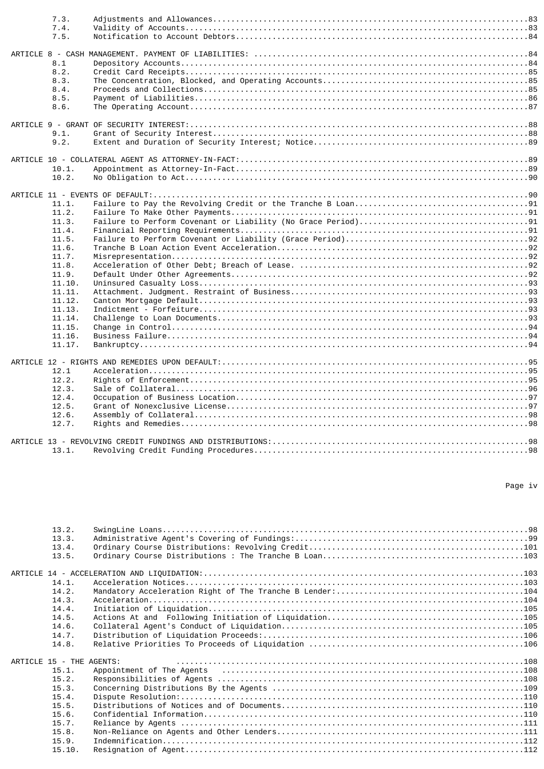7.3. Adjustments and Allowances....................................................................83
7.4. Validity of Accounts..........................................................................83
7.5. Notification to Account Debtors...............................................................84

ARTICLE 8 - CASH MANAGEMENT. PAYMENT OF LIABILITIES: ..........................................................84
8.1 Depository Accounts...........................................................................84
8.2. Credit Card Receipts..........................................................................85
8.3. The Concentration, Blocked, and Operating Accounts............................................85
8.4. Proceeds and Collections......................................................................85
8.5. Payment of Liabilities........................................................................86
8.6. The Operating Account.........................................................................87

ARTICLE 9 - GRANT OF SECURITY INTEREST:.........................................................................88
9.1. Grant of Security Interest.....................................................................88
9.2. Extent and Duration of Security Interest; Notice...............................................89

ARTICLE 10 - COLLATERAL AGENT AS ATTORNEY-IN-FACT:..............................................................89
10.1. Appointment as Attorney-In-Fact...............................................................89
10.2. No Obligation to Act..........................................................................90

ARTICLE 11 - EVENTS OF DEFAULT:..................................................................................90
11.1. Failure to Pay the Revolving Credit or the Tranche B Loan.....................................91
11.2. Failure To Make Other Payments................................................................91
11.3. Failure to Perform Covenant or Liability (No Grace Period)....................................91
11.4. Financial Reporting Requirements..............................................................91
11.5. Failure to Perform Covenant or Liability (Grace Period).......................................92
11.6. Tranche B Loan Action Event Acceleration......................................................92
11.7. Misrepresentation.............................................................................92
11.8. Acceleration of Other Debt; Breach of Lease. .................................................92
11.9. Default Under Other Agreements................................................................92
11.10. Uninsured Casualty Loss.......................................................................93
11.11. Attachment. Judgment. Restraint of Business...................................................93
11.12. Canton Mortgage Default.......................................................................93
11.13. Indictment - Forfeiture.......................................................................93
11.14. Challenge to Loan Documents...................................................................93
11.15. Change in Control.............................................................................94
11.16. Business Failure..............................................................................94
11.17. Bankruptcy....................................................................................94

ARTICLE 12 - RIGHTS AND REMEDIES UPON DEFAULT:..................................................................95
12.1 Acceleration..................................................................................95
12.2. Rights of Enforcement.........................................................................95
12.3. Sale of Collateral............................................................................96
12.4. Occupation of Business Location...............................................................97
12.5. Grant of Nonexclusive License.................................................................97
12.6. Assembly of Collateral........................................................................98
12.7. Rights and Remedies...........................................................................98

ARTICLE 13 - REVOLVING CREDIT FUNDINGS AND DISTRIBUTIONS:.......................................................98
13.1. Revolving Credit Funding Procedures...........................................................98
13.2. SwingLine Loans...............................................................................98
13.3. Administrative Agent's Covering of Fundings:..................................................99
13.4. Ordinary Course Distributions: Revolving Credit..............................................101
13.5. Ordinary Course Distributions : The Tranche B Loan...........................................103

ARTICLE 14 - ACCELERATION AND LIQUIDATION:.....................................................................103
14.1. Acceleration Notices.........................................................................103
14.2. Mandatory Acceleration Right of The Tranche B Lender:........................................104
14.3. Acceleration.................................................................................104
14.4. Initiation of Liquidation....................................................................105
14.5. Actions At and Following Initiation of Liquidation...........................................105
14.6. Collateral Agent's Conduct of Liquidation....................................................105
14.7. Distribution of Liquidation Proceeds:........................................................106
14.8. Relative Priorities To Proceeds of Liquidation ..............................................106

ARTICLE 15 - THE AGENTS: .......................................................................................108
15.1. Appointment of The Agents ...................................................................108
15.2. Responsibilities of Agents ..................................................................108
15.3. Concerning Distributions By the Agents ......................................................109
15.4. Dispute Resolution:..........................................................................110
15.5. Distributions of Notices and of Documents....................................................110
15.6. Confidential Information.....................................................................110
15.7. Reliance by Agents ..........................................................................111
15.8. Non-Reliance on Agents and Other Lenders.....................................................111
15.9. Indemnification..............................................................................112
15.10. Resignation of Agent.........................................................................112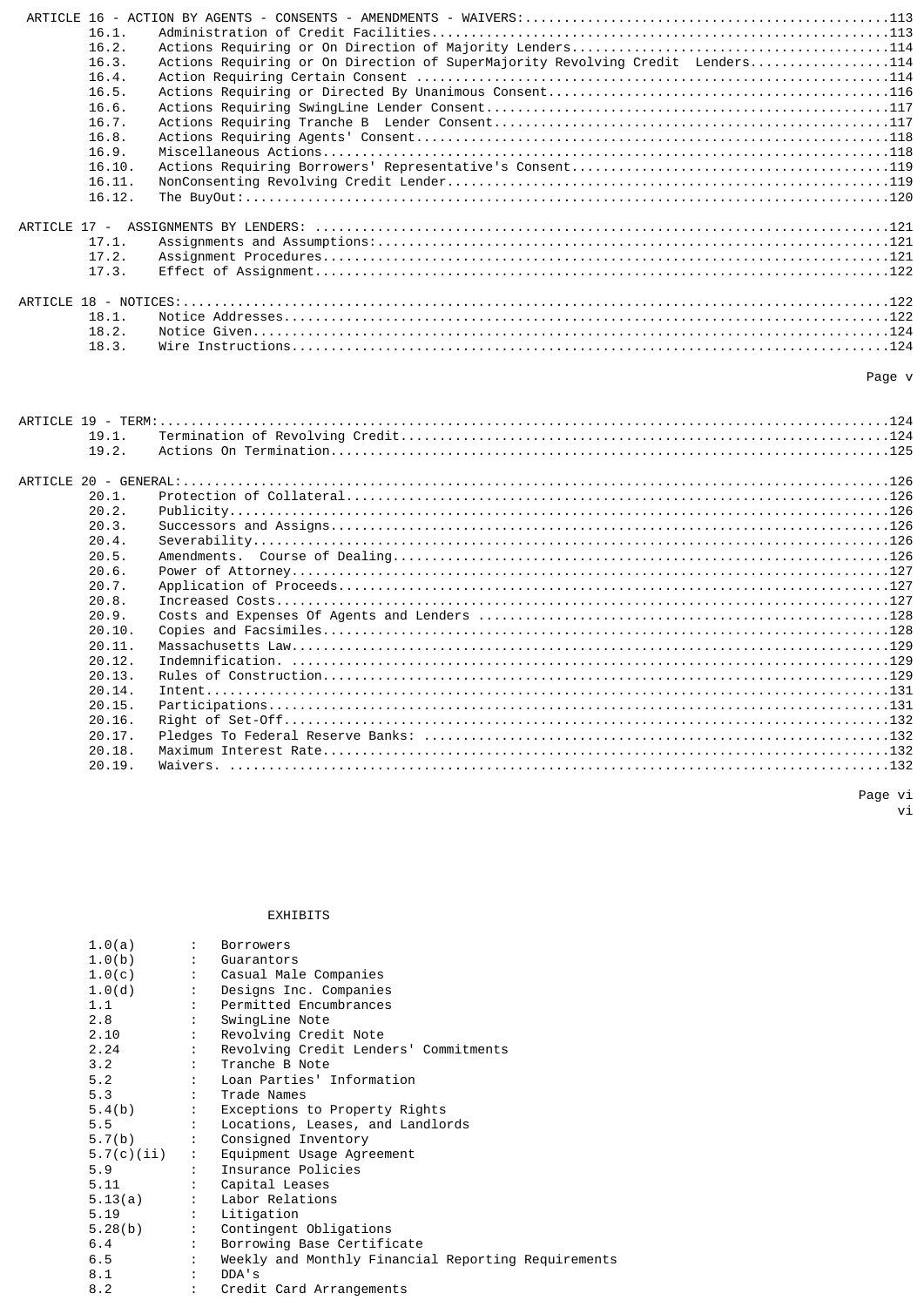ARTICLE 16 - ACTION BY AGENTS - CONSENTS - AMENDMENTS - WAIVERS:....113
- 16.1. Administration of Credit Facilities....113
- 16.2. Actions Requiring or On Direction of Majority Lenders....114
- 16.3. Actions Requiring or On Direction of SuperMajority Revolving Credit Lenders....114
- 16.4. Action Requiring Certain Consent....114
- 16.5. Actions Requiring or Directed By Unanimous Consent....116
- 16.6. Actions Requiring SwingLine Lender Consent....117
- 16.7. Actions Requiring Tranche B Lender Consent....117
- 16.8. Actions Requiring Agents' Consent....118
- 16.9. Miscellaneous Actions....118
- 16.10. Actions Requiring Borrowers' Representative's Consent....119
- 16.11. NonConsenting Revolving Credit Lender....119
- 16.12. The BuyOut:....120

ARTICLE 17 - ASSIGNMENTS BY LENDERS:....121
- 17.1. Assignments and Assumptions:....121
- 17.2. Assignment Procedures....121
- 17.3. Effect of Assignment....122

ARTICLE 18 - NOTICES:....122
- 18.1. Notice Addresses....122
- 18.2. Notice Given....124
- 18.3. Wire Instructions....124

ARTICLE 19 - TERM:....124
- 19.1. Termination of Revolving Credit....124
- 19.2. Actions On Termination....125

ARTICLE 20 - GENERAL:....126
- 20.1. Protection of Collateral....126
- 20.2. Publicity....126
- 20.3. Successors and Assigns....126
- 20.4. Severability....126
- 20.5. Amendments. Course of Dealing....126
- 20.6. Power of Attorney....127
- 20.7. Application of Proceeds....127
- 20.8. Increased Costs....127
- 20.9. Costs and Expenses Of Agents and Lenders....128
- 20.10. Copies and Facsimiles....128
- 20.11. Massachusetts Law....129
- 20.12. Indemnification....129
- 20.13. Rules of Construction....129
- 20.14. Intent....131
- 20.15. Participations....131
- 20.16. Right of Set-Off....132
- 20.17. Pledges To Federal Reserve Banks:....132
- 20.18. Maximum Interest Rate....132
- 20.19. Waivers....132

EXHIBITS

| | | |
|---|---|---|
| 1.0(a) | : | Borrowers |
| 1.0(b) | : | Guarantors |
| 1.0(c) | : | Casual Male Companies |
| 1.0(d) | : | Designs Inc. Companies |
| 1.1 | : | Permitted Encumbrances |
| 2.8 | : | SwingLine Note |
| 2.10 | : | Revolving Credit Note |
| 2.24 | : | Revolving Credit Lenders' Commitments |
| 3.2 | : | Tranche B Note |
| 5.2 | : | Loan Parties' Information |
| 5.3 | : | Trade Names |
| 5.4(b) | : | Exceptions to Property Rights |
| 5.5 | : | Locations, Leases, and Landlords |
| 5.7(b) | : | Consigned Inventory |
| 5.7(c)(ii) | : | Equipment Usage Agreement |
| 5.9 | : | Insurance Policies |
| 5.11 | : | Capital Leases |
| 5.13(a) | : | Labor Relations |
| 5.19 | : | Litigation |
| 5.28(b) | : | Contingent Obligations |
| 6.4 | : | Borrowing Base Certificate |
| 6.5 | : | Weekly and Monthly Financial Reporting Requirements |
| 8.1 | : | DDA's |
| 8.2 | : | Credit Card Arrangements |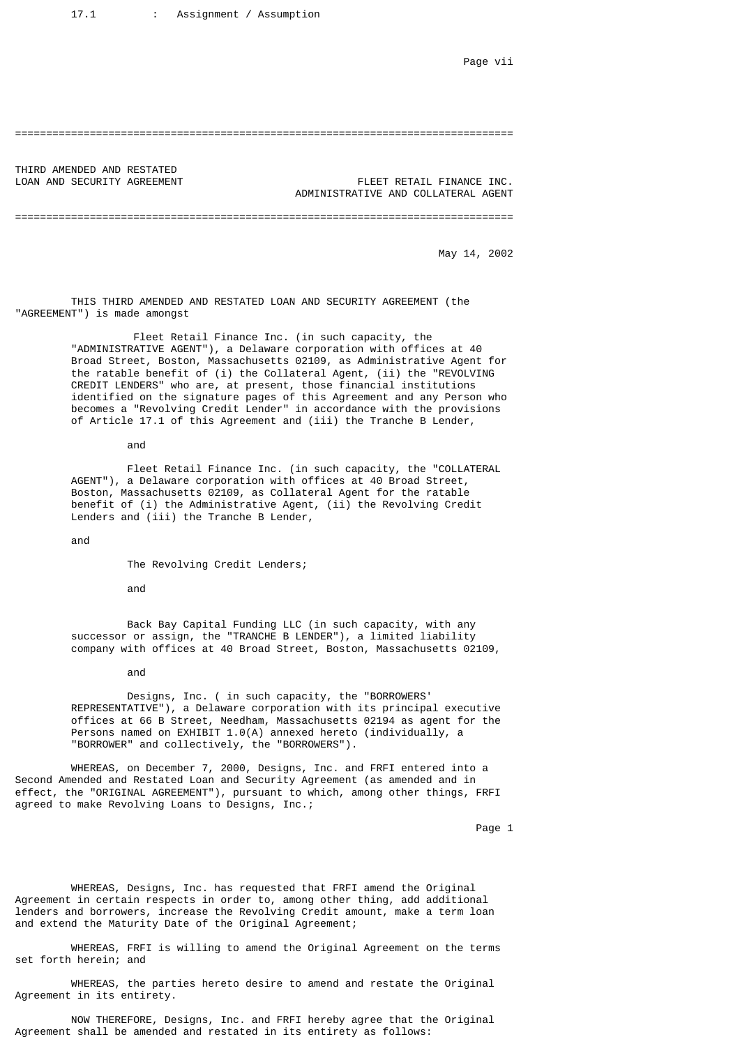17.1 : Assignment / Assumption

---

THIRD AMENDED AND RESTATED
LOAN AND SECURITY AGREEMENT

FLEET RETAIL FINANCE INC.
ADMINISTRATIVE AND COLLATERAL AGENT

---

May 14, 2002

THIS THIRD AMENDED AND RESTATED LOAN AND SECURITY AGREEMENT (the "AGREEMENT") is made amongst

> Fleet Retail Finance Inc. (in such capacity, the "ADMINISTRATIVE AGENT"), a Delaware corporation with offices at 40 Broad Street, Boston, Massachusetts 02109, as Administrative Agent for the ratable benefit of (i) the Collateral Agent, (ii) the "REVOLVING CREDIT LENDERS" who are, at present, those financial institutions identified on the signature pages of this Agreement and any Person who becomes a "Revolving Credit Lender" in accordance with the provisions of Article 17.1 of this Agreement and (iii) the Tranche B Lender,
>
> and
>
> Fleet Retail Finance Inc. (in such capacity, the "COLLATERAL AGENT"), a Delaware corporation with offices at 40 Broad Street, Boston, Massachusetts 02109, as Collateral Agent for the ratable benefit of (i) the Administrative Agent, (ii) the Revolving Credit Lenders and (iii) the Tranche B Lender,
>
> and
>
> The Revolving Credit Lenders;
>
> and
>
> Back Bay Capital Funding LLC (in such capacity, with any successor or assign, the "TRANCHE B LENDER"), a limited liability company with offices at 40 Broad Street, Boston, Massachusetts 02109,
>
> and
>
> Designs, Inc. ( in such capacity, the "BORROWERS' REPRESENTATIVE"), a Delaware corporation with its principal executive offices at 66 B Street, Needham, Massachusetts 02194 as agent for the Persons named on EXHIBIT 1.0(A) annexed hereto (individually, a "BORROWER" and collectively, the "BORROWERS").

WHEREAS, on December 7, 2000, Designs, Inc. and FRFI entered into a Second Amended and Restated Loan and Security Agreement (as amended and in effect, the "ORIGINAL AGREEMENT"), pursuant to which, among other things, FRFI agreed to make Revolving Loans to Designs, Inc.;

WHEREAS, Designs, Inc. has requested that FRFI amend the Original Agreement in certain respects in order to, among other thing, add additional lenders and borrowers, increase the Revolving Credit amount, make a term loan and extend the Maturity Date of the Original Agreement;

WHEREAS, FRFI is willing to amend the Original Agreement on the terms set forth herein; and

WHEREAS, the parties hereto desire to amend and restate the Original Agreement in its entirety.

NOW THEREFORE, Designs, Inc. and FRFI hereby agree that the Original Agreement shall be amended and restated in its entirety as follows: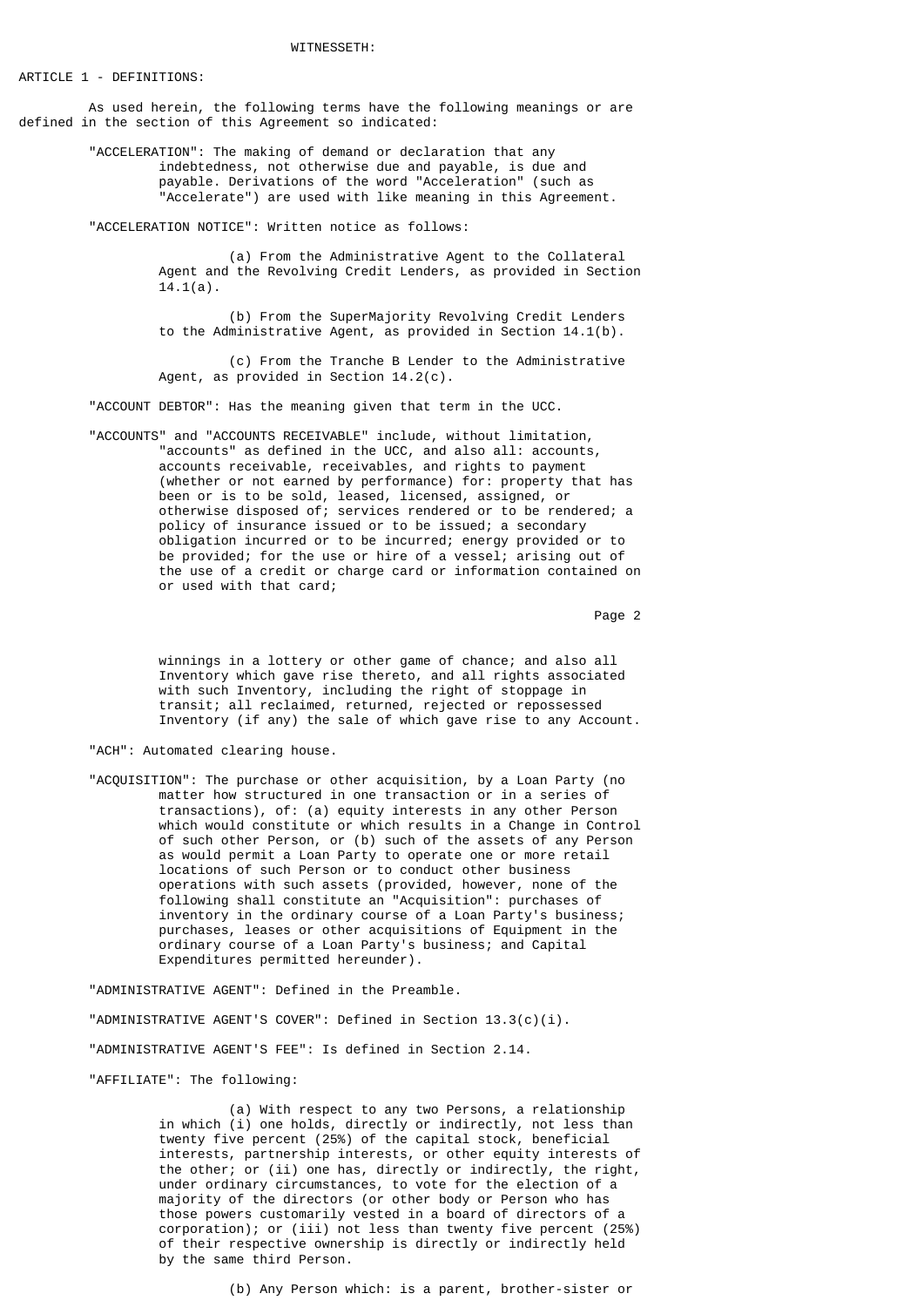WITNESSETH:

## ARTICLE 1 - DEFINITIONS:

As used herein, the following terms have the following meanings or are defined in the section of this Agreement so indicated:

"ACCELERATION": The making of demand or declaration that any indebtedness, not otherwise due and payable, is due and payable. Derivations of the word "Acceleration" (such as "Accelerate") are used with like meaning in this Agreement.

"ACCELERATION NOTICE": Written notice as follows:

(a) From the Administrative Agent to the Collateral Agent and the Revolving Credit Lenders, as provided in Section 14.1(a).

(b) From the SuperMajority Revolving Credit Lenders to the Administrative Agent, as provided in Section 14.1(b).

(c) From the Tranche B Lender to the Administrative Agent, as provided in Section 14.2(c).

"ACCOUNT DEBTOR": Has the meaning given that term in the UCC.

"ACCOUNTS" and "ACCOUNTS RECEIVABLE" include, without limitation, "accounts" as defined in the UCC, and also all: accounts, accounts receivable, receivables, and rights to payment (whether or not earned by performance) for: property that has been or is to be sold, leased, licensed, assigned, or otherwise disposed of; services rendered or to be rendered; a policy of insurance issued or to be issued; a secondary obligation incurred or to be incurred; energy provided or to be provided; for the use or hire of a vessel; arising out of the use of a credit or charge card or information contained on or used with that card; winnings in a lottery or other game of chance; and also all Inventory which gave rise thereto, and all rights associated with such Inventory, including the right of stoppage in transit; all reclaimed, returned, rejected or repossessed Inventory (if any) the sale of which gave rise to any Account.

"ACH": Automated clearing house.

"ACQUISITION": The purchase or other acquisition, by a Loan Party (no matter how structured in one transaction or in a series of transactions), of: (a) equity interests in any other Person which would constitute or which results in a Change in Control of such other Person, or (b) such of the assets of any Person as would permit a Loan Party to operate one or more retail locations of such Person or to conduct other business operations with such assets (provided, however, none of the following shall constitute an "Acquisition": purchases of inventory in the ordinary course of a Loan Party's business; purchases, leases or other acquisitions of Equipment in the ordinary course of a Loan Party's business; and Capital Expenditures permitted hereunder).

"ADMINISTRATIVE AGENT": Defined in the Preamble.

"ADMINISTRATIVE AGENT'S COVER": Defined in Section 13.3(c)(i).

"ADMINISTRATIVE AGENT'S FEE": Is defined in Section 2.14.

"AFFILIATE": The following:

(a) With respect to any two Persons, a relationship in which (i) one holds, directly or indirectly, not less than twenty five percent (25%) of the capital stock, beneficial interests, partnership interests, or other equity interests of the other; or (ii) one has, directly or indirectly, the right, under ordinary circumstances, to vote for the election of a majority of the directors (or other body or Person who has those powers customarily vested in a board of directors of a corporation); or (iii) not less than twenty five percent (25%) of their respective ownership is directly or indirectly held by the same third Person.

(b) Any Person which: is a parent, brother-sister or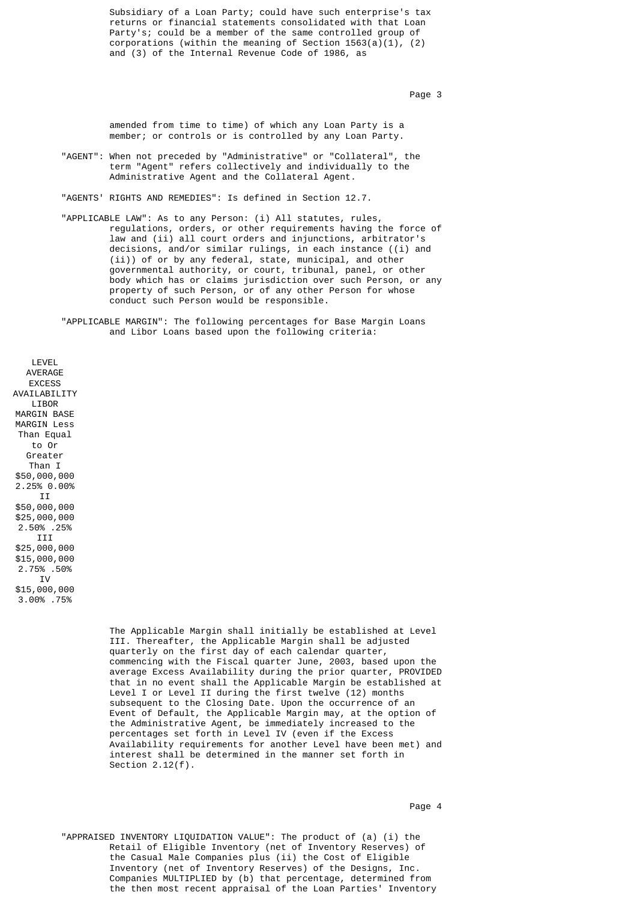Subsidiary of a Loan Party; could have such enterprise's tax returns or financial statements consolidated with that Loan Party's; could be a member of the same controlled group of corporations (within the meaning of Section 1563(a)(1), (2) and (3) of the Internal Revenue Code of 1986, as amended from time to time) of which any Loan Party is a member; or controls or is controlled by any Loan Party.

"AGENT": When not preceded by "Administrative" or "Collateral", the term "Agent" refers collectively and individually to the Administrative Agent and the Collateral Agent.

"AGENTS' RIGHTS AND REMEDIES": Is defined in Section 12.7.

"APPLICABLE LAW": As to any Person: (i) All statutes, rules, regulations, orders, or other requirements having the force of law and (ii) all court orders and injunctions, arbitrator's decisions, and/or similar rulings, in each instance ((i) and (ii)) of or by any federal, state, municipal, and other governmental authority, or court, tribunal, panel, or other body which has or claims jurisdiction over such Person, or any property of such Person, or of any other Person for whose conduct such Person would be responsible.

"APPLICABLE MARGIN": The following percentages for Base Margin Loans and Libor Loans based upon the following criteria:

| LEVEL | AVERAGE EXCESS AVAILABILITY Less Than | AVERAGE EXCESS AVAILABILITY Equal to Or Greater Than | LIBOR MARGIN | BASE MARGIN |
|---|---|---|---|---|
| I | | $50,000,000 | 2.25% | 0.00% |
| II | $50,000,000 | $25,000,000 | 2.50% | .25% |
| III | $25,000,000 | $15,000,000 | 2.75% | .50% |
| IV | $15,000,000 | | 3.00% | .75% |

The Applicable Margin shall initially be established at Level III. Thereafter, the Applicable Margin shall be adjusted quarterly on the first day of each calendar quarter, commencing with the Fiscal quarter June, 2003, based upon the average Excess Availability during the prior quarter, PROVIDED that in no event shall the Applicable Margin be established at Level I or Level II during the first twelve (12) months subsequent to the Closing Date. Upon the occurrence of an Event of Default, the Applicable Margin may, at the option of the Administrative Agent, be immediately increased to the percentages set forth in Level IV (even if the Excess Availability requirements for another Level have been met) and interest shall be determined in the manner set forth in Section 2.12(f).

"APPRAISED INVENTORY LIQUIDATION VALUE": The product of (a) (i) the Retail of Eligible Inventory (net of Inventory Reserves) of the Casual Male Companies plus (ii) the Cost of Eligible Inventory (net of Inventory Reserves) of the Designs, Inc. Companies MULTIPLIED by (b) that percentage, determined from the then most recent appraisal of the Loan Parties' Inventory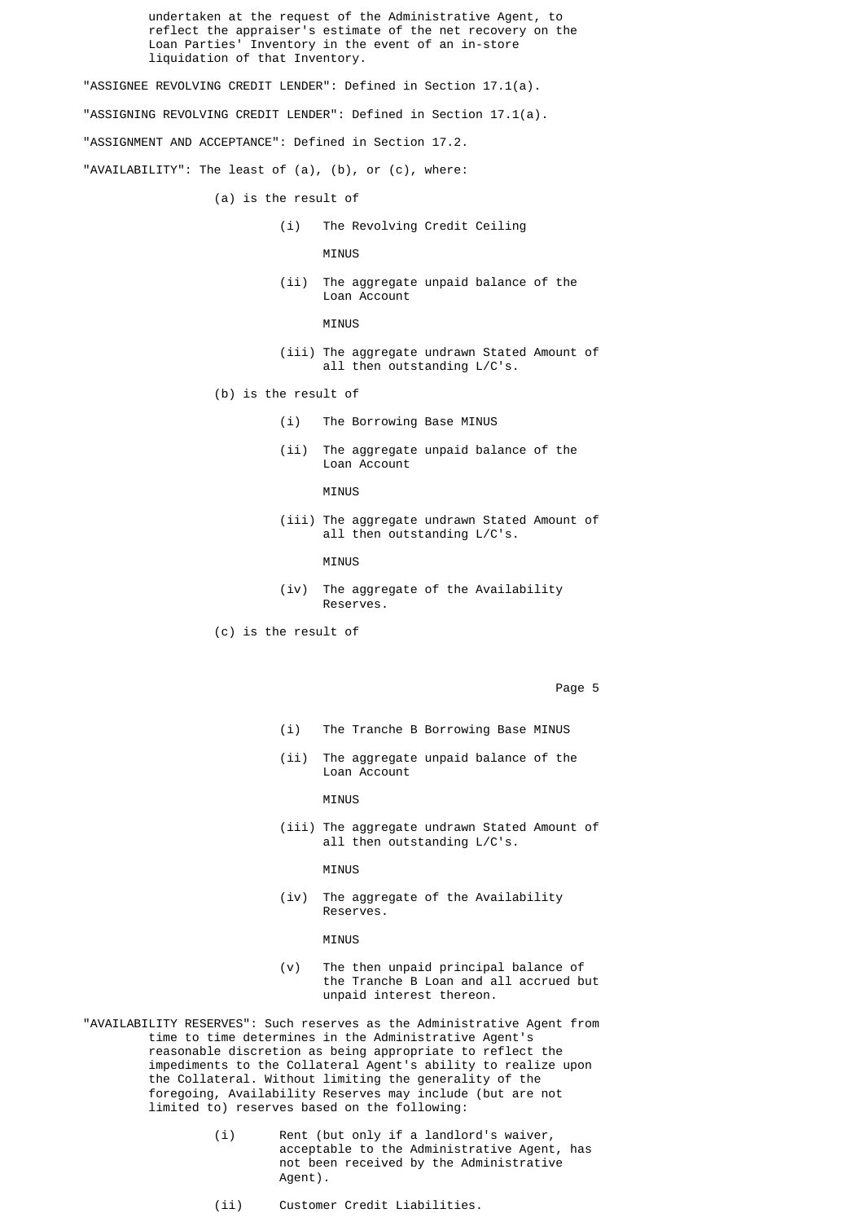undertaken at the request of the Administrative Agent, to reflect the appraiser's estimate of the net recovery on the Loan Parties' Inventory in the event of an in-store liquidation of that Inventory.

"ASSIGNEE REVOLVING CREDIT LENDER": Defined in Section 17.1(a).

"ASSIGNING REVOLVING CREDIT LENDER": Defined in Section 17.1(a).

"ASSIGNMENT AND ACCEPTANCE": Defined in Section 17.2.

"AVAILABILITY": The least of (a), (b), or (c), where:

(a) is the result of

(i) The Revolving Credit Ceiling

MINUS

(ii) The aggregate unpaid balance of the Loan Account

MINUS

(iii) The aggregate undrawn Stated Amount of all then outstanding L/C's.

(b) is the result of

(i) The Borrowing Base MINUS

(ii) The aggregate unpaid balance of the Loan Account

MINUS

(iii) The aggregate undrawn Stated Amount of all then outstanding L/C's.

MINUS

(iv) The aggregate of the Availability Reserves.

(c) is the result of

(i) The Tranche B Borrowing Base MINUS

(ii) The aggregate unpaid balance of the Loan Account

MINUS

(iii) The aggregate undrawn Stated Amount of all then outstanding L/C's.

MINUS

(iv) The aggregate of the Availability Reserves.

MINUS

(v) The then unpaid principal balance of the Tranche B Loan and all accrued but unpaid interest thereon.

"AVAILABILITY RESERVES": Such reserves as the Administrative Agent from time to time determines in the Administrative Agent's reasonable discretion as being appropriate to reflect the impediments to the Collateral Agent's ability to realize upon the Collateral. Without limiting the generality of the foregoing, Availability Reserves may include (but are not limited to) reserves based on the following:

(i) Rent (but only if a landlord's waiver, acceptable to the Administrative Agent, has not been received by the Administrative Agent).

(ii) Customer Credit Liabilities.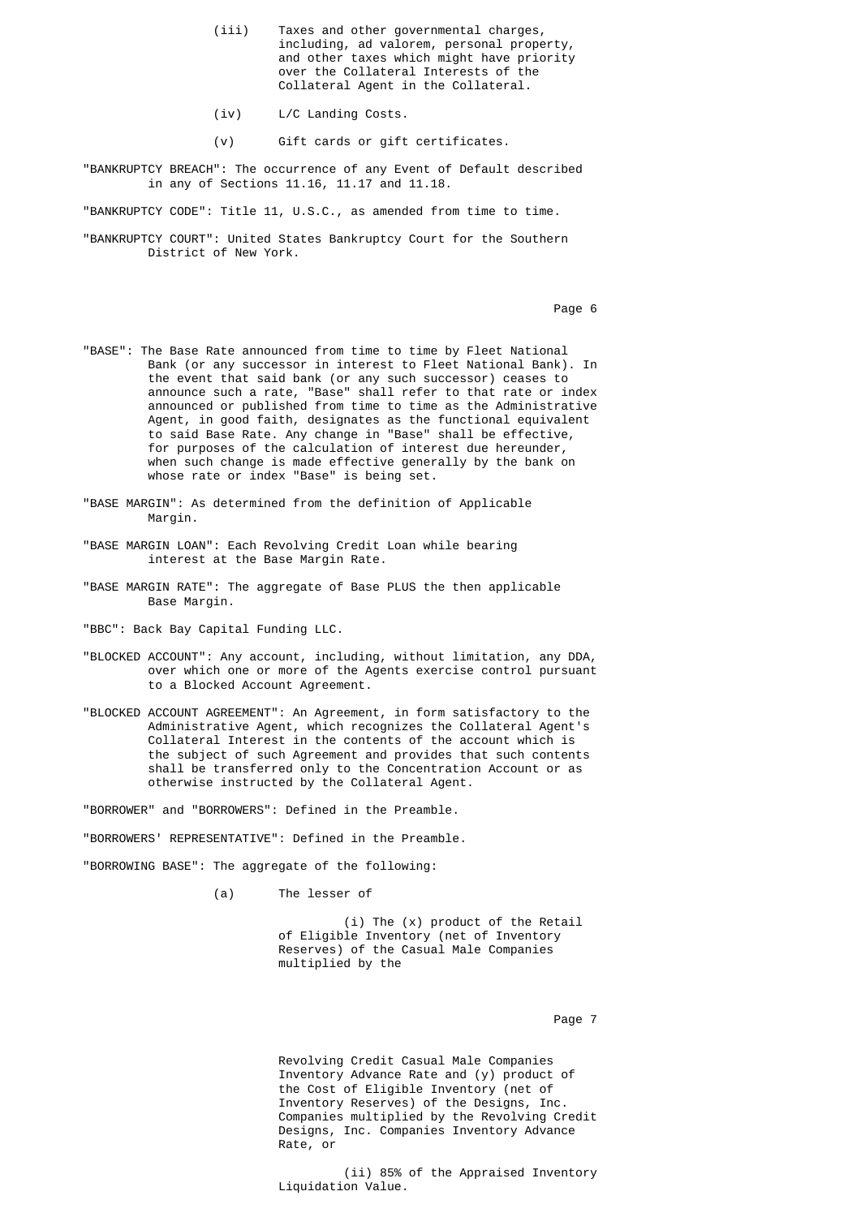(iii) Taxes and other governmental charges, including, ad valorem, personal property, and other taxes which might have priority over the Collateral Interests of the Collateral Agent in the Collateral.

(iv) L/C Landing Costs.

(v) Gift cards or gift certificates.

"BANKRUPTCY BREACH": The occurrence of any Event of Default described in any of Sections 11.16, 11.17 and 11.18.

"BANKRUPTCY CODE": Title 11, U.S.C., as amended from time to time.

"BANKRUPTCY COURT": United States Bankruptcy Court for the Southern District of New York.

"BASE": The Base Rate announced from time to time by Fleet National Bank (or any successor in interest to Fleet National Bank). In the event that said bank (or any such successor) ceases to announce such a rate, "Base" shall refer to that rate or index announced or published from time to time as the Administrative Agent, in good faith, designates as the functional equivalent to said Base Rate. Any change in "Base" shall be effective, for purposes of the calculation of interest due hereunder, when such change is made effective generally by the bank on whose rate or index "Base" is being set.

"BASE MARGIN": As determined from the definition of Applicable Margin.

"BASE MARGIN LOAN": Each Revolving Credit Loan while bearing interest at the Base Margin Rate.

"BASE MARGIN RATE": The aggregate of Base PLUS the then applicable Base Margin.

"BBC": Back Bay Capital Funding LLC.

"BLOCKED ACCOUNT": Any account, including, without limitation, any DDA, over which one or more of the Agents exercise control pursuant to a Blocked Account Agreement.

"BLOCKED ACCOUNT AGREEMENT": An Agreement, in form satisfactory to the Administrative Agent, which recognizes the Collateral Agent's Collateral Interest in the contents of the account which is the subject of such Agreement and provides that such contents shall be transferred only to the Concentration Account or as otherwise instructed by the Collateral Agent.

"BORROWER" and "BORROWERS": Defined in the Preamble.

"BORROWERS' REPRESENTATIVE": Defined in the Preamble.

"BORROWING BASE": The aggregate of the following:

(a) The lesser of

(i) The (x) product of the Retail of Eligible Inventory (net of Inventory Reserves) of the Casual Male Companies multiplied by the Revolving Credit Casual Male Companies Inventory Advance Rate and (y) product of the Cost of Eligible Inventory (net of Inventory Reserves) of the Designs, Inc. Companies multiplied by the Revolving Credit Designs, Inc. Companies Inventory Advance Rate, or

(ii) 85% of the Appraised Inventory Liquidation Value.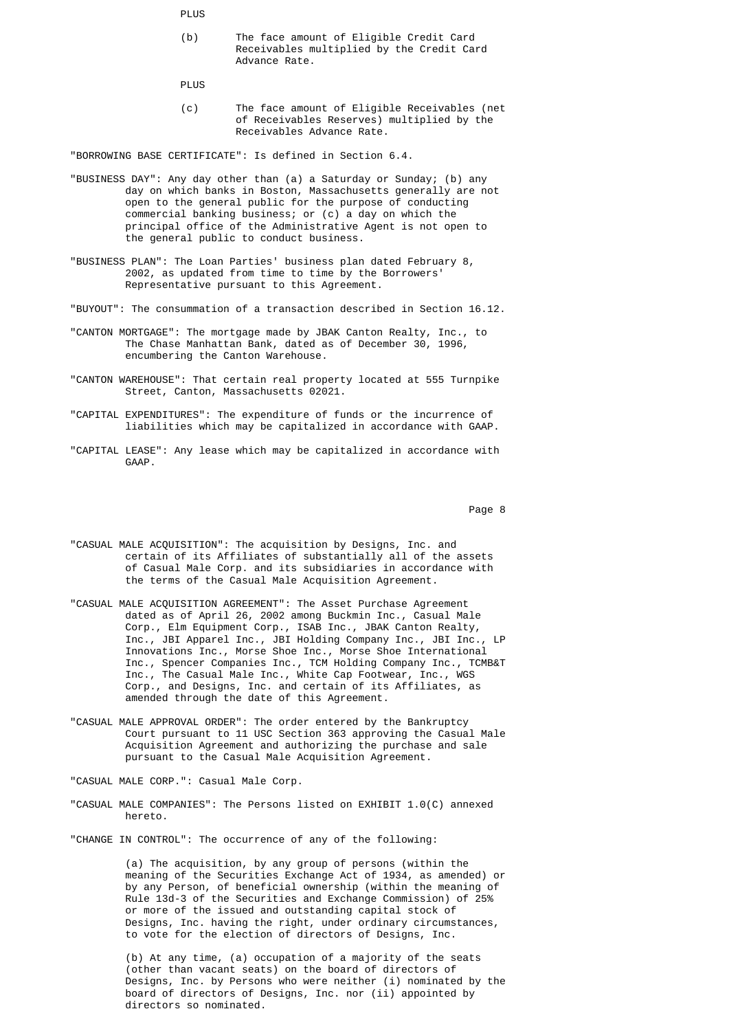PLUS

(b) The face amount of Eligible Credit Card Receivables multiplied by the Credit Card Advance Rate.

PLUS

(c) The face amount of Eligible Receivables (net of Receivables Reserves) multiplied by the Receivables Advance Rate.

"BORROWING BASE CERTIFICATE": Is defined in Section 6.4.

"BUSINESS DAY": Any day other than (a) a Saturday or Sunday; (b) any day on which banks in Boston, Massachusetts generally are not open to the general public for the purpose of conducting commercial banking business; or (c) a day on which the principal office of the Administrative Agent is not open to the general public to conduct business.

"BUSINESS PLAN": The Loan Parties' business plan dated February 8, 2002, as updated from time to time by the Borrowers' Representative pursuant to this Agreement.

"BUYOUT": The consummation of a transaction described in Section 16.12.

"CANTON MORTGAGE": The mortgage made by JBAK Canton Realty, Inc., to The Chase Manhattan Bank, dated as of December 30, 1996, encumbering the Canton Warehouse.

"CANTON WAREHOUSE": That certain real property located at 555 Turnpike Street, Canton, Massachusetts 02021.

"CAPITAL EXPENDITURES": The expenditure of funds or the incurrence of liabilities which may be capitalized in accordance with GAAP.

"CAPITAL LEASE": Any lease which may be capitalized in accordance with GAAP.

"CASUAL MALE ACQUISITION": The acquisition by Designs, Inc. and certain of its Affiliates of substantially all of the assets of Casual Male Corp. and its subsidiaries in accordance with the terms of the Casual Male Acquisition Agreement.

"CASUAL MALE ACQUISITION AGREEMENT": The Asset Purchase Agreement dated as of April 26, 2002 among Buckmin Inc., Casual Male Corp., Elm Equipment Corp., ISAB Inc., JBAK Canton Realty, Inc., JBI Apparel Inc., JBI Holding Company Inc., JBI Inc., LP Innovations Inc., Morse Shoe Inc., Morse Shoe International Inc., Spencer Companies Inc., TCM Holding Company Inc., TCMB&T Inc., The Casual Male Inc., White Cap Footwear, Inc., WGS Corp., and Designs, Inc. and certain of its Affiliates, as amended through the date of this Agreement.

"CASUAL MALE APPROVAL ORDER": The order entered by the Bankruptcy Court pursuant to 11 USC Section 363 approving the Casual Male Acquisition Agreement and authorizing the purchase and sale pursuant to the Casual Male Acquisition Agreement.

"CASUAL MALE CORP.": Casual Male Corp.

"CASUAL MALE COMPANIES": The Persons listed on EXHIBIT 1.0(C) annexed hereto.

"CHANGE IN CONTROL": The occurrence of any of the following:

(a) The acquisition, by any group of persons (within the meaning of the Securities Exchange Act of 1934, as amended) or by any Person, of beneficial ownership (within the meaning of Rule 13d-3 of the Securities and Exchange Commission) of 25% or more of the issued and outstanding capital stock of Designs, Inc. having the right, under ordinary circumstances, to vote for the election of directors of Designs, Inc.

(b) At any time, (a) occupation of a majority of the seats (other than vacant seats) on the board of directors of Designs, Inc. by Persons who were neither (i) nominated by the board of directors of Designs, Inc. nor (ii) appointed by directors so nominated.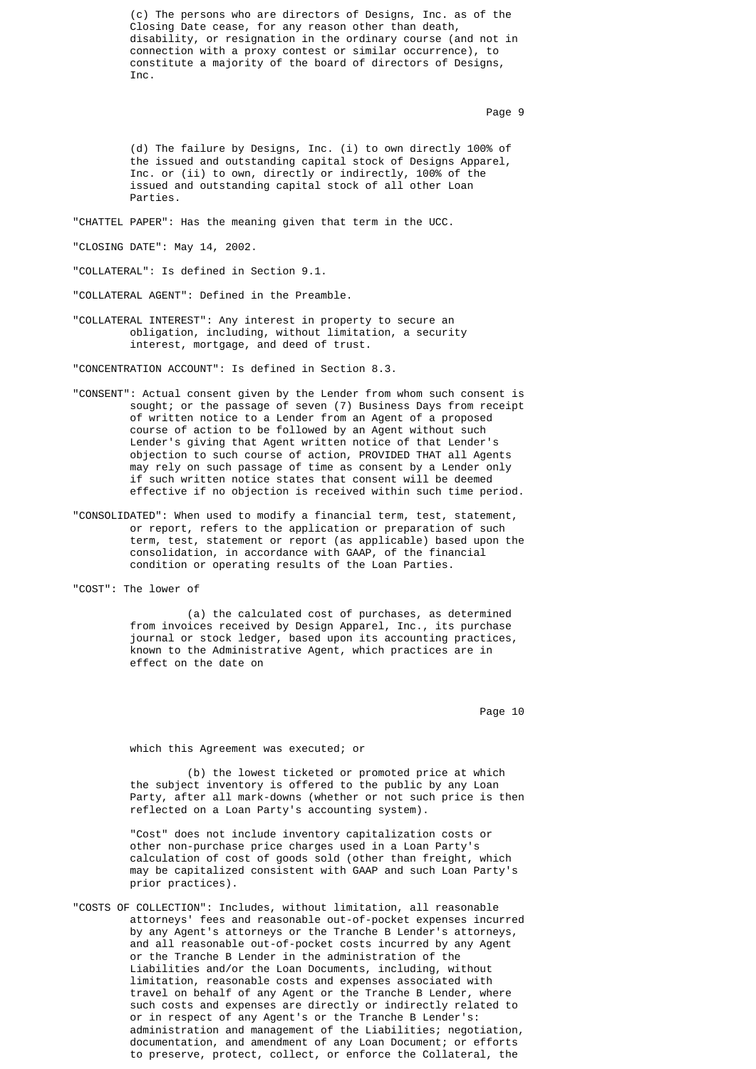(c) The persons who are directors of Designs, Inc. as of the Closing Date cease, for any reason other than death, disability, or resignation in the ordinary course (and not in connection with a proxy contest or similar occurrence), to constitute a majority of the board of directors of Designs, Inc.

(d) The failure by Designs, Inc. (i) to own directly 100% of the issued and outstanding capital stock of Designs Apparel, Inc. or (ii) to own, directly or indirectly, 100% of the issued and outstanding capital stock of all other Loan Parties.

"CHATTEL PAPER": Has the meaning given that term in the UCC.

"CLOSING DATE": May 14, 2002.

"COLLATERAL": Is defined in Section 9.1.

"COLLATERAL AGENT": Defined in the Preamble.

"COLLATERAL INTEREST": Any interest in property to secure an obligation, including, without limitation, a security interest, mortgage, and deed of trust.

"CONCENTRATION ACCOUNT": Is defined in Section 8.3.

"CONSENT": Actual consent given by the Lender from whom such consent is sought; or the passage of seven (7) Business Days from receipt of written notice to a Lender from an Agent of a proposed course of action to be followed by an Agent without such Lender's giving that Agent written notice of that Lender's objection to such course of action, PROVIDED THAT all Agents may rely on such passage of time as consent by a Lender only if such written notice states that consent will be deemed effective if no objection is received within such time period.

"CONSOLIDATED": When used to modify a financial term, test, statement, or report, refers to the application or preparation of such term, test, statement or report (as applicable) based upon the consolidation, in accordance with GAAP, of the financial condition or operating results of the Loan Parties.

"COST": The lower of

(a) the calculated cost of purchases, as determined from invoices received by Design Apparel, Inc., its purchase journal or stock ledger, based upon its accounting practices, known to the Administrative Agent, which practices are in effect on the date on which this Agreement was executed; or

(b) the lowest ticketed or promoted price at which the subject inventory is offered to the public by any Loan Party, after all mark-downs (whether or not such price is then reflected on a Loan Party's accounting system).

"Cost" does not include inventory capitalization costs or other non-purchase price charges used in a Loan Party's calculation of cost of goods sold (other than freight, which may be capitalized consistent with GAAP and such Loan Party's prior practices).

"COSTS OF COLLECTION": Includes, without limitation, all reasonable attorneys' fees and reasonable out-of-pocket expenses incurred by any Agent's attorneys or the Tranche B Lender's attorneys, and all reasonable out-of-pocket costs incurred by any Agent or the Tranche B Lender in the administration of the Liabilities and/or the Loan Documents, including, without limitation, reasonable costs and expenses associated with travel on behalf of any Agent or the Tranche B Lender, where such costs and expenses are directly or indirectly related to or in respect of any Agent's or the Tranche B Lender's: administration and management of the Liabilities; negotiation, documentation, and amendment of any Loan Document; or efforts to preserve, protect, collect, or enforce the Collateral, the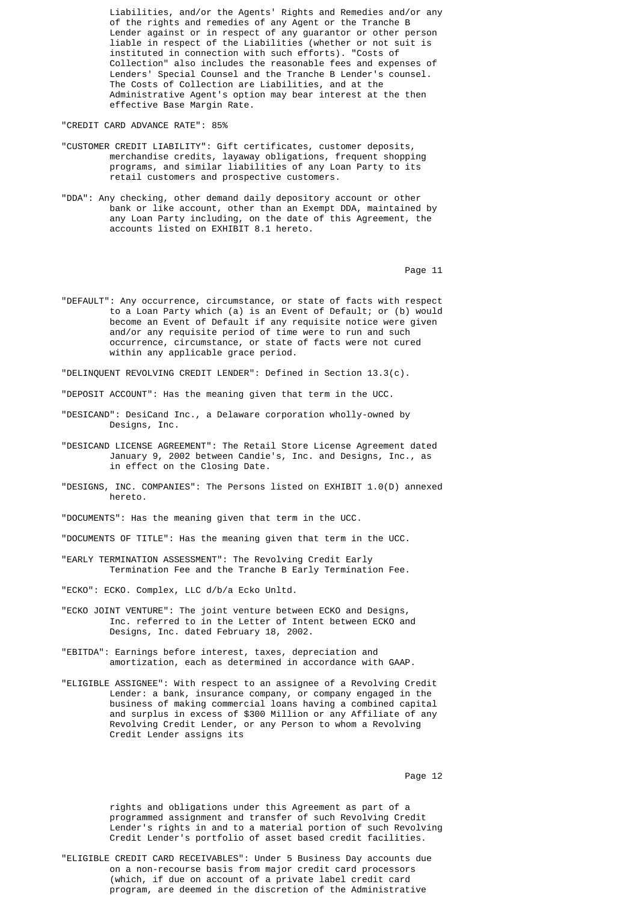Liabilities, and/or the Agents' Rights and Remedies and/or any of the rights and remedies of any Agent or the Tranche B Lender against or in respect of any guarantor or other person liable in respect of the Liabilities (whether or not suit is instituted in connection with such efforts). "Costs of Collection" also includes the reasonable fees and expenses of Lenders' Special Counsel and the Tranche B Lender's counsel. The Costs of Collection are Liabilities, and at the Administrative Agent's option may bear interest at the then effective Base Margin Rate.

"CREDIT CARD ADVANCE RATE": 85%

"CUSTOMER CREDIT LIABILITY": Gift certificates, customer deposits, merchandise credits, layaway obligations, frequent shopping programs, and similar liabilities of any Loan Party to its retail customers and prospective customers.

"DDA": Any checking, other demand daily depository account or other bank or like account, other than an Exempt DDA, maintained by any Loan Party including, on the date of this Agreement, the accounts listed on EXHIBIT 8.1 hereto.

"DEFAULT": Any occurrence, circumstance, or state of facts with respect to a Loan Party which (a) is an Event of Default; or (b) would become an Event of Default if any requisite notice were given and/or any requisite period of time were to run and such occurrence, circumstance, or state of facts were not cured within any applicable grace period.

"DELINQUENT REVOLVING CREDIT LENDER": Defined in Section 13.3(c).

"DEPOSIT ACCOUNT": Has the meaning given that term in the UCC.

"DESICAND": DesiCand Inc., a Delaware corporation wholly-owned by Designs, Inc.

"DESICAND LICENSE AGREEMENT": The Retail Store License Agreement dated January 9, 2002 between Candie's, Inc. and Designs, Inc., as in effect on the Closing Date.

"DESIGNS, INC. COMPANIES": The Persons listed on EXHIBIT 1.0(D) annexed hereto.

"DOCUMENTS": Has the meaning given that term in the UCC.

"DOCUMENTS OF TITLE": Has the meaning given that term in the UCC.

"EARLY TERMINATION ASSESSMENT": The Revolving Credit Early Termination Fee and the Tranche B Early Termination Fee.

"ECKO": ECKO. Complex, LLC d/b/a Ecko Unltd.

"ECKO JOINT VENTURE": The joint venture between ECKO and Designs, Inc. referred to in the Letter of Intent between ECKO and Designs, Inc. dated February 18, 2002.

"EBITDA": Earnings before interest, taxes, depreciation and amortization, each as determined in accordance with GAAP.

"ELIGIBLE ASSIGNEE": With respect to an assignee of a Revolving Credit Lender: a bank, insurance company, or company engaged in the business of making commercial loans having a combined capital and surplus in excess of $300 Million or any Affiliate of any Revolving Credit Lender, or any Person to whom a Revolving Credit Lender assigns its rights and obligations under this Agreement as part of a programmed assignment and transfer of such Revolving Credit Lender's rights in and to a material portion of such Revolving Credit Lender's portfolio of asset based credit facilities.

"ELIGIBLE CREDIT CARD RECEIVABLES": Under 5 Business Day accounts due on a non-recourse basis from major credit card processors (which, if due on account of a private label credit card program, are deemed in the discretion of the Administrative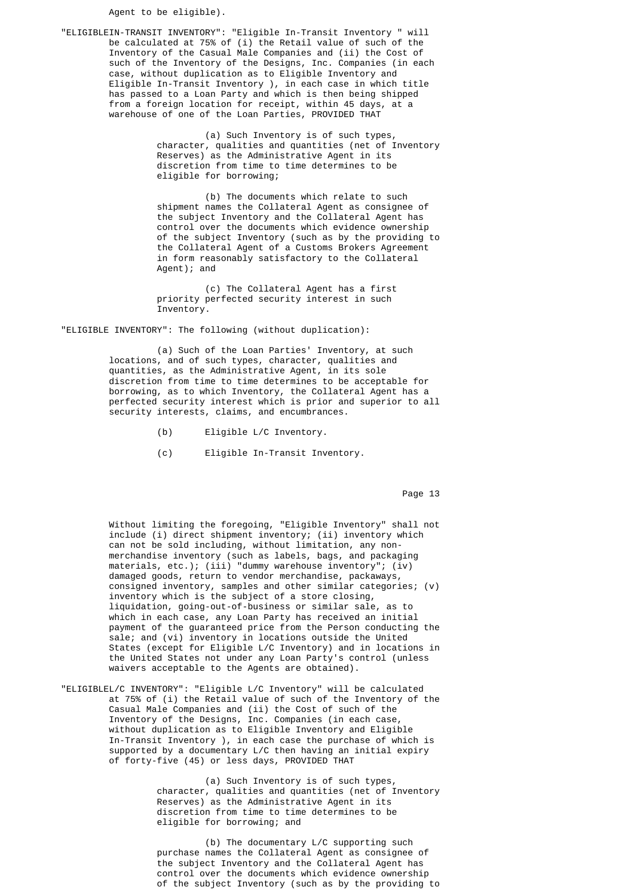Agent to be eligible).

"ELIGIBLEIN-TRANSIT INVENTORY": "Eligible In-Transit Inventory " will be calculated at 75% of (i) the Retail value of such of the Inventory of the Casual Male Companies and (ii) the Cost of such of the Inventory of the Designs, Inc. Companies (in each case, without duplication as to Eligible Inventory and Eligible In-Transit Inventory ), in each case in which title has passed to a Loan Party and which is then being shipped from a foreign location for receipt, within 45 days, at a warehouse of one of the Loan Parties, PROVIDED THAT

(a) Such Inventory is of such types, character, qualities and quantities (net of Inventory Reserves) as the Administrative Agent in its discretion from time to time determines to be eligible for borrowing;

(b) The documents which relate to such shipment names the Collateral Agent as consignee of the subject Inventory and the Collateral Agent has control over the documents which evidence ownership of the subject Inventory (such as by the providing to the Collateral Agent of a Customs Brokers Agreement in form reasonably satisfactory to the Collateral Agent); and

(c) The Collateral Agent has a first priority perfected security interest in such Inventory.

"ELIGIBLE INVENTORY": The following (without duplication):

(a) Such of the Loan Parties' Inventory, at such locations, and of such types, character, qualities and quantities, as the Administrative Agent, in its sole discretion from time to time determines to be acceptable for borrowing, as to which Inventory, the Collateral Agent has a perfected security interest which is prior and superior to all security interests, claims, and encumbrances.

(b) Eligible L/C Inventory.

(c) Eligible In-Transit Inventory.

Without limiting the foregoing, "Eligible Inventory" shall not include (i) direct shipment inventory; (ii) inventory which can not be sold including, without limitation, any non-merchandise inventory (such as labels, bags, and packaging materials, etc.); (iii) "dummy warehouse inventory"; (iv) damaged goods, return to vendor merchandise, packaways, consigned inventory, samples and other similar categories; (v) inventory which is the subject of a store closing, liquidation, going-out-of-business or similar sale, as to which in each case, any Loan Party has received an initial payment of the guaranteed price from the Person conducting the sale; and (vi) inventory in locations outside the United States (except for Eligible L/C Inventory) and in locations in the United States not under any Loan Party's control (unless waivers acceptable to the Agents are obtained).

"ELIGIBLEL/C INVENTORY": "Eligible L/C Inventory" will be calculated at 75% of (i) the Retail value of such of the Inventory of the Casual Male Companies and (ii) the Cost of such of the Inventory of the Designs, Inc. Companies (in each case, without duplication as to Eligible Inventory and Eligible In-Transit Inventory ), in each case the purchase of which is supported by a documentary L/C then having an initial expiry of forty-five (45) or less days, PROVIDED THAT

(a) Such Inventory is of such types, character, qualities and quantities (net of Inventory Reserves) as the Administrative Agent in its discretion from time to time determines to be eligible for borrowing; and

(b) The documentary L/C supporting such purchase names the Collateral Agent as consignee of the subject Inventory and the Collateral Agent has control over the documents which evidence ownership of the subject Inventory (such as by the providing to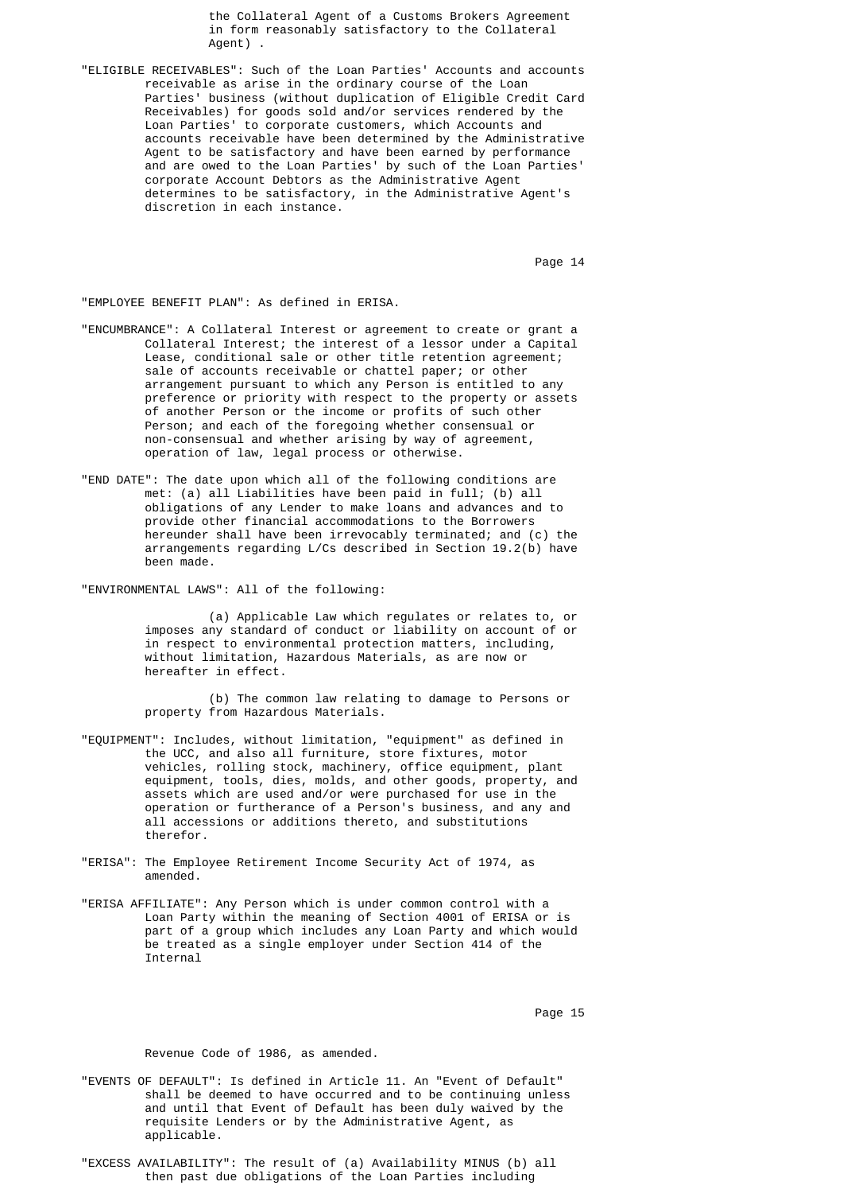the Collateral Agent of a Customs Brokers Agreement in form reasonably satisfactory to the Collateral Agent) .

"ELIGIBLE RECEIVABLES": Such of the Loan Parties' Accounts and accounts receivable as arise in the ordinary course of the Loan Parties' business (without duplication of Eligible Credit Card Receivables) for goods sold and/or services rendered by the Loan Parties' to corporate customers, which Accounts and accounts receivable have been determined by the Administrative Agent to be satisfactory and have been earned by performance and are owed to the Loan Parties' by such of the Loan Parties' corporate Account Debtors as the Administrative Agent determines to be satisfactory, in the Administrative Agent's discretion in each instance.

"EMPLOYEE BENEFIT PLAN": As defined in ERISA.

"ENCUMBRANCE": A Collateral Interest or agreement to create or grant a Collateral Interest; the interest of a lessor under a Capital Lease, conditional sale or other title retention agreement; sale of accounts receivable or chattel paper; or other arrangement pursuant to which any Person is entitled to any preference or priority with respect to the property or assets of another Person or the income or profits of such other Person; and each of the foregoing whether consensual or non-consensual and whether arising by way of agreement, operation of law, legal process or otherwise.

"END DATE": The date upon which all of the following conditions are met: (a) all Liabilities have been paid in full; (b) all obligations of any Lender to make loans and advances and to provide other financial accommodations to the Borrowers hereunder shall have been irrevocably terminated; and (c) the arrangements regarding L/Cs described in Section 19.2(b) have been made.

"ENVIRONMENTAL LAWS": All of the following:

(a) Applicable Law which regulates or relates to, or imposes any standard of conduct or liability on account of or in respect to environmental protection matters, including, without limitation, Hazardous Materials, as are now or hereafter in effect.

(b) The common law relating to damage to Persons or property from Hazardous Materials.

"EQUIPMENT": Includes, without limitation, "equipment" as defined in the UCC, and also all furniture, store fixtures, motor vehicles, rolling stock, machinery, office equipment, plant equipment, tools, dies, molds, and other goods, property, and assets which are used and/or were purchased for use in the operation or furtherance of a Person's business, and any and all accessions or additions thereto, and substitutions therefor.

"ERISA": The Employee Retirement Income Security Act of 1974, as amended.

"ERISA AFFILIATE": Any Person which is under common control with a Loan Party within the meaning of Section 4001 of ERISA or is part of a group which includes any Loan Party and which would be treated as a single employer under Section 414 of the Internal Revenue Code of 1986, as amended.

"EVENTS OF DEFAULT": Is defined in Article 11. An "Event of Default" shall be deemed to have occurred and to be continuing unless and until that Event of Default has been duly waived by the requisite Lenders or by the Administrative Agent, as applicable.

"EXCESS AVAILABILITY": The result of (a) Availability MINUS (b) all then past due obligations of the Loan Parties including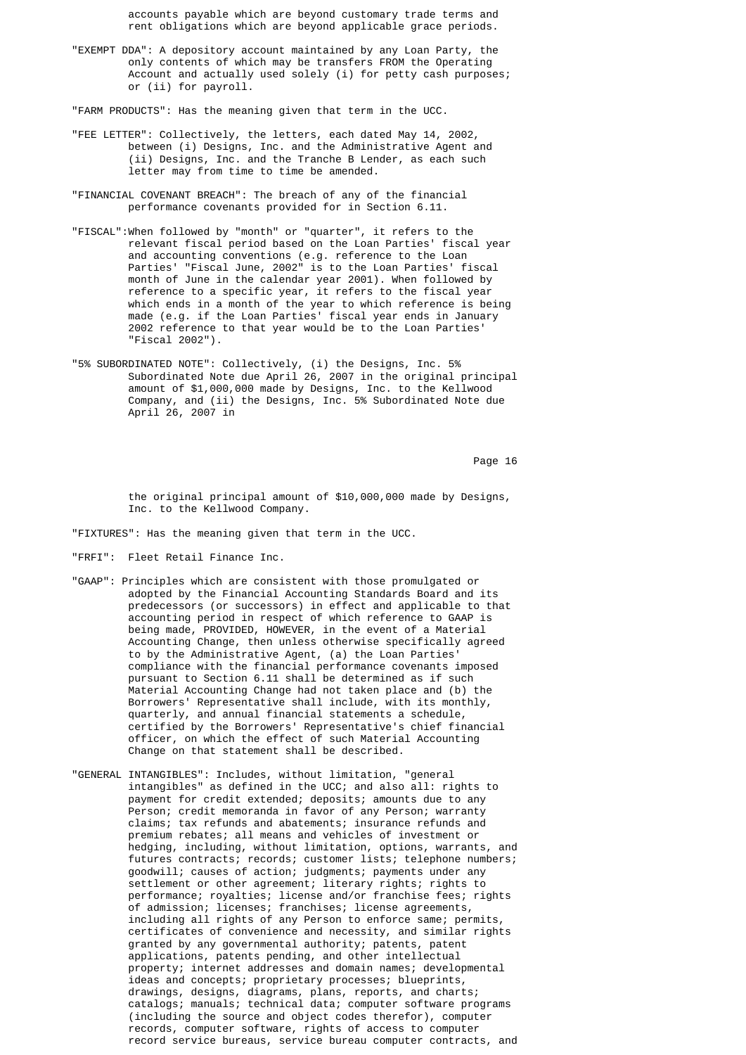accounts payable which are beyond customary trade terms and rent obligations which are beyond applicable grace periods.

"EXEMPT DDA": A depository account maintained by any Loan Party, the only contents of which may be transfers FROM the Operating Account and actually used solely (i) for petty cash purposes; or (ii) for payroll.

"FARM PRODUCTS": Has the meaning given that term in the UCC.

"FEE LETTER": Collectively, the letters, each dated May 14, 2002, between (i) Designs, Inc. and the Administrative Agent and (ii) Designs, Inc. and the Tranche B Lender, as each such letter may from time to time be amended.

"FINANCIAL COVENANT BREACH": The breach of any of the financial performance covenants provided for in Section 6.11.

"FISCAL":When followed by "month" or "quarter", it refers to the relevant fiscal period based on the Loan Parties' fiscal year and accounting conventions (e.g. reference to the Loan Parties' "Fiscal June, 2002" is to the Loan Parties' fiscal month of June in the calendar year 2001). When followed by reference to a specific year, it refers to the fiscal year which ends in a month of the year to which reference is being made (e.g. if the Loan Parties' fiscal year ends in January 2002 reference to that year would be to the Loan Parties' "Fiscal 2002").

"5% SUBORDINATED NOTE": Collectively, (i) the Designs, Inc. 5% Subordinated Note due April 26, 2007 in the original principal amount of $1,000,000 made by Designs, Inc. to the Kellwood Company, and (ii) the Designs, Inc. 5% Subordinated Note due April 26, 2007 in the original principal amount of $10,000,000 made by Designs, Inc. to the Kellwood Company.

"FIXTURES": Has the meaning given that term in the UCC.

"FRFI": Fleet Retail Finance Inc.

"GAAP": Principles which are consistent with those promulgated or adopted by the Financial Accounting Standards Board and its predecessors (or successors) in effect and applicable to that accounting period in respect of which reference to GAAP is being made, PROVIDED, HOWEVER, in the event of a Material Accounting Change, then unless otherwise specifically agreed to by the Administrative Agent, (a) the Loan Parties' compliance with the financial performance covenants imposed pursuant to Section 6.11 shall be determined as if such Material Accounting Change had not taken place and (b) the Borrowers' Representative shall include, with its monthly, quarterly, and annual financial statements a schedule, certified by the Borrowers' Representative's chief financial officer, on which the effect of such Material Accounting Change on that statement shall be described.

"GENERAL INTANGIBLES": Includes, without limitation, "general intangibles" as defined in the UCC; and also all: rights to payment for credit extended; deposits; amounts due to any Person; credit memoranda in favor of any Person; warranty claims; tax refunds and abatements; insurance refunds and premium rebates; all means and vehicles of investment or hedging, including, without limitation, options, warrants, and futures contracts; records; customer lists; telephone numbers; goodwill; causes of action; judgments; payments under any settlement or other agreement; literary rights; rights to performance; royalties; license and/or franchise fees; rights of admission; licenses; franchises; license agreements, including all rights of any Person to enforce same; permits, certificates of convenience and necessity, and similar rights granted by any governmental authority; patents, patent applications, patents pending, and other intellectual property; internet addresses and domain names; developmental ideas and concepts; proprietary processes; blueprints, drawings, designs, diagrams, plans, reports, and charts; catalogs; manuals; technical data; computer software programs (including the source and object codes therefor), computer records, computer software, rights of access to computer record service bureaus, service bureau computer contracts, and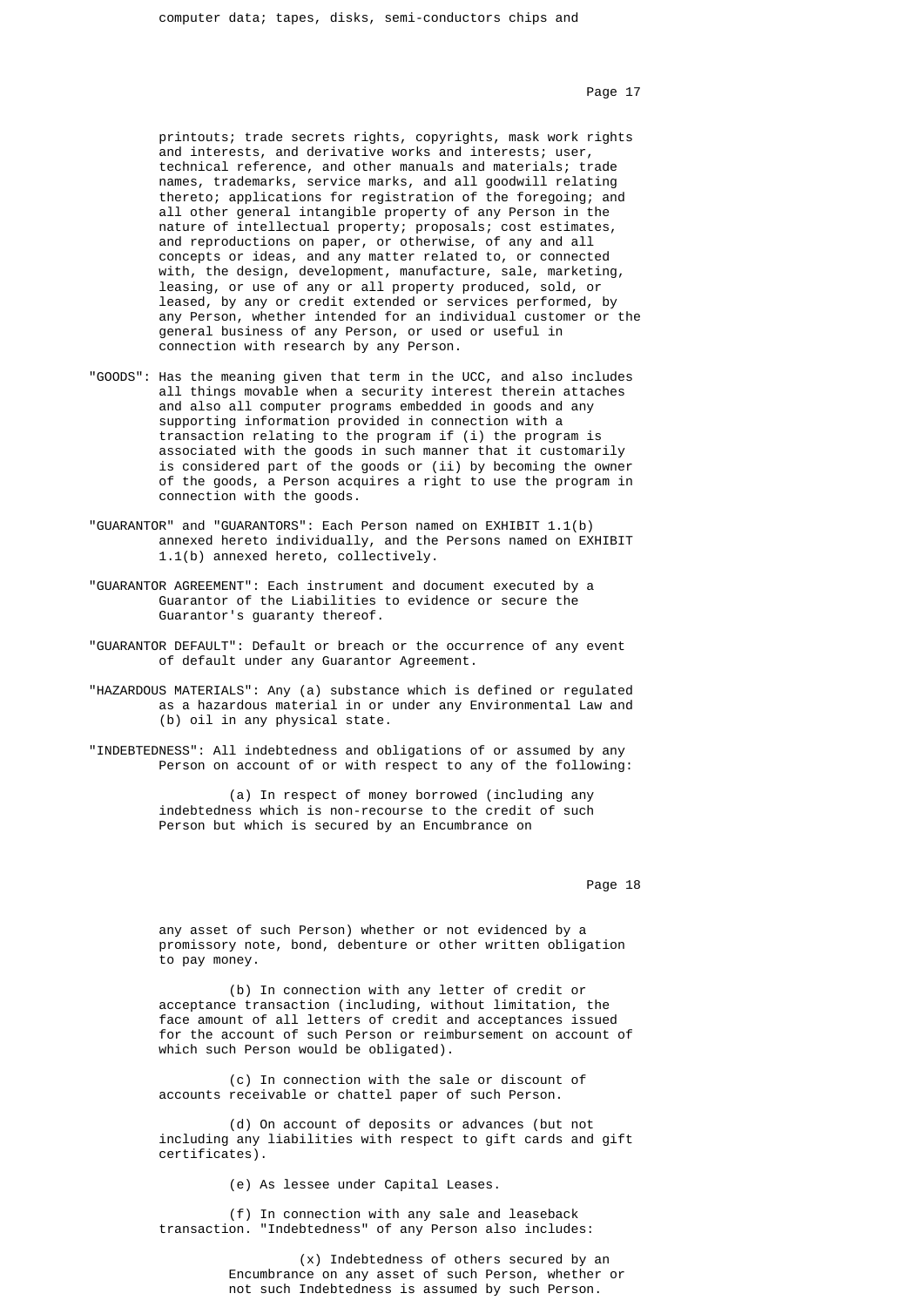computer data; tapes, disks, semi-conductors chips and

printouts; trade secrets rights, copyrights, mask work rights and interests, and derivative works and interests; user, technical reference, and other manuals and materials; trade names, trademarks, service marks, and all goodwill relating thereto; applications for registration of the foregoing; and all other general intangible property of any Person in the nature of intellectual property; proposals; cost estimates, and reproductions on paper, or otherwise, of any and all concepts or ideas, and any matter related to, or connected with, the design, development, manufacture, sale, marketing, leasing, or use of any or all property produced, sold, or leased, by any or credit extended or services performed, by any Person, whether intended for an individual customer or the general business of any Person, or used or useful in connection with research by any Person.

"GOODS": Has the meaning given that term in the UCC, and also includes all things movable when a security interest therein attaches and also all computer programs embedded in goods and any supporting information provided in connection with a transaction relating to the program if (i) the program is associated with the goods in such manner that it customarily is considered part of the goods or (ii) by becoming the owner of the goods, a Person acquires a right to use the program in connection with the goods.

"GUARANTOR" and "GUARANTORS": Each Person named on EXHIBIT 1.1(b) annexed hereto individually, and the Persons named on EXHIBIT 1.1(b) annexed hereto, collectively.

"GUARANTOR AGREEMENT": Each instrument and document executed by a Guarantor of the Liabilities to evidence or secure the Guarantor's guaranty thereof.

"GUARANTOR DEFAULT": Default or breach or the occurrence of any event of default under any Guarantor Agreement.

"HAZARDOUS MATERIALS": Any (a) substance which is defined or regulated as a hazardous material in or under any Environmental Law and (b) oil in any physical state.

"INDEBTEDNESS": All indebtedness and obligations of or assumed by any Person on account of or with respect to any of the following:

(a) In respect of money borrowed (including any indebtedness which is non-recourse to the credit of such Person but which is secured by an Encumbrance on any asset of such Person) whether or not evidenced by a promissory note, bond, debenture or other written obligation to pay money.

(b) In connection with any letter of credit or acceptance transaction (including, without limitation, the face amount of all letters of credit and acceptances issued for the account of such Person or reimbursement on account of which such Person would be obligated).

(c) In connection with the sale or discount of accounts receivable or chattel paper of such Person.

(d) On account of deposits or advances (but not including any liabilities with respect to gift cards and gift certificates).

(e) As lessee under Capital Leases.

(f) In connection with any sale and leaseback transaction. "Indebtedness" of any Person also includes:

(x) Indebtedness of others secured by an Encumbrance on any asset of such Person, whether or not such Indebtedness is assumed by such Person.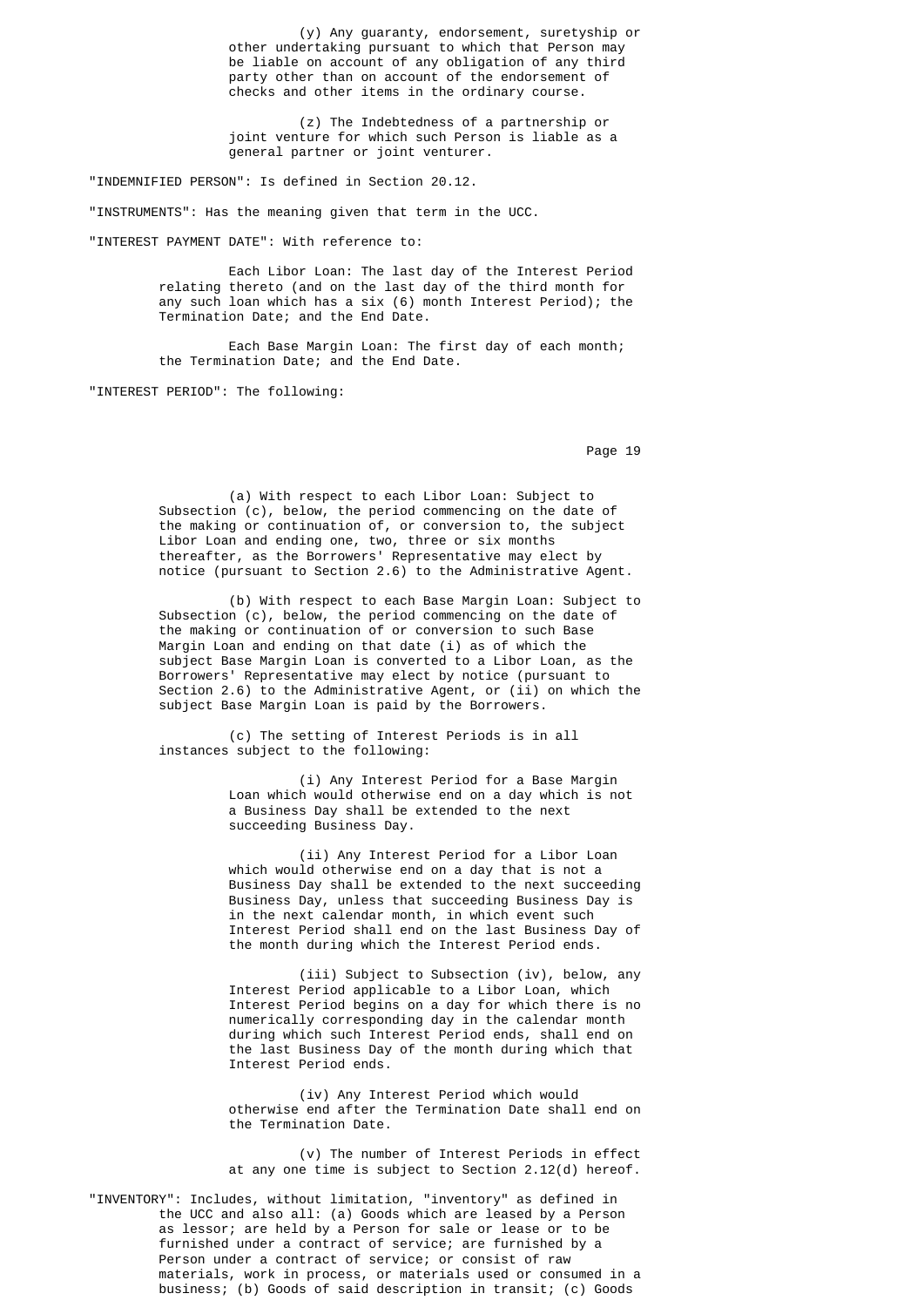(y) Any guaranty, endorsement, suretyship or other undertaking pursuant to which that Person may be liable on account of any obligation of any third party other than on account of the endorsement of checks and other items in the ordinary course.

(z) The Indebtedness of a partnership or joint venture for which such Person is liable as a general partner or joint venturer.

"INDEMNIFIED PERSON": Is defined in Section 20.12.

"INSTRUMENTS": Has the meaning given that term in the UCC.

"INTEREST PAYMENT DATE": With reference to:

Each Libor Loan: The last day of the Interest Period relating thereto (and on the last day of the third month for any such loan which has a six (6) month Interest Period); the Termination Date; and the End Date.

Each Base Margin Loan: The first day of each month; the Termination Date; and the End Date.

"INTEREST PERIOD": The following:

(a) With respect to each Libor Loan: Subject to Subsection (c), below, the period commencing on the date of the making or continuation of, or conversion to, the subject Libor Loan and ending one, two, three or six months thereafter, as the Borrowers' Representative may elect by notice (pursuant to Section 2.6) to the Administrative Agent.

(b) With respect to each Base Margin Loan: Subject to Subsection (c), below, the period commencing on the date of the making or continuation of or conversion to such Base Margin Loan and ending on that date (i) as of which the subject Base Margin Loan is converted to a Libor Loan, as the Borrowers' Representative may elect by notice (pursuant to Section 2.6) to the Administrative Agent, or (ii) on which the subject Base Margin Loan is paid by the Borrowers.

(c) The setting of Interest Periods is in all instances subject to the following:

(i) Any Interest Period for a Base Margin Loan which would otherwise end on a day which is not a Business Day shall be extended to the next succeeding Business Day.

(ii) Any Interest Period for a Libor Loan which would otherwise end on a day that is not a Business Day shall be extended to the next succeeding Business Day, unless that succeeding Business Day is in the next calendar month, in which event such Interest Period shall end on the last Business Day of the month during which the Interest Period ends.

(iii) Subject to Subsection (iv), below, any Interest Period applicable to a Libor Loan, which Interest Period begins on a day for which there is no numerically corresponding day in the calendar month during which such Interest Period ends, shall end on the last Business Day of the month during which that Interest Period ends.

(iv) Any Interest Period which would otherwise end after the Termination Date shall end on the Termination Date.

(v) The number of Interest Periods in effect at any one time is subject to Section 2.12(d) hereof.

"INVENTORY": Includes, without limitation, "inventory" as defined in the UCC and also all: (a) Goods which are leased by a Person as lessor; are held by a Person for sale or lease or to be furnished under a contract of service; are furnished by a Person under a contract of service; or consist of raw materials, work in process, or materials used or consumed in a business; (b) Goods of said description in transit; (c) Goods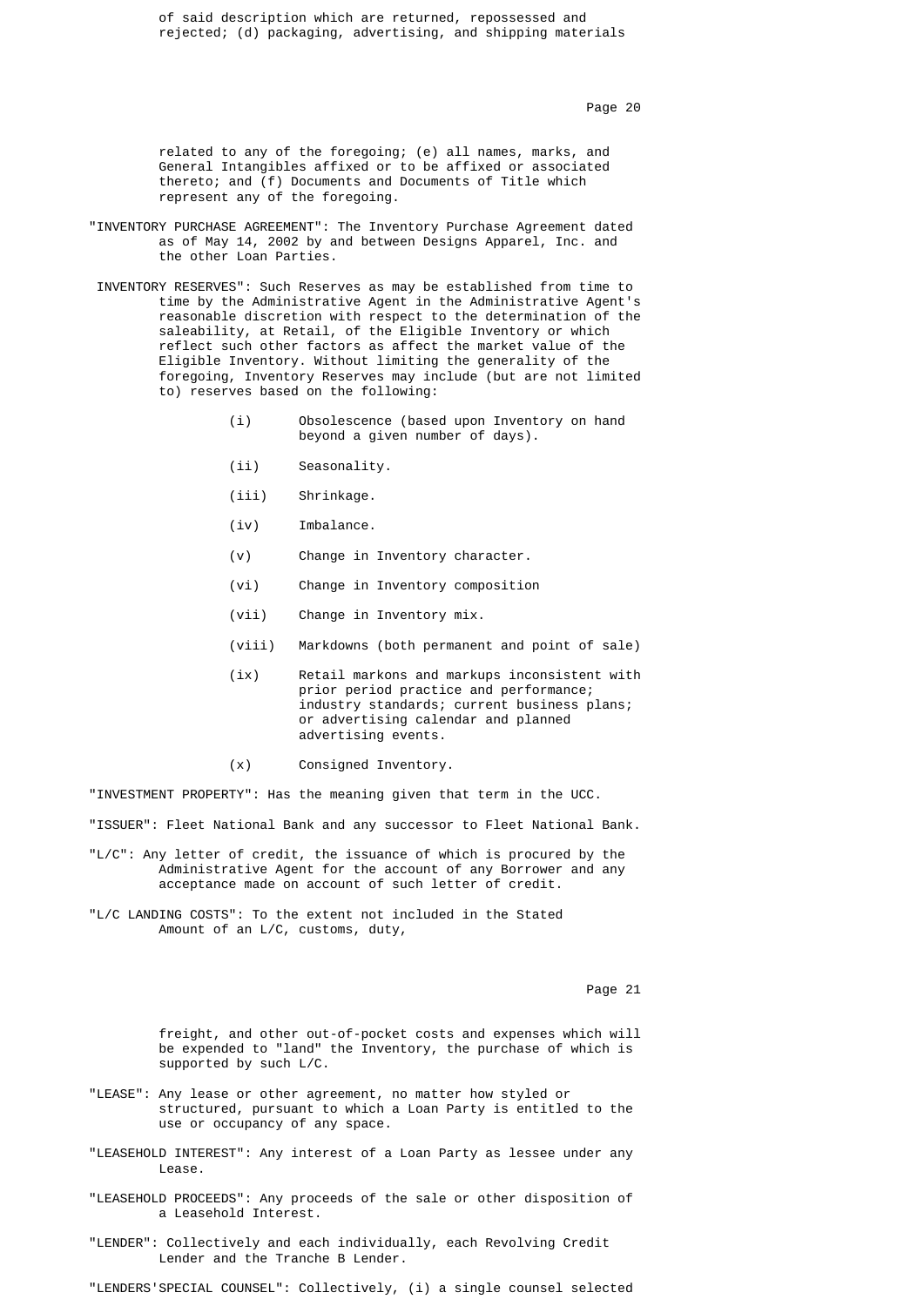of said description which are returned, repossessed and rejected; (d) packaging, advertising, and shipping materials related to any of the foregoing; (e) all names, marks, and General Intangibles affixed or to be affixed or associated thereto; and (f) Documents and Documents of Title which represent any of the foregoing.

"INVENTORY PURCHASE AGREEMENT": The Inventory Purchase Agreement dated as of May 14, 2002 by and between Designs Apparel, Inc. and the other Loan Parties.

INVENTORY RESERVES": Such Reserves as may be established from time to time by the Administrative Agent in the Administrative Agent's reasonable discretion with respect to the determination of the saleability, at Retail, of the Eligible Inventory or which reflect such other factors as affect the market value of the Eligible Inventory. Without limiting the generality of the foregoing, Inventory Reserves may include (but are not limited to) reserves based on the following:

- (i) Obsolescence (based upon Inventory on hand beyond a given number of days).
- (ii) Seasonality.
- (iii) Shrinkage.
- (iv) Imbalance.
- (v) Change in Inventory character.
- (vi) Change in Inventory composition
- (vii) Change in Inventory mix.
- (viii) Markdowns (both permanent and point of sale)
- (ix) Retail markons and markups inconsistent with prior period practice and performance; industry standards; current business plans; or advertising calendar and planned advertising events.
- (x) Consigned Inventory.

"INVESTMENT PROPERTY": Has the meaning given that term in the UCC.

"ISSUER": Fleet National Bank and any successor to Fleet National Bank.

"L/C": Any letter of credit, the issuance of which is procured by the Administrative Agent for the account of any Borrower and any acceptance made on account of such letter of credit.

"L/C LANDING COSTS": To the extent not included in the Stated Amount of an L/C, customs, duty, freight, and other out-of-pocket costs and expenses which will be expended to "land" the Inventory, the purchase of which is supported by such L/C.

"LEASE": Any lease or other agreement, no matter how styled or structured, pursuant to which a Loan Party is entitled to the use or occupancy of any space.

"LEASEHOLD INTEREST": Any interest of a Loan Party as lessee under any Lease.

"LEASEHOLD PROCEEDS": Any proceeds of the sale or other disposition of a Leasehold Interest.

"LENDER": Collectively and each individually, each Revolving Credit Lender and the Tranche B Lender.

"LENDERS'SPECIAL COUNSEL": Collectively, (i) a single counsel selected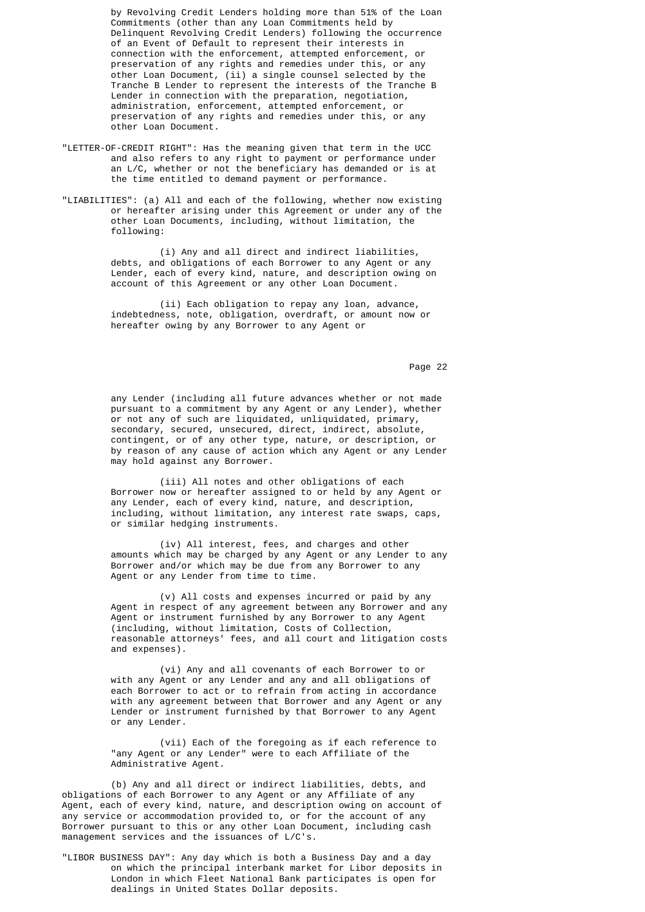by Revolving Credit Lenders holding more than 51% of the Loan Commitments (other than any Loan Commitments held by Delinquent Revolving Credit Lenders) following the occurrence of an Event of Default to represent their interests in connection with the enforcement, attempted enforcement, or preservation of any rights and remedies under this, or any other Loan Document, (ii) a single counsel selected by the Tranche B Lender to represent the interests of the Tranche B Lender in connection with the preparation, negotiation, administration, enforcement, attempted enforcement, or preservation of any rights and remedies under this, or any other Loan Document.

"LETTER-OF-CREDIT RIGHT": Has the meaning given that term in the UCC and also refers to any right to payment or performance under an L/C, whether or not the beneficiary has demanded or is at the time entitled to demand payment or performance.

"LIABILITIES": (a) All and each of the following, whether now existing or hereafter arising under this Agreement or under any of the other Loan Documents, including, without limitation, the following:

(i) Any and all direct and indirect liabilities, debts, and obligations of each Borrower to any Agent or any Lender, each of every kind, nature, and description owing on account of this Agreement or any other Loan Document.

(ii) Each obligation to repay any loan, advance, indebtedness, note, obligation, overdraft, or amount now or hereafter owing by any Borrower to any Agent or any Lender (including all future advances whether or not made pursuant to a commitment by any Agent or any Lender), whether or not any of such are liquidated, unliquidated, primary, secondary, secured, unsecured, direct, indirect, absolute, contingent, or of any other type, nature, or description, or by reason of any cause of action which any Agent or any Lender may hold against any Borrower.

(iii) All notes and other obligations of each Borrower now or hereafter assigned to or held by any Agent or any Lender, each of every kind, nature, and description, including, without limitation, any interest rate swaps, caps, or similar hedging instruments.

(iv) All interest, fees, and charges and other amounts which may be charged by any Agent or any Lender to any Borrower and/or which may be due from any Borrower to any Agent or any Lender from time to time.

(v) All costs and expenses incurred or paid by any Agent in respect of any agreement between any Borrower and any Agent or instrument furnished by any Borrower to any Agent (including, without limitation, Costs of Collection, reasonable attorneys' fees, and all court and litigation costs and expenses).

(vi) Any and all covenants of each Borrower to or with any Agent or any Lender and any and all obligations of each Borrower to act or to refrain from acting in accordance with any agreement between that Borrower and any Agent or any Lender or instrument furnished by that Borrower to any Agent or any Lender.

(vii) Each of the foregoing as if each reference to "any Agent or any Lender" were to each Affiliate of the Administrative Agent.

(b) Any and all direct or indirect liabilities, debts, and obligations of each Borrower to any Agent or any Affiliate of any Agent, each of every kind, nature, and description owing on account of any service or accommodation provided to, or for the account of any Borrower pursuant to this or any other Loan Document, including cash management services and the issuances of L/C's.

"LIBOR BUSINESS DAY": Any day which is both a Business Day and a day on which the principal interbank market for Libor deposits in London in which Fleet National Bank participates is open for dealings in United States Dollar deposits.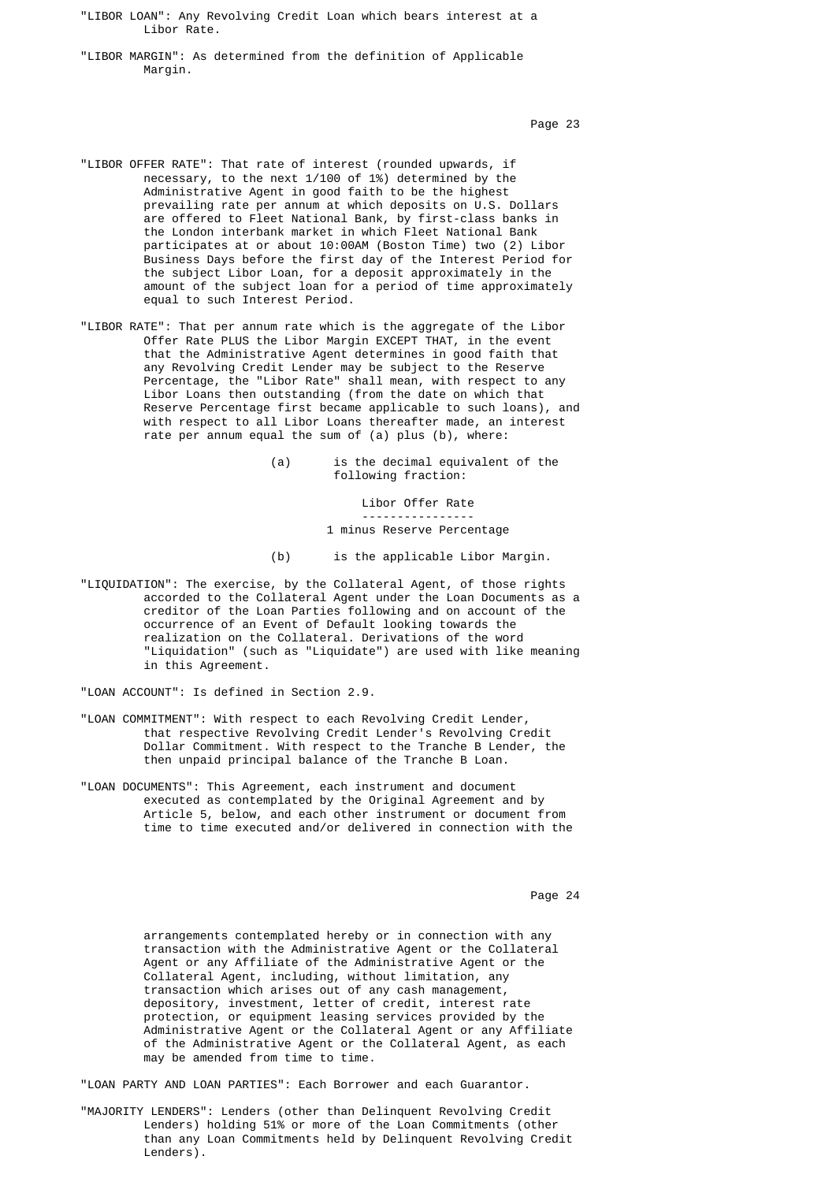"LIBOR LOAN": Any Revolving Credit Loan which bears interest at a Libor Rate.

"LIBOR MARGIN": As determined from the definition of Applicable Margin.

"LIBOR OFFER RATE": That rate of interest (rounded upwards, if necessary, to the next 1/100 of 1%) determined by the Administrative Agent in good faith to be the highest prevailing rate per annum at which deposits on U.S. Dollars are offered to Fleet National Bank, by first-class banks in the London interbank market in which Fleet National Bank participates at or about 10:00AM (Boston Time) two (2) Libor Business Days before the first day of the Interest Period for the subject Libor Loan, for a deposit approximately in the amount of the subject loan for a period of time approximately equal to such Interest Period.

"LIBOR RATE": That per annum rate which is the aggregate of the Libor Offer Rate PLUS the Libor Margin EXCEPT THAT, in the event that the Administrative Agent determines in good faith that any Revolving Credit Lender may be subject to the Reserve Percentage, the "Libor Rate" shall mean, with respect to any Libor Loans then outstanding (from the date on which that Reserve Percentage first became applicable to such loans), and with respect to all Libor Loans thereafter made, an interest rate per annum equal the sum of (a) plus (b), where:

(a) is the decimal equivalent of the following fraction:

$$\frac{\text{Libor Offer Rate}}{1 \text{ minus Reserve Percentage}}$$

(b) is the applicable Libor Margin.

"LIQUIDATION": The exercise, by the Collateral Agent, of those rights accorded to the Collateral Agent under the Loan Documents as a creditor of the Loan Parties following and on account of the occurrence of an Event of Default looking towards the realization on the Collateral. Derivations of the word "Liquidation" (such as "Liquidate") are used with like meaning in this Agreement.

"LOAN ACCOUNT": Is defined in Section 2.9.

"LOAN COMMITMENT": With respect to each Revolving Credit Lender, that respective Revolving Credit Lender's Revolving Credit Dollar Commitment. With respect to the Tranche B Lender, the then unpaid principal balance of the Tranche B Loan.

"LOAN DOCUMENTS": This Agreement, each instrument and document executed as contemplated by the Original Agreement and by Article 5, below, and each other instrument or document from time to time executed and/or delivered in connection with the arrangements contemplated hereby or in connection with any transaction with the Administrative Agent or the Collateral Agent or any Affiliate of the Administrative Agent or the Collateral Agent, including, without limitation, any transaction which arises out of any cash management, depository, investment, letter of credit, interest rate protection, or equipment leasing services provided by the Administrative Agent or the Collateral Agent or any Affiliate of the Administrative Agent or the Collateral Agent, as each may be amended from time to time.

"LOAN PARTY AND LOAN PARTIES": Each Borrower and each Guarantor.

"MAJORITY LENDERS": Lenders (other than Delinquent Revolving Credit Lenders) holding 51% or more of the Loan Commitments (other than any Loan Commitments held by Delinquent Revolving Credit Lenders).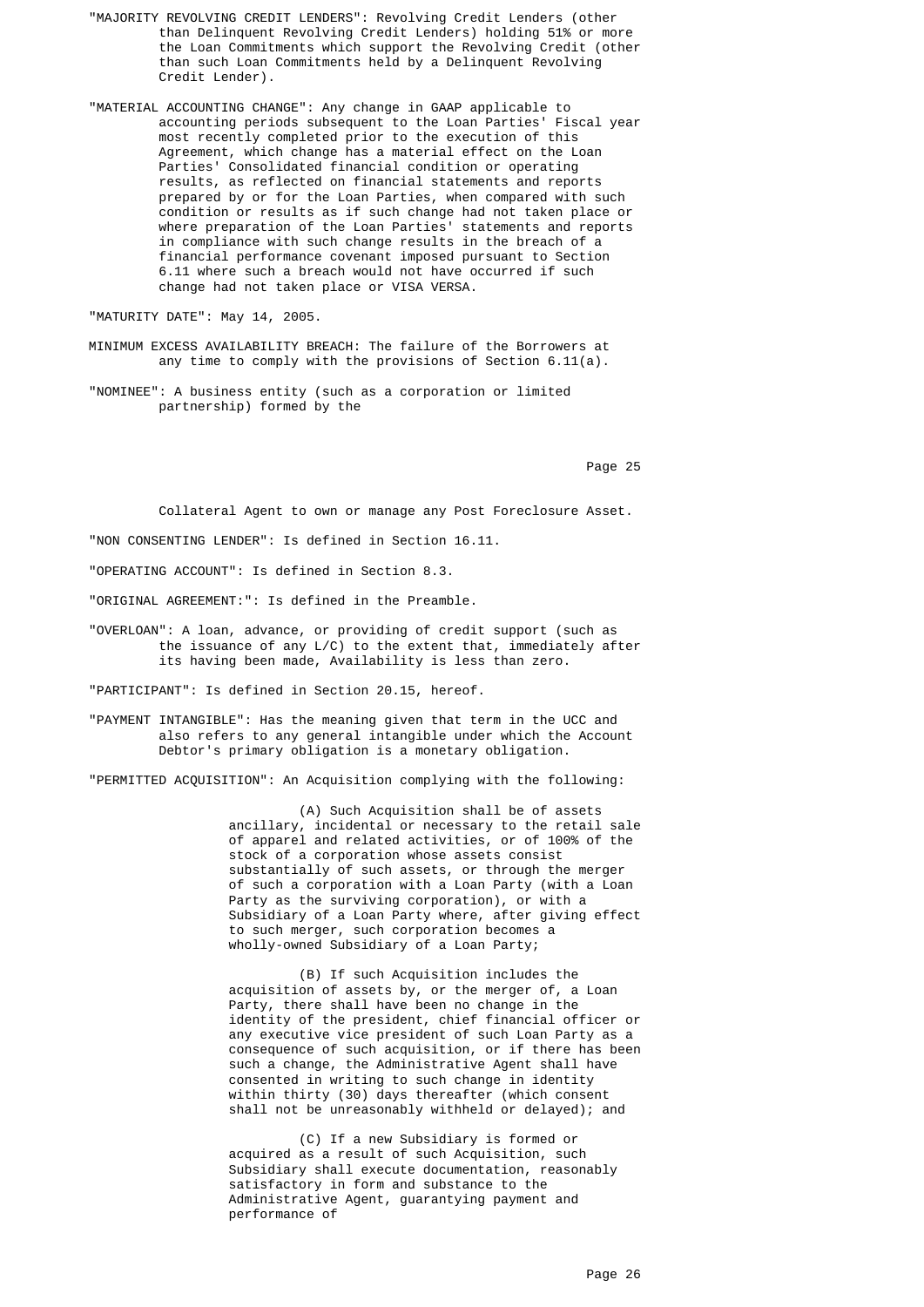"MAJORITY REVOLVING CREDIT LENDERS": Revolving Credit Lenders (other than Delinquent Revolving Credit Lenders) holding 51% or more the Loan Commitments which support the Revolving Credit (other than such Loan Commitments held by a Delinquent Revolving Credit Lender).

"MATERIAL ACCOUNTING CHANGE": Any change in GAAP applicable to accounting periods subsequent to the Loan Parties' Fiscal year most recently completed prior to the execution of this Agreement, which change has a material effect on the Loan Parties' Consolidated financial condition or operating results, as reflected on financial statements and reports prepared by or for the Loan Parties, when compared with such condition or results as if such change had not taken place or where preparation of the Loan Parties' statements and reports in compliance with such change results in the breach of a financial performance covenant imposed pursuant to Section 6.11 where such a breach would not have occurred if such change had not taken place or VISA VERSA.

"MATURITY DATE": May 14, 2005.

MINIMUM EXCESS AVAILABILITY BREACH: The failure of the Borrowers at any time to comply with the provisions of Section 6.11(a).

"NOMINEE": A business entity (such as a corporation or limited partnership) formed by the Collateral Agent to own or manage any Post Foreclosure Asset.

"NON CONSENTING LENDER": Is defined in Section 16.11.

"OPERATING ACCOUNT": Is defined in Section 8.3.

"ORIGINAL AGREEMENT:": Is defined in the Preamble.

"OVERLOAN": A loan, advance, or providing of credit support (such as the issuance of any L/C) to the extent that, immediately after its having been made, Availability is less than zero.

"PARTICIPANT": Is defined in Section 20.15, hereof.

"PAYMENT INTANGIBLE": Has the meaning given that term in the UCC and also refers to any general intangible under which the Account Debtor's primary obligation is a monetary obligation.

"PERMITTED ACQUISITION": An Acquisition complying with the following:

(A) Such Acquisition shall be of assets ancillary, incidental or necessary to the retail sale of apparel and related activities, or of 100% of the stock of a corporation whose assets consist substantially of such assets, or through the merger of such a corporation with a Loan Party (with a Loan Party as the surviving corporation), or with a Subsidiary of a Loan Party where, after giving effect to such merger, such corporation becomes a wholly-owned Subsidiary of a Loan Party;

(B) If such Acquisition includes the acquisition of assets by, or the merger of, a Loan Party, there shall have been no change in the identity of the president, chief financial officer or any executive vice president of such Loan Party as a consequence of such acquisition, or if there has been such a change, the Administrative Agent shall have consented in writing to such change in identity within thirty (30) days thereafter (which consent shall not be unreasonably withheld or delayed); and

(C) If a new Subsidiary is formed or acquired as a result of such Acquisition, such Subsidiary shall execute documentation, reasonably satisfactory in form and substance to the Administrative Agent, guarantying payment and performance of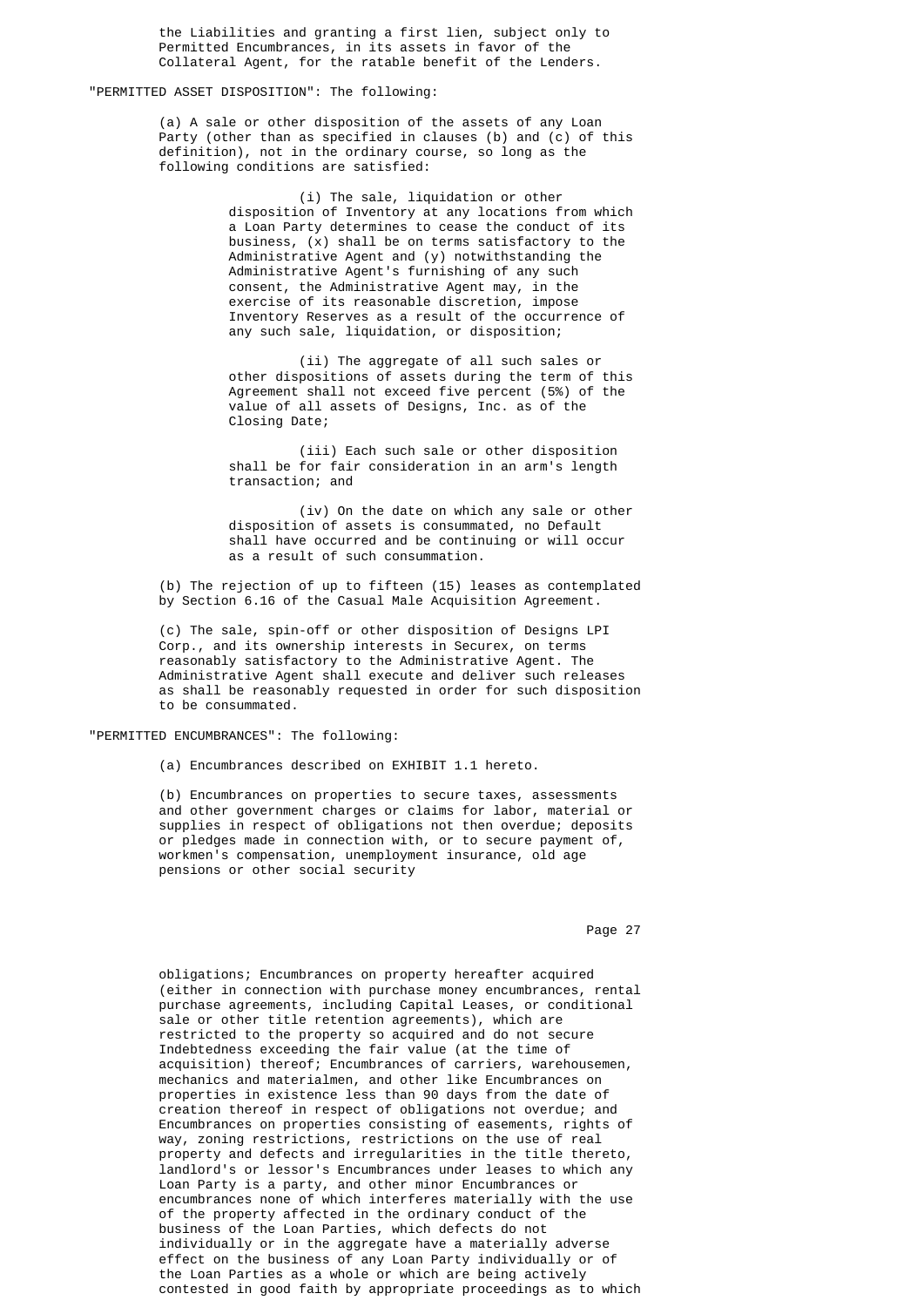the Liabilities and granting a first lien, subject only to Permitted Encumbrances, in its assets in favor of the Collateral Agent, for the ratable benefit of the Lenders.

"PERMITTED ASSET DISPOSITION": The following:

(a) A sale or other disposition of the assets of any Loan Party (other than as specified in clauses (b) and (c) of this definition), not in the ordinary course, so long as the following conditions are satisfied:

(i) The sale, liquidation or other disposition of Inventory at any locations from which a Loan Party determines to cease the conduct of its business, (x) shall be on terms satisfactory to the Administrative Agent and (y) notwithstanding the Administrative Agent's furnishing of any such consent, the Administrative Agent may, in the exercise of its reasonable discretion, impose Inventory Reserves as a result of the occurrence of any such sale, liquidation, or disposition;

(ii) The aggregate of all such sales or other dispositions of assets during the term of this Agreement shall not exceed five percent (5%) of the value of all assets of Designs, Inc. as of the Closing Date;

(iii) Each such sale or other disposition shall be for fair consideration in an arm's length transaction; and

(iv) On the date on which any sale or other disposition of assets is consummated, no Default shall have occurred and be continuing or will occur as a result of such consummation.

(b) The rejection of up to fifteen (15) leases as contemplated by Section 6.16 of the Casual Male Acquisition Agreement.

(c) The sale, spin-off or other disposition of Designs LPI Corp., and its ownership interests in Securex, on terms reasonably satisfactory to the Administrative Agent. The Administrative Agent shall execute and deliver such releases as shall be reasonably requested in order for such disposition to be consummated.

"PERMITTED ENCUMBRANCES": The following:

(a) Encumbrances described on EXHIBIT 1.1 hereto.

(b) Encumbrances on properties to secure taxes, assessments and other government charges or claims for labor, material or supplies in respect of obligations not then overdue; deposits or pledges made in connection with, or to secure payment of, workmen's compensation, unemployment insurance, old age pensions or other social security obligations; Encumbrances on property hereafter acquired (either in connection with purchase money encumbrances, rental purchase agreements, including Capital Leases, or conditional sale or other title retention agreements), which are restricted to the property so acquired and do not secure Indebtedness exceeding the fair value (at the time of acquisition) thereof; Encumbrances of carriers, warehousemen, mechanics and materialmen, and other like Encumbrances on properties in existence less than 90 days from the date of creation thereof in respect of obligations not overdue; and Encumbrances on properties consisting of easements, rights of way, zoning restrictions, restrictions on the use of real property and defects and irregularities in the title thereto, landlord's or lessor's Encumbrances under leases to which any Loan Party is a party, and other minor Encumbrances or encumbrances none of which interferes materially with the use of the property affected in the ordinary conduct of the business of the Loan Parties, which defects do not individually or in the aggregate have a materially adverse effect on the business of any Loan Party individually or of the Loan Parties as a whole or which are being actively contested in good faith by appropriate proceedings as to which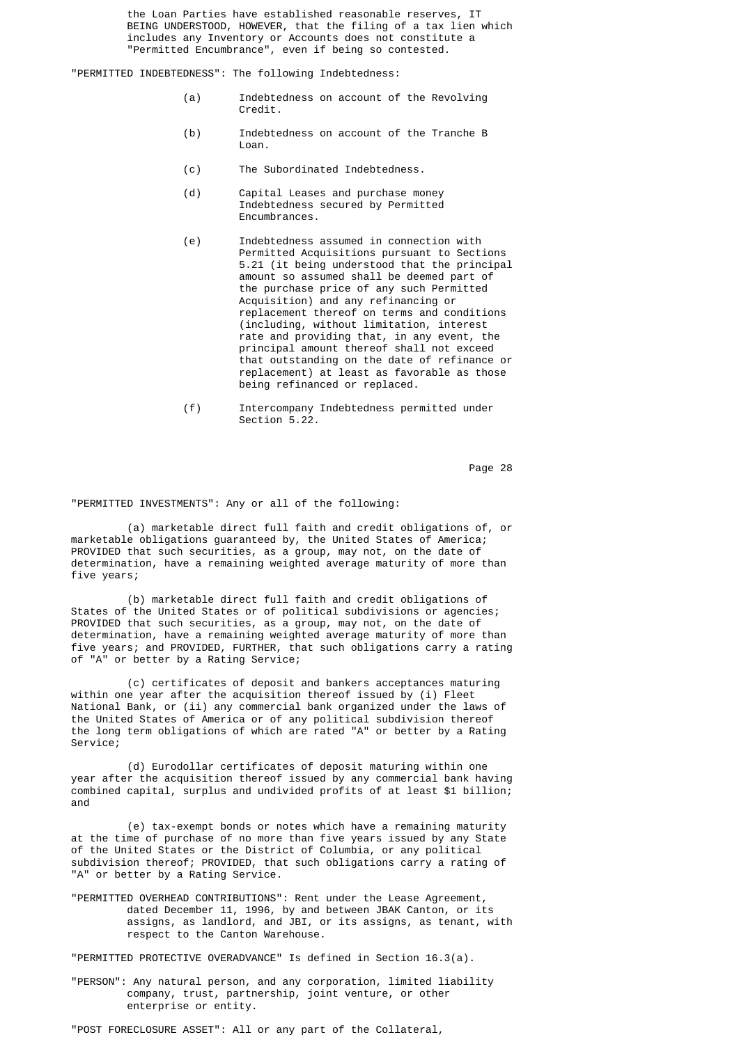the Loan Parties have established reasonable reserves, IT BEING UNDERSTOOD, HOWEVER, that the filing of a tax lien which includes any Inventory or Accounts does not constitute a "Permitted Encumbrance", even if being so contested.

"PERMITTED INDEBTEDNESS": The following Indebtedness:

(a) Indebtedness on account of the Revolving Credit.

(b) Indebtedness on account of the Tranche B Loan.

(c) The Subordinated Indebtedness.

(d) Capital Leases and purchase money Indebtedness secured by Permitted Encumbrances.

(e) Indebtedness assumed in connection with Permitted Acquisitions pursuant to Sections 5.21 (it being understood that the principal amount so assumed shall be deemed part of the purchase price of any such Permitted Acquisition) and any refinancing or replacement thereof on terms and conditions (including, without limitation, interest rate and providing that, in any event, the principal amount thereof shall not exceed that outstanding on the date of refinance or replacement) at least as favorable as those being refinanced or replaced.

(f) Intercompany Indebtedness permitted under Section 5.22.

"PERMITTED INVESTMENTS": Any or all of the following:

(a) marketable direct full faith and credit obligations of, or marketable obligations guaranteed by, the United States of America; PROVIDED that such securities, as a group, may not, on the date of determination, have a remaining weighted average maturity of more than five years;

(b) marketable direct full faith and credit obligations of States of the United States or of political subdivisions or agencies; PROVIDED that such securities, as a group, may not, on the date of determination, have a remaining weighted average maturity of more than five years; and PROVIDED, FURTHER, that such obligations carry a rating of "A" or better by a Rating Service;

(c) certificates of deposit and bankers acceptances maturing within one year after the acquisition thereof issued by (i) Fleet National Bank, or (ii) any commercial bank organized under the laws of the United States of America or of any political subdivision thereof the long term obligations of which are rated "A" or better by a Rating Service;

(d) Eurodollar certificates of deposit maturing within one year after the acquisition thereof issued by any commercial bank having combined capital, surplus and undivided profits of at least $1 billion; and

(e) tax-exempt bonds or notes which have a remaining maturity at the time of purchase of no more than five years issued by any State of the United States or the District of Columbia, or any political subdivision thereof; PROVIDED, that such obligations carry a rating of "A" or better by a Rating Service.

"PERMITTED OVERHEAD CONTRIBUTIONS": Rent under the Lease Agreement, dated December 11, 1996, by and between JBAK Canton, or its assigns, as landlord, and JBI, or its assigns, as tenant, with respect to the Canton Warehouse.

"PERMITTED PROTECTIVE OVERADVANCE" Is defined in Section 16.3(a).

"PERSON": Any natural person, and any corporation, limited liability company, trust, partnership, joint venture, or other enterprise or entity.

"POST FORECLOSURE ASSET": All or any part of the Collateral,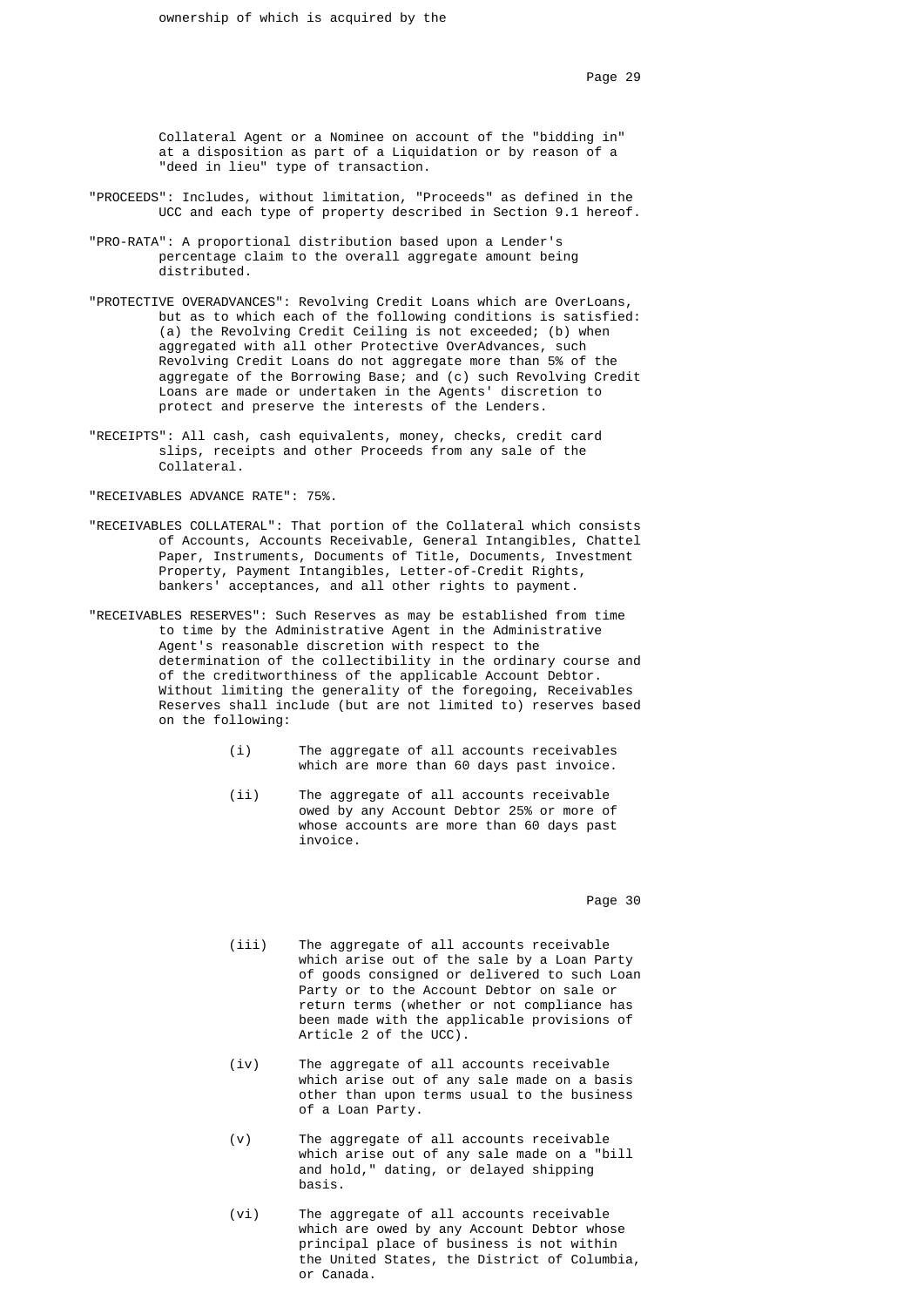ownership of which is acquired by the

Collateral Agent or a Nominee on account of the "bidding in" at a disposition as part of a Liquidation or by reason of a "deed in lieu" type of transaction.

"PROCEEDS": Includes, without limitation, "Proceeds" as defined in the UCC and each type of property described in Section 9.1 hereof.

"PRO-RATA": A proportional distribution based upon a Lender's percentage claim to the overall aggregate amount being distributed.

"PROTECTIVE OVERADVANCES": Revolving Credit Loans which are OverLoans, but as to which each of the following conditions is satisfied: (a) the Revolving Credit Ceiling is not exceeded; (b) when aggregated with all other Protective OverAdvances, such Revolving Credit Loans do not aggregate more than 5% of the aggregate of the Borrowing Base; and (c) such Revolving Credit Loans are made or undertaken in the Agents' discretion to protect and preserve the interests of the Lenders.

"RECEIPTS": All cash, cash equivalents, money, checks, credit card slips, receipts and other Proceeds from any sale of the Collateral.

"RECEIVABLES ADVANCE RATE": 75%.

"RECEIVABLES COLLATERAL": That portion of the Collateral which consists of Accounts, Accounts Receivable, General Intangibles, Chattel Paper, Instruments, Documents of Title, Documents, Investment Property, Payment Intangibles, Letter-of-Credit Rights, bankers' acceptances, and all other rights to payment.

"RECEIVABLES RESERVES": Such Reserves as may be established from time to time by the Administrative Agent in the Administrative Agent's reasonable discretion with respect to the determination of the collectibility in the ordinary course and of the creditworthiness of the applicable Account Debtor. Without limiting the generality of the foregoing, Receivables Reserves shall include (but are not limited to) reserves based on the following:

(i) The aggregate of all accounts receivables which are more than 60 days past invoice.

(ii) The aggregate of all accounts receivable owed by any Account Debtor 25% or more of whose accounts are more than 60 days past invoice.

(iii) The aggregate of all accounts receivable which arise out of the sale by a Loan Party of goods consigned or delivered to such Loan Party or to the Account Debtor on sale or return terms (whether or not compliance has been made with the applicable provisions of Article 2 of the UCC).

(iv) The aggregate of all accounts receivable which arise out of any sale made on a basis other than upon terms usual to the business of a Loan Party.

(v) The aggregate of all accounts receivable which arise out of any sale made on a "bill and hold," dating, or delayed shipping basis.

(vi) The aggregate of all accounts receivable which are owed by any Account Debtor whose principal place of business is not within the United States, the District of Columbia, or Canada.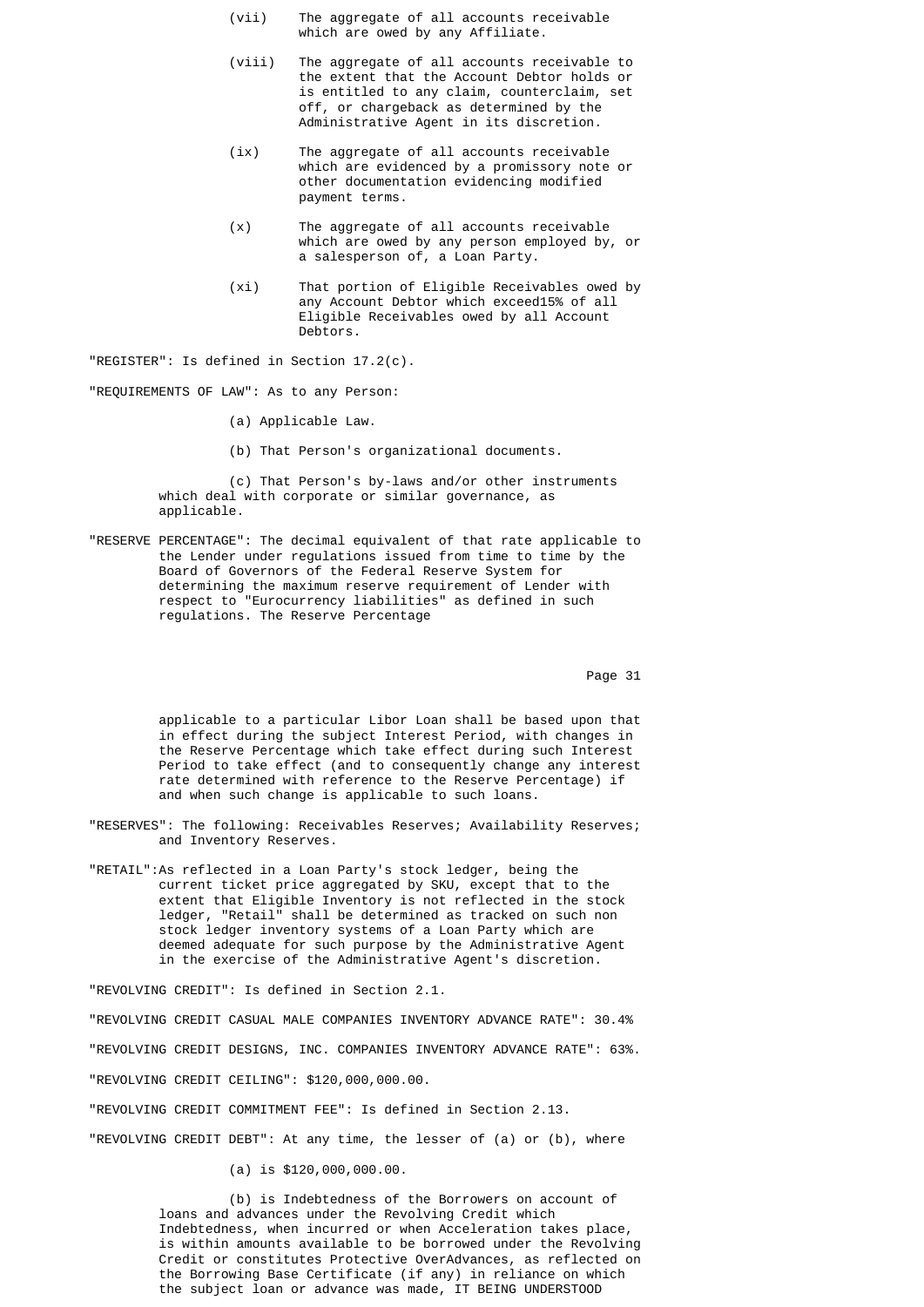(vii) The aggregate of all accounts receivable which are owed by any Affiliate.

(viii) The aggregate of all accounts receivable to the extent that the Account Debtor holds or is entitled to any claim, counterclaim, set off, or chargeback as determined by the Administrative Agent in its discretion.

(ix) The aggregate of all accounts receivable which are evidenced by a promissory note or other documentation evidencing modified payment terms.

(x) The aggregate of all accounts receivable which are owed by any person employed by, or a salesperson of, a Loan Party.

(xi) That portion of Eligible Receivables owed by any Account Debtor which exceed15% of all Eligible Receivables owed by all Account Debtors.

"REGISTER": Is defined in Section 17.2(c).

"REQUIREMENTS OF LAW": As to any Person:

(a) Applicable Law.

(b) That Person's organizational documents.

(c) That Person's by-laws and/or other instruments which deal with corporate or similar governance, as applicable.

"RESERVE PERCENTAGE": The decimal equivalent of that rate applicable to the Lender under regulations issued from time to time by the Board of Governors of the Federal Reserve System for determining the maximum reserve requirement of Lender with respect to "Eurocurrency liabilities" as defined in such regulations. The Reserve Percentage applicable to a particular Libor Loan shall be based upon that in effect during the subject Interest Period, with changes in the Reserve Percentage which take effect during such Interest Period to take effect (and to consequently change any interest rate determined with reference to the Reserve Percentage) if and when such change is applicable to such loans.

"RESERVES": The following: Receivables Reserves; Availability Reserves; and Inventory Reserves.

"RETAIL":As reflected in a Loan Party's stock ledger, being the current ticket price aggregated by SKU, except that to the extent that Eligible Inventory is not reflected in the stock ledger, "Retail" shall be determined as tracked on such non stock ledger inventory systems of a Loan Party which are deemed adequate for such purpose by the Administrative Agent in the exercise of the Administrative Agent's discretion.

"REVOLVING CREDIT": Is defined in Section 2.1.

"REVOLVING CREDIT CASUAL MALE COMPANIES INVENTORY ADVANCE RATE": 30.4%

"REVOLVING CREDIT DESIGNS, INC. COMPANIES INVENTORY ADVANCE RATE": 63%.

"REVOLVING CREDIT CEILING": $120,000,000.00.

"REVOLVING CREDIT COMMITMENT FEE": Is defined in Section 2.13.

"REVOLVING CREDIT DEBT": At any time, the lesser of (a) or (b), where

(a) is $120,000,000.00.

(b) is Indebtedness of the Borrowers on account of loans and advances under the Revolving Credit which Indebtedness, when incurred or when Acceleration takes place, is within amounts available to be borrowed under the Revolving Credit or constitutes Protective OverAdvances, as reflected on the Borrowing Base Certificate (if any) in reliance on which the subject loan or advance was made, IT BEING UNDERSTOOD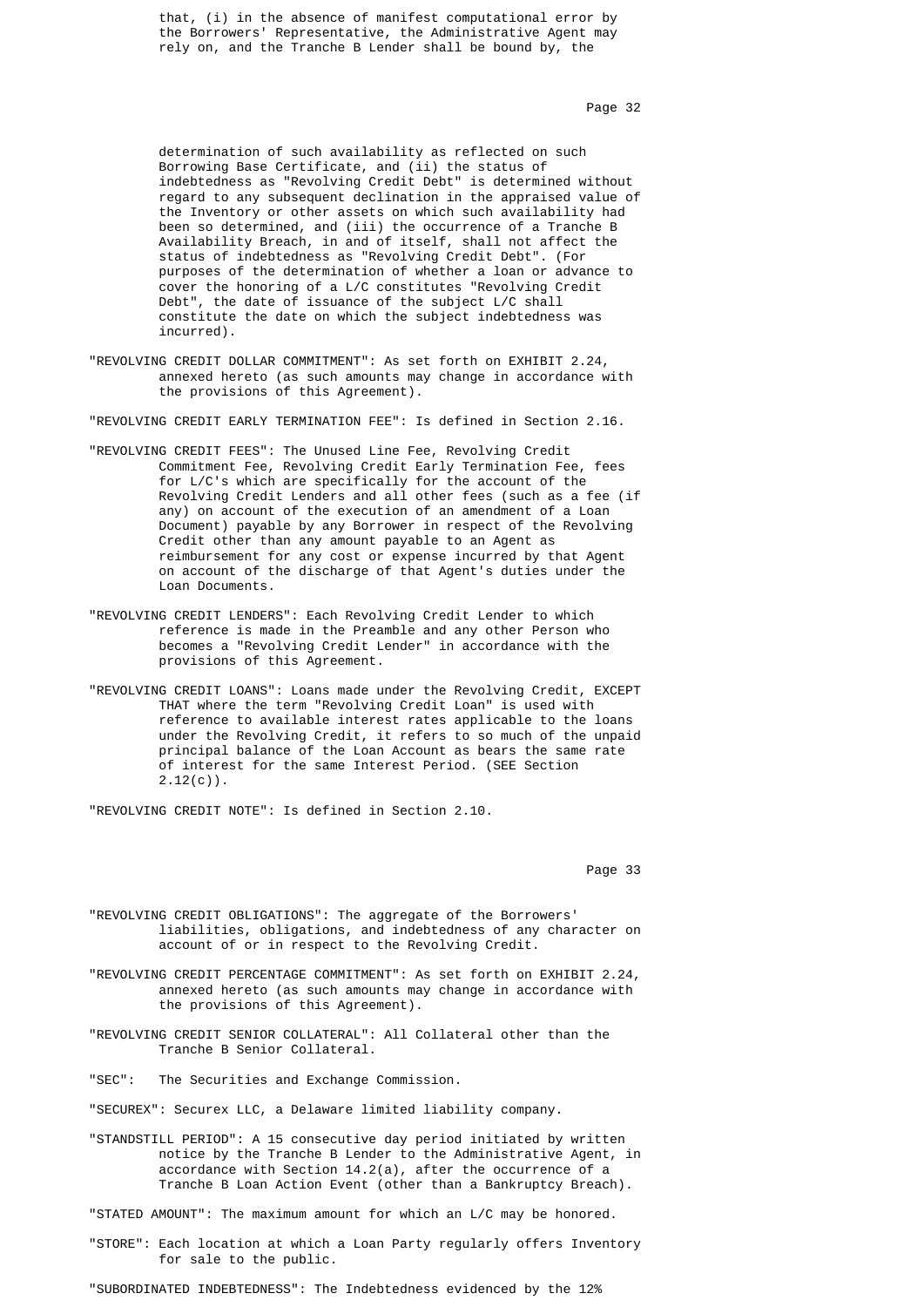that, (i) in the absence of manifest computational error by the Borrowers' Representative, the Administrative Agent may rely on, and the Tranche B Lender shall be bound by, the determination of such availability as reflected on such Borrowing Base Certificate, and (ii) the status of indebtedness as "Revolving Credit Debt" is determined without regard to any subsequent declination in the appraised value of the Inventory or other assets on which such availability had been so determined, and (iii) the occurrence of a Tranche B Availability Breach, in and of itself, shall not affect the status of indebtedness as "Revolving Credit Debt". (For purposes of the determination of whether a loan or advance to cover the honoring of a L/C constitutes "Revolving Credit Debt", the date of issuance of the subject L/C shall constitute the date on which the subject indebtedness was incurred).

"REVOLVING CREDIT DOLLAR COMMITMENT": As set forth on EXHIBIT 2.24, annexed hereto (as such amounts may change in accordance with the provisions of this Agreement).

"REVOLVING CREDIT EARLY TERMINATION FEE": Is defined in Section 2.16.

"REVOLVING CREDIT FEES": The Unused Line Fee, Revolving Credit Commitment Fee, Revolving Credit Early Termination Fee, fees for L/C's which are specifically for the account of the Revolving Credit Lenders and all other fees (such as a fee (if any) on account of the execution of an amendment of a Loan Document) payable by any Borrower in respect of the Revolving Credit other than any amount payable to an Agent as reimbursement for any cost or expense incurred by that Agent on account of the discharge of that Agent's duties under the Loan Documents.

"REVOLVING CREDIT LENDERS": Each Revolving Credit Lender to which reference is made in the Preamble and any other Person who becomes a "Revolving Credit Lender" in accordance with the provisions of this Agreement.

"REVOLVING CREDIT LOANS": Loans made under the Revolving Credit, EXCEPT THAT where the term "Revolving Credit Loan" is used with reference to available interest rates applicable to the loans under the Revolving Credit, it refers to so much of the unpaid principal balance of the Loan Account as bears the same rate of interest for the same Interest Period. (SEE Section 2.12(c)).

"REVOLVING CREDIT NOTE": Is defined in Section 2.10.

"REVOLVING CREDIT OBLIGATIONS": The aggregate of the Borrowers' liabilities, obligations, and indebtedness of any character on account of or in respect to the Revolving Credit.

"REVOLVING CREDIT PERCENTAGE COMMITMENT": As set forth on EXHIBIT 2.24, annexed hereto (as such amounts may change in accordance with the provisions of this Agreement).

"REVOLVING CREDIT SENIOR COLLATERAL": All Collateral other than the Tranche B Senior Collateral.

"SEC": The Securities and Exchange Commission.

"SECUREX": Securex LLC, a Delaware limited liability company.

"STANDSTILL PERIOD": A 15 consecutive day period initiated by written notice by the Tranche B Lender to the Administrative Agent, in accordance with Section 14.2(a), after the occurrence of a Tranche B Loan Action Event (other than a Bankruptcy Breach).

"STATED AMOUNT": The maximum amount for which an L/C may be honored.

"STORE": Each location at which a Loan Party regularly offers Inventory for sale to the public.

"SUBORDINATED INDEBTEDNESS": The Indebtedness evidenced by the 12%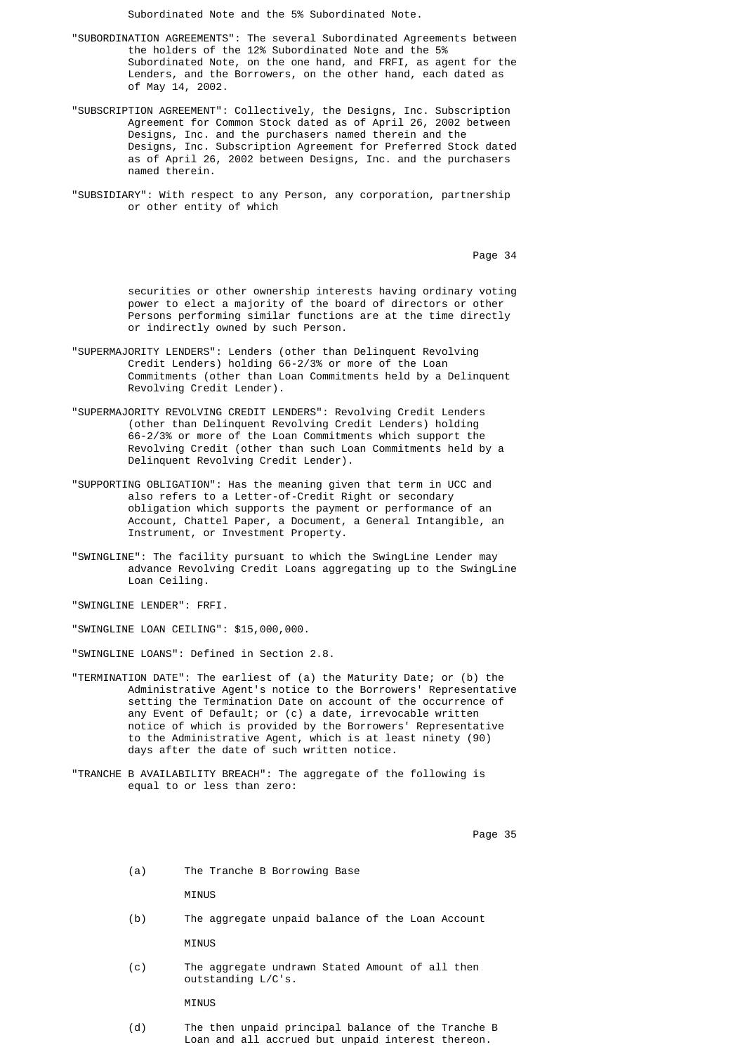Subordinated Note and the 5% Subordinated Note.

"SUBORDINATION AGREEMENTS": The several Subordinated Agreements between the holders of the 12% Subordinated Note and the 5% Subordinated Note, on the one hand, and FRFI, as agent for the Lenders, and the Borrowers, on the other hand, each dated as of May 14, 2002.

"SUBSCRIPTION AGREEMENT": Collectively, the Designs, Inc. Subscription Agreement for Common Stock dated as of April 26, 2002 between Designs, Inc. and the purchasers named therein and the Designs, Inc. Subscription Agreement for Preferred Stock dated as of April 26, 2002 between Designs, Inc. and the purchasers named therein.

"SUBSIDIARY": With respect to any Person, any corporation, partnership or other entity of which securities or other ownership interests having ordinary voting power to elect a majority of the board of directors or other Persons performing similar functions are at the time directly or indirectly owned by such Person.

"SUPERMAJORITY LENDERS": Lenders (other than Delinquent Revolving Credit Lenders) holding 66-2/3% or more of the Loan Commitments (other than Loan Commitments held by a Delinquent Revolving Credit Lender).

"SUPERMAJORITY REVOLVING CREDIT LENDERS": Revolving Credit Lenders (other than Delinquent Revolving Credit Lenders) holding 66-2/3% or more of the Loan Commitments which support the Revolving Credit (other than such Loan Commitments held by a Delinquent Revolving Credit Lender).

"SUPPORTING OBLIGATION": Has the meaning given that term in UCC and also refers to a Letter-of-Credit Right or secondary obligation which supports the payment or performance of an Account, Chattel Paper, a Document, a General Intangible, an Instrument, or Investment Property.

"SWINGLINE": The facility pursuant to which the SwingLine Lender may advance Revolving Credit Loans aggregating up to the SwingLine Loan Ceiling.

"SWINGLINE LENDER": FRFI.

"SWINGLINE LOAN CEILING": $15,000,000.

"SWINGLINE LOANS": Defined in Section 2.8.

"TERMINATION DATE": The earliest of (a) the Maturity Date; or (b) the Administrative Agent's notice to the Borrowers' Representative setting the Termination Date on account of the occurrence of any Event of Default; or (c) a date, irrevocable written notice of which is provided by the Borrowers' Representative to the Administrative Agent, which is at least ninety (90) days after the date of such written notice.

"TRANCHE B AVAILABILITY BREACH": The aggregate of the following is equal to or less than zero:

(a) The Tranche B Borrowing Base

MINUS

(b) The aggregate unpaid balance of the Loan Account

MINUS

(c) The aggregate undrawn Stated Amount of all then outstanding L/C's.

MINUS

(d) The then unpaid principal balance of the Tranche B Loan and all accrued but unpaid interest thereon.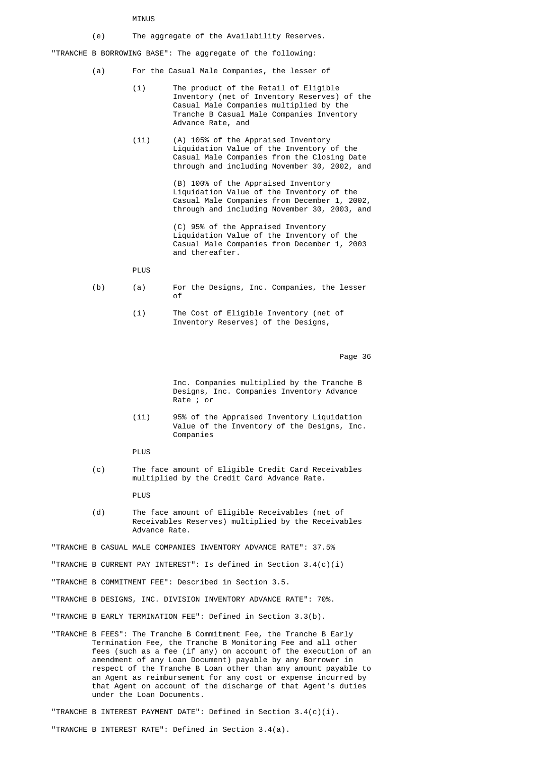MINUS

(e) The aggregate of the Availability Reserves.

"TRANCHE B BORROWING BASE": The aggregate of the following:

(a) For the Casual Male Companies, the lesser of

(i) The product of the Retail of Eligible Inventory (net of Inventory Reserves) of the Casual Male Companies multiplied by the Tranche B Casual Male Companies Inventory Advance Rate, and

(ii) (A) 105% of the Appraised Inventory Liquidation Value of the Inventory of the Casual Male Companies from the Closing Date through and including November 30, 2002, and

(B) 100% of the Appraised Inventory Liquidation Value of the Inventory of the Casual Male Companies from December 1, 2002, through and including November 30, 2003, and

(C) 95% of the Appraised Inventory Liquidation Value of the Inventory of the Casual Male Companies from December 1, 2003 and thereafter.

PLUS

(b) (a) For the Designs, Inc. Companies, the lesser of

(i) The Cost of Eligible Inventory (net of Inventory Reserves) of the Designs, Inc. Companies multiplied by the Tranche B Designs, Inc. Companies Inventory Advance Rate ; or

(ii) 95% of the Appraised Inventory Liquidation Value of the Inventory of the Designs, Inc. Companies

PLUS

(c) The face amount of Eligible Credit Card Receivables multiplied by the Credit Card Advance Rate.

PLUS

(d) The face amount of Eligible Receivables (net of Receivables Reserves) multiplied by the Receivables Advance Rate.

"TRANCHE B CASUAL MALE COMPANIES INVENTORY ADVANCE RATE": 37.5%

"TRANCHE B CURRENT PAY INTEREST": Is defined in Section 3.4(c)(i)

"TRANCHE B COMMITMENT FEE": Described in Section 3.5.

"TRANCHE B DESIGNS, INC. DIVISION INVENTORY ADVANCE RATE": 70%.

"TRANCHE B EARLY TERMINATION FEE": Defined in Section 3.3(b).

"TRANCHE B FEES": The Tranche B Commitment Fee, the Tranche B Early Termination Fee, the Tranche B Monitoring Fee and all other fees (such as a fee (if any) on account of the execution of an amendment of any Loan Document) payable by any Borrower in respect of the Tranche B Loan other than any amount payable to an Agent as reimbursement for any cost or expense incurred by that Agent on account of the discharge of that Agent's duties under the Loan Documents.

"TRANCHE B INTEREST PAYMENT DATE": Defined in Section 3.4(c)(i).

"TRANCHE B INTEREST RATE": Defined in Section 3.4(a).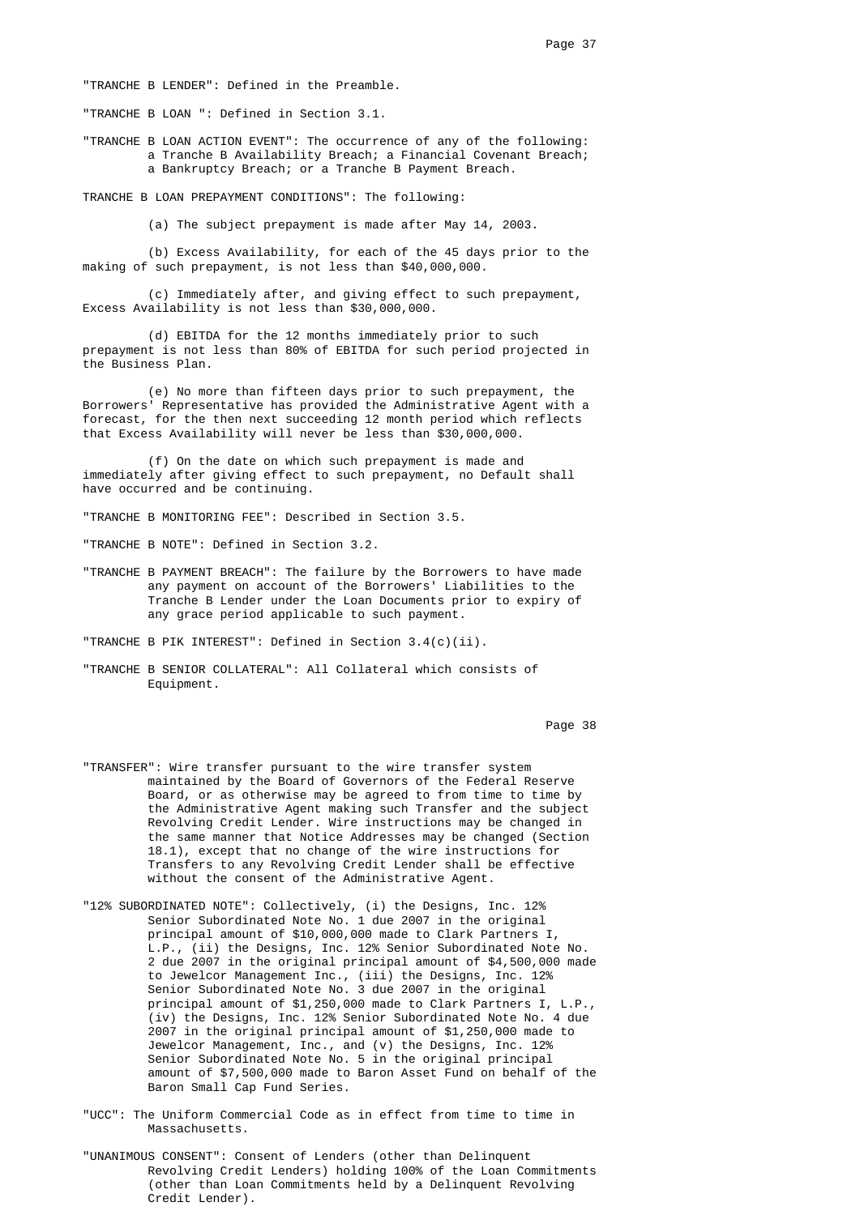"TRANCHE B LENDER": Defined in the Preamble.

"TRANCHE B LOAN ": Defined in Section 3.1.

"TRANCHE B LOAN ACTION EVENT": The occurrence of any of the following: a Tranche B Availability Breach; a Financial Covenant Breach; a Bankruptcy Breach; or a Tranche B Payment Breach.

TRANCHE B LOAN PREPAYMENT CONDITIONS": The following:

(a) The subject prepayment is made after May 14, 2003.

(b) Excess Availability, for each of the 45 days prior to the making of such prepayment, is not less than $40,000,000.

(c) Immediately after, and giving effect to such prepayment, Excess Availability is not less than $30,000,000.

(d) EBITDA for the 12 months immediately prior to such prepayment is not less than 80% of EBITDA for such period projected in the Business Plan.

(e) No more than fifteen days prior to such prepayment, the Borrowers' Representative has provided the Administrative Agent with a forecast, for the then next succeeding 12 month period which reflects that Excess Availability will never be less than $30,000,000.

(f) On the date on which such prepayment is made and immediately after giving effect to such prepayment, no Default shall have occurred and be continuing.

"TRANCHE B MONITORING FEE": Described in Section 3.5.

"TRANCHE B NOTE": Defined in Section 3.2.

"TRANCHE B PAYMENT BREACH": The failure by the Borrowers to have made any payment on account of the Borrowers' Liabilities to the Tranche B Lender under the Loan Documents prior to expiry of any grace period applicable to such payment.

"TRANCHE B PIK INTEREST": Defined in Section 3.4(c)(ii).

"TRANCHE B SENIOR COLLATERAL": All Collateral which consists of Equipment.

"TRANSFER": Wire transfer pursuant to the wire transfer system maintained by the Board of Governors of the Federal Reserve Board, or as otherwise may be agreed to from time to time by the Administrative Agent making such Transfer and the subject Revolving Credit Lender. Wire instructions may be changed in the same manner that Notice Addresses may be changed (Section 18.1), except that no change of the wire instructions for Transfers to any Revolving Credit Lender shall be effective without the consent of the Administrative Agent.

"12% SUBORDINATED NOTE": Collectively, (i) the Designs, Inc. 12% Senior Subordinated Note No. 1 due 2007 in the original principal amount of $10,000,000 made to Clark Partners I, L.P., (ii) the Designs, Inc. 12% Senior Subordinated Note No. 2 due 2007 in the original principal amount of $4,500,000 made to Jewelcor Management Inc., (iii) the Designs, Inc. 12% Senior Subordinated Note No. 3 due 2007 in the original principal amount of $1,250,000 made to Clark Partners I, L.P., (iv) the Designs, Inc. 12% Senior Subordinated Note No. 4 due 2007 in the original principal amount of $1,250,000 made to Jewelcor Management, Inc., and (v) the Designs, Inc. 12% Senior Subordinated Note No. 5 in the original principal amount of $7,500,000 made to Baron Asset Fund on behalf of the Baron Small Cap Fund Series.

"UCC": The Uniform Commercial Code as in effect from time to time in Massachusetts.

"UNANIMOUS CONSENT": Consent of Lenders (other than Delinquent Revolving Credit Lenders) holding 100% of the Loan Commitments (other than Loan Commitments held by a Delinquent Revolving Credit Lender).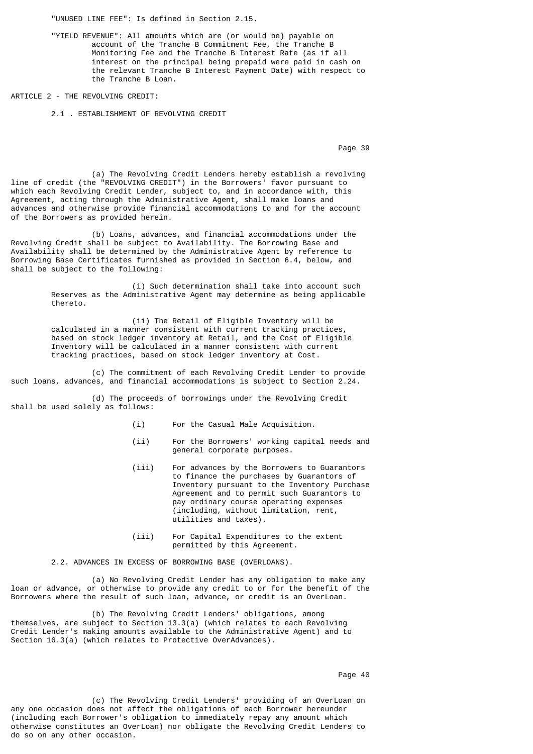"UNUSED LINE FEE": Is defined in Section 2.15.

"YIELD REVENUE": All amounts which are (or would be) payable on account of the Tranche B Commitment Fee, the Tranche B Monitoring Fee and the Tranche B Interest Rate (as if all interest on the principal being prepaid were paid in cash on the relevant Tranche B Interest Payment Date) with respect to the Tranche B Loan.

ARTICLE 2 - THE REVOLVING CREDIT:

2.1 . ESTABLISHMENT OF REVOLVING CREDIT

(a) The Revolving Credit Lenders hereby establish a revolving line of credit (the "REVOLVING CREDIT") in the Borrowers' favor pursuant to which each Revolving Credit Lender, subject to, and in accordance with, this Agreement, acting through the Administrative Agent, shall make loans and advances and otherwise provide financial accommodations to and for the account of the Borrowers as provided herein.

(b) Loans, advances, and financial accommodations under the Revolving Credit shall be subject to Availability. The Borrowing Base and Availability shall be determined by the Administrative Agent by reference to Borrowing Base Certificates furnished as provided in Section 6.4, below, and shall be subject to the following:

(i) Such determination shall take into account such Reserves as the Administrative Agent may determine as being applicable thereto.

(ii) The Retail of Eligible Inventory will be calculated in a manner consistent with current tracking practices, based on stock ledger inventory at Retail, and the Cost of Eligible Inventory will be calculated in a manner consistent with current tracking practices, based on stock ledger inventory at Cost.

(c) The commitment of each Revolving Credit Lender to provide such loans, advances, and financial accommodations is subject to Section 2.24.

(d) The proceeds of borrowings under the Revolving Credit shall be used solely as follows:

(i) For the Casual Male Acquisition.

(ii) For the Borrowers' working capital needs and general corporate purposes.

(iii) For advances by the Borrowers to Guarantors to finance the purchases by Guarantors of Inventory pursuant to the Inventory Purchase Agreement and to permit such Guarantors to pay ordinary course operating expenses (including, without limitation, rent, utilities and taxes).

(iii) For Capital Expenditures to the extent permitted by this Agreement.

2.2. ADVANCES IN EXCESS OF BORROWING BASE (OVERLOANS).

(a) No Revolving Credit Lender has any obligation to make any loan or advance, or otherwise to provide any credit to or for the benefit of the Borrowers where the result of such loan, advance, or credit is an OverLoan.

(b) The Revolving Credit Lenders' obligations, among themselves, are subject to Section 13.3(a) (which relates to each Revolving Credit Lender's making amounts available to the Administrative Agent) and to Section 16.3(a) (which relates to Protective OverAdvances).

(c) The Revolving Credit Lenders' providing of an OverLoan on any one occasion does not affect the obligations of each Borrower hereunder (including each Borrower's obligation to immediately repay any amount which otherwise constitutes an OverLoan) nor obligate the Revolving Credit Lenders to do so on any other occasion.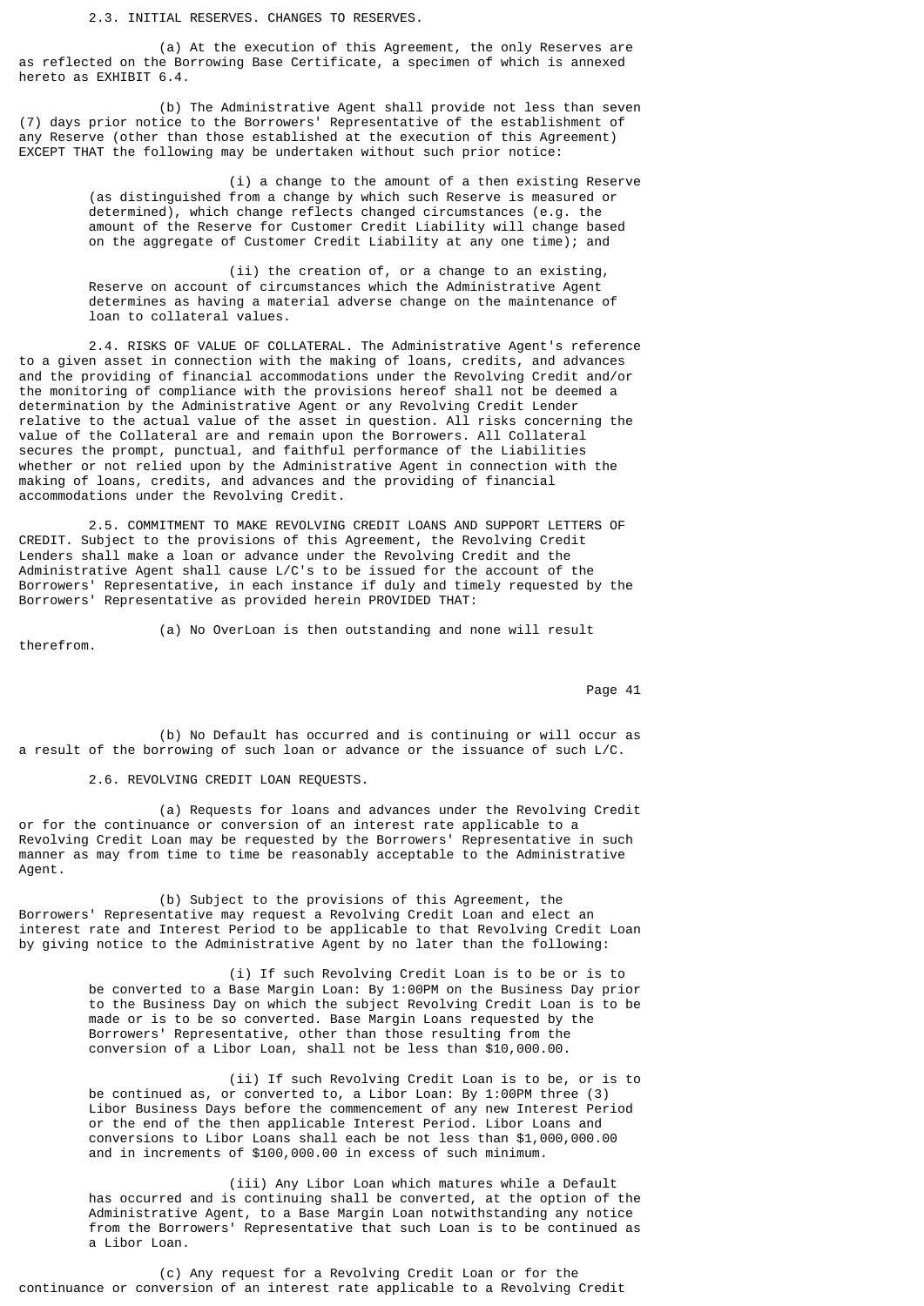2.3. INITIAL RESERVES. CHANGES TO RESERVES.

(a) At the execution of this Agreement, the only Reserves are as reflected on the Borrowing Base Certificate, a specimen of which is annexed hereto as EXHIBIT 6.4.

(b) The Administrative Agent shall provide not less than seven (7) days prior notice to the Borrowers' Representative of the establishment of any Reserve (other than those established at the execution of this Agreement) EXCEPT THAT the following may be undertaken without such prior notice:

(i) a change to the amount of a then existing Reserve (as distinguished from a change by which such Reserve is measured or determined), which change reflects changed circumstances (e.g. the amount of the Reserve for Customer Credit Liability will change based on the aggregate of Customer Credit Liability at any one time); and

(ii) the creation of, or a change to an existing, Reserve on account of circumstances which the Administrative Agent determines as having a material adverse change on the maintenance of loan to collateral values.

2.4. RISKS OF VALUE OF COLLATERAL. The Administrative Agent's reference to a given asset in connection with the making of loans, credits, and advances and the providing of financial accommodations under the Revolving Credit and/or the monitoring of compliance with the provisions hereof shall not be deemed a determination by the Administrative Agent or any Revolving Credit Lender relative to the actual value of the asset in question. All risks concerning the value of the Collateral are and remain upon the Borrowers. All Collateral secures the prompt, punctual, and faithful performance of the Liabilities whether or not relied upon by the Administrative Agent in connection with the making of loans, credits, and advances and the providing of financial accommodations under the Revolving Credit.

2.5. COMMITMENT TO MAKE REVOLVING CREDIT LOANS AND SUPPORT LETTERS OF CREDIT. Subject to the provisions of this Agreement, the Revolving Credit Lenders shall make a loan or advance under the Revolving Credit and the Administrative Agent shall cause L/C's to be issued for the account of the Borrowers' Representative, in each instance if duly and timely requested by the Borrowers' Representative as provided herein PROVIDED THAT:

(a) No OverLoan is then outstanding and none will result therefrom.

(b) No Default has occurred and is continuing or will occur as a result of the borrowing of such loan or advance or the issuance of such L/C.

2.6. REVOLVING CREDIT LOAN REQUESTS.

(a) Requests for loans and advances under the Revolving Credit or for the continuance or conversion of an interest rate applicable to a Revolving Credit Loan may be requested by the Borrowers' Representative in such manner as may from time to time be reasonably acceptable to the Administrative Agent.

(b) Subject to the provisions of this Agreement, the Borrowers' Representative may request a Revolving Credit Loan and elect an interest rate and Interest Period to be applicable to that Revolving Credit Loan by giving notice to the Administrative Agent by no later than the following:

(i) If such Revolving Credit Loan is to be or is to be converted to a Base Margin Loan: By 1:00PM on the Business Day prior to the Business Day on which the subject Revolving Credit Loan is to be made or is to be so converted. Base Margin Loans requested by the Borrowers' Representative, other than those resulting from the conversion of a Libor Loan, shall not be less than $10,000.00.

(ii) If such Revolving Credit Loan is to be, or is to be continued as, or converted to, a Libor Loan: By 1:00PM three (3) Libor Business Days before the commencement of any new Interest Period or the end of the then applicable Interest Period. Libor Loans and conversions to Libor Loans shall each be not less than $1,000,000.00 and in increments of $100,000.00 in excess of such minimum.

(iii) Any Libor Loan which matures while a Default has occurred and is continuing shall be converted, at the option of the Administrative Agent, to a Base Margin Loan notwithstanding any notice from the Borrowers' Representative that such Loan is to be continued as a Libor Loan.

(c) Any request for a Revolving Credit Loan or for the continuance or conversion of an interest rate applicable to a Revolving Credit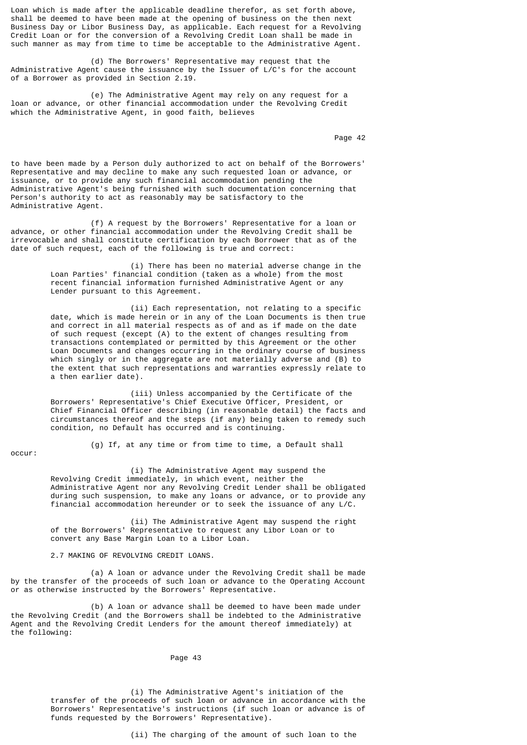Loan which is made after the applicable deadline therefor, as set forth above, shall be deemed to have been made at the opening of business on the then next Business Day or Libor Business Day, as applicable. Each request for a Revolving Credit Loan or for the conversion of a Revolving Credit Loan shall be made in such manner as may from time to time be acceptable to the Administrative Agent.

(d) The Borrowers' Representative may request that the Administrative Agent cause the issuance by the Issuer of L/C's for the account of a Borrower as provided in Section 2.19.

(e) The Administrative Agent may rely on any request for a loan or advance, or other financial accommodation under the Revolving Credit which the Administrative Agent, in good faith, believes to have been made by a Person duly authorized to act on behalf of the Borrowers' Representative and may decline to make any such requested loan or advance, or issuance, or to provide any such financial accommodation pending the Administrative Agent's being furnished with such documentation concerning that Person's authority to act as reasonably may be satisfactory to the Administrative Agent.

(f) A request by the Borrowers' Representative for a loan or advance, or other financial accommodation under the Revolving Credit shall be irrevocable and shall constitute certification by each Borrower that as of the date of such request, each of the following is true and correct:

(i) There has been no material adverse change in the Loan Parties' financial condition (taken as a whole) from the most recent financial information furnished Administrative Agent or any Lender pursuant to this Agreement.

(ii) Each representation, not relating to a specific date, which is made herein or in any of the Loan Documents is then true and correct in all material respects as of and as if made on the date of such request (except (A) to the extent of changes resulting from transactions contemplated or permitted by this Agreement or the other Loan Documents and changes occurring in the ordinary course of business which singly or in the aggregate are not materially adverse and (B) to the extent that such representations and warranties expressly relate to a then earlier date).

(iii) Unless accompanied by the Certificate of the Borrowers' Representative's Chief Executive Officer, President, or Chief Financial Officer describing (in reasonable detail) the facts and circumstances thereof and the steps (if any) being taken to remedy such condition, no Default has occurred and is continuing.

(g) If, at any time or from time to time, a Default shall occur:

(i) The Administrative Agent may suspend the Revolving Credit immediately, in which event, neither the Administrative Agent nor any Revolving Credit Lender shall be obligated during such suspension, to make any loans or advance, or to provide any financial accommodation hereunder or to seek the issuance of any L/C.

(ii) The Administrative Agent may suspend the right of the Borrowers' Representative to request any Libor Loan or to convert any Base Margin Loan to a Libor Loan.

2.7 MAKING OF REVOLVING CREDIT LOANS.

(a) A loan or advance under the Revolving Credit shall be made by the transfer of the proceeds of such loan or advance to the Operating Account or as otherwise instructed by the Borrowers' Representative.

(b) A loan or advance shall be deemed to have been made under the Revolving Credit (and the Borrowers shall be indebted to the Administrative Agent and the Revolving Credit Lenders for the amount thereof immediately) at the following:

(i) The Administrative Agent's initiation of the transfer of the proceeds of such loan or advance in accordance with the Borrowers' Representative's instructions (if such loan or advance is of funds requested by the Borrowers' Representative).

(ii) The charging of the amount of such loan to the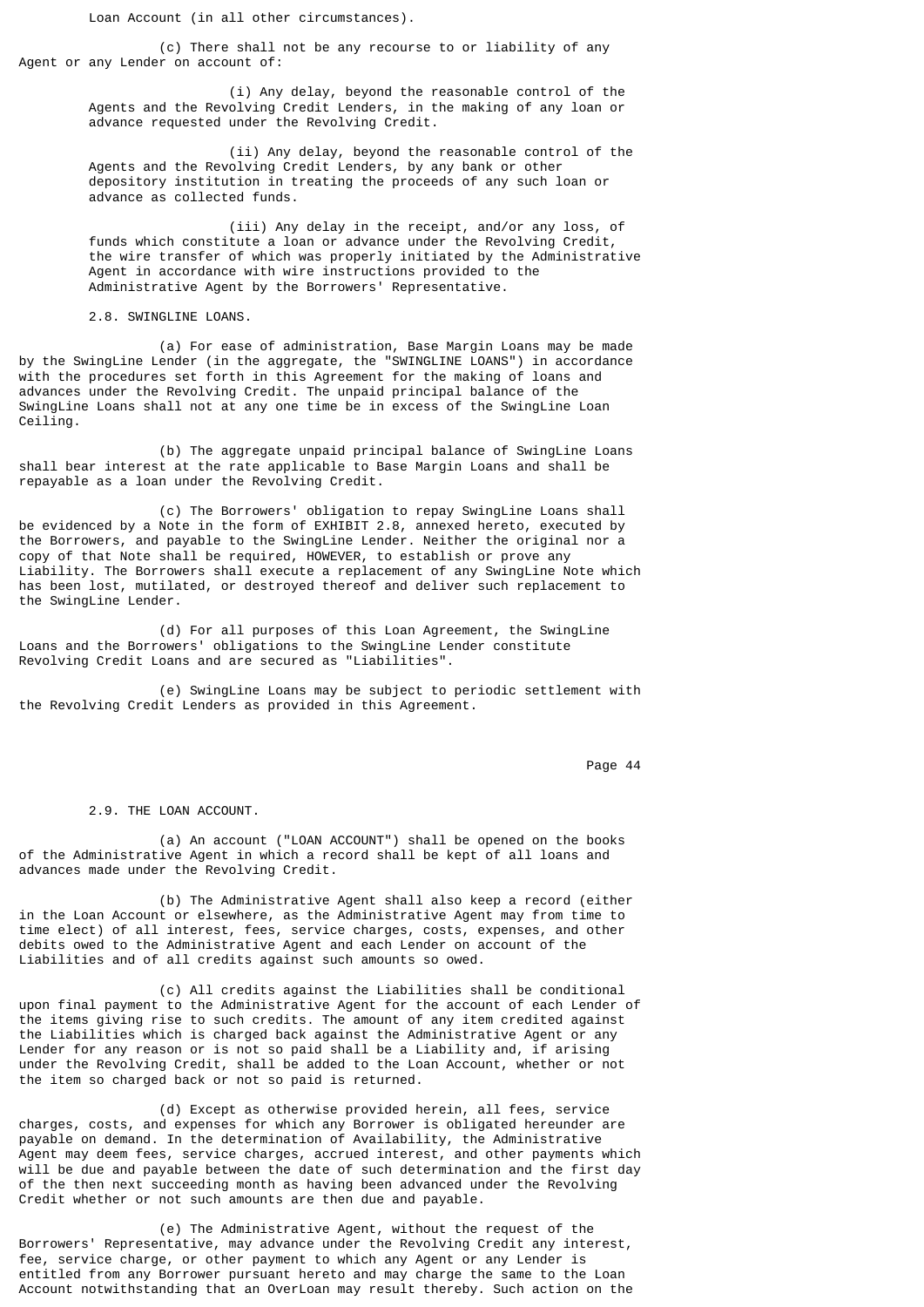Loan Account (in all other circumstances).

(c) There shall not be any recourse to or liability of any Agent or any Lender on account of:

(i) Any delay, beyond the reasonable control of the Agents and the Revolving Credit Lenders, in the making of any loan or advance requested under the Revolving Credit.

(ii) Any delay, beyond the reasonable control of the Agents and the Revolving Credit Lenders, by any bank or other depository institution in treating the proceeds of any such loan or advance as collected funds.

(iii) Any delay in the receipt, and/or any loss, of funds which constitute a loan or advance under the Revolving Credit, the wire transfer of which was properly initiated by the Administrative Agent in accordance with wire instructions provided to the Administrative Agent by the Borrowers' Representative.

2.8. SWINGLINE LOANS.

(a) For ease of administration, Base Margin Loans may be made by the SwingLine Lender (in the aggregate, the "SWINGLINE LOANS") in accordance with the procedures set forth in this Agreement for the making of loans and advances under the Revolving Credit. The unpaid principal balance of the SwingLine Loans shall not at any one time be in excess of the SwingLine Loan Ceiling.

(b) The aggregate unpaid principal balance of SwingLine Loans shall bear interest at the rate applicable to Base Margin Loans and shall be repayable as a loan under the Revolving Credit.

(c) The Borrowers' obligation to repay SwingLine Loans shall be evidenced by a Note in the form of EXHIBIT 2.8, annexed hereto, executed by the Borrowers, and payable to the SwingLine Lender. Neither the original nor a copy of that Note shall be required, HOWEVER, to establish or prove any Liability. The Borrowers shall execute a replacement of any SwingLine Note which has been lost, mutilated, or destroyed thereof and deliver such replacement to the SwingLine Lender.

(d) For all purposes of this Loan Agreement, the SwingLine Loans and the Borrowers' obligations to the SwingLine Lender constitute Revolving Credit Loans and are secured as "Liabilities".

(e) SwingLine Loans may be subject to periodic settlement with the Revolving Credit Lenders as provided in this Agreement.

2.9. THE LOAN ACCOUNT.

(a) An account ("LOAN ACCOUNT") shall be opened on the books of the Administrative Agent in which a record shall be kept of all loans and advances made under the Revolving Credit.

(b) The Administrative Agent shall also keep a record (either in the Loan Account or elsewhere, as the Administrative Agent may from time to time elect) of all interest, fees, service charges, costs, expenses, and other debits owed to the Administrative Agent and each Lender on account of the Liabilities and of all credits against such amounts so owed.

(c) All credits against the Liabilities shall be conditional upon final payment to the Administrative Agent for the account of each Lender of the items giving rise to such credits. The amount of any item credited against the Liabilities which is charged back against the Administrative Agent or any Lender for any reason or is not so paid shall be a Liability and, if arising under the Revolving Credit, shall be added to the Loan Account, whether or not the item so charged back or not so paid is returned.

(d) Except as otherwise provided herein, all fees, service charges, costs, and expenses for which any Borrower is obligated hereunder are payable on demand. In the determination of Availability, the Administrative Agent may deem fees, service charges, accrued interest, and other payments which will be due and payable between the date of such determination and the first day of the then next succeeding month as having been advanced under the Revolving Credit whether or not such amounts are then due and payable.

(e) The Administrative Agent, without the request of the Borrowers' Representative, may advance under the Revolving Credit any interest, fee, service charge, or other payment to which any Agent or any Lender is entitled from any Borrower pursuant hereto and may charge the same to the Loan Account notwithstanding that an OverLoan may result thereby. Such action on the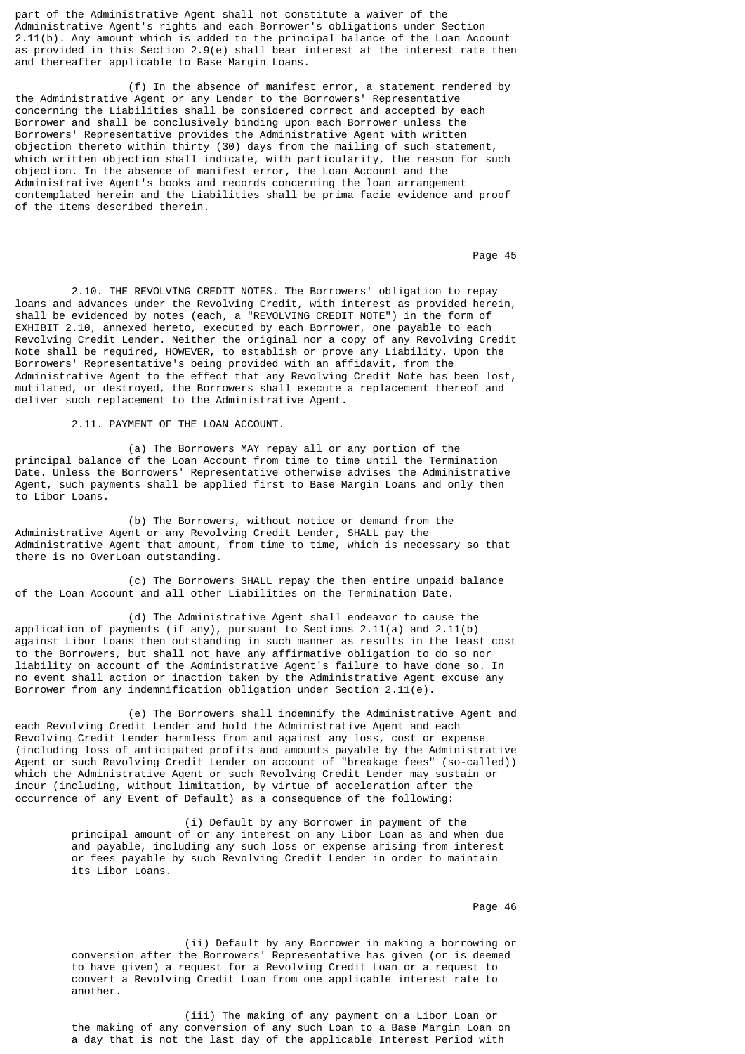part of the Administrative Agent shall not constitute a waiver of the Administrative Agent's rights and each Borrower's obligations under Section 2.11(b). Any amount which is added to the principal balance of the Loan Account as provided in this Section 2.9(e) shall bear interest at the interest rate then and thereafter applicable to Base Margin Loans.

(f) In the absence of manifest error, a statement rendered by the Administrative Agent or any Lender to the Borrowers' Representative concerning the Liabilities shall be considered correct and accepted by each Borrower and shall be conclusively binding upon each Borrower unless the Borrowers' Representative provides the Administrative Agent with written objection thereto within thirty (30) days from the mailing of such statement, which written objection shall indicate, with particularity, the reason for such objection. In the absence of manifest error, the Loan Account and the Administrative Agent's books and records concerning the loan arrangement contemplated herein and the Liabilities shall be prima facie evidence and proof of the items described therein.

2.10. THE REVOLVING CREDIT NOTES. The Borrowers' obligation to repay loans and advances under the Revolving Credit, with interest as provided herein, shall be evidenced by notes (each, a "REVOLVING CREDIT NOTE") in the form of EXHIBIT 2.10, annexed hereto, executed by each Borrower, one payable to each Revolving Credit Lender. Neither the original nor a copy of any Revolving Credit Note shall be required, HOWEVER, to establish or prove any Liability. Upon the Borrowers' Representative's being provided with an affidavit, from the Administrative Agent to the effect that any Revolving Credit Note has been lost, mutilated, or destroyed, the Borrowers shall execute a replacement thereof and deliver such replacement to the Administrative Agent.

2.11. PAYMENT OF THE LOAN ACCOUNT.

(a) The Borrowers MAY repay all or any portion of the principal balance of the Loan Account from time to time until the Termination Date. Unless the Borrowers' Representative otherwise advises the Administrative Agent, such payments shall be applied first to Base Margin Loans and only then to Libor Loans.

(b) The Borrowers, without notice or demand from the Administrative Agent or any Revolving Credit Lender, SHALL pay the Administrative Agent that amount, from time to time, which is necessary so that there is no OverLoan outstanding.

(c) The Borrowers SHALL repay the then entire unpaid balance of the Loan Account and all other Liabilities on the Termination Date.

(d) The Administrative Agent shall endeavor to cause the application of payments (if any), pursuant to Sections 2.11(a) and 2.11(b) against Libor Loans then outstanding in such manner as results in the least cost to the Borrowers, but shall not have any affirmative obligation to do so nor liability on account of the Administrative Agent's failure to have done so. In no event shall action or inaction taken by the Administrative Agent excuse any Borrower from any indemnification obligation under Section 2.11(e).

(e) The Borrowers shall indemnify the Administrative Agent and each Revolving Credit Lender and hold the Administrative Agent and each Revolving Credit Lender harmless from and against any loss, cost or expense (including loss of anticipated profits and amounts payable by the Administrative Agent or such Revolving Credit Lender on account of "breakage fees" (so-called)) which the Administrative Agent or such Revolving Credit Lender may sustain or incur (including, without limitation, by virtue of acceleration after the occurrence of any Event of Default) as a consequence of the following:

(i) Default by any Borrower in payment of the principal amount of or any interest on any Libor Loan as and when due and payable, including any such loss or expense arising from interest or fees payable by such Revolving Credit Lender in order to maintain its Libor Loans.

(ii) Default by any Borrower in making a borrowing or conversion after the Borrowers' Representative has given (or is deemed to have given) a request for a Revolving Credit Loan or a request to convert a Revolving Credit Loan from one applicable interest rate to another.

(iii) The making of any payment on a Libor Loan or the making of any conversion of any such Loan to a Base Margin Loan on a day that is not the last day of the applicable Interest Period with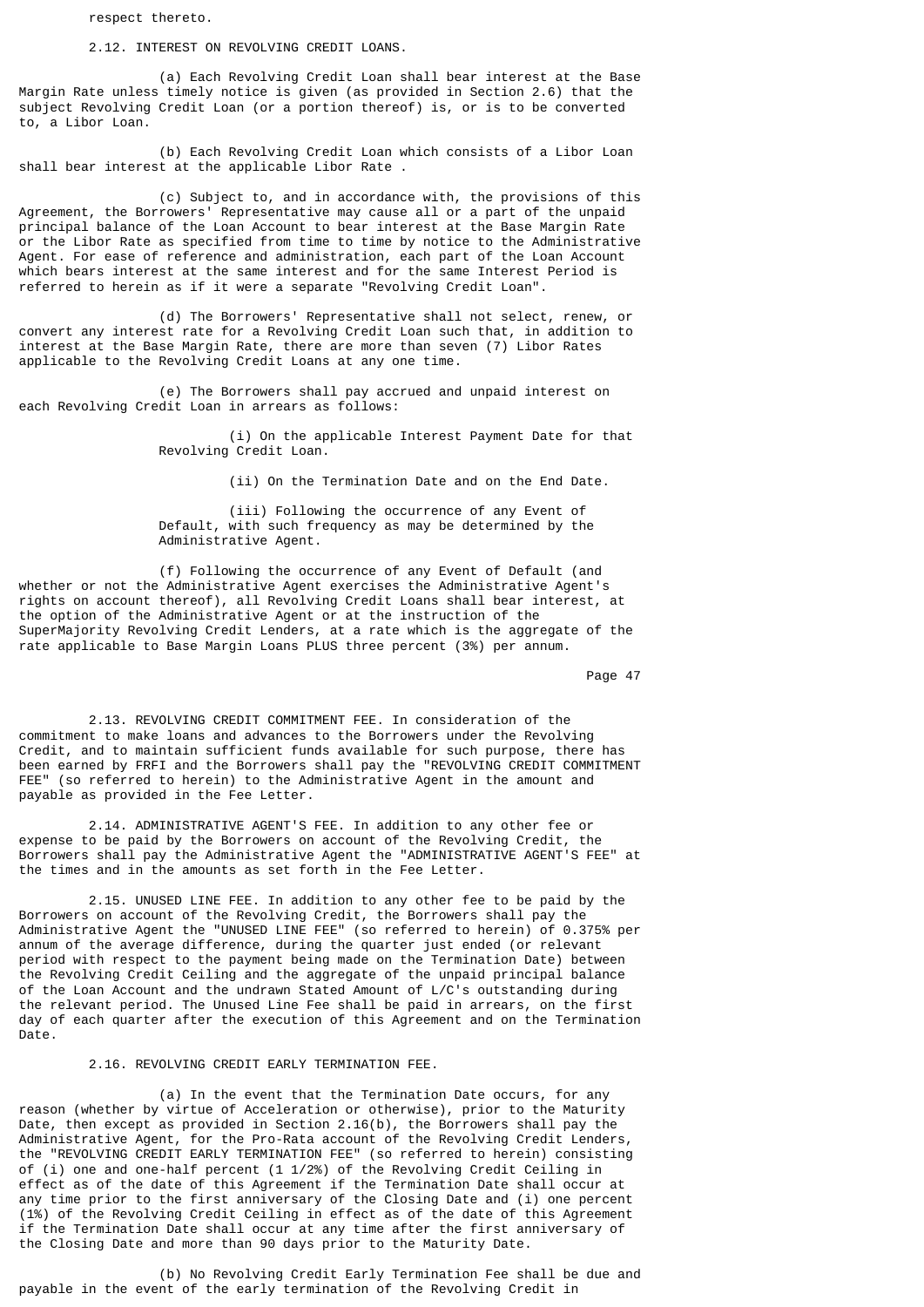respect thereto.

2.12. INTEREST ON REVOLVING CREDIT LOANS.

(a) Each Revolving Credit Loan shall bear interest at the Base Margin Rate unless timely notice is given (as provided in Section 2.6) that the subject Revolving Credit Loan (or a portion thereof) is, or is to be converted to, a Libor Loan.

(b) Each Revolving Credit Loan which consists of a Libor Loan shall bear interest at the applicable Libor Rate .

(c) Subject to, and in accordance with, the provisions of this Agreement, the Borrowers' Representative may cause all or a part of the unpaid principal balance of the Loan Account to bear interest at the Base Margin Rate or the Libor Rate as specified from time to time by notice to the Administrative Agent. For ease of reference and administration, each part of the Loan Account which bears interest at the same interest and for the same Interest Period is referred to herein as if it were a separate "Revolving Credit Loan".

(d) The Borrowers' Representative shall not select, renew, or convert any interest rate for a Revolving Credit Loan such that, in addition to interest at the Base Margin Rate, there are more than seven (7) Libor Rates applicable to the Revolving Credit Loans at any one time.

(e) The Borrowers shall pay accrued and unpaid interest on each Revolving Credit Loan in arrears as follows:

(i) On the applicable Interest Payment Date for that Revolving Credit Loan.

(ii) On the Termination Date and on the End Date.

(iii) Following the occurrence of any Event of Default, with such frequency as may be determined by the Administrative Agent.

(f) Following the occurrence of any Event of Default (and whether or not the Administrative Agent exercises the Administrative Agent's rights on account thereof), all Revolving Credit Loans shall bear interest, at the option of the Administrative Agent or at the instruction of the SuperMajority Revolving Credit Lenders, at a rate which is the aggregate of the rate applicable to Base Margin Loans PLUS three percent (3%) per annum.

2.13. REVOLVING CREDIT COMMITMENT FEE. In consideration of the commitment to make loans and advances to the Borrowers under the Revolving Credit, and to maintain sufficient funds available for such purpose, there has been earned by FRFI and the Borrowers shall pay the "REVOLVING CREDIT COMMITMENT FEE" (so referred to herein) to the Administrative Agent in the amount and payable as provided in the Fee Letter.

2.14. ADMINISTRATIVE AGENT'S FEE. In addition to any other fee or expense to be paid by the Borrowers on account of the Revolving Credit, the Borrowers shall pay the Administrative Agent the "ADMINISTRATIVE AGENT'S FEE" at the times and in the amounts as set forth in the Fee Letter.

2.15. UNUSED LINE FEE. In addition to any other fee to be paid by the Borrowers on account of the Revolving Credit, the Borrowers shall pay the Administrative Agent the "UNUSED LINE FEE" (so referred to herein) of 0.375% per annum of the average difference, during the quarter just ended (or relevant period with respect to the payment being made on the Termination Date) between the Revolving Credit Ceiling and the aggregate of the unpaid principal balance of the Loan Account and the undrawn Stated Amount of L/C's outstanding during the relevant period. The Unused Line Fee shall be paid in arrears, on the first day of each quarter after the execution of this Agreement and on the Termination Date.

2.16. REVOLVING CREDIT EARLY TERMINATION FEE.

(a) In the event that the Termination Date occurs, for any reason (whether by virtue of Acceleration or otherwise), prior to the Maturity Date, then except as provided in Section 2.16(b), the Borrowers shall pay the Administrative Agent, for the Pro-Rata account of the Revolving Credit Lenders, the "REVOLVING CREDIT EARLY TERMINATION FEE" (so referred to herein) consisting of (i) one and one-half percent (1 1/2%) of the Revolving Credit Ceiling in effect as of the date of this Agreement if the Termination Date shall occur at any time prior to the first anniversary of the Closing Date and (i) one percent (1%) of the Revolving Credit Ceiling in effect as of the date of this Agreement if the Termination Date shall occur at any time after the first anniversary of the Closing Date and more than 90 days prior to the Maturity Date.

(b) No Revolving Credit Early Termination Fee shall be due and payable in the event of the early termination of the Revolving Credit in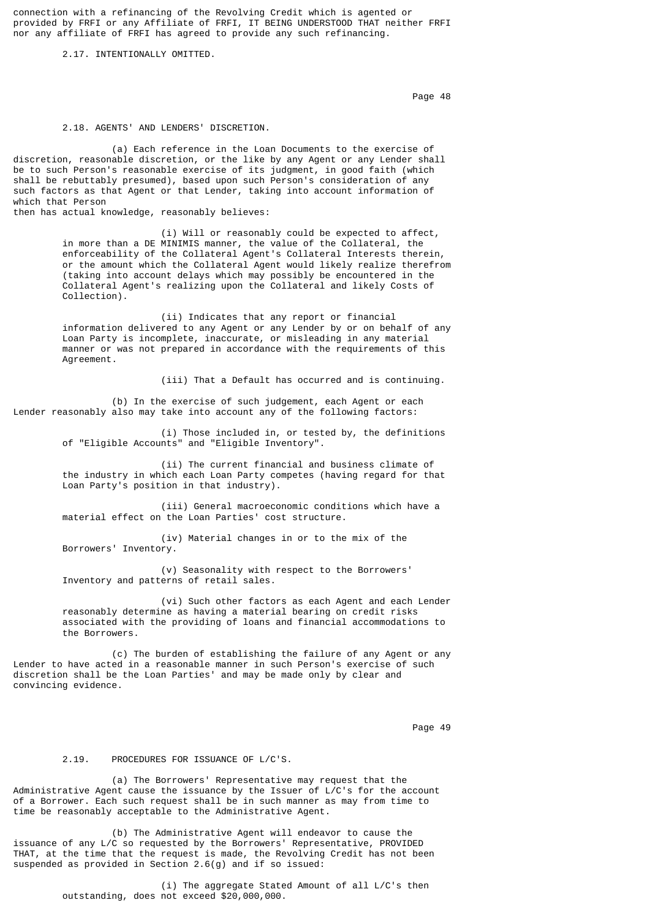connection with a refinancing of the Revolving Credit which is agented or provided by FRFI or any Affiliate of FRFI, IT BEING UNDERSTOOD THAT neither FRFI nor any affiliate of FRFI has agreed to provide any such refinancing.

2.17. INTENTIONALLY OMITTED.

2.18. AGENTS' AND LENDERS' DISCRETION.

(a) Each reference in the Loan Documents to the exercise of discretion, reasonable discretion, or the like by any Agent or any Lender shall be to such Person's reasonable exercise of its judgment, in good faith (which shall be rebuttably presumed), based upon such Person's consideration of any such factors as that Agent or that Lender, taking into account information of which that Person then has actual knowledge, reasonably believes:

(i) Will or reasonably could be expected to affect, in more than a DE MINIMIS manner, the value of the Collateral, the enforceability of the Collateral Agent's Collateral Interests therein, or the amount which the Collateral Agent would likely realize therefrom (taking into account delays which may possibly be encountered in the Collateral Agent's realizing upon the Collateral and likely Costs of Collection).

(ii) Indicates that any report or financial information delivered to any Agent or any Lender by or on behalf of any Loan Party is incomplete, inaccurate, or misleading in any material manner or was not prepared in accordance with the requirements of this Agreement.

(iii) That a Default has occurred and is continuing.

(b) In the exercise of such judgement, each Agent or each Lender reasonably also may take into account any of the following factors:

(i) Those included in, or tested by, the definitions of "Eligible Accounts" and "Eligible Inventory".

(ii) The current financial and business climate of the industry in which each Loan Party competes (having regard for that Loan Party's position in that industry).

(iii) General macroeconomic conditions which have a material effect on the Loan Parties' cost structure.

(iv) Material changes in or to the mix of the Borrowers' Inventory.

(v) Seasonality with respect to the Borrowers' Inventory and patterns of retail sales.

(vi) Such other factors as each Agent and each Lender reasonably determine as having a material bearing on credit risks associated with the providing of loans and financial accommodations to the Borrowers.

(c) The burden of establishing the failure of any Agent or any Lender to have acted in a reasonable manner in such Person's exercise of such discretion shall be the Loan Parties' and may be made only by clear and convincing evidence.

2.19. PROCEDURES FOR ISSUANCE OF L/C'S.

(a) The Borrowers' Representative may request that the Administrative Agent cause the issuance by the Issuer of L/C's for the account of a Borrower. Each such request shall be in such manner as may from time to time be reasonably acceptable to the Administrative Agent.

(b) The Administrative Agent will endeavor to cause the issuance of any L/C so requested by the Borrowers' Representative, PROVIDED THAT, at the time that the request is made, the Revolving Credit has not been suspended as provided in Section 2.6(g) and if so issued:

(i) The aggregate Stated Amount of all L/C's then outstanding, does not exceed $20,000,000.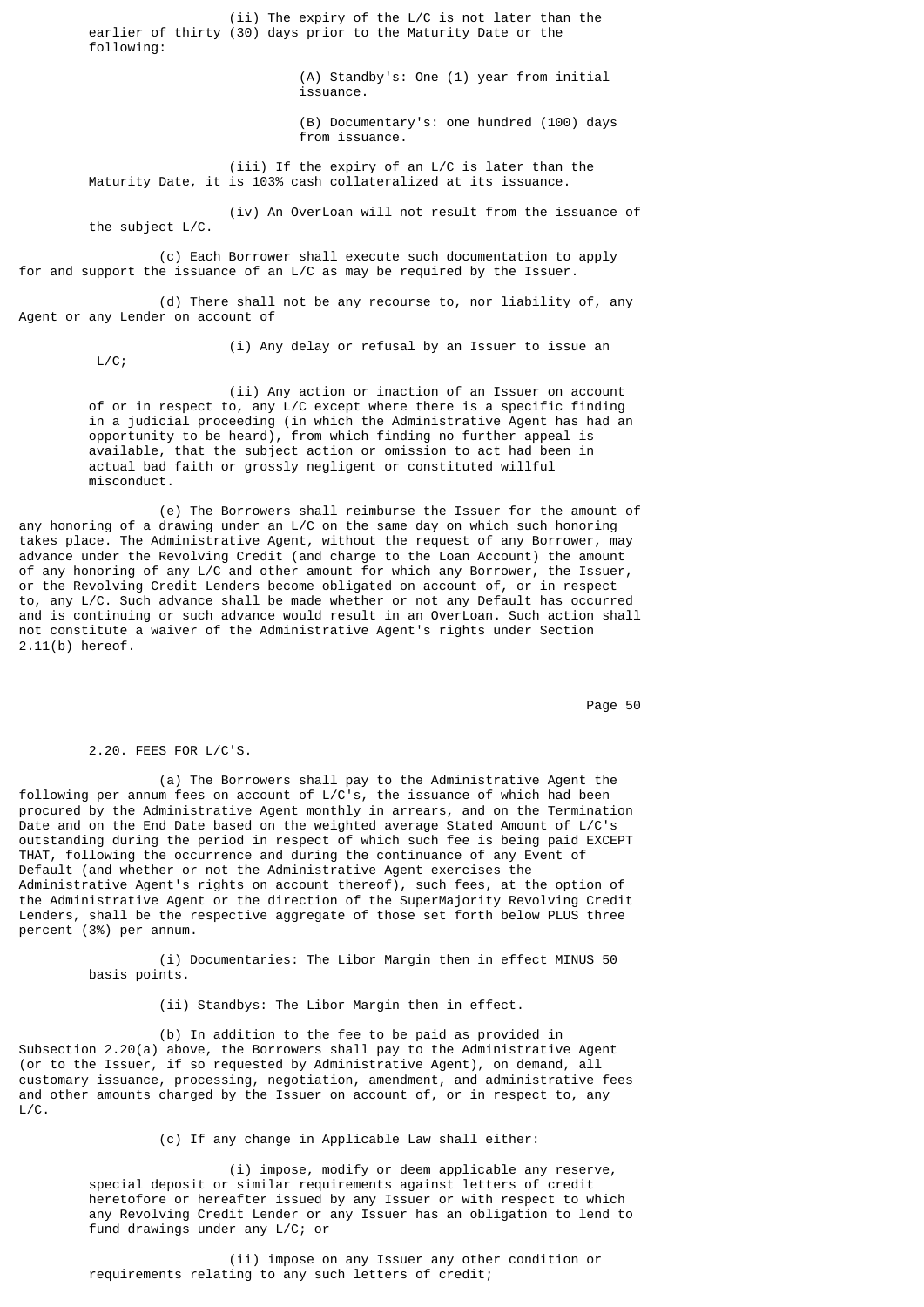(ii) The expiry of the L/C is not later than the earlier of thirty (30) days prior to the Maturity Date or the following:

(A) Standby's: One (1) year from initial issuance.

(B) Documentary's: one hundred (100) days from issuance.

(iii) If the expiry of an L/C is later than the Maturity Date, it is 103% cash collateralized at its issuance.

(iv) An OverLoan will not result from the issuance of the subject L/C.

(c) Each Borrower shall execute such documentation to apply for and support the issuance of an L/C as may be required by the Issuer.

(d) There shall not be any recourse to, nor liability of, any Agent or any Lender on account of

(i) Any delay or refusal by an Issuer to issue an L/C;

(ii) Any action or inaction of an Issuer on account of or in respect to, any L/C except where there is a specific finding in a judicial proceeding (in which the Administrative Agent has had an opportunity to be heard), from which finding no further appeal is available, that the subject action or omission to act had been in actual bad faith or grossly negligent or constituted willful misconduct.

(e) The Borrowers shall reimburse the Issuer for the amount of any honoring of a drawing under an L/C on the same day on which such honoring takes place. The Administrative Agent, without the request of any Borrower, may advance under the Revolving Credit (and charge to the Loan Account) the amount of any honoring of any L/C and other amount for which any Borrower, the Issuer, or the Revolving Credit Lenders become obligated on account of, or in respect to, any L/C. Such advance shall be made whether or not any Default has occurred and is continuing or such advance would result in an OverLoan. Such action shall not constitute a waiver of the Administrative Agent's rights under Section 2.11(b) hereof.

2.20. FEES FOR L/C'S.

(a) The Borrowers shall pay to the Administrative Agent the following per annum fees on account of L/C's, the issuance of which had been procured by the Administrative Agent monthly in arrears, and on the Termination Date and on the End Date based on the weighted average Stated Amount of L/C's outstanding during the period in respect of which such fee is being paid EXCEPT THAT, following the occurrence and during the continuance of any Event of Default (and whether or not the Administrative Agent exercises the Administrative Agent's rights on account thereof), such fees, at the option of the Administrative Agent or the direction of the SuperMajority Revolving Credit Lenders, shall be the respective aggregate of those set forth below PLUS three percent (3%) per annum.

(i) Documentaries: The Libor Margin then in effect MINUS 50 basis points.

(ii) Standbys: The Libor Margin then in effect.

(b) In addition to the fee to be paid as provided in Subsection 2.20(a) above, the Borrowers shall pay to the Administrative Agent (or to the Issuer, if so requested by Administrative Agent), on demand, all customary issuance, processing, negotiation, amendment, and administrative fees and other amounts charged by the Issuer on account of, or in respect to, any L/C.

(c) If any change in Applicable Law shall either:

(i) impose, modify or deem applicable any reserve, special deposit or similar requirements against letters of credit heretofore or hereafter issued by any Issuer or with respect to which any Revolving Credit Lender or any Issuer has an obligation to lend to fund drawings under any L/C; or

(ii) impose on any Issuer any other condition or requirements relating to any such letters of credit;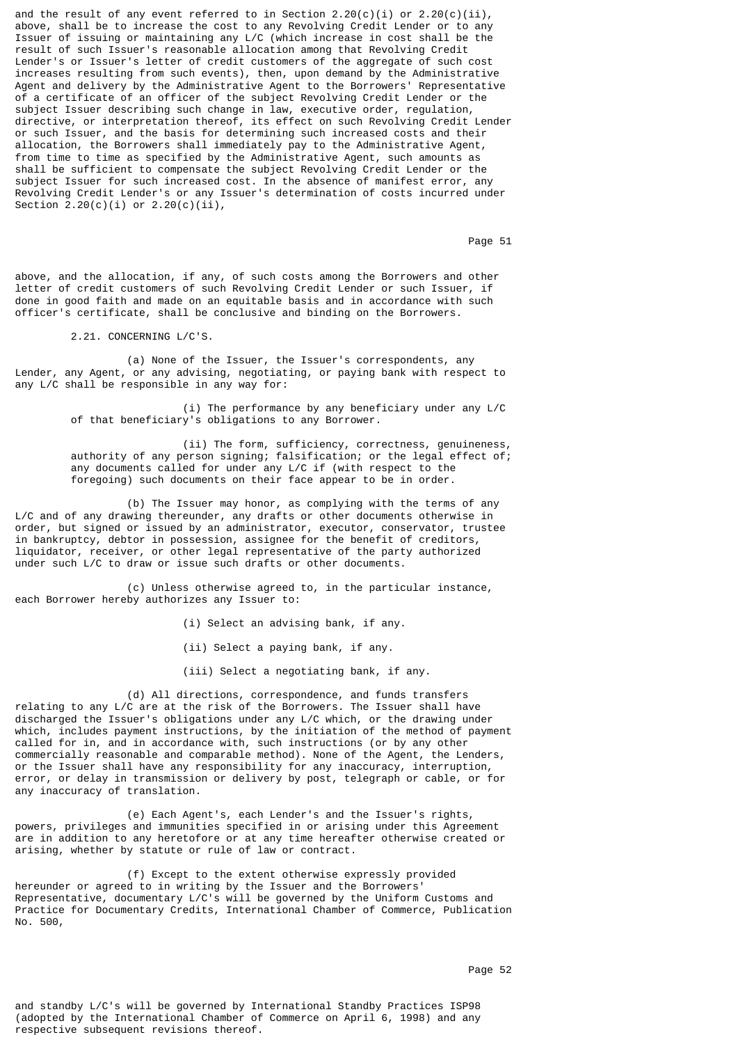and the result of any event referred to in Section 2.20(c)(i) or 2.20(c)(ii), above, shall be to increase the cost to any Revolving Credit Lender or to any Issuer of issuing or maintaining any L/C (which increase in cost shall be the result of such Issuer's reasonable allocation among that Revolving Credit Lender's or Issuer's letter of credit customers of the aggregate of such cost increases resulting from such events), then, upon demand by the Administrative Agent and delivery by the Administrative Agent to the Borrowers' Representative of a certificate of an officer of the subject Revolving Credit Lender or the subject Issuer describing such change in law, executive order, regulation, directive, or interpretation thereof, its effect on such Revolving Credit Lender or such Issuer, and the basis for determining such increased costs and their allocation, the Borrowers shall immediately pay to the Administrative Agent, from time to time as specified by the Administrative Agent, such amounts as shall be sufficient to compensate the subject Revolving Credit Lender or the subject Issuer for such increased cost. In the absence of manifest error, any Revolving Credit Lender's or any Issuer's determination of costs incurred under Section 2.20(c)(i) or 2.20(c)(ii), above, and the allocation, if any, of such costs among the Borrowers and other letter of credit customers of such Revolving Credit Lender or such Issuer, if done in good faith and made on an equitable basis and in accordance with such officer's certificate, shall be conclusive and binding on the Borrowers.

2.21. CONCERNING L/C'S.

(a) None of the Issuer, the Issuer's correspondents, any Lender, any Agent, or any advising, negotiating, or paying bank with respect to any L/C shall be responsible in any way for:

(i) The performance by any beneficiary under any L/C of that beneficiary's obligations to any Borrower.

(ii) The form, sufficiency, correctness, genuineness, authority of any person signing; falsification; or the legal effect of; any documents called for under any L/C if (with respect to the foregoing) such documents on their face appear to be in order.

(b) The Issuer may honor, as complying with the terms of any L/C and of any drawing thereunder, any drafts or other documents otherwise in order, but signed or issued by an administrator, executor, conservator, trustee in bankruptcy, debtor in possession, assignee for the benefit of creditors, liquidator, receiver, or other legal representative of the party authorized under such L/C to draw or issue such drafts or other documents.

(c) Unless otherwise agreed to, in the particular instance, each Borrower hereby authorizes any Issuer to:

(i) Select an advising bank, if any.

(ii) Select a paying bank, if any.

(iii) Select a negotiating bank, if any.

(d) All directions, correspondence, and funds transfers relating to any L/C are at the risk of the Borrowers. The Issuer shall have discharged the Issuer's obligations under any L/C which, or the drawing under which, includes payment instructions, by the initiation of the method of payment called for in, and in accordance with, such instructions (or by any other commercially reasonable and comparable method). None of the Agent, the Lenders, or the Issuer shall have any responsibility for any inaccuracy, interruption, error, or delay in transmission or delivery by post, telegraph or cable, or for any inaccuracy of translation.

(e) Each Agent's, each Lender's and the Issuer's rights, powers, privileges and immunities specified in or arising under this Agreement are in addition to any heretofore or at any time hereafter otherwise created or arising, whether by statute or rule of law or contract.

(f) Except to the extent otherwise expressly provided hereunder or agreed to in writing by the Issuer and the Borrowers' Representative, documentary L/C's will be governed by the Uniform Customs and Practice for Documentary Credits, International Chamber of Commerce, Publication No. 500, and standby L/C's will be governed by International Standby Practices ISP98 (adopted by the International Chamber of Commerce on April 6, 1998) and any respective subsequent revisions thereof.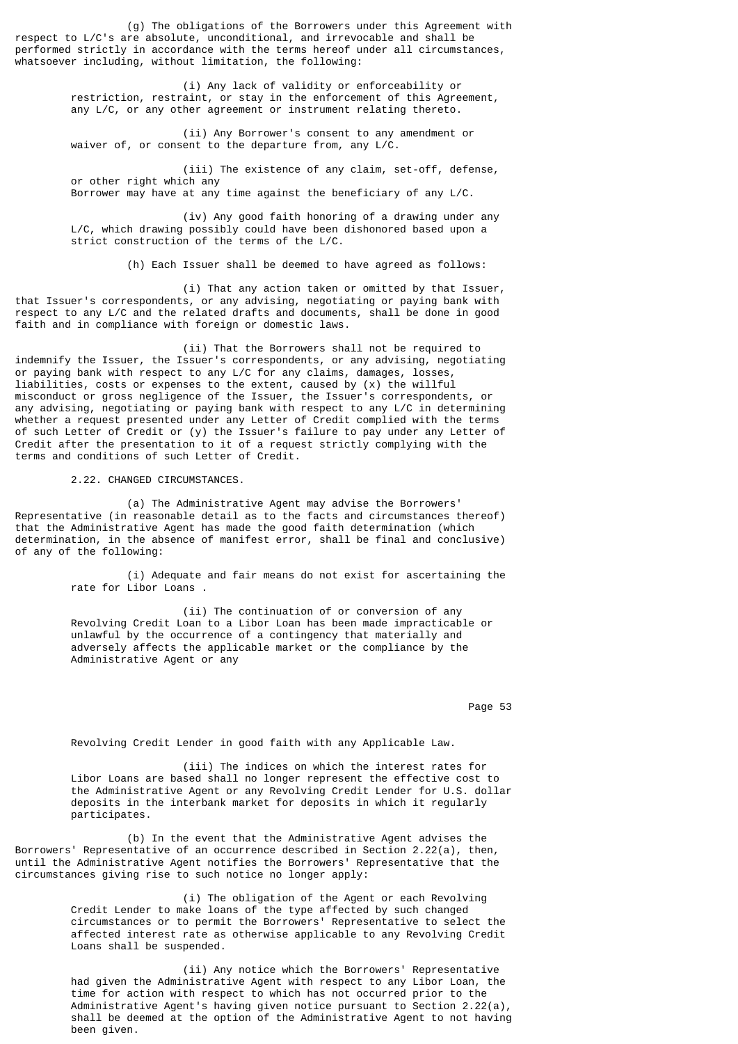(g) The obligations of the Borrowers under this Agreement with respect to L/C's are absolute, unconditional, and irrevocable and shall be performed strictly in accordance with the terms hereof under all circumstances, whatsoever including, without limitation, the following:

(i) Any lack of validity or enforceability or restriction, restraint, or stay in the enforcement of this Agreement, any L/C, or any other agreement or instrument relating thereto.

(ii) Any Borrower's consent to any amendment or waiver of, or consent to the departure from, any L/C.

(iii) The existence of any claim, set-off, defense, or other right which any Borrower may have at any time against the beneficiary of any L/C.

(iv) Any good faith honoring of a drawing under any L/C, which drawing possibly could have been dishonored based upon a strict construction of the terms of the L/C.

(h) Each Issuer shall be deemed to have agreed as follows:

(i) That any action taken or omitted by that Issuer, that Issuer's correspondents, or any advising, negotiating or paying bank with respect to any L/C and the related drafts and documents, shall be done in good faith and in compliance with foreign or domestic laws.

(ii) That the Borrowers shall not be required to indemnify the Issuer, the Issuer's correspondents, or any advising, negotiating or paying bank with respect to any L/C for any claims, damages, losses, liabilities, costs or expenses to the extent, caused by (x) the willful misconduct or gross negligence of the Issuer, the Issuer's correspondents, or any advising, negotiating or paying bank with respect to any L/C in determining whether a request presented under any Letter of Credit complied with the terms of such Letter of Credit or (y) the Issuer's failure to pay under any Letter of Credit after the presentation to it of a request strictly complying with the terms and conditions of such Letter of Credit.

2.22. CHANGED CIRCUMSTANCES.

(a) The Administrative Agent may advise the Borrowers' Representative (in reasonable detail as to the facts and circumstances thereof) that the Administrative Agent has made the good faith determination (which determination, in the absence of manifest error, shall be final and conclusive) of any of the following:

(i) Adequate and fair means do not exist for ascertaining the rate for Libor Loans .

(ii) The continuation of or conversion of any Revolving Credit Loan to a Libor Loan has been made impracticable or unlawful by the occurrence of a contingency that materially and adversely affects the applicable market or the compliance by the Administrative Agent or any Revolving Credit Lender in good faith with any Applicable Law.

(iii) The indices on which the interest rates for Libor Loans are based shall no longer represent the effective cost to the Administrative Agent or any Revolving Credit Lender for U.S. dollar deposits in the interbank market for deposits in which it regularly participates.

(b) In the event that the Administrative Agent advises the Borrowers' Representative of an occurrence described in Section 2.22(a), then, until the Administrative Agent notifies the Borrowers' Representative that the circumstances giving rise to such notice no longer apply:

(i) The obligation of the Agent or each Revolving Credit Lender to make loans of the type affected by such changed circumstances or to permit the Borrowers' Representative to select the affected interest rate as otherwise applicable to any Revolving Credit Loans shall be suspended.

(ii) Any notice which the Borrowers' Representative had given the Administrative Agent with respect to any Libor Loan, the time for action with respect to which has not occurred prior to the Administrative Agent's having given notice pursuant to Section 2.22(a), shall be deemed at the option of the Administrative Agent to not having been given.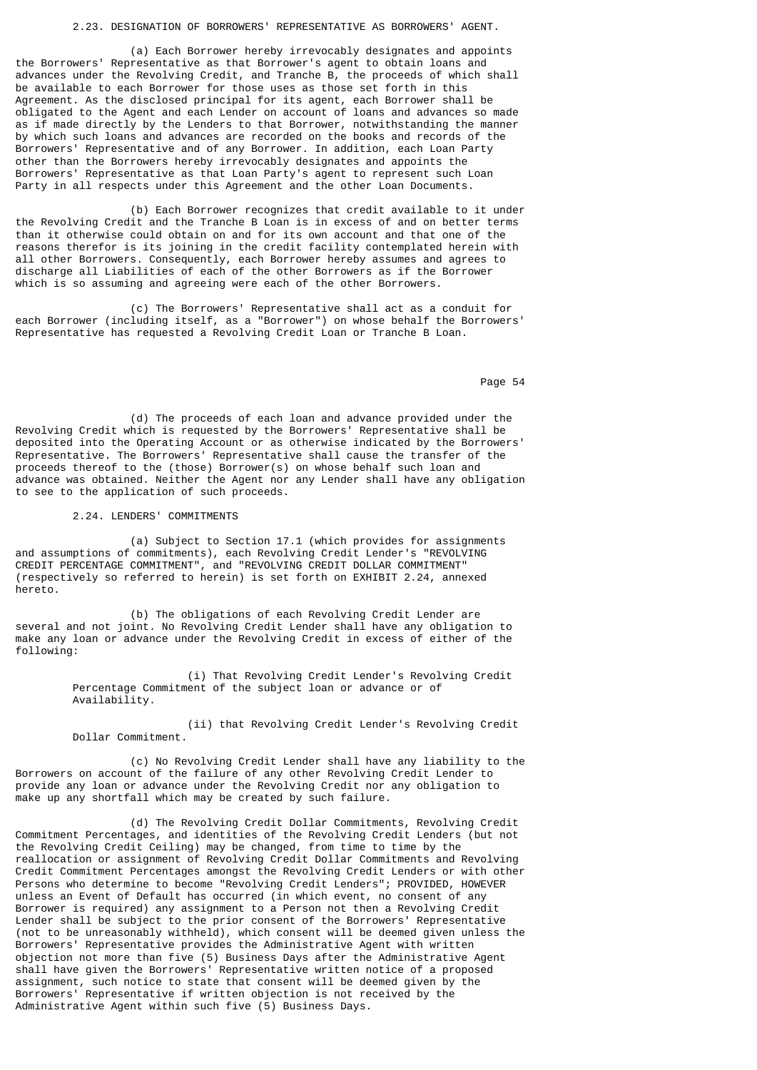2.23. DESIGNATION OF BORROWERS' REPRESENTATIVE AS BORROWERS' AGENT.

(a) Each Borrower hereby irrevocably designates and appoints the Borrowers' Representative as that Borrower's agent to obtain loans and advances under the Revolving Credit, and Tranche B, the proceeds of which shall be available to each Borrower for those uses as those set forth in this Agreement. As the disclosed principal for its agent, each Borrower shall be obligated to the Agent and each Lender on account of loans and advances so made as if made directly by the Lenders to that Borrower, notwithstanding the manner by which such loans and advances are recorded on the books and records of the Borrowers' Representative and of any Borrower. In addition, each Loan Party other than the Borrowers hereby irrevocably designates and appoints the Borrowers' Representative as that Loan Party's agent to represent such Loan Party in all respects under this Agreement and the other Loan Documents.

(b) Each Borrower recognizes that credit available to it under the Revolving Credit and the Tranche B Loan is in excess of and on better terms than it otherwise could obtain on and for its own account and that one of the reasons therefor is its joining in the credit facility contemplated herein with all other Borrowers. Consequently, each Borrower hereby assumes and agrees to discharge all Liabilities of each of the other Borrowers as if the Borrower which is so assuming and agreeing were each of the other Borrowers.

(c) The Borrowers' Representative shall act as a conduit for each Borrower (including itself, as a "Borrower") on whose behalf the Borrowers' Representative has requested a Revolving Credit Loan or Tranche B Loan.

(d) The proceeds of each loan and advance provided under the Revolving Credit which is requested by the Borrowers' Representative shall be deposited into the Operating Account or as otherwise indicated by the Borrowers' Representative. The Borrowers' Representative shall cause the transfer of the proceeds thereof to the (those) Borrower(s) on whose behalf such loan and advance was obtained. Neither the Agent nor any Lender shall have any obligation to see to the application of such proceeds.

2.24. LENDERS' COMMITMENTS

(a) Subject to Section 17.1 (which provides for assignments and assumptions of commitments), each Revolving Credit Lender's "REVOLVING CREDIT PERCENTAGE COMMITMENT", and "REVOLVING CREDIT DOLLAR COMMITMENT" (respectively so referred to herein) is set forth on EXHIBIT 2.24, annexed hereto.

(b) The obligations of each Revolving Credit Lender are several and not joint. No Revolving Credit Lender shall have any obligation to make any loan or advance under the Revolving Credit in excess of either of the following:

(i) That Revolving Credit Lender's Revolving Credit Percentage Commitment of the subject loan or advance or of Availability.

(ii) that Revolving Credit Lender's Revolving Credit Dollar Commitment.

(c) No Revolving Credit Lender shall have any liability to the Borrowers on account of the failure of any other Revolving Credit Lender to provide any loan or advance under the Revolving Credit nor any obligation to make up any shortfall which may be created by such failure.

(d) The Revolving Credit Dollar Commitments, Revolving Credit Commitment Percentages, and identities of the Revolving Credit Lenders (but not the Revolving Credit Ceiling) may be changed, from time to time by the reallocation or assignment of Revolving Credit Dollar Commitments and Revolving Credit Commitment Percentages amongst the Revolving Credit Lenders or with other Persons who determine to become "Revolving Credit Lenders"; PROVIDED, HOWEVER unless an Event of Default has occurred (in which event, no consent of any Borrower is required) any assignment to a Person not then a Revolving Credit Lender shall be subject to the prior consent of the Borrowers' Representative (not to be unreasonably withheld), which consent will be deemed given unless the Borrowers' Representative provides the Administrative Agent with written objection not more than five (5) Business Days after the Administrative Agent shall have given the Borrowers' Representative written notice of a proposed assignment, such notice to state that consent will be deemed given by the Borrowers' Representative if written objection is not received by the Administrative Agent within such five (5) Business Days.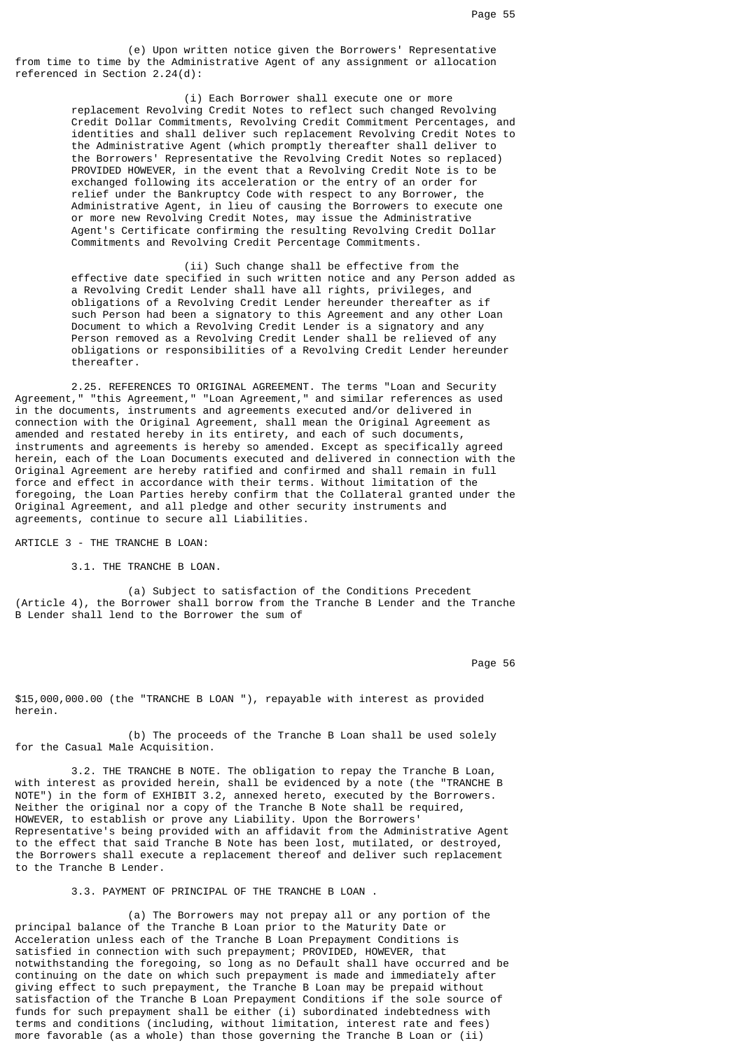(e) Upon written notice given the Borrowers' Representative from time to time by the Administrative Agent of any assignment or allocation referenced in Section 2.24(d):

(i) Each Borrower shall execute one or more replacement Revolving Credit Notes to reflect such changed Revolving Credit Dollar Commitments, Revolving Credit Commitment Percentages, and identities and shall deliver such replacement Revolving Credit Notes to the Administrative Agent (which promptly thereafter shall deliver to the Borrowers' Representative the Revolving Credit Notes so replaced) PROVIDED HOWEVER, in the event that a Revolving Credit Note is to be exchanged following its acceleration or the entry of an order for relief under the Bankruptcy Code with respect to any Borrower, the Administrative Agent, in lieu of causing the Borrowers to execute one or more new Revolving Credit Notes, may issue the Administrative Agent's Certificate confirming the resulting Revolving Credit Dollar Commitments and Revolving Credit Percentage Commitments.

(ii) Such change shall be effective from the effective date specified in such written notice and any Person added as a Revolving Credit Lender shall have all rights, privileges, and obligations of a Revolving Credit Lender hereunder thereafter as if such Person had been a signatory to this Agreement and any other Loan Document to which a Revolving Credit Lender is a signatory and any Person removed as a Revolving Credit Lender shall be relieved of any obligations or responsibilities of a Revolving Credit Lender hereunder thereafter.

2.25. REFERENCES TO ORIGINAL AGREEMENT. The terms "Loan and Security Agreement," "this Agreement," "Loan Agreement," and similar references as used in the documents, instruments and agreements executed and/or delivered in connection with the Original Agreement, shall mean the Original Agreement as amended and restated hereby in its entirety, and each of such documents, instruments and agreements is hereby so amended. Except as specifically agreed herein, each of the Loan Documents executed and delivered in connection with the Original Agreement are hereby ratified and confirmed and shall remain in full force and effect in accordance with their terms. Without limitation of the foregoing, the Loan Parties hereby confirm that the Collateral granted under the Original Agreement, and all pledge and other security instruments and agreements, continue to secure all Liabilities.

## ARTICLE 3 - THE TRANCHE B LOAN:

3.1. THE TRANCHE B LOAN.

(a) Subject to satisfaction of the Conditions Precedent (Article 4), the Borrower shall borrow from the Tranche B Lender and the Tranche B Lender shall lend to the Borrower the sum of $15,000,000.00 (the "TRANCHE B LOAN "), repayable with interest as provided herein.

(b) The proceeds of the Tranche B Loan shall be used solely for the Casual Male Acquisition.

3.2. THE TRANCHE B NOTE. The obligation to repay the Tranche B Loan, with interest as provided herein, shall be evidenced by a note (the "TRANCHE B NOTE") in the form of EXHIBIT 3.2, annexed hereto, executed by the Borrowers. Neither the original nor a copy of the Tranche B Note shall be required, HOWEVER, to establish or prove any Liability. Upon the Borrowers' Representative's being provided with an affidavit from the Administrative Agent to the effect that said Tranche B Note has been lost, mutilated, or destroyed, the Borrowers shall execute a replacement thereof and deliver such replacement to the Tranche B Lender.

3.3. PAYMENT OF PRINCIPAL OF THE TRANCHE B LOAN .

(a) The Borrowers may not prepay all or any portion of the principal balance of the Tranche B Loan prior to the Maturity Date or Acceleration unless each of the Tranche B Loan Prepayment Conditions is satisfied in connection with such prepayment; PROVIDED, HOWEVER, that notwithstanding the foregoing, so long as no Default shall have occurred and be continuing on the date on which such prepayment is made and immediately after giving effect to such prepayment, the Tranche B Loan may be prepaid without satisfaction of the Tranche B Loan Prepayment Conditions if the sole source of funds for such prepayment shall be either (i) subordinated indebtedness with terms and conditions (including, without limitation, interest rate and fees) more favorable (as a whole) than those governing the Tranche B Loan or (ii)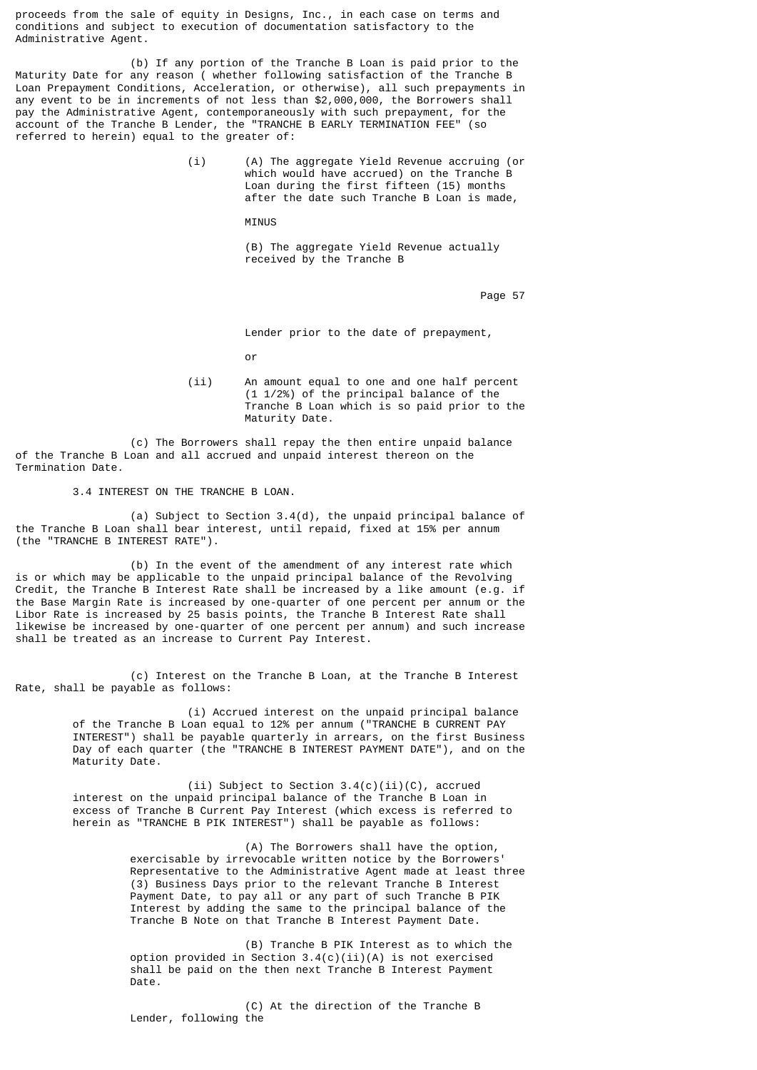proceeds from the sale of equity in Designs, Inc., in each case on terms and conditions and subject to execution of documentation satisfactory to the Administrative Agent.

(b) If any portion of the Tranche B Loan is paid prior to the Maturity Date for any reason ( whether following satisfaction of the Tranche B Loan Prepayment Conditions, Acceleration, or otherwise), all such prepayments in any event to be in increments of not less than $2,000,000, the Borrowers shall pay the Administrative Agent, contemporaneously with such prepayment, for the account of the Tranche B Lender, the "TRANCHE B EARLY TERMINATION FEE" (so referred to herein) equal to the greater of:

(i) (A) The aggregate Yield Revenue accruing (or which would have accrued) on the Tranche B Loan during the first fifteen (15) months after the date such Tranche B Loan is made,

MINUS

(B) The aggregate Yield Revenue actually received by the Tranche B Lender prior to the date of prepayment,

or

(ii) An amount equal to one and one half percent (1 1/2%) of the principal balance of the Tranche B Loan which is so paid prior to the Maturity Date.

(c) The Borrowers shall repay the then entire unpaid balance of the Tranche B Loan and all accrued and unpaid interest thereon on the Termination Date.

3.4 INTEREST ON THE TRANCHE B LOAN.

(a) Subject to Section 3.4(d), the unpaid principal balance of the Tranche B Loan shall bear interest, until repaid, fixed at 15% per annum (the "TRANCHE B INTEREST RATE").

(b) In the event of the amendment of any interest rate which is or which may be applicable to the unpaid principal balance of the Revolving Credit, the Tranche B Interest Rate shall be increased by a like amount (e.g. if the Base Margin Rate is increased by one-quarter of one percent per annum or the Libor Rate is increased by 25 basis points, the Tranche B Interest Rate shall likewise be increased by one-quarter of one percent per annum) and such increase shall be treated as an increase to Current Pay Interest.

(c) Interest on the Tranche B Loan, at the Tranche B Interest Rate, shall be payable as follows:

(i) Accrued interest on the unpaid principal balance of the Tranche B Loan equal to 12% per annum ("TRANCHE B CURRENT PAY INTEREST") shall be payable quarterly in arrears, on the first Business Day of each quarter (the "TRANCHE B INTEREST PAYMENT DATE"), and on the Maturity Date.

(ii) Subject to Section 3.4(c)(ii)(C), accrued interest on the unpaid principal balance of the Tranche B Loan in excess of Tranche B Current Pay Interest (which excess is referred to herein as "TRANCHE B PIK INTEREST") shall be payable as follows:

(A) The Borrowers shall have the option, exercisable by irrevocable written notice by the Borrowers' Representative to the Administrative Agent made at least three (3) Business Days prior to the relevant Tranche B Interest Payment Date, to pay all or any part of such Tranche B PIK Interest by adding the same to the principal balance of the Tranche B Note on that Tranche B Interest Payment Date.

(B) Tranche B PIK Interest as to which the option provided in Section 3.4(c)(ii)(A) is not exercised shall be paid on the then next Tranche B Interest Payment Date.

(C) At the direction of the Tranche B Lender, following the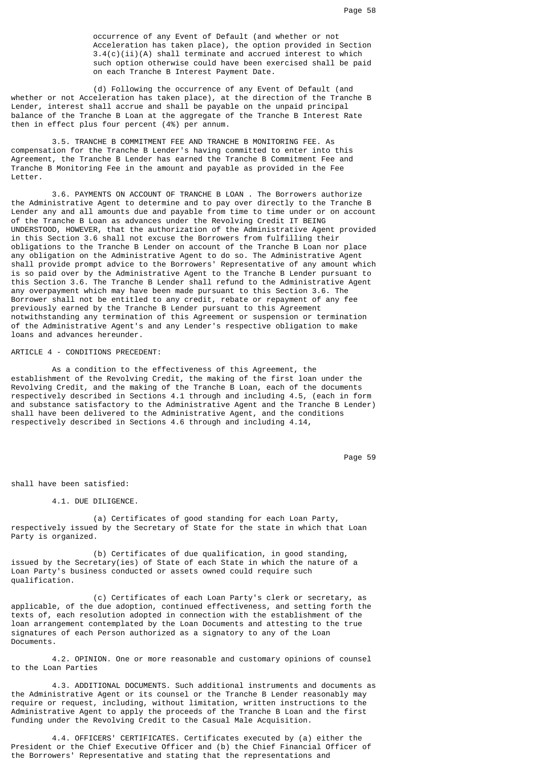occurrence of any Event of Default (and whether or not Acceleration has taken place), the option provided in Section 3.4(c)(ii)(A) shall terminate and accrued interest to which such option otherwise could have been exercised shall be paid on each Tranche B Interest Payment Date.

(d) Following the occurrence of any Event of Default (and whether or not Acceleration has taken place), at the direction of the Tranche B Lender, interest shall accrue and shall be payable on the unpaid principal balance of the Tranche B Loan at the aggregate of the Tranche B Interest Rate then in effect plus four percent (4%) per annum.

3.5. TRANCHE B COMMITMENT FEE AND TRANCHE B MONITORING FEE. As compensation for the Tranche B Lender's having committed to enter into this Agreement, the Tranche B Lender has earned the Tranche B Commitment Fee and Tranche B Monitoring Fee in the amount and payable as provided in the Fee Letter.

3.6. PAYMENTS ON ACCOUNT OF TRANCHE B LOAN . The Borrowers authorize the Administrative Agent to determine and to pay over directly to the Tranche B Lender any and all amounts due and payable from time to time under or on account of the Tranche B Loan as advances under the Revolving Credit IT BEING UNDERSTOOD, HOWEVER, that the authorization of the Administrative Agent provided in this Section 3.6 shall not excuse the Borrowers from fulfilling their obligations to the Tranche B Lender on account of the Tranche B Loan nor place any obligation on the Administrative Agent to do so. The Administrative Agent shall provide prompt advice to the Borrowers' Representative of any amount which is so paid over by the Administrative Agent to the Tranche B Lender pursuant to this Section 3.6. The Tranche B Lender shall refund to the Administrative Agent any overpayment which may have been made pursuant to this Section 3.6. The Borrower shall not be entitled to any credit, rebate or repayment of any fee previously earned by the Tranche B Lender pursuant to this Agreement notwithstanding any termination of this Agreement or suspension or termination of the Administrative Agent's and any Lender's respective obligation to make loans and advances hereunder.

ARTICLE 4 - CONDITIONS PRECEDENT:

As a condition to the effectiveness of this Agreement, the establishment of the Revolving Credit, the making of the first loan under the Revolving Credit, and the making of the Tranche B Loan, each of the documents respectively described in Sections 4.1 through and including 4.5, (each in form and substance satisfactory to the Administrative Agent and the Tranche B Lender) shall have been delivered to the Administrative Agent, and the conditions respectively described in Sections 4.6 through and including 4.14, shall have been satisfied:

4.1. DUE DILIGENCE.

(a) Certificates of good standing for each Loan Party, respectively issued by the Secretary of State for the state in which that Loan Party is organized.

(b) Certificates of due qualification, in good standing, issued by the Secretary(ies) of State of each State in which the nature of a Loan Party's business conducted or assets owned could require such qualification.

(c) Certificates of each Loan Party's clerk or secretary, as applicable, of the due adoption, continued effectiveness, and setting forth the texts of, each resolution adopted in connection with the establishment of the loan arrangement contemplated by the Loan Documents and attesting to the true signatures of each Person authorized as a signatory to any of the Loan Documents.

4.2. OPINION. One or more reasonable and customary opinions of counsel to the Loan Parties

4.3. ADDITIONAL DOCUMENTS. Such additional instruments and documents as the Administrative Agent or its counsel or the Tranche B Lender reasonably may require or request, including, without limitation, written instructions to the Administrative Agent to apply the proceeds of the Tranche B Loan and the first funding under the Revolving Credit to the Casual Male Acquisition.

4.4. OFFICERS' CERTIFICATES. Certificates executed by (a) either the President or the Chief Executive Officer and (b) the Chief Financial Officer of the Borrowers' Representative and stating that the representations and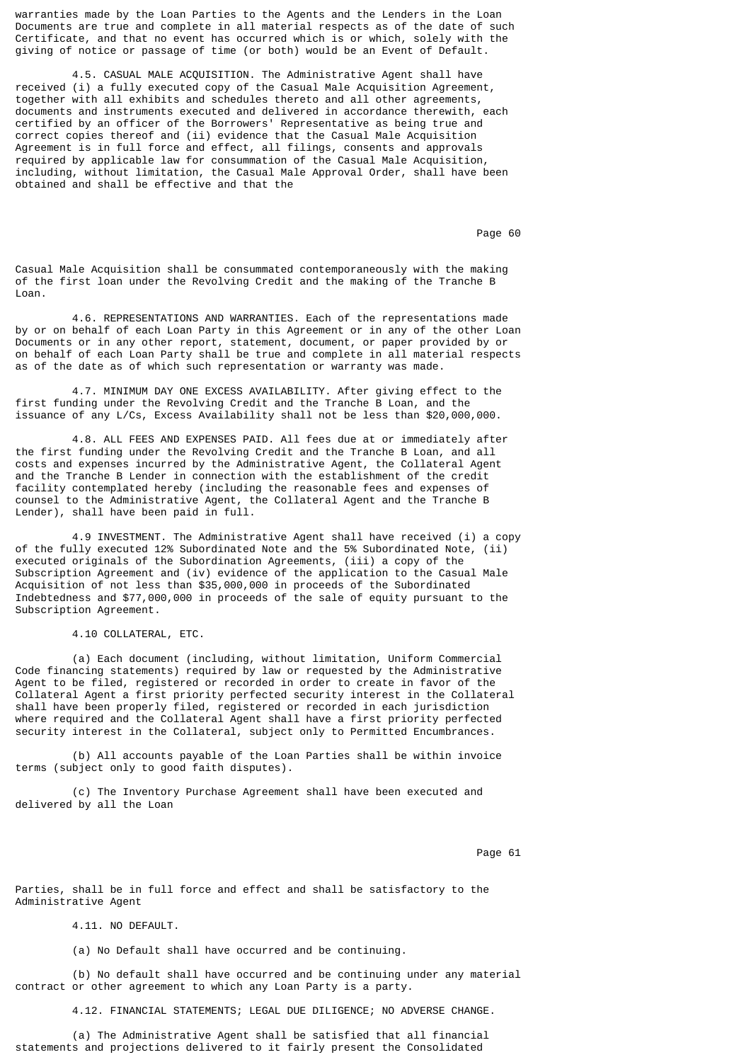warranties made by the Loan Parties to the Agents and the Lenders in the Loan Documents are true and complete in all material respects as of the date of such Certificate, and that no event has occurred which is or which, solely with the giving of notice or passage of time (or both) would be an Event of Default.

4.5. CASUAL MALE ACQUISITION. The Administrative Agent shall have received (i) a fully executed copy of the Casual Male Acquisition Agreement, together with all exhibits and schedules thereto and all other agreements, documents and instruments executed and delivered in accordance therewith, each certified by an officer of the Borrowers' Representative as being true and correct copies thereof and (ii) evidence that the Casual Male Acquisition Agreement is in full force and effect, all filings, consents and approvals required by applicable law for consummation of the Casual Male Acquisition, including, without limitation, the Casual Male Approval Order, shall have been obtained and shall be effective and that the Casual Male Acquisition shall be consummated contemporaneously with the making of the first loan under the Revolving Credit and the making of the Tranche B Loan.

4.6. REPRESENTATIONS AND WARRANTIES. Each of the representations made by or on behalf of each Loan Party in this Agreement or in any of the other Loan Documents or in any other report, statement, document, or paper provided by or on behalf of each Loan Party shall be true and complete in all material respects as of the date as of which such representation or warranty was made.

4.7. MINIMUM DAY ONE EXCESS AVAILABILITY. After giving effect to the first funding under the Revolving Credit and the Tranche B Loan, and the issuance of any L/Cs, Excess Availability shall not be less than $20,000,000.

4.8. ALL FEES AND EXPENSES PAID. All fees due at or immediately after the first funding under the Revolving Credit and the Tranche B Loan, and all costs and expenses incurred by the Administrative Agent, the Collateral Agent and the Tranche B Lender in connection with the establishment of the credit facility contemplated hereby (including the reasonable fees and expenses of counsel to the Administrative Agent, the Collateral Agent and the Tranche B Lender), shall have been paid in full.

4.9 INVESTMENT. The Administrative Agent shall have received (i) a copy of the fully executed 12% Subordinated Note and the 5% Subordinated Note, (ii) executed originals of the Subordination Agreements, (iii) a copy of the Subscription Agreement and (iv) evidence of the application to the Casual Male Acquisition of not less than $35,000,000 in proceeds of the Subordinated Indebtedness and $77,000,000 in proceeds of the sale of equity pursuant to the Subscription Agreement.

4.10 COLLATERAL, ETC.

(a) Each document (including, without limitation, Uniform Commercial Code financing statements) required by law or requested by the Administrative Agent to be filed, registered or recorded in order to create in favor of the Collateral Agent a first priority perfected security interest in the Collateral shall have been properly filed, registered or recorded in each jurisdiction where required and the Collateral Agent shall have a first priority perfected security interest in the Collateral, subject only to Permitted Encumbrances.

(b) All accounts payable of the Loan Parties shall be within invoice terms (subject only to good faith disputes).

(c) The Inventory Purchase Agreement shall have been executed and delivered by all the Loan Parties, shall be in full force and effect and shall be satisfactory to the Administrative Agent

4.11. NO DEFAULT.

(a) No Default shall have occurred and be continuing.

(b) No default shall have occurred and be continuing under any material contract or other agreement to which any Loan Party is a party.

4.12. FINANCIAL STATEMENTS; LEGAL DUE DILIGENCE; NO ADVERSE CHANGE.

(a) The Administrative Agent shall be satisfied that all financial statements and projections delivered to it fairly present the Consolidated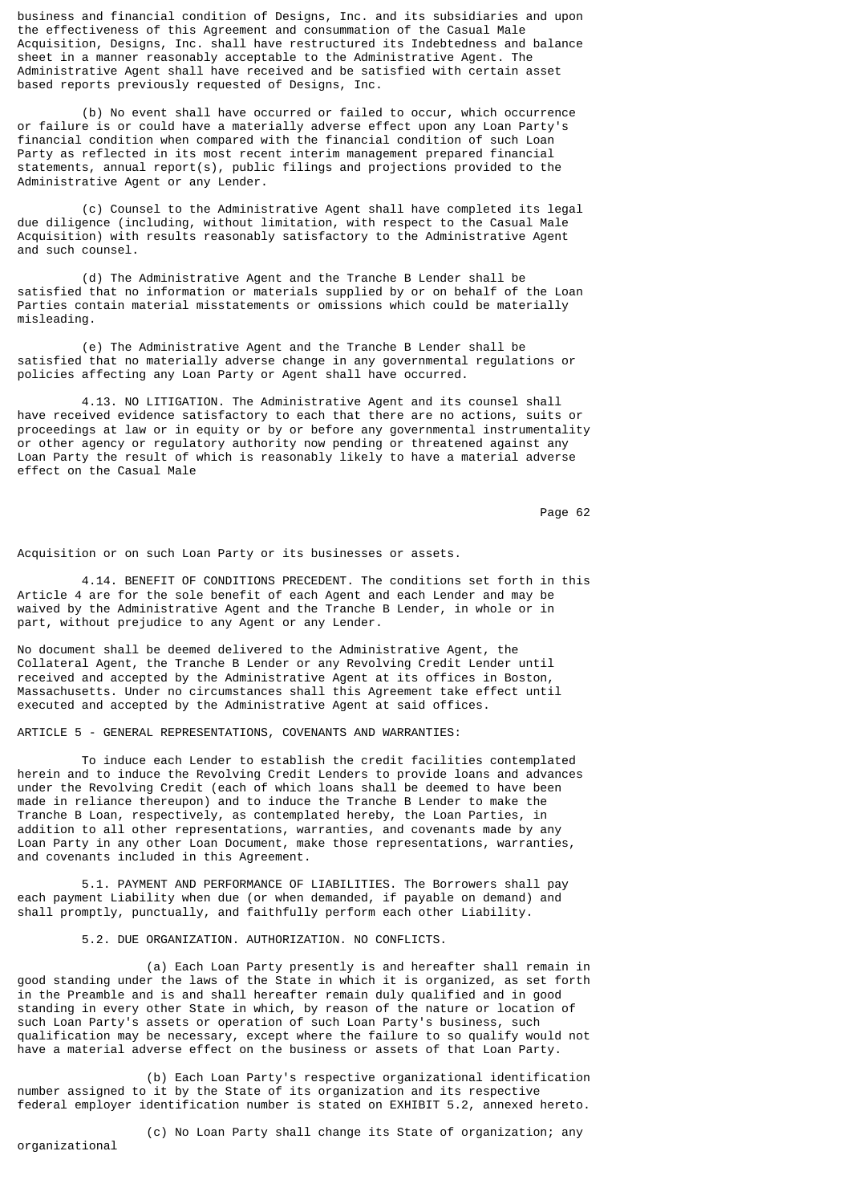business and financial condition of Designs, Inc. and its subsidiaries and upon the effectiveness of this Agreement and consummation of the Casual Male Acquisition, Designs, Inc. shall have restructured its Indebtedness and balance sheet in a manner reasonably acceptable to the Administrative Agent. The Administrative Agent shall have received and be satisfied with certain asset based reports previously requested of Designs, Inc.

(b) No event shall have occurred or failed to occur, which occurrence or failure is or could have a materially adverse effect upon any Loan Party's financial condition when compared with the financial condition of such Loan Party as reflected in its most recent interim management prepared financial statements, annual report(s), public filings and projections provided to the Administrative Agent or any Lender.

(c) Counsel to the Administrative Agent shall have completed its legal due diligence (including, without limitation, with respect to the Casual Male Acquisition) with results reasonably satisfactory to the Administrative Agent and such counsel.

(d) The Administrative Agent and the Tranche B Lender shall be satisfied that no information or materials supplied by or on behalf of the Loan Parties contain material misstatements or omissions which could be materially misleading.

(e) The Administrative Agent and the Tranche B Lender shall be satisfied that no materially adverse change in any governmental regulations or policies affecting any Loan Party or Agent shall have occurred.

4.13. NO LITIGATION. The Administrative Agent and its counsel shall have received evidence satisfactory to each that there are no actions, suits or proceedings at law or in equity or by or before any governmental instrumentality or other agency or regulatory authority now pending or threatened against any Loan Party the result of which is reasonably likely to have a material adverse effect on the Casual Male Acquisition or on such Loan Party or its businesses or assets.

4.14. BENEFIT OF CONDITIONS PRECEDENT. The conditions set forth in this Article 4 are for the sole benefit of each Agent and each Lender and may be waived by the Administrative Agent and the Tranche B Lender, in whole or in part, without prejudice to any Agent or any Lender.

No document shall be deemed delivered to the Administrative Agent, the Collateral Agent, the Tranche B Lender or any Revolving Credit Lender until received and accepted by the Administrative Agent at its offices in Boston, Massachusetts. Under no circumstances shall this Agreement take effect until executed and accepted by the Administrative Agent at said offices.

ARTICLE 5 - GENERAL REPRESENTATIONS, COVENANTS AND WARRANTIES:

To induce each Lender to establish the credit facilities contemplated herein and to induce the Revolving Credit Lenders to provide loans and advances under the Revolving Credit (each of which loans shall be deemed to have been made in reliance thereupon) and to induce the Tranche B Lender to make the Tranche B Loan, respectively, as contemplated hereby, the Loan Parties, in addition to all other representations, warranties, and covenants made by any Loan Party in any other Loan Document, make those representations, warranties, and covenants included in this Agreement.

5.1. PAYMENT AND PERFORMANCE OF LIABILITIES. The Borrowers shall pay each payment Liability when due (or when demanded, if payable on demand) and shall promptly, punctually, and faithfully perform each other Liability.

5.2. DUE ORGANIZATION. AUTHORIZATION. NO CONFLICTS.

(a) Each Loan Party presently is and hereafter shall remain in good standing under the laws of the State in which it is organized, as set forth in the Preamble and is and shall hereafter remain duly qualified and in good standing in every other State in which, by reason of the nature or location of such Loan Party's assets or operation of such Loan Party's business, such qualification may be necessary, except where the failure to so qualify would not have a material adverse effect on the business or assets of that Loan Party.

(b) Each Loan Party's respective organizational identification number assigned to it by the State of its organization and its respective federal employer identification number is stated on EXHIBIT 5.2, annexed hereto.

(c) No Loan Party shall change its State of organization; any organizational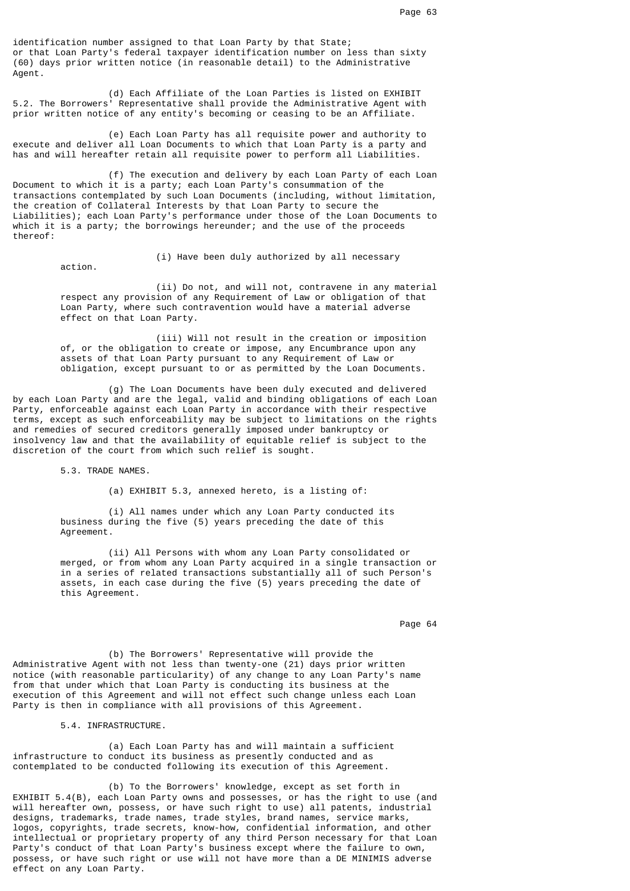identification number assigned to that Loan Party by that State; or that Loan Party's federal taxpayer identification number on less than sixty (60) days prior written notice (in reasonable detail) to the Administrative Agent.

(d) Each Affiliate of the Loan Parties is listed on EXHIBIT 5.2. The Borrowers' Representative shall provide the Administrative Agent with prior written notice of any entity's becoming or ceasing to be an Affiliate.

(e) Each Loan Party has all requisite power and authority to execute and deliver all Loan Documents to which that Loan Party is a party and has and will hereafter retain all requisite power to perform all Liabilities.

(f) The execution and delivery by each Loan Party of each Loan Document to which it is a party; each Loan Party's consummation of the transactions contemplated by such Loan Documents (including, without limitation, the creation of Collateral Interests by that Loan Party to secure the Liabilities); each Loan Party's performance under those of the Loan Documents to which it is a party; the borrowings hereunder; and the use of the proceeds thereof:

(i) Have been duly authorized by all necessary action.

(ii) Do not, and will not, contravene in any material respect any provision of any Requirement of Law or obligation of that Loan Party, where such contravention would have a material adverse effect on that Loan Party.

(iii) Will not result in the creation or imposition of, or the obligation to create or impose, any Encumbrance upon any assets of that Loan Party pursuant to any Requirement of Law or obligation, except pursuant to or as permitted by the Loan Documents.

(g) The Loan Documents have been duly executed and delivered by each Loan Party and are the legal, valid and binding obligations of each Loan Party, enforceable against each Loan Party in accordance with their respective terms, except as such enforceability may be subject to limitations on the rights and remedies of secured creditors generally imposed under bankruptcy or insolvency law and that the availability of equitable relief is subject to the discretion of the court from which such relief is sought.

5.3. TRADE NAMES.

(a) EXHIBIT 5.3, annexed hereto, is a listing of:

(i) All names under which any Loan Party conducted its business during the five (5) years preceding the date of this Agreement.

(ii) All Persons with whom any Loan Party consolidated or merged, or from whom any Loan Party acquired in a single transaction or in a series of related transactions substantially all of such Person's assets, in each case during the five (5) years preceding the date of this Agreement.

(b) The Borrowers' Representative will provide the Administrative Agent with not less than twenty-one (21) days prior written notice (with reasonable particularity) of any change to any Loan Party's name from that under which that Loan Party is conducting its business at the execution of this Agreement and will not effect such change unless each Loan Party is then in compliance with all provisions of this Agreement.

5.4. INFRASTRUCTURE.

(a) Each Loan Party has and will maintain a sufficient infrastructure to conduct its business as presently conducted and as contemplated to be conducted following its execution of this Agreement.

(b) To the Borrowers' knowledge, except as set forth in EXHIBIT 5.4(B), each Loan Party owns and possesses, or has the right to use (and will hereafter own, possess, or have such right to use) all patents, industrial designs, trademarks, trade names, trade styles, brand names, service marks, logos, copyrights, trade secrets, know-how, confidential information, and other intellectual or proprietary property of any third Person necessary for that Loan Party's conduct of that Loan Party's business except where the failure to own, possess, or have such right or use will not have more than a DE MINIMIS adverse effect on any Loan Party.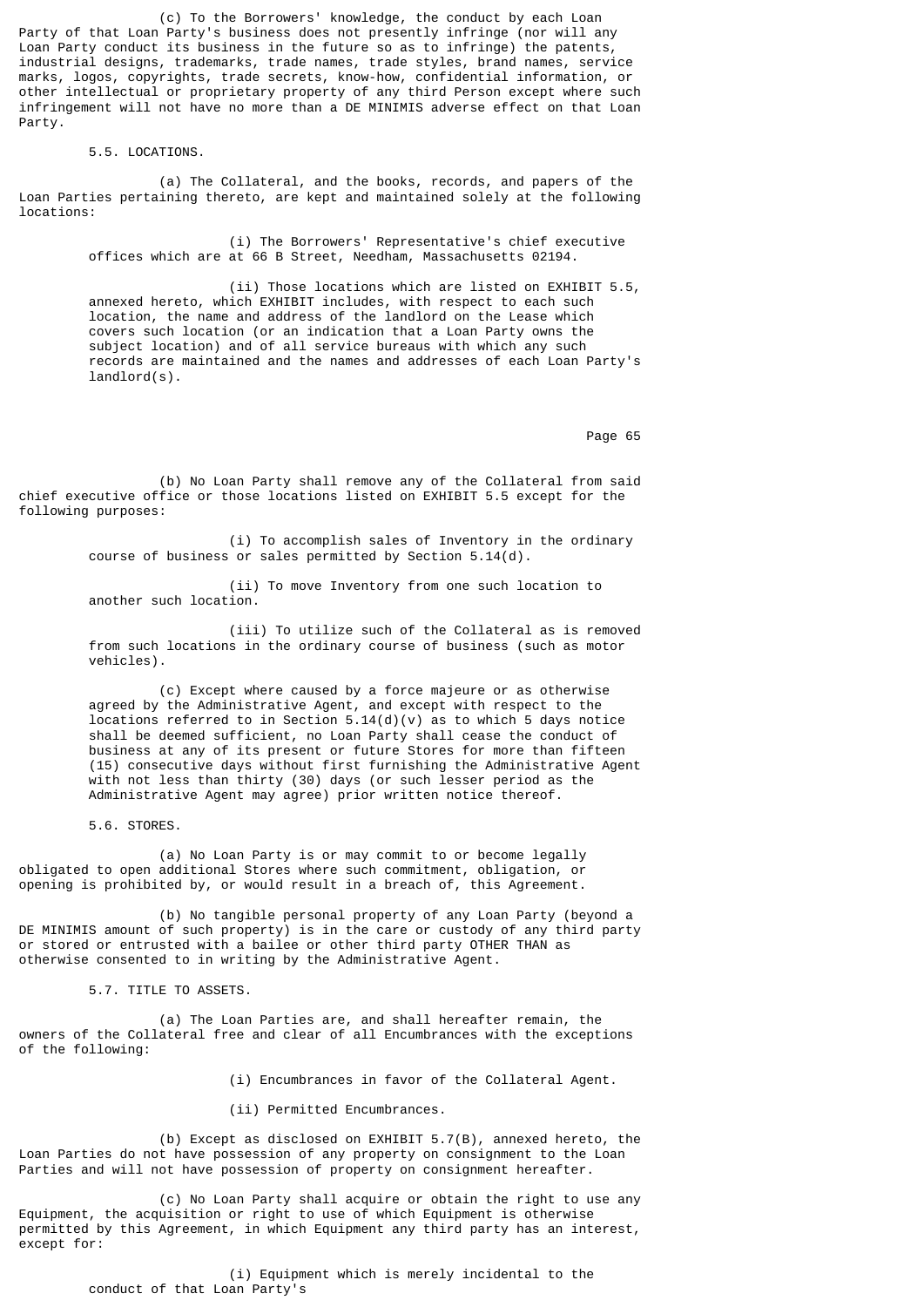(c) To the Borrowers' knowledge, the conduct by each Loan Party of that Loan Party's business does not presently infringe (nor will any Loan Party conduct its business in the future so as to infringe) the patents, industrial designs, trademarks, trade names, trade styles, brand names, service marks, logos, copyrights, trade secrets, know-how, confidential information, or other intellectual or proprietary property of any third Person except where such infringement will not have no more than a DE MINIMIS adverse effect on that Loan Party.

5.5. LOCATIONS.

(a) The Collateral, and the books, records, and papers of the Loan Parties pertaining thereto, are kept and maintained solely at the following locations:

(i) The Borrowers' Representative's chief executive offices which are at 66 B Street, Needham, Massachusetts 02194.

(ii) Those locations which are listed on EXHIBIT 5.5, annexed hereto, which EXHIBIT includes, with respect to each such location, the name and address of the landlord on the Lease which covers such location (or an indication that a Loan Party owns the subject location) and of all service bureaus with which any such records are maintained and the names and addresses of each Loan Party's landlord(s).

(b) No Loan Party shall remove any of the Collateral from said chief executive office or those locations listed on EXHIBIT 5.5 except for the following purposes:

(i) To accomplish sales of Inventory in the ordinary course of business or sales permitted by Section 5.14(d).

(ii) To move Inventory from one such location to another such location.

(iii) To utilize such of the Collateral as is removed from such locations in the ordinary course of business (such as motor vehicles).

(c) Except where caused by a force majeure or as otherwise agreed by the Administrative Agent, and except with respect to the locations referred to in Section 5.14(d)(v) as to which 5 days notice shall be deemed sufficient, no Loan Party shall cease the conduct of business at any of its present or future Stores for more than fifteen (15) consecutive days without first furnishing the Administrative Agent with not less than thirty (30) days (or such lesser period as the Administrative Agent may agree) prior written notice thereof.

5.6. STORES.

(a) No Loan Party is or may commit to or become legally obligated to open additional Stores where such commitment, obligation, or opening is prohibited by, or would result in a breach of, this Agreement.

(b) No tangible personal property of any Loan Party (beyond a DE MINIMIS amount of such property) is in the care or custody of any third party or stored or entrusted with a bailee or other third party OTHER THAN as otherwise consented to in writing by the Administrative Agent.

5.7. TITLE TO ASSETS.

(a) The Loan Parties are, and shall hereafter remain, the owners of the Collateral free and clear of all Encumbrances with the exceptions of the following:

(i) Encumbrances in favor of the Collateral Agent.

(ii) Permitted Encumbrances.

(b) Except as disclosed on EXHIBIT 5.7(B), annexed hereto, the Loan Parties do not have possession of any property on consignment to the Loan Parties and will not have possession of property on consignment hereafter.

(c) No Loan Party shall acquire or obtain the right to use any Equipment, the acquisition or right to use of which Equipment is otherwise permitted by this Agreement, in which Equipment any third party has an interest, except for:

(i) Equipment which is merely incidental to the conduct of that Loan Party's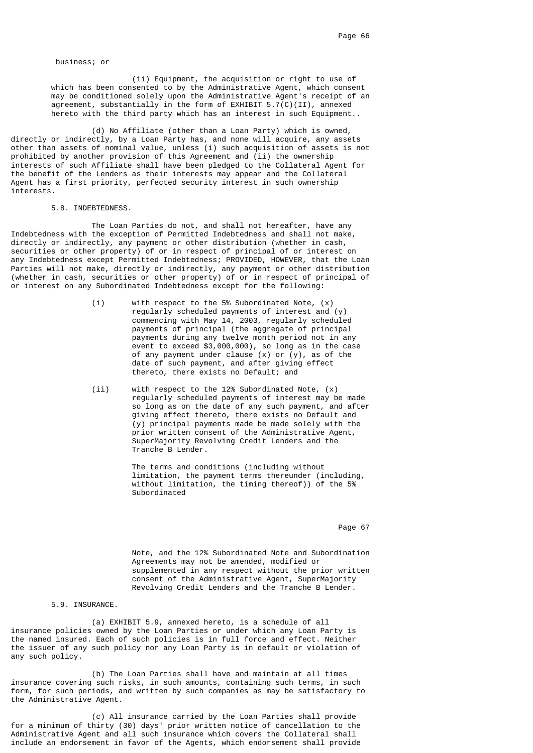business; or

(ii) Equipment, the acquisition or right to use of which has been consented to by the Administrative Agent, which consent may be conditioned solely upon the Administrative Agent's receipt of an agreement, substantially in the form of EXHIBIT 5.7(C)(II), annexed hereto with the third party which has an interest in such Equipment..

(d) No Affiliate (other than a Loan Party) which is owned, directly or indirectly, by a Loan Party has, and none will acquire, any assets other than assets of nominal value, unless (i) such acquisition of assets is not prohibited by another provision of this Agreement and (ii) the ownership interests of such Affiliate shall have been pledged to the Collateral Agent for the benefit of the Lenders as their interests may appear and the Collateral Agent has a first priority, perfected security interest in such ownership interests.

5.8. INDEBTEDNESS.

The Loan Parties do not, and shall not hereafter, have any Indebtedness with the exception of Permitted Indebtedness and shall not make, directly or indirectly, any payment or other distribution (whether in cash, securities or other property) of or in respect of principal of or interest on any Indebtedness except Permitted Indebtedness; PROVIDED, HOWEVER, that the Loan Parties will not make, directly or indirectly, any payment or other distribution (whether in cash, securities or other property) of or in respect of principal of or interest on any Subordinated Indebtedness except for the following:

(i) with respect to the 5% Subordinated Note, (x) regularly scheduled payments of interest and (y) commencing with May 14, 2003, regularly scheduled payments of principal (the aggregate of principal payments during any twelve month period not in any event to exceed $3,000,000), so long as in the case of any payment under clause (x) or (y), as of the date of such payment, and after giving effect thereto, there exists no Default; and

(ii) with respect to the 12% Subordinated Note, (x) regularly scheduled payments of interest may be made so long as on the date of any such payment, and after giving effect thereto, there exists no Default and (y) principal payments made be made solely with the prior written consent of the Administrative Agent, SuperMajority Revolving Credit Lenders and the Tranche B Lender.

The terms and conditions (including without limitation, the payment terms thereunder (including, without limitation, the timing thereof)) of the 5% Subordinated Note, and the 12% Subordinated Note and Subordination Agreements may not be amended, modified or supplemented in any respect without the prior written consent of the Administrative Agent, SuperMajority Revolving Credit Lenders and the Tranche B Lender.

5.9. INSURANCE.

(a) EXHIBIT 5.9, annexed hereto, is a schedule of all insurance policies owned by the Loan Parties or under which any Loan Party is the named insured. Each of such policies is in full force and effect. Neither the issuer of any such policy nor any Loan Party is in default or violation of any such policy.

(b) The Loan Parties shall have and maintain at all times insurance covering such risks, in such amounts, containing such terms, in such form, for such periods, and written by such companies as may be satisfactory to the Administrative Agent.

(c) All insurance carried by the Loan Parties shall provide for a minimum of thirty (30) days' prior written notice of cancellation to the Administrative Agent and all such insurance which covers the Collateral shall include an endorsement in favor of the Agents, which endorsement shall provide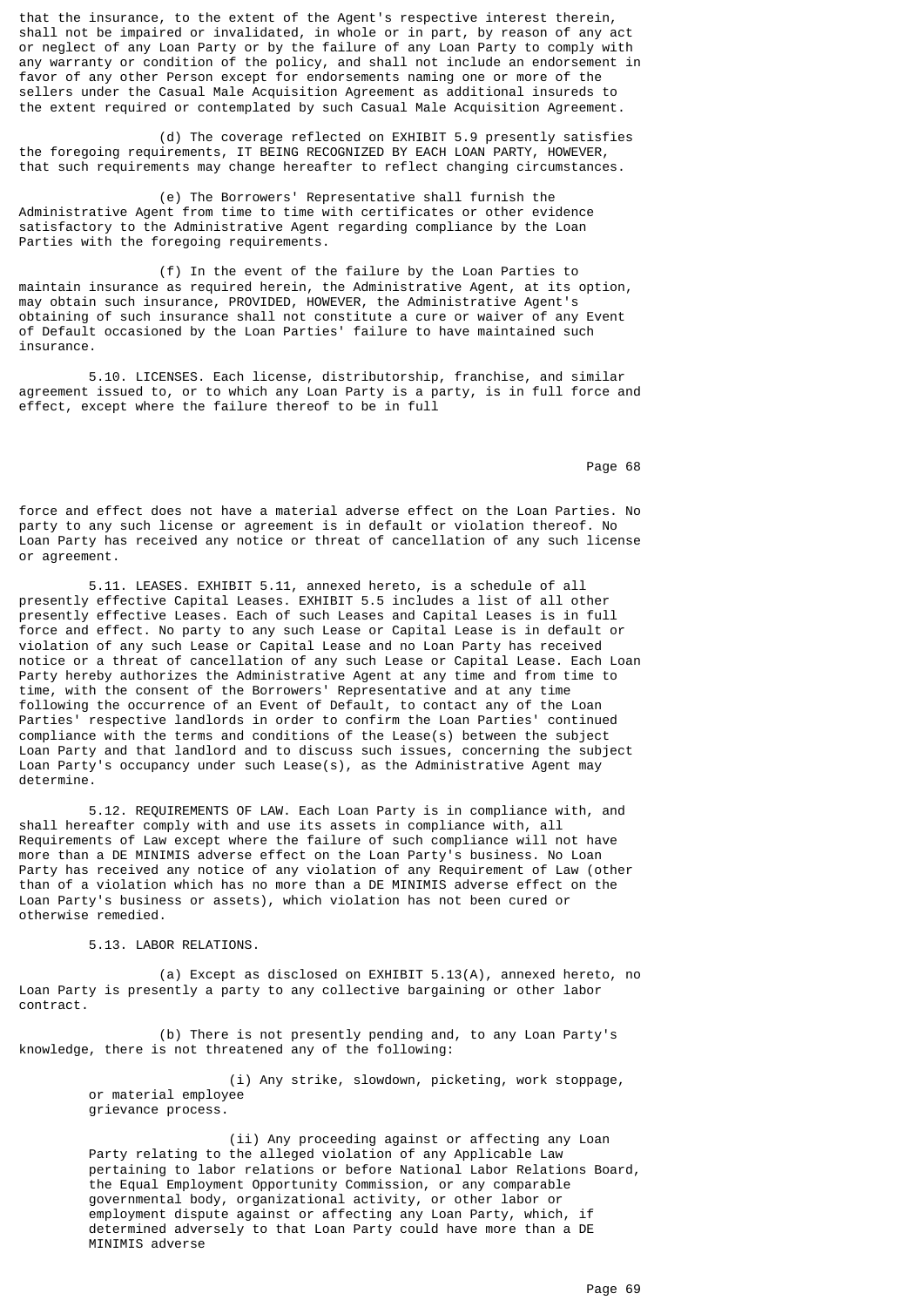that the insurance, to the extent of the Agent's respective interest therein, shall not be impaired or invalidated, in whole or in part, by reason of any act or neglect of any Loan Party or by the failure of any Loan Party to comply with any warranty or condition of the policy, and shall not include an endorsement in favor of any other Person except for endorsements naming one or more of the sellers under the Casual Male Acquisition Agreement as additional insureds to the extent required or contemplated by such Casual Male Acquisition Agreement.

(d) The coverage reflected on EXHIBIT 5.9 presently satisfies the foregoing requirements, IT BEING RECOGNIZED BY EACH LOAN PARTY, HOWEVER, that such requirements may change hereafter to reflect changing circumstances.

(e) The Borrowers' Representative shall furnish the Administrative Agent from time to time with certificates or other evidence satisfactory to the Administrative Agent regarding compliance by the Loan Parties with the foregoing requirements.

(f) In the event of the failure by the Loan Parties to maintain insurance as required herein, the Administrative Agent, at its option, may obtain such insurance, PROVIDED, HOWEVER, the Administrative Agent's obtaining of such insurance shall not constitute a cure or waiver of any Event of Default occasioned by the Loan Parties' failure to have maintained such insurance.

5.10. LICENSES. Each license, distributorship, franchise, and similar agreement issued to, or to which any Loan Party is a party, is in full force and effect, except where the failure thereof to be in full force and effect does not have a material adverse effect on the Loan Parties. No party to any such license or agreement is in default or violation thereof. No Loan Party has received any notice or threat of cancellation of any such license or agreement.

5.11. LEASES. EXHIBIT 5.11, annexed hereto, is a schedule of all presently effective Capital Leases. EXHIBIT 5.5 includes a list of all other presently effective Leases. Each of such Leases and Capital Leases is in full force and effect. No party to any such Lease or Capital Lease is in default or violation of any such Lease or Capital Lease and no Loan Party has received notice or a threat of cancellation of any such Lease or Capital Lease. Each Loan Party hereby authorizes the Administrative Agent at any time and from time to time, with the consent of the Borrowers' Representative and at any time following the occurrence of an Event of Default, to contact any of the Loan Parties' respective landlords in order to confirm the Loan Parties' continued compliance with the terms and conditions of the Lease(s) between the subject Loan Party and that landlord and to discuss such issues, concerning the subject Loan Party's occupancy under such Lease(s), as the Administrative Agent may determine.

5.12. REQUIREMENTS OF LAW. Each Loan Party is in compliance with, and shall hereafter comply with and use its assets in compliance with, all Requirements of Law except where the failure of such compliance will not have more than a DE MINIMIS adverse effect on the Loan Party's business. No Loan Party has received any notice of any violation of any Requirement of Law (other than of a violation which has no more than a DE MINIMIS adverse effect on the Loan Party's business or assets), which violation has not been cured or otherwise remedied.

5.13. LABOR RELATIONS.

(a) Except as disclosed on EXHIBIT 5.13(A), annexed hereto, no Loan Party is presently a party to any collective bargaining or other labor contract.

(b) There is not presently pending and, to any Loan Party's knowledge, there is not threatened any of the following:

(i) Any strike, slowdown, picketing, work stoppage, or material employee grievance process.

(ii) Any proceeding against or affecting any Loan Party relating to the alleged violation of any Applicable Law pertaining to labor relations or before National Labor Relations Board, the Equal Employment Opportunity Commission, or any comparable governmental body, organizational activity, or other labor or employment dispute against or affecting any Loan Party, which, if determined adversely to that Loan Party could have more than a DE MINIMIS adverse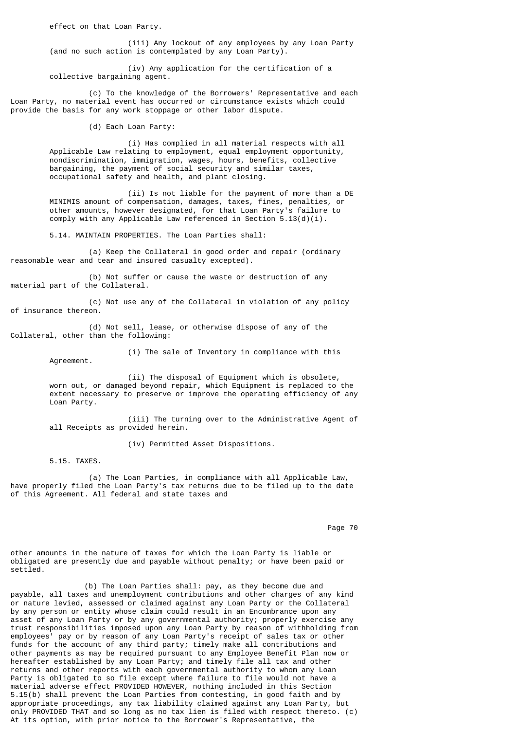effect on that Loan Party.

(iii) Any lockout of any employees by any Loan Party (and no such action is contemplated by any Loan Party).

(iv) Any application for the certification of a collective bargaining agent.

(c) To the knowledge of the Borrowers' Representative and each Loan Party, no material event has occurred or circumstance exists which could provide the basis for any work stoppage or other labor dispute.

(d) Each Loan Party:

(i) Has complied in all material respects with all Applicable Law relating to employment, equal employment opportunity, nondiscrimination, immigration, wages, hours, benefits, collective bargaining, the payment of social security and similar taxes, occupational safety and health, and plant closing.

(ii) Is not liable for the payment of more than a DE MINIMIS amount of compensation, damages, taxes, fines, penalties, or other amounts, however designated, for that Loan Party's failure to comply with any Applicable Law referenced in Section 5.13(d)(i).

5.14. MAINTAIN PROPERTIES. The Loan Parties shall:

(a) Keep the Collateral in good order and repair (ordinary reasonable wear and tear and insured casualty excepted).

(b) Not suffer or cause the waste or destruction of any material part of the Collateral.

(c) Not use any of the Collateral in violation of any policy of insurance thereon.

(d) Not sell, lease, or otherwise dispose of any of the Collateral, other than the following:

(i) The sale of Inventory in compliance with this Agreement.

(ii) The disposal of Equipment which is obsolete, worn out, or damaged beyond repair, which Equipment is replaced to the extent necessary to preserve or improve the operating efficiency of any Loan Party.

(iii) The turning over to the Administrative Agent of all Receipts as provided herein.

(iv) Permitted Asset Dispositions.

5.15. TAXES.

(a) The Loan Parties, in compliance with all Applicable Law, have properly filed the Loan Party's tax returns due to be filed up to the date of this Agreement. All federal and state taxes and other amounts in the nature of taxes for which the Loan Party is liable or obligated are presently due and payable without penalty; or have been paid or settled.

(b) The Loan Parties shall: pay, as they become due and payable, all taxes and unemployment contributions and other charges of any kind or nature levied, assessed or claimed against any Loan Party or the Collateral by any person or entity whose claim could result in an Encumbrance upon any asset of any Loan Party or by any governmental authority; properly exercise any trust responsibilities imposed upon any Loan Party by reason of withholding from employees' pay or by reason of any Loan Party's receipt of sales tax or other funds for the account of any third party; timely make all contributions and other payments as may be required pursuant to any Employee Benefit Plan now or hereafter established by any Loan Party; and timely file all tax and other returns and other reports with each governmental authority to whom any Loan Party is obligated to so file except where failure to file would not have a material adverse effect PROVIDED HOWEVER, nothing included in this Section 5.15(b) shall prevent the Loan Parties from contesting, in good faith and by appropriate proceedings, any tax liability claimed against any Loan Party, but only PROVIDED THAT and so long as no tax lien is filed with respect thereto. (c) At its option, with prior notice to the Borrower's Representative, the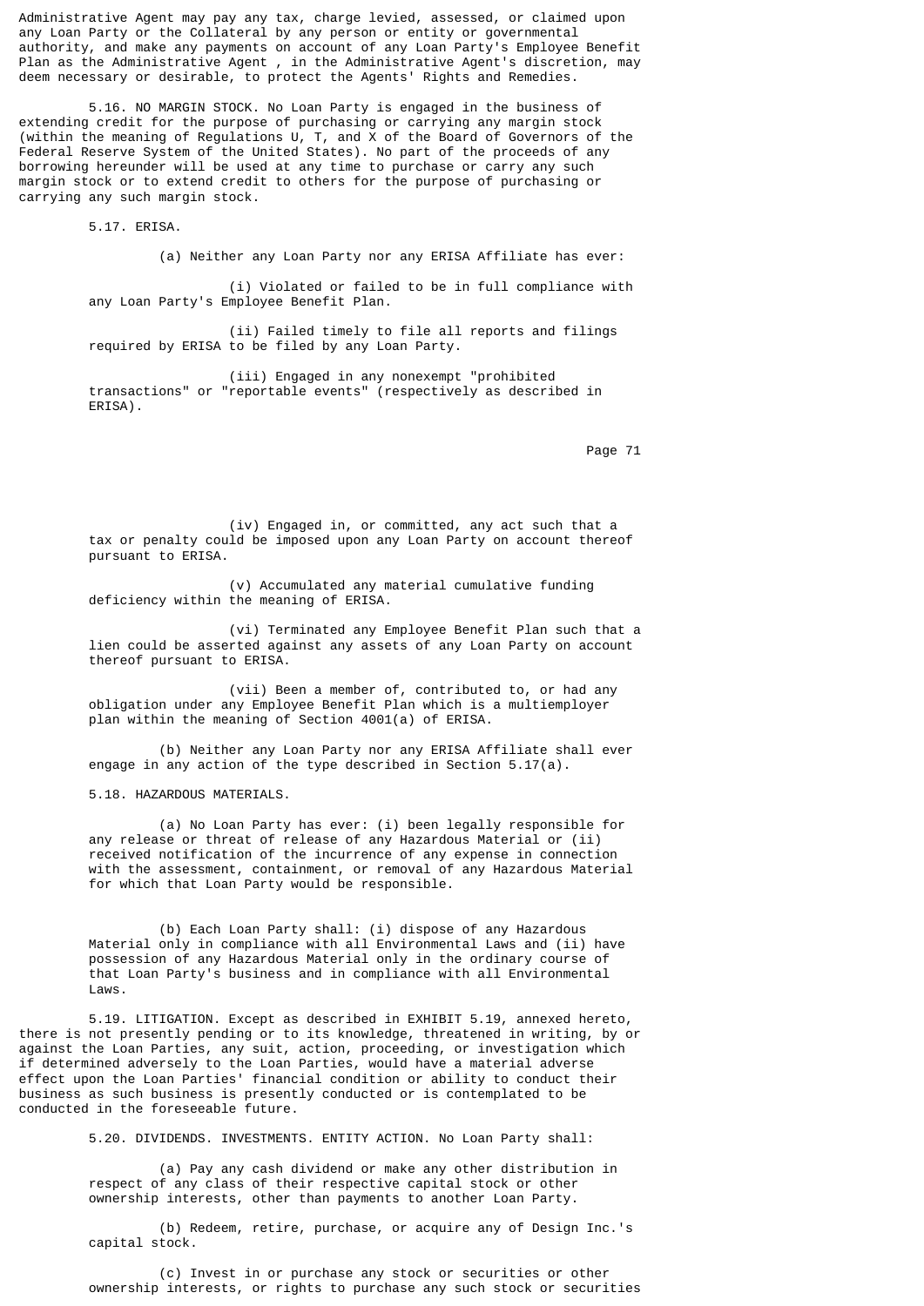Administrative Agent may pay any tax, charge levied, assessed, or claimed upon any Loan Party or the Collateral by any person or entity or governmental authority, and make any payments on account of any Loan Party's Employee Benefit Plan as the Administrative Agent , in the Administrative Agent's discretion, may deem necessary or desirable, to protect the Agents' Rights and Remedies.

5.16. NO MARGIN STOCK. No Loan Party is engaged in the business of extending credit for the purpose of purchasing or carrying any margin stock (within the meaning of Regulations U, T, and X of the Board of Governors of the Federal Reserve System of the United States). No part of the proceeds of any borrowing hereunder will be used at any time to purchase or carry any such margin stock or to extend credit to others for the purpose of purchasing or carrying any such margin stock.

5.17. ERISA.

(a) Neither any Loan Party nor any ERISA Affiliate has ever:

(i) Violated or failed to be in full compliance with any Loan Party's Employee Benefit Plan.

(ii) Failed timely to file all reports and filings required by ERISA to be filed by any Loan Party.

(iii) Engaged in any nonexempt "prohibited transactions" or "reportable events" (respectively as described in ERISA).

(iv) Engaged in, or committed, any act such that a tax or penalty could be imposed upon any Loan Party on account thereof pursuant to ERISA.

(v) Accumulated any material cumulative funding deficiency within the meaning of ERISA.

(vi) Terminated any Employee Benefit Plan such that a lien could be asserted against any assets of any Loan Party on account thereof pursuant to ERISA.

(vii) Been a member of, contributed to, or had any obligation under any Employee Benefit Plan which is a multiemployer plan within the meaning of Section 4001(a) of ERISA.

(b) Neither any Loan Party nor any ERISA Affiliate shall ever engage in any action of the type described in Section 5.17(a).

5.18. HAZARDOUS MATERIALS.

(a) No Loan Party has ever: (i) been legally responsible for any release or threat of release of any Hazardous Material or (ii) received notification of the incurrence of any expense in connection with the assessment, containment, or removal of any Hazardous Material for which that Loan Party would be responsible.

(b) Each Loan Party shall: (i) dispose of any Hazardous Material only in compliance with all Environmental Laws and (ii) have possession of any Hazardous Material only in the ordinary course of that Loan Party's business and in compliance with all Environmental Laws.

5.19. LITIGATION. Except as described in EXHIBIT 5.19, annexed hereto, there is not presently pending or to its knowledge, threatened in writing, by or against the Loan Parties, any suit, action, proceeding, or investigation which if determined adversely to the Loan Parties, would have a material adverse effect upon the Loan Parties' financial condition or ability to conduct their business as such business is presently conducted or is contemplated to be conducted in the foreseeable future.

5.20. DIVIDENDS. INVESTMENTS. ENTITY ACTION. No Loan Party shall:

(a) Pay any cash dividend or make any other distribution in respect of any class of their respective capital stock or other ownership interests, other than payments to another Loan Party.

(b) Redeem, retire, purchase, or acquire any of Design Inc.'s capital stock.

(c) Invest in or purchase any stock or securities or other ownership interests, or rights to purchase any such stock or securities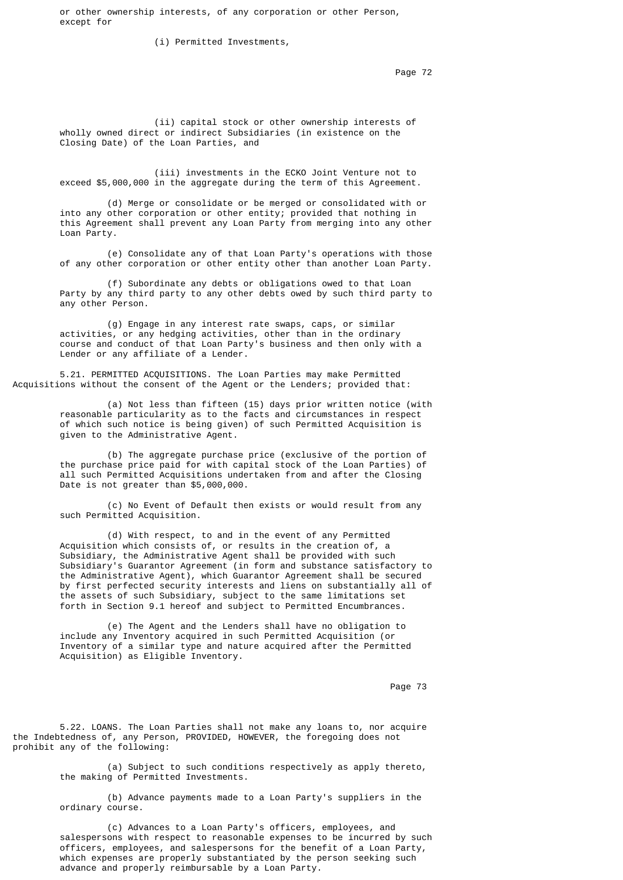or other ownership interests, of any corporation or other Person, except for

(i) Permitted Investments,

(ii) capital stock or other ownership interests of wholly owned direct or indirect Subsidiaries (in existence on the Closing Date) of the Loan Parties, and

(iii) investments in the ECKO Joint Venture not to exceed $5,000,000 in the aggregate during the term of this Agreement.

(d) Merge or consolidate or be merged or consolidated with or into any other corporation or other entity; provided that nothing in this Agreement shall prevent any Loan Party from merging into any other Loan Party.

(e) Consolidate any of that Loan Party's operations with those of any other corporation or other entity other than another Loan Party.

(f) Subordinate any debts or obligations owed to that Loan Party by any third party to any other debts owed by such third party to any other Person.

(g) Engage in any interest rate swaps, caps, or similar activities, or any hedging activities, other than in the ordinary course and conduct of that Loan Party's business and then only with a Lender or any affiliate of a Lender.

5.21. PERMITTED ACQUISITIONS. The Loan Parties may make Permitted Acquisitions without the consent of the Agent or the Lenders; provided that:

(a) Not less than fifteen (15) days prior written notice (with reasonable particularity as to the facts and circumstances in respect of which such notice is being given) of such Permitted Acquisition is given to the Administrative Agent.

(b) The aggregate purchase price (exclusive of the portion of the purchase price paid for with capital stock of the Loan Parties) of all such Permitted Acquisitions undertaken from and after the Closing Date is not greater than $5,000,000.

(c) No Event of Default then exists or would result from any such Permitted Acquisition.

(d) With respect, to and in the event of any Permitted Acquisition which consists of, or results in the creation of, a Subsidiary, the Administrative Agent shall be provided with such Subsidiary's Guarantor Agreement (in form and substance satisfactory to the Administrative Agent), which Guarantor Agreement shall be secured by first perfected security interests and liens on substantially all of the assets of such Subsidiary, subject to the same limitations set forth in Section 9.1 hereof and subject to Permitted Encumbrances.

(e) The Agent and the Lenders shall have no obligation to include any Inventory acquired in such Permitted Acquisition (or Inventory of a similar type and nature acquired after the Permitted Acquisition) as Eligible Inventory.

5.22. LOANS. The Loan Parties shall not make any loans to, nor acquire the Indebtedness of, any Person, PROVIDED, HOWEVER, the foregoing does not prohibit any of the following:

(a) Subject to such conditions respectively as apply thereto, the making of Permitted Investments.

(b) Advance payments made to a Loan Party's suppliers in the ordinary course.

(c) Advances to a Loan Party's officers, employees, and salespersons with respect to reasonable expenses to be incurred by such officers, employees, and salespersons for the benefit of a Loan Party, which expenses are properly substantiated by the person seeking such advance and properly reimbursable by a Loan Party.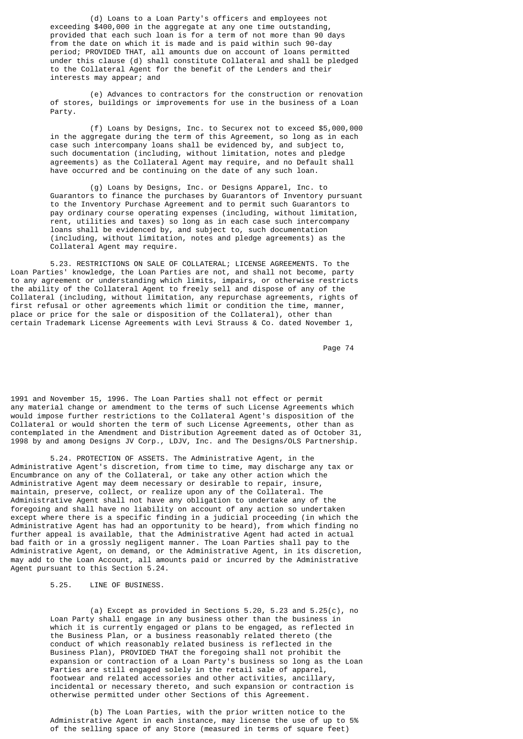(d) Loans to a Loan Party's officers and employees not exceeding $400,000 in the aggregate at any one time outstanding, provided that each such loan is for a term of not more than 90 days from the date on which it is made and is paid within such 90-day period; PROVIDED THAT, all amounts due on account of loans permitted under this clause (d) shall constitute Collateral and shall be pledged to the Collateral Agent for the benefit of the Lenders and their interests may appear; and

(e) Advances to contractors for the construction or renovation of stores, buildings or improvements for use in the business of a Loan Party.

(f) Loans by Designs, Inc. to Securex not to exceed $5,000,000 in the aggregate during the term of this Agreement, so long as in each case such intercompany loans shall be evidenced by, and subject to, such documentation (including, without limitation, notes and pledge agreements) as the Collateral Agent may require, and no Default shall have occurred and be continuing on the date of any such loan.

(g) Loans by Designs, Inc. or Designs Apparel, Inc. to Guarantors to finance the purchases by Guarantors of Inventory pursuant to the Inventory Purchase Agreement and to permit such Guarantors to pay ordinary course operating expenses (including, without limitation, rent, utilities and taxes) so long as in each case such intercompany loans shall be evidenced by, and subject to, such documentation (including, without limitation, notes and pledge agreements) as the Collateral Agent may require.

5.23. RESTRICTIONS ON SALE OF COLLATERAL; LICENSE AGREEMENTS. To the Loan Parties' knowledge, the Loan Parties are not, and shall not become, party to any agreement or understanding which limits, impairs, or otherwise restricts the ability of the Collateral Agent to freely sell and dispose of any of the Collateral (including, without limitation, any repurchase agreements, rights of first refusal or other agreements which limit or condition the time, manner, place or price for the sale or disposition of the Collateral), other than certain Trademark License Agreements with Levi Strauss & Co. dated November 1, 1991 and November 15, 1996. The Loan Parties shall not effect or permit any material change or amendment to the terms of such License Agreements which would impose further restrictions to the Collateral Agent's disposition of the Collateral or would shorten the term of such License Agreements, other than as contemplated in the Amendment and Distribution Agreement dated as of October 31, 1998 by and among Designs JV Corp., LDJV, Inc. and The Designs/OLS Partnership.

5.24. PROTECTION OF ASSETS. The Administrative Agent, in the Administrative Agent's discretion, from time to time, may discharge any tax or Encumbrance on any of the Collateral, or take any other action which the Administrative Agent may deem necessary or desirable to repair, insure, maintain, preserve, collect, or realize upon any of the Collateral. The Administrative Agent shall not have any obligation to undertake any of the foregoing and shall have no liability on account of any action so undertaken except where there is a specific finding in a judicial proceeding (in which the Administrative Agent has had an opportunity to be heard), from which finding no further appeal is available, that the Administrative Agent had acted in actual bad faith or in a grossly negligent manner. The Loan Parties shall pay to the Administrative Agent, on demand, or the Administrative Agent, in its discretion, may add to the Loan Account, all amounts paid or incurred by the Administrative Agent pursuant to this Section 5.24.

5.25. LINE OF BUSINESS.

(a) Except as provided in Sections 5.20, 5.23 and 5.25(c), no Loan Party shall engage in any business other than the business in which it is currently engaged or plans to be engaged, as reflected in the Business Plan, or a business reasonably related thereto (the conduct of which reasonably related business is reflected in the Business Plan), PROVIDED THAT the foregoing shall not prohibit the expansion or contraction of a Loan Party's business so long as the Loan Parties are still engaged solely in the retail sale of apparel, footwear and related accessories and other activities, ancillary, incidental or necessary thereto, and such expansion or contraction is otherwise permitted under other Sections of this Agreement.

(b) The Loan Parties, with the prior written notice to the Administrative Agent in each instance, may license the use of up to 5% of the selling space of any Store (measured in terms of square feet)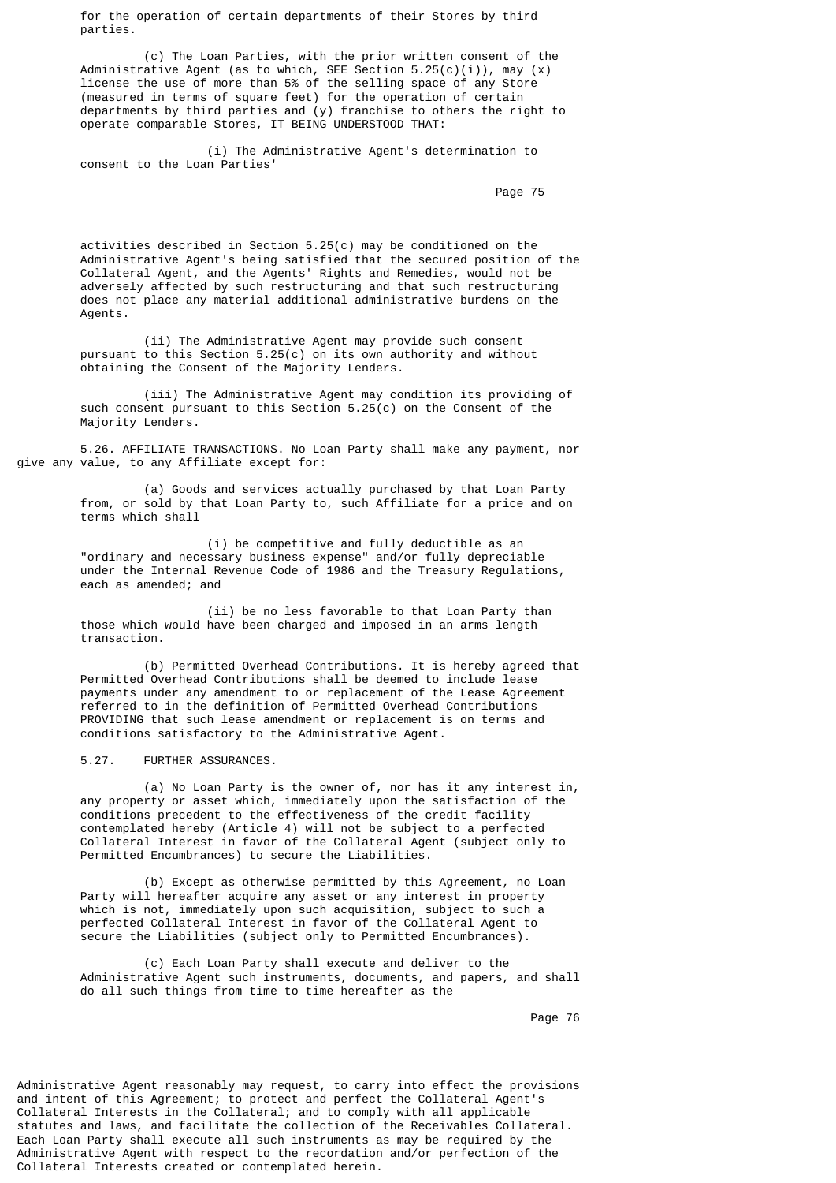for the operation of certain departments of their Stores by third parties.

(c) The Loan Parties, with the prior written consent of the Administrative Agent (as to which, SEE Section 5.25(c)(i)), may (x) license the use of more than 5% of the selling space of any Store (measured in terms of square feet) for the operation of certain departments by third parties and (y) franchise to others the right to operate comparable Stores, IT BEING UNDERSTOOD THAT:

(i) The Administrative Agent's determination to consent to the Loan Parties' activities described in Section 5.25(c) may be conditioned on the Administrative Agent's being satisfied that the secured position of the Collateral Agent, and the Agents' Rights and Remedies, would not be adversely affected by such restructuring and that such restructuring does not place any material additional administrative burdens on the Agents.

(ii) The Administrative Agent may provide such consent pursuant to this Section 5.25(c) on its own authority and without obtaining the Consent of the Majority Lenders.

(iii) The Administrative Agent may condition its providing of such consent pursuant to this Section 5.25(c) on the Consent of the Majority Lenders.

5.26. AFFILIATE TRANSACTIONS. No Loan Party shall make any payment, nor give any value, to any Affiliate except for:

(a) Goods and services actually purchased by that Loan Party from, or sold by that Loan Party to, such Affiliate for a price and on terms which shall

(i) be competitive and fully deductible as an "ordinary and necessary business expense" and/or fully depreciable under the Internal Revenue Code of 1986 and the Treasury Regulations, each as amended; and

(ii) be no less favorable to that Loan Party than those which would have been charged and imposed in an arms length transaction.

(b) Permitted Overhead Contributions. It is hereby agreed that Permitted Overhead Contributions shall be deemed to include lease payments under any amendment to or replacement of the Lease Agreement referred to in the definition of Permitted Overhead Contributions PROVIDING that such lease amendment or replacement is on terms and conditions satisfactory to the Administrative Agent.

5.27. FURTHER ASSURANCES.

(a) No Loan Party is the owner of, nor has it any interest in, any property or asset which, immediately upon the satisfaction of the conditions precedent to the effectiveness of the credit facility contemplated hereby (Article 4) will not be subject to a perfected Collateral Interest in favor of the Collateral Agent (subject only to Permitted Encumbrances) to secure the Liabilities.

(b) Except as otherwise permitted by this Agreement, no Loan Party will hereafter acquire any asset or any interest in property which is not, immediately upon such acquisition, subject to such a perfected Collateral Interest in favor of the Collateral Agent to secure the Liabilities (subject only to Permitted Encumbrances).

(c) Each Loan Party shall execute and deliver to the Administrative Agent such instruments, documents, and papers, and shall do all such things from time to time hereafter as the Administrative Agent reasonably may request, to carry into effect the provisions and intent of this Agreement; to protect and perfect the Collateral Agent's Collateral Interests in the Collateral; and to comply with all applicable statutes and laws, and facilitate the collection of the Receivables Collateral. Each Loan Party shall execute all such instruments as may be required by the Administrative Agent with respect to the recordation and/or perfection of the Collateral Interests created or contemplated herein.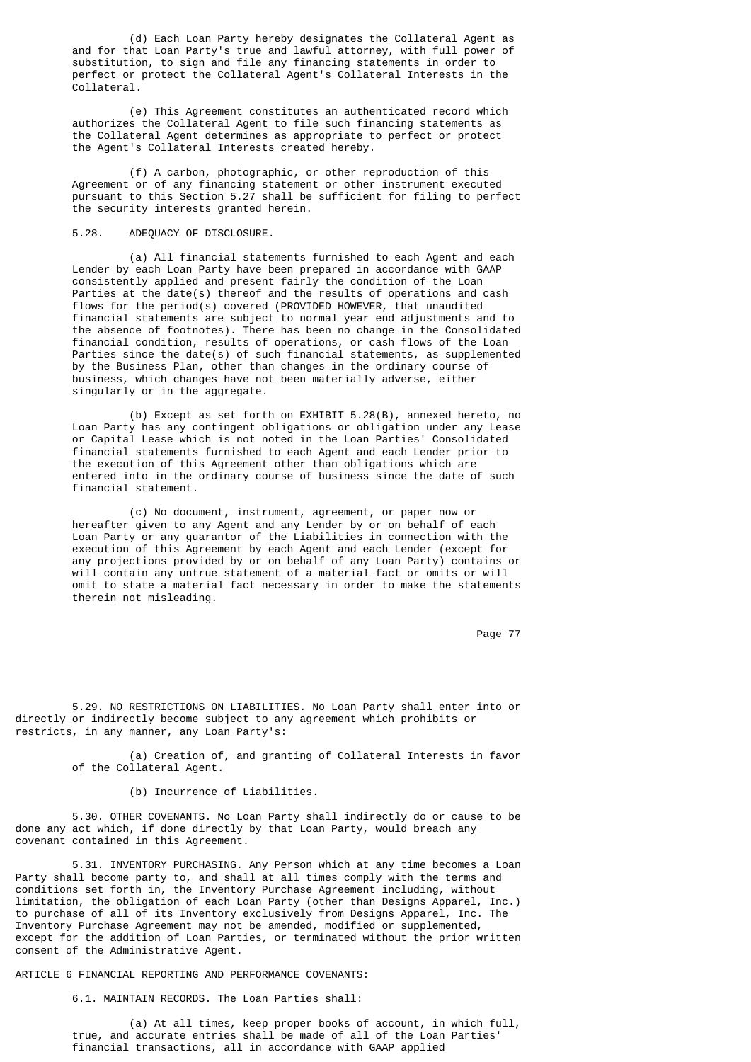(d) Each Loan Party hereby designates the Collateral Agent as and for that Loan Party's true and lawful attorney, with full power of substitution, to sign and file any financing statements in order to perfect or protect the Collateral Agent's Collateral Interests in the Collateral.

(e) This Agreement constitutes an authenticated record which authorizes the Collateral Agent to file such financing statements as the Collateral Agent determines as appropriate to perfect or protect the Agent's Collateral Interests created hereby.

(f) A carbon, photographic, or other reproduction of this Agreement or of any financing statement or other instrument executed pursuant to this Section 5.27 shall be sufficient for filing to perfect the security interests granted herein.

5.28. ADEQUACY OF DISCLOSURE.

(a) All financial statements furnished to each Agent and each Lender by each Loan Party have been prepared in accordance with GAAP consistently applied and present fairly the condition of the Loan Parties at the date(s) thereof and the results of operations and cash flows for the period(s) covered (PROVIDED HOWEVER, that unaudited financial statements are subject to normal year end adjustments and to the absence of footnotes). There has been no change in the Consolidated financial condition, results of operations, or cash flows of the Loan Parties since the date(s) of such financial statements, as supplemented by the Business Plan, other than changes in the ordinary course of business, which changes have not been materially adverse, either singularly or in the aggregate.

(b) Except as set forth on EXHIBIT 5.28(B), annexed hereto, no Loan Party has any contingent obligations or obligation under any Lease or Capital Lease which is not noted in the Loan Parties' Consolidated financial statements furnished to each Agent and each Lender prior to the execution of this Agreement other than obligations which are entered into in the ordinary course of business since the date of such financial statement.

(c) No document, instrument, agreement, or paper now or hereafter given to any Agent and any Lender by or on behalf of each Loan Party or any guarantor of the Liabilities in connection with the execution of this Agreement by each Agent and each Lender (except for any projections provided by or on behalf of any Loan Party) contains or will contain any untrue statement of a material fact or omits or will omit to state a material fact necessary in order to make the statements therein not misleading.

5.29. NO RESTRICTIONS ON LIABILITIES. No Loan Party shall enter into or directly or indirectly become subject to any agreement which prohibits or restricts, in any manner, any Loan Party's:

(a) Creation of, and granting of Collateral Interests in favor of the Collateral Agent.

(b) Incurrence of Liabilities.

5.30. OTHER COVENANTS. No Loan Party shall indirectly do or cause to be done any act which, if done directly by that Loan Party, would breach any covenant contained in this Agreement.

5.31. INVENTORY PURCHASING. Any Person which at any time becomes a Loan Party shall become party to, and shall at all times comply with the terms and conditions set forth in, the Inventory Purchase Agreement including, without limitation, the obligation of each Loan Party (other than Designs Apparel, Inc.) to purchase of all of its Inventory exclusively from Designs Apparel, Inc. The Inventory Purchase Agreement may not be amended, modified or supplemented, except for the addition of Loan Parties, or terminated without the prior written consent of the Administrative Agent.

ARTICLE 6 FINANCIAL REPORTING AND PERFORMANCE COVENANTS:

6.1. MAINTAIN RECORDS. The Loan Parties shall:

(a) At all times, keep proper books of account, in which full, true, and accurate entries shall be made of all of the Loan Parties' financial transactions, all in accordance with GAAP applied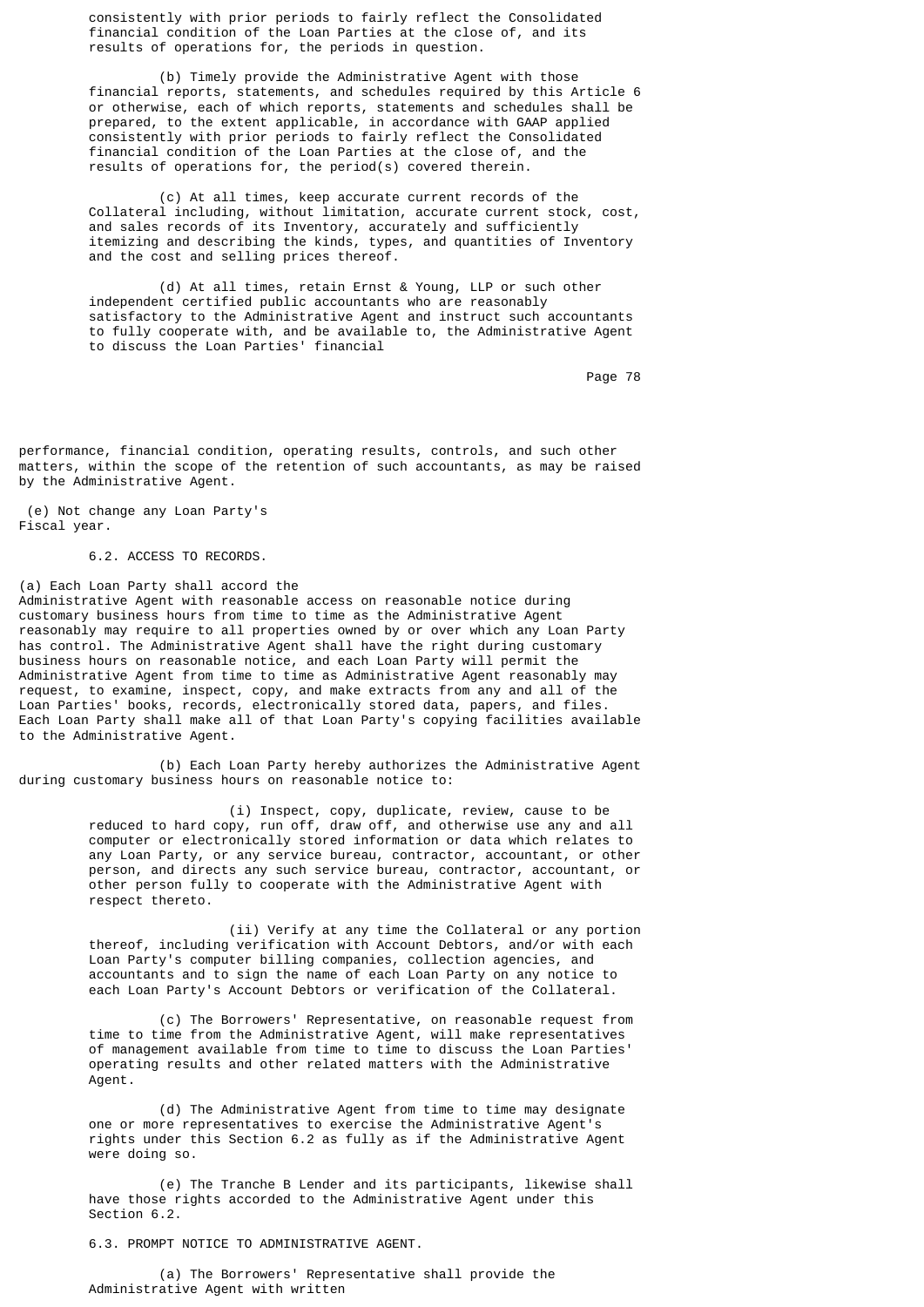consistently with prior periods to fairly reflect the Consolidated financial condition of the Loan Parties at the close of, and its results of operations for, the periods in question.

(b) Timely provide the Administrative Agent with those financial reports, statements, and schedules required by this Article 6 or otherwise, each of which reports, statements and schedules shall be prepared, to the extent applicable, in accordance with GAAP applied consistently with prior periods to fairly reflect the Consolidated financial condition of the Loan Parties at the close of, and the results of operations for, the period(s) covered therein.

(c) At all times, keep accurate current records of the Collateral including, without limitation, accurate current stock, cost, and sales records of its Inventory, accurately and sufficiently itemizing and describing the kinds, types, and quantities of Inventory and the cost and selling prices thereof.

(d) At all times, retain Ernst & Young, LLP or such other independent certified public accountants who are reasonably satisfactory to the Administrative Agent and instruct such accountants to fully cooperate with, and be available to, the Administrative Agent to discuss the Loan Parties' financial performance, financial condition, operating results, controls, and such other matters, within the scope of the retention of such accountants, as may be raised by the Administrative Agent.

(e) Not change any Loan Party's Fiscal year.

6.2. ACCESS TO RECORDS.

(a) Each Loan Party shall accord the Administrative Agent with reasonable access on reasonable notice during customary business hours from time to time as the Administrative Agent reasonably may require to all properties owned by or over which any Loan Party has control. The Administrative Agent shall have the right during customary business hours on reasonable notice, and each Loan Party will permit the Administrative Agent from time to time as Administrative Agent reasonably may request, to examine, inspect, copy, and make extracts from any and all of the Loan Parties' books, records, electronically stored data, papers, and files. Each Loan Party shall make all of that Loan Party's copying facilities available to the Administrative Agent.

(b) Each Loan Party hereby authorizes the Administrative Agent during customary business hours on reasonable notice to:

(i) Inspect, copy, duplicate, review, cause to be reduced to hard copy, run off, draw off, and otherwise use any and all computer or electronically stored information or data which relates to any Loan Party, or any service bureau, contractor, accountant, or other person, and directs any such service bureau, contractor, accountant, or other person fully to cooperate with the Administrative Agent with respect thereto.

(ii) Verify at any time the Collateral or any portion thereof, including verification with Account Debtors, and/or with each Loan Party's computer billing companies, collection agencies, and accountants and to sign the name of each Loan Party on any notice to each Loan Party's Account Debtors or verification of the Collateral.

(c) The Borrowers' Representative, on reasonable request from time to time from the Administrative Agent, will make representatives of management available from time to time to discuss the Loan Parties' operating results and other related matters with the Administrative Agent.

(d) The Administrative Agent from time to time may designate one or more representatives to exercise the Administrative Agent's rights under this Section 6.2 as fully as if the Administrative Agent were doing so.

(e) The Tranche B Lender and its participants, likewise shall have those rights accorded to the Administrative Agent under this Section 6.2.

6.3. PROMPT NOTICE TO ADMINISTRATIVE AGENT.

(a) The Borrowers' Representative shall provide the Administrative Agent with written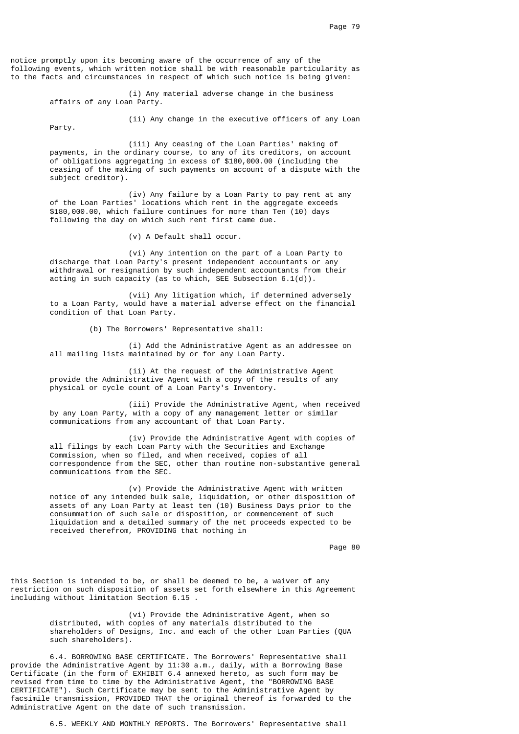notice promptly upon its becoming aware of the occurrence of any of the following events, which written notice shall be with reasonable particularity as to the facts and circumstances in respect of which such notice is being given:

(i) Any material adverse change in the business affairs of any Loan Party.

(ii) Any change in the executive officers of any Loan Party.

(iii) Any ceasing of the Loan Parties' making of payments, in the ordinary course, to any of its creditors, on account of obligations aggregating in excess of $180,000.00 (including the ceasing of the making of such payments on account of a dispute with the subject creditor).

(iv) Any failure by a Loan Party to pay rent at any of the Loan Parties' locations which rent in the aggregate exceeds $180,000.00, which failure continues for more than Ten (10) days following the day on which such rent first came due.

(v) A Default shall occur.

(vi) Any intention on the part of a Loan Party to discharge that Loan Party's present independent accountants or any withdrawal or resignation by such independent accountants from their acting in such capacity (as to which, SEE Subsection 6.1(d)).

(vii) Any litigation which, if determined adversely to a Loan Party, would have a material adverse effect on the financial condition of that Loan Party.

(b) The Borrowers' Representative shall:

(i) Add the Administrative Agent as an addressee on all mailing lists maintained by or for any Loan Party.

(ii) At the request of the Administrative Agent provide the Administrative Agent with a copy of the results of any physical or cycle count of a Loan Party's Inventory.

(iii) Provide the Administrative Agent, when received by any Loan Party, with a copy of any management letter or similar communications from any accountant of that Loan Party.

(iv) Provide the Administrative Agent with copies of all filings by each Loan Party with the Securities and Exchange Commission, when so filed, and when received, copies of all correspondence from the SEC, other than routine non-substantive general communications from the SEC.

(v) Provide the Administrative Agent with written notice of any intended bulk sale, liquidation, or other disposition of assets of any Loan Party at least ten (10) Business Days prior to the consummation of such sale or disposition, or commencement of such liquidation and a detailed summary of the net proceeds expected to be received therefrom, PROVIDING that nothing in this Section is intended to be, or shall be deemed to be, a waiver of any restriction on such disposition of assets set forth elsewhere in this Agreement including without limitation Section 6.15 .

(vi) Provide the Administrative Agent, when so distributed, with copies of any materials distributed to the shareholders of Designs, Inc. and each of the other Loan Parties (QUA such shareholders).

6.4. BORROWING BASE CERTIFICATE. The Borrowers' Representative shall provide the Administrative Agent by 11:30 a.m., daily, with a Borrowing Base Certificate (in the form of EXHIBIT 6.4 annexed hereto, as such form may be revised from time to time by the Administrative Agent, the "BORROWING BASE CERTIFICATE"). Such Certificate may be sent to the Administrative Agent by facsimile transmission, PROVIDED THAT the original thereof is forwarded to the Administrative Agent on the date of such transmission.

6.5. WEEKLY AND MONTHLY REPORTS. The Borrowers' Representative shall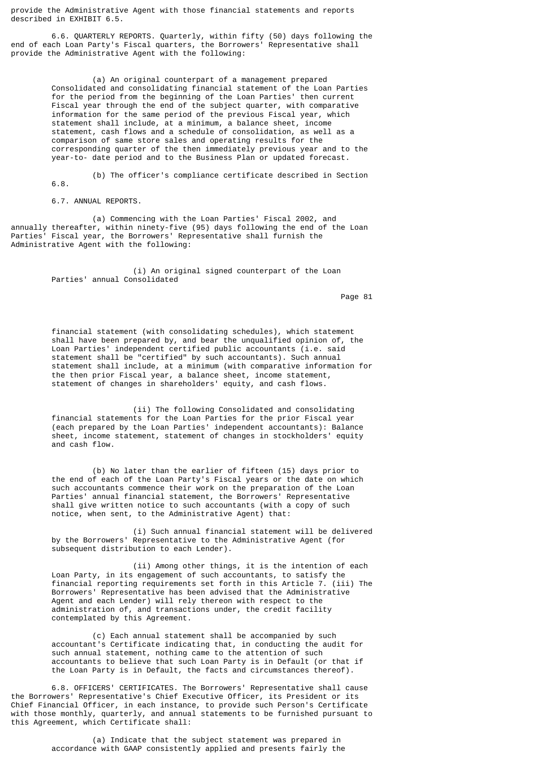provide the Administrative Agent with those financial statements and reports described in EXHIBIT 6.5.

6.6. QUARTERLY REPORTS. Quarterly, within fifty (50) days following the end of each Loan Party's Fiscal quarters, the Borrowers' Representative shall provide the Administrative Agent with the following:

(a) An original counterpart of a management prepared Consolidated and consolidating financial statement of the Loan Parties for the period from the beginning of the Loan Parties' then current Fiscal year through the end of the subject quarter, with comparative information for the same period of the previous Fiscal year, which statement shall include, at a minimum, a balance sheet, income statement, cash flows and a schedule of consolidation, as well as a comparison of same store sales and operating results for the corresponding quarter of the then immediately previous year and to the year-to- date period and to the Business Plan or updated forecast.

(b) The officer's compliance certificate described in Section 6.8.

6.7. ANNUAL REPORTS.

(a) Commencing with the Loan Parties' Fiscal 2002, and annually thereafter, within ninety-five (95) days following the end of the Loan Parties' Fiscal year, the Borrowers' Representative shall furnish the Administrative Agent with the following:

(i) An original signed counterpart of the Loan Parties' annual Consolidated financial statement (with consolidating schedules), which statement shall have been prepared by, and bear the unqualified opinion of, the Loan Parties' independent certified public accountants (i.e. said statement shall be "certified" by such accountants). Such annual statement shall include, at a minimum (with comparative information for the then prior Fiscal year, a balance sheet, income statement, statement of changes in shareholders' equity, and cash flows.

(ii) The following Consolidated and consolidating financial statements for the Loan Parties for the prior Fiscal year (each prepared by the Loan Parties' independent accountants): Balance sheet, income statement, statement of changes in stockholders' equity and cash flow.

(b) No later than the earlier of fifteen (15) days prior to the end of each of the Loan Party's Fiscal years or the date on which such accountants commence their work on the preparation of the Loan Parties' annual financial statement, the Borrowers' Representative shall give written notice to such accountants (with a copy of such notice, when sent, to the Administrative Agent) that:

(i) Such annual financial statement will be delivered by the Borrowers' Representative to the Administrative Agent (for subsequent distribution to each Lender).

(ii) Among other things, it is the intention of each Loan Party, in its engagement of such accountants, to satisfy the financial reporting requirements set forth in this Article 7. (iii) The Borrowers' Representative has been advised that the Administrative Agent and each Lender) will rely thereon with respect to the administration of, and transactions under, the credit facility contemplated by this Agreement.

(c) Each annual statement shall be accompanied by such accountant's Certificate indicating that, in conducting the audit for such annual statement, nothing came to the attention of such accountants to believe that such Loan Party is in Default (or that if the Loan Party is in Default, the facts and circumstances thereof).

6.8. OFFICERS' CERTIFICATES. The Borrowers' Representative shall cause the Borrowers' Representative's Chief Executive Officer, its President or its Chief Financial Officer, in each instance, to provide such Person's Certificate with those monthly, quarterly, and annual statements to be furnished pursuant to this Agreement, which Certificate shall:

(a) Indicate that the subject statement was prepared in accordance with GAAP consistently applied and presents fairly the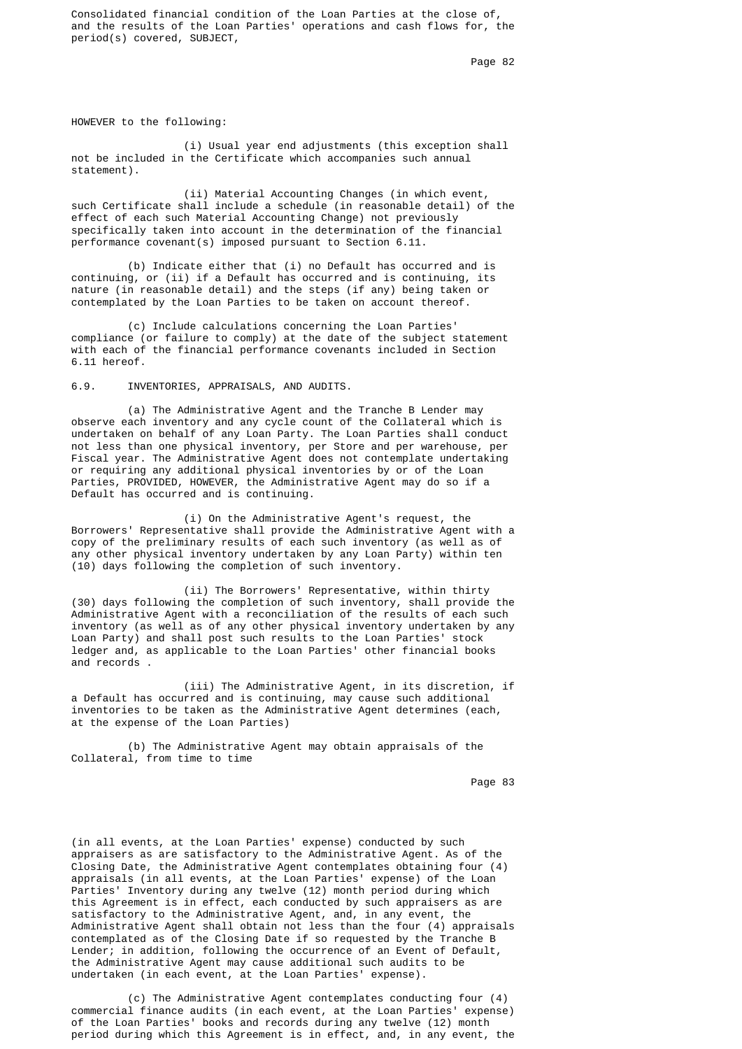Consolidated financial condition of the Loan Parties at the close of, and the results of the Loan Parties' operations and cash flows for, the period(s) covered, SUBJECT, HOWEVER to the following:

(i) Usual year end adjustments (this exception shall not be included in the Certificate which accompanies such annual statement).

(ii) Material Accounting Changes (in which event, such Certificate shall include a schedule (in reasonable detail) of the effect of each such Material Accounting Change) not previously specifically taken into account in the determination of the financial performance covenant(s) imposed pursuant to Section 6.11.

(b) Indicate either that (i) no Default has occurred and is continuing, or (ii) if a Default has occurred and is continuing, its nature (in reasonable detail) and the steps (if any) being taken or contemplated by the Loan Parties to be taken on account thereof.

(c) Include calculations concerning the Loan Parties' compliance (or failure to comply) at the date of the subject statement with each of the financial performance covenants included in Section 6.11 hereof.

6.9. INVENTORIES, APPRAISALS, AND AUDITS.

(a) The Administrative Agent and the Tranche B Lender may observe each inventory and any cycle count of the Collateral which is undertaken on behalf of any Loan Party. The Loan Parties shall conduct not less than one physical inventory, per Store and per warehouse, per Fiscal year. The Administrative Agent does not contemplate undertaking or requiring any additional physical inventories by or of the Loan Parties, PROVIDED, HOWEVER, the Administrative Agent may do so if a Default has occurred and is continuing.

(i) On the Administrative Agent's request, the Borrowers' Representative shall provide the Administrative Agent with a copy of the preliminary results of each such inventory (as well as of any other physical inventory undertaken by any Loan Party) within ten (10) days following the completion of such inventory.

(ii) The Borrowers' Representative, within thirty (30) days following the completion of such inventory, shall provide the Administrative Agent with a reconciliation of the results of each such inventory (as well as of any other physical inventory undertaken by any Loan Party) and shall post such results to the Loan Parties' stock ledger and, as applicable to the Loan Parties' other financial books and records .

(iii) The Administrative Agent, in its discretion, if a Default has occurred and is continuing, may cause such additional inventories to be taken as the Administrative Agent determines (each, at the expense of the Loan Parties)

(b) The Administrative Agent may obtain appraisals of the Collateral, from time to time (in all events, at the Loan Parties' expense) conducted by such appraisers as are satisfactory to the Administrative Agent. As of the Closing Date, the Administrative Agent contemplates obtaining four (4) appraisals (in all events, at the Loan Parties' expense) of the Loan Parties' Inventory during any twelve (12) month period during which this Agreement is in effect, each conducted by such appraisers as are satisfactory to the Administrative Agent, and, in any event, the Administrative Agent shall obtain not less than the four (4) appraisals contemplated as of the Closing Date if so requested by the Tranche B Lender; in addition, following the occurrence of an Event of Default, the Administrative Agent may cause additional such audits to be undertaken (in each event, at the Loan Parties' expense).

(c) The Administrative Agent contemplates conducting four (4) commercial finance audits (in each event, at the Loan Parties' expense) of the Loan Parties' books and records during any twelve (12) month period during which this Agreement is in effect, and, in any event, the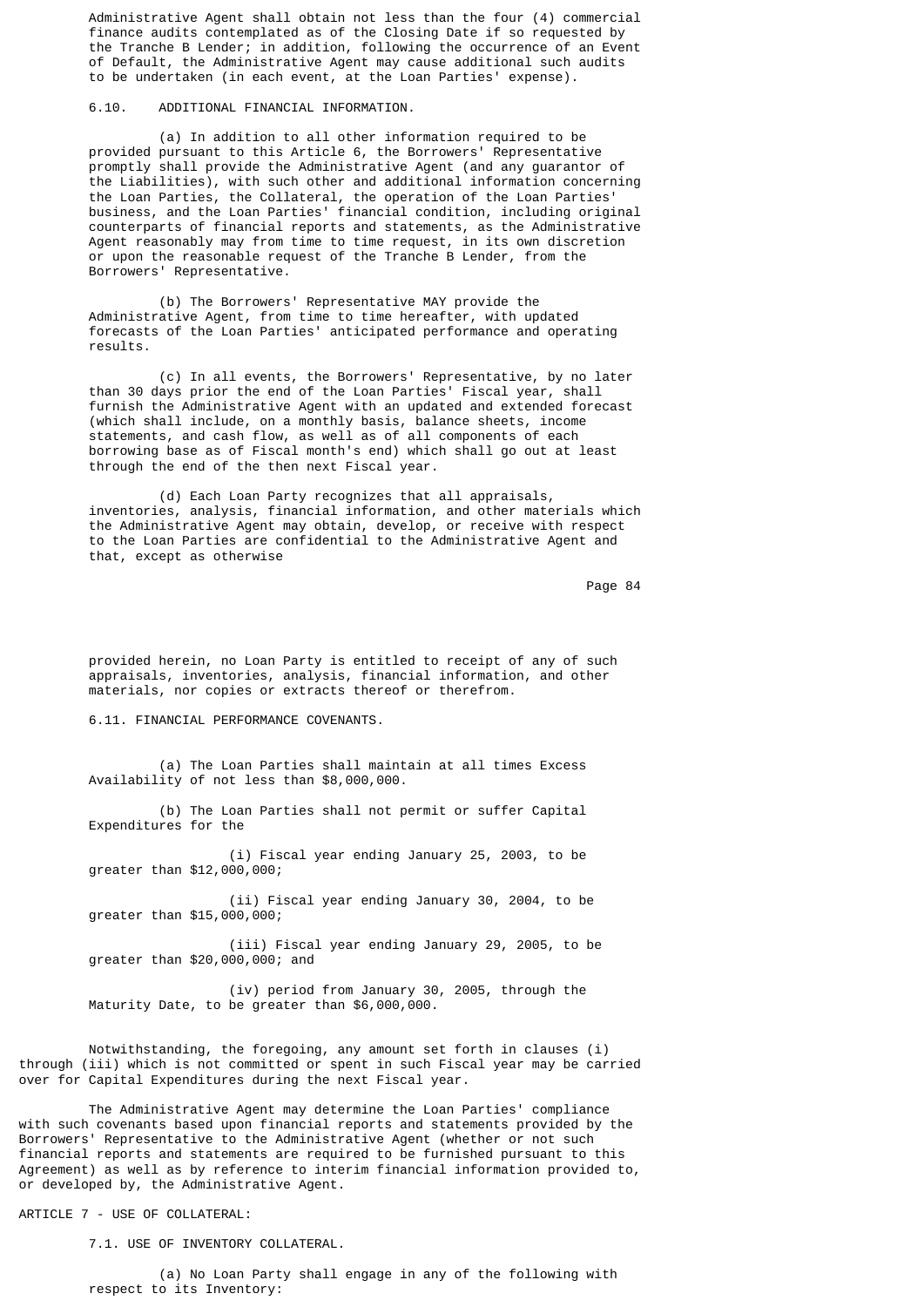Administrative Agent shall obtain not less than the four (4) commercial finance audits contemplated as of the Closing Date if so requested by the Tranche B Lender; in addition, following the occurrence of an Event of Default, the Administrative Agent may cause additional such audits to be undertaken (in each event, at the Loan Parties' expense).

6.10. ADDITIONAL FINANCIAL INFORMATION.

(a) In addition to all other information required to be provided pursuant to this Article 6, the Borrowers' Representative promptly shall provide the Administrative Agent (and any guarantor of the Liabilities), with such other and additional information concerning the Loan Parties, the Collateral, the operation of the Loan Parties' business, and the Loan Parties' financial condition, including original counterparts of financial reports and statements, as the Administrative Agent reasonably may from time to time request, in its own discretion or upon the reasonable request of the Tranche B Lender, from the Borrowers' Representative.

(b) The Borrowers' Representative MAY provide the Administrative Agent, from time to time hereafter, with updated forecasts of the Loan Parties' anticipated performance and operating results.

(c) In all events, the Borrowers' Representative, by no later than 30 days prior the end of the Loan Parties' Fiscal year, shall furnish the Administrative Agent with an updated and extended forecast (which shall include, on a monthly basis, balance sheets, income statements, and cash flow, as well as of all components of each borrowing base as of Fiscal month's end) which shall go out at least through the end of the then next Fiscal year.

(d) Each Loan Party recognizes that all appraisals, inventories, analysis, financial information, and other materials which the Administrative Agent may obtain, develop, or receive with respect to the Loan Parties are confidential to the Administrative Agent and that, except as otherwise provided herein, no Loan Party is entitled to receipt of any of such appraisals, inventories, analysis, financial information, and other materials, nor copies or extracts thereof or therefrom.

6.11. FINANCIAL PERFORMANCE COVENANTS.

(a) The Loan Parties shall maintain at all times Excess Availability of not less than $8,000,000.

(b) The Loan Parties shall not permit or suffer Capital Expenditures for the

(i) Fiscal year ending January 25, 2003, to be greater than $12,000,000;

(ii) Fiscal year ending January 30, 2004, to be greater than $15,000,000;

(iii) Fiscal year ending January 29, 2005, to be greater than $20,000,000; and

(iv) period from January 30, 2005, through the Maturity Date, to be greater than $6,000,000.

Notwithstanding, the foregoing, any amount set forth in clauses (i) through (iii) which is not committed or spent in such Fiscal year may be carried over for Capital Expenditures during the next Fiscal year.

The Administrative Agent may determine the Loan Parties' compliance with such covenants based upon financial reports and statements provided by the Borrowers' Representative to the Administrative Agent (whether or not such financial reports and statements are required to be furnished pursuant to this Agreement) as well as by reference to interim financial information provided to, or developed by, the Administrative Agent.

ARTICLE 7 - USE OF COLLATERAL:

7.1. USE OF INVENTORY COLLATERAL.

(a) No Loan Party shall engage in any of the following with respect to its Inventory: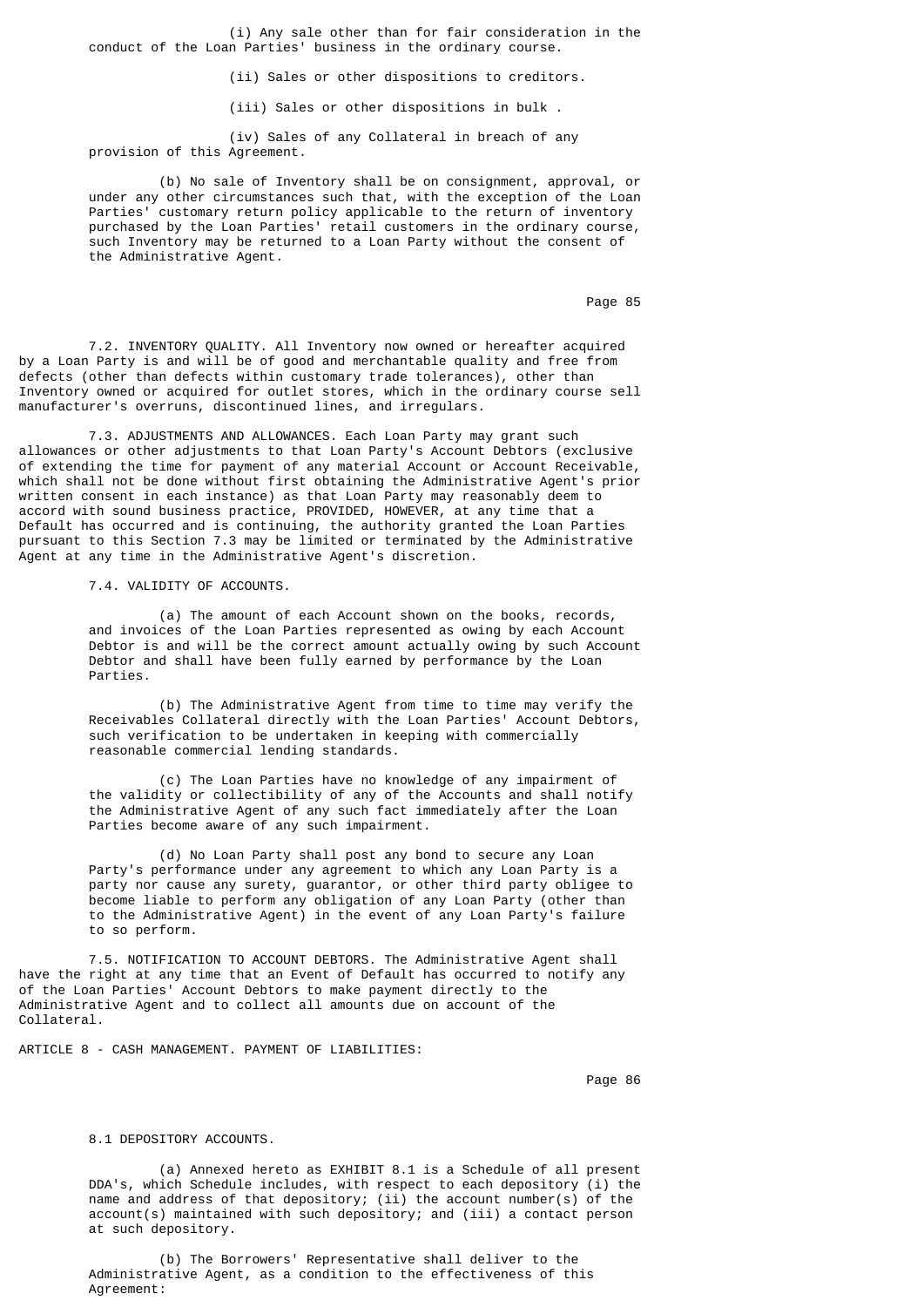(i) Any sale other than for fair consideration in the conduct of the Loan Parties' business in the ordinary course.

(ii) Sales or other dispositions to creditors.

(iii) Sales or other dispositions in bulk .

(iv) Sales of any Collateral in breach of any provision of this Agreement.

(b) No sale of Inventory shall be on consignment, approval, or under any other circumstances such that, with the exception of the Loan Parties' customary return policy applicable to the return of inventory purchased by the Loan Parties' retail customers in the ordinary course, such Inventory may be returned to a Loan Party without the consent of the Administrative Agent.

7.2. INVENTORY QUALITY. All Inventory now owned or hereafter acquired by a Loan Party is and will be of good and merchantable quality and free from defects (other than defects within customary trade tolerances), other than Inventory owned or acquired for outlet stores, which in the ordinary course sell manufacturer's overruns, discontinued lines, and irregulars.

7.3. ADJUSTMENTS AND ALLOWANCES. Each Loan Party may grant such allowances or other adjustments to that Loan Party's Account Debtors (exclusive of extending the time for payment of any material Account or Account Receivable, which shall not be done without first obtaining the Administrative Agent's prior written consent in each instance) as that Loan Party may reasonably deem to accord with sound business practice, PROVIDED, HOWEVER, at any time that a Default has occurred and is continuing, the authority granted the Loan Parties pursuant to this Section 7.3 may be limited or terminated by the Administrative Agent at any time in the Administrative Agent's discretion.

7.4. VALIDITY OF ACCOUNTS.

(a) The amount of each Account shown on the books, records, and invoices of the Loan Parties represented as owing by each Account Debtor is and will be the correct amount actually owing by such Account Debtor and shall have been fully earned by performance by the Loan Parties.

(b) The Administrative Agent from time to time may verify the Receivables Collateral directly with the Loan Parties' Account Debtors, such verification to be undertaken in keeping with commercially reasonable commercial lending standards.

(c) The Loan Parties have no knowledge of any impairment of the validity or collectibility of any of the Accounts and shall notify the Administrative Agent of any such fact immediately after the Loan Parties become aware of any such impairment.

(d) No Loan Party shall post any bond to secure any Loan Party's performance under any agreement to which any Loan Party is a party nor cause any surety, guarantor, or other third party obligee to become liable to perform any obligation of any Loan Party (other than to the Administrative Agent) in the event of any Loan Party's failure to so perform.

7.5. NOTIFICATION TO ACCOUNT DEBTORS. The Administrative Agent shall have the right at any time that an Event of Default has occurred to notify any of the Loan Parties' Account Debtors to make payment directly to the Administrative Agent and to collect all amounts due on account of the Collateral.

ARTICLE 8 - CASH MANAGEMENT. PAYMENT OF LIABILITIES:

8.1 DEPOSITORY ACCOUNTS.

(a) Annexed hereto as EXHIBIT 8.1 is a Schedule of all present DDA's, which Schedule includes, with respect to each depository (i) the name and address of that depository; (ii) the account number(s) of the account(s) maintained with such depository; and (iii) a contact person at such depository.

(b) The Borrowers' Representative shall deliver to the Administrative Agent, as a condition to the effectiveness of this Agreement: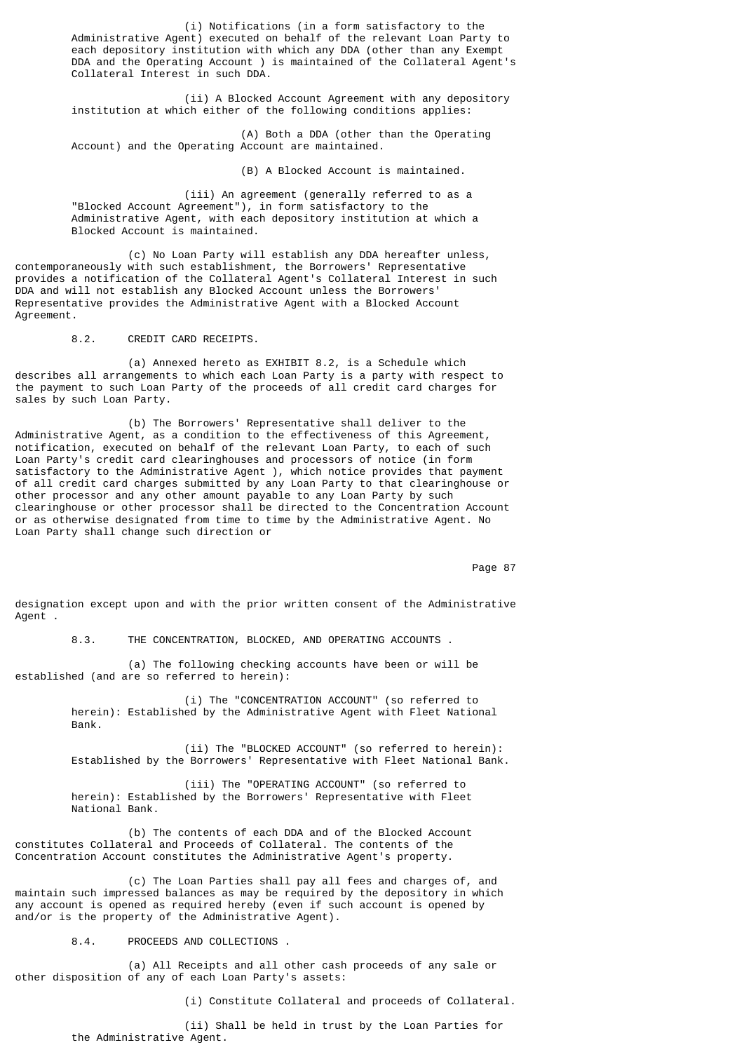(i) Notifications (in a form satisfactory to the Administrative Agent) executed on behalf of the relevant Loan Party to each depository institution with which any DDA (other than any Exempt DDA and the Operating Account ) is maintained of the Collateral Agent's Collateral Interest in such DDA.

(ii) A Blocked Account Agreement with any depository institution at which either of the following conditions applies:

(A) Both a DDA (other than the Operating Account) and the Operating Account are maintained.

(B) A Blocked Account is maintained.

(iii) An agreement (generally referred to as a "Blocked Account Agreement"), in form satisfactory to the Administrative Agent, with each depository institution at which a Blocked Account is maintained.

(c) No Loan Party will establish any DDA hereafter unless, contemporaneously with such establishment, the Borrowers' Representative provides a notification of the Collateral Agent's Collateral Interest in such DDA and will not establish any Blocked Account unless the Borrowers' Representative provides the Administrative Agent with a Blocked Account Agreement.

8.2. CREDIT CARD RECEIPTS.

(a) Annexed hereto as EXHIBIT 8.2, is a Schedule which describes all arrangements to which each Loan Party is a party with respect to the payment to such Loan Party of the proceeds of all credit card charges for sales by such Loan Party.

(b) The Borrowers' Representative shall deliver to the Administrative Agent, as a condition to the effectiveness of this Agreement, notification, executed on behalf of the relevant Loan Party, to each of such Loan Party's credit card clearinghouses and processors of notice (in form satisfactory to the Administrative Agent ), which notice provides that payment of all credit card charges submitted by any Loan Party to that clearinghouse or other processor and any other amount payable to any Loan Party by such clearinghouse or other processor shall be directed to the Concentration Account or as otherwise designated from time to time by the Administrative Agent. No Loan Party shall change such direction or designation except upon and with the prior written consent of the Administrative Agent .

8.3. THE CONCENTRATION, BLOCKED, AND OPERATING ACCOUNTS .

(a) The following checking accounts have been or will be established (and are so referred to herein):

(i) The "CONCENTRATION ACCOUNT" (so referred to herein): Established by the Administrative Agent with Fleet National Bank.

(ii) The "BLOCKED ACCOUNT" (so referred to herein): Established by the Borrowers' Representative with Fleet National Bank.

(iii) The "OPERATING ACCOUNT" (so referred to herein): Established by the Borrowers' Representative with Fleet National Bank.

(b) The contents of each DDA and of the Blocked Account constitutes Collateral and Proceeds of Collateral. The contents of the Concentration Account constitutes the Administrative Agent's property.

(c) The Loan Parties shall pay all fees and charges of, and maintain such impressed balances as may be required by the depository in which any account is opened as required hereby (even if such account is opened by and/or is the property of the Administrative Agent).

8.4. PROCEEDS AND COLLECTIONS .

(a) All Receipts and all other cash proceeds of any sale or other disposition of any of each Loan Party's assets:

(i) Constitute Collateral and proceeds of Collateral.

(ii) Shall be held in trust by the Loan Parties for the Administrative Agent.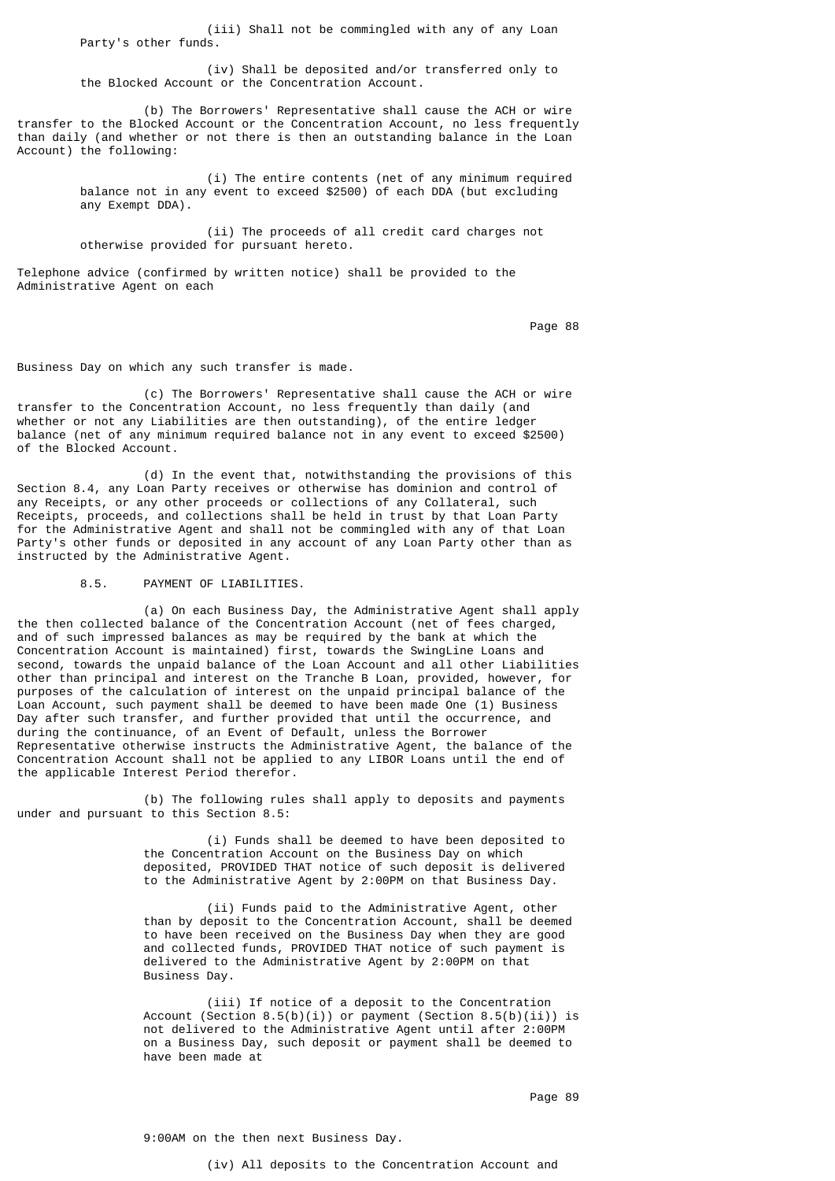(iii) Shall not be commingled with any of any Loan Party's other funds.

(iv) Shall be deposited and/or transferred only to the Blocked Account or the Concentration Account.

(b) The Borrowers' Representative shall cause the ACH or wire transfer to the Blocked Account or the Concentration Account, no less frequently than daily (and whether or not there is then an outstanding balance in the Loan Account) the following:

(i) The entire contents (net of any minimum required balance not in any event to exceed $2500) of each DDA (but excluding any Exempt DDA).

(ii) The proceeds of all credit card charges not otherwise provided for pursuant hereto.

Telephone advice (confirmed by written notice) shall be provided to the Administrative Agent on each Business Day on which any such transfer is made.

(c) The Borrowers' Representative shall cause the ACH or wire transfer to the Concentration Account, no less frequently than daily (and whether or not any Liabilities are then outstanding), of the entire ledger balance (net of any minimum required balance not in any event to exceed $2500) of the Blocked Account.

(d) In the event that, notwithstanding the provisions of this Section 8.4, any Loan Party receives or otherwise has dominion and control of any Receipts, or any other proceeds or collections of any Collateral, such Receipts, proceeds, and collections shall be held in trust by that Loan Party for the Administrative Agent and shall not be commingled with any of that Loan Party's other funds or deposited in any account of any Loan Party other than as instructed by the Administrative Agent.

8.5. PAYMENT OF LIABILITIES.

(a) On each Business Day, the Administrative Agent shall apply the then collected balance of the Concentration Account (net of fees charged, and of such impressed balances as may be required by the bank at which the Concentration Account is maintained) first, towards the SwingLine Loans and second, towards the unpaid balance of the Loan Account and all other Liabilities other than principal and interest on the Tranche B Loan, provided, however, for purposes of the calculation of interest on the unpaid principal balance of the Loan Account, such payment shall be deemed to have been made One (1) Business Day after such transfer, and further provided that until the occurrence, and during the continuance, of an Event of Default, unless the Borrower Representative otherwise instructs the Administrative Agent, the balance of the Concentration Account shall not be applied to any LIBOR Loans until the end of the applicable Interest Period therefor.

(b) The following rules shall apply to deposits and payments under and pursuant to this Section 8.5:

(i) Funds shall be deemed to have been deposited to the Concentration Account on the Business Day on which deposited, PROVIDED THAT notice of such deposit is delivered to the Administrative Agent by 2:00PM on that Business Day.

(ii) Funds paid to the Administrative Agent, other than by deposit to the Concentration Account, shall be deemed to have been received on the Business Day when they are good and collected funds, PROVIDED THAT notice of such payment is delivered to the Administrative Agent by 2:00PM on that Business Day.

(iii) If notice of a deposit to the Concentration Account (Section 8.5(b)(i)) or payment (Section 8.5(b)(ii)) is not delivered to the Administrative Agent until after 2:00PM on a Business Day, such deposit or payment shall be deemed to have been made at 9:00AM on the then next Business Day.

(iv) All deposits to the Concentration Account and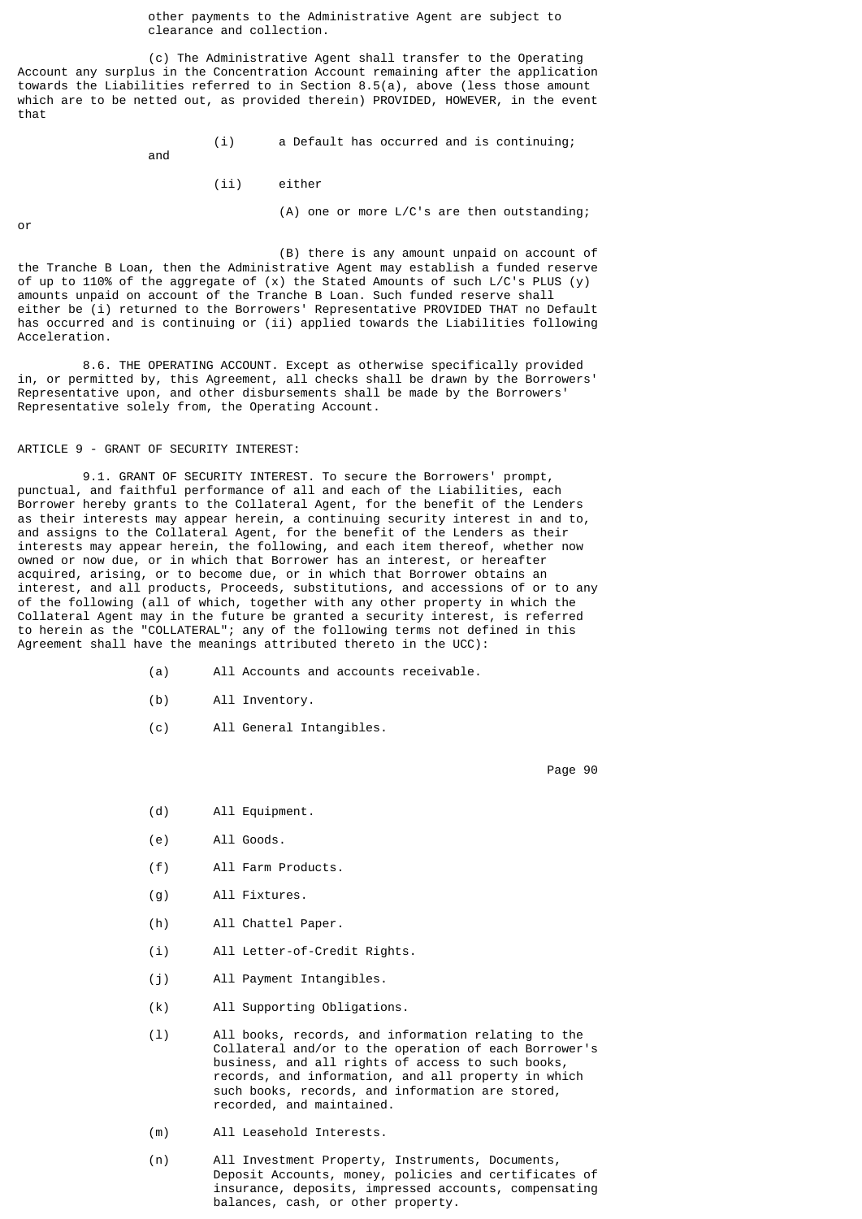other payments to the Administrative Agent are subject to clearance and collection.

(c) The Administrative Agent shall transfer to the Operating Account any surplus in the Concentration Account remaining after the application towards the Liabilities referred to in Section 8.5(a), above (less those amount which are to be netted out, as provided therein) PROVIDED, HOWEVER, in the event that

(i) a Default has occurred and is continuing; and

(ii) either

(A) one or more L/C's are then outstanding; or

(B) there is any amount unpaid on account of the Tranche B Loan, then the Administrative Agent may establish a funded reserve of up to 110% of the aggregate of (x) the Stated Amounts of such L/C's PLUS (y) amounts unpaid on account of the Tranche B Loan. Such funded reserve shall either be (i) returned to the Borrowers' Representative PROVIDED THAT no Default has occurred and is continuing or (ii) applied towards the Liabilities following Acceleration.

8.6. THE OPERATING ACCOUNT. Except as otherwise specifically provided in, or permitted by, this Agreement, all checks shall be drawn by the Borrowers' Representative upon, and other disbursements shall be made by the Borrowers' Representative solely from, the Operating Account.

## ARTICLE 9 - GRANT OF SECURITY INTEREST:

9.1. GRANT OF SECURITY INTEREST. To secure the Borrowers' prompt, punctual, and faithful performance of all and each of the Liabilities, each Borrower hereby grants to the Collateral Agent, for the benefit of the Lenders as their interests may appear herein, a continuing security interest in and to, and assigns to the Collateral Agent, for the benefit of the Lenders as their interests may appear herein, the following, and each item thereof, whether now owned or now due, or in which that Borrower has an interest, or hereafter acquired, arising, or to become due, or in which that Borrower obtains an interest, and all products, Proceeds, substitutions, and accessions of or to any of the following (all of which, together with any other property in which the Collateral Agent may in the future be granted a security interest, is referred to herein as the "COLLATERAL"; any of the following terms not defined in this Agreement shall have the meanings attributed thereto in the UCC):

(a) All Accounts and accounts receivable.

(b) All Inventory.

(c) All General Intangibles.

(d) All Equipment.

(e) All Goods.

(f) All Farm Products.

(g) All Fixtures.

(h) All Chattel Paper.

(i) All Letter-of-Credit Rights.

(j) All Payment Intangibles.

(k) All Supporting Obligations.

(l) All books, records, and information relating to the Collateral and/or to the operation of each Borrower's business, and all rights of access to such books, records, and information, and all property in which such books, records, and information are stored, recorded, and maintained.

(m) All Leasehold Interests.

(n) All Investment Property, Instruments, Documents, Deposit Accounts, money, policies and certificates of insurance, deposits, impressed accounts, compensating balances, cash, or other property.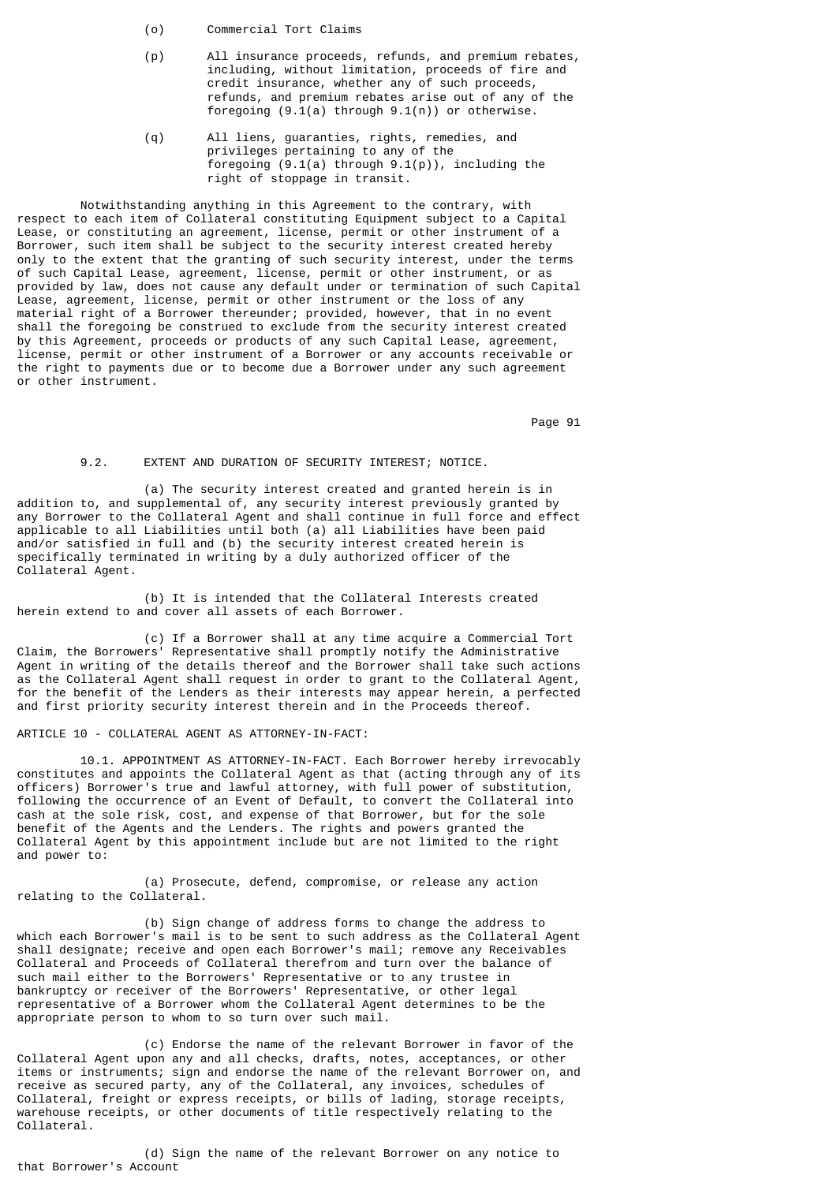(o) Commercial Tort Claims

(p) All insurance proceeds, refunds, and premium rebates, including, without limitation, proceeds of fire and credit insurance, whether any of such proceeds, refunds, and premium rebates arise out of any of the foregoing (9.1(a) through 9.1(n)) or otherwise.

(q) All liens, guaranties, rights, remedies, and privileges pertaining to any of the foregoing (9.1(a) through 9.1(p)), including the right of stoppage in transit.

Notwithstanding anything in this Agreement to the contrary, with respect to each item of Collateral constituting Equipment subject to a Capital Lease, or constituting an agreement, license, permit or other instrument of a Borrower, such item shall be subject to the security interest created hereby only to the extent that the granting of such security interest, under the terms of such Capital Lease, agreement, license, permit or other instrument, or as provided by law, does not cause any default under or termination of such Capital Lease, agreement, license, permit or other instrument or the loss of any material right of a Borrower thereunder; provided, however, that in no event shall the foregoing be construed to exclude from the security interest created by this Agreement, proceeds or products of any such Capital Lease, agreement, license, permit or other instrument of a Borrower or any accounts receivable or the right to payments due or to become due a Borrower under any such agreement or other instrument.

9.2. EXTENT AND DURATION OF SECURITY INTEREST; NOTICE.

(a) The security interest created and granted herein is in addition to, and supplemental of, any security interest previously granted by any Borrower to the Collateral Agent and shall continue in full force and effect applicable to all Liabilities until both (a) all Liabilities have been paid and/or satisfied in full and (b) the security interest created herein is specifically terminated in writing by a duly authorized officer of the Collateral Agent.

(b) It is intended that the Collateral Interests created herein extend to and cover all assets of each Borrower.

(c) If a Borrower shall at any time acquire a Commercial Tort Claim, the Borrowers' Representative shall promptly notify the Administrative Agent in writing of the details thereof and the Borrower shall take such actions as the Collateral Agent shall request in order to grant to the Collateral Agent, for the benefit of the Lenders as their interests may appear herein, a perfected and first priority security interest therein and in the Proceeds thereof.

ARTICLE 10 - COLLATERAL AGENT AS ATTORNEY-IN-FACT:

10.1. APPOINTMENT AS ATTORNEY-IN-FACT. Each Borrower hereby irrevocably constitutes and appoints the Collateral Agent as that (acting through any of its officers) Borrower's true and lawful attorney, with full power of substitution, following the occurrence of an Event of Default, to convert the Collateral into cash at the sole risk, cost, and expense of that Borrower, but for the sole benefit of the Agents and the Lenders. The rights and powers granted the Collateral Agent by this appointment include but are not limited to the right and power to:

(a) Prosecute, defend, compromise, or release any action relating to the Collateral.

(b) Sign change of address forms to change the address to which each Borrower's mail is to be sent to such address as the Collateral Agent shall designate; receive and open each Borrower's mail; remove any Receivables Collateral and Proceeds of Collateral therefrom and turn over the balance of such mail either to the Borrowers' Representative or to any trustee in bankruptcy or receiver of the Borrowers' Representative, or other legal representative of a Borrower whom the Collateral Agent determines to be the appropriate person to whom to so turn over such mail.

(c) Endorse the name of the relevant Borrower in favor of the Collateral Agent upon any and all checks, drafts, notes, acceptances, or other items or instruments; sign and endorse the name of the relevant Borrower on, and receive as secured party, any of the Collateral, any invoices, schedules of Collateral, freight or express receipts, or bills of lading, storage receipts, warehouse receipts, or other documents of title respectively relating to the Collateral.

(d) Sign the name of the relevant Borrower on any notice to that Borrower's Account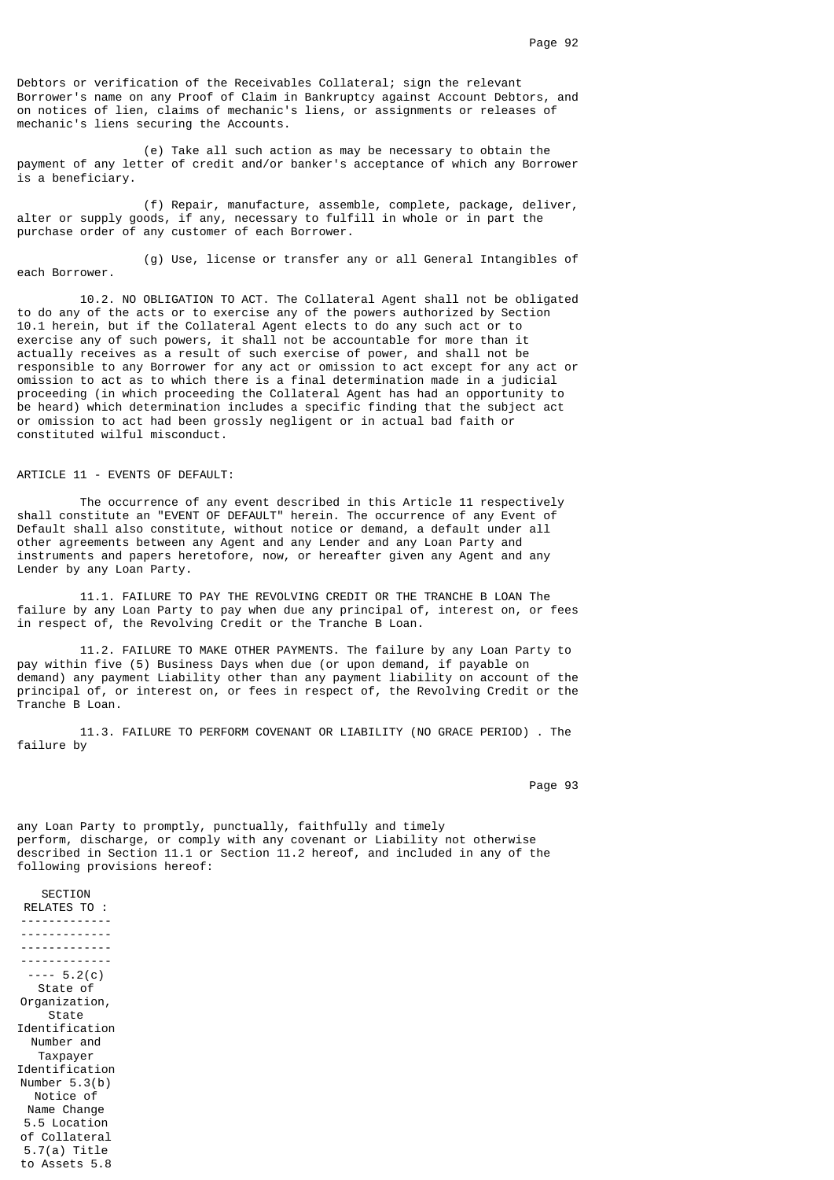Debtors or verification of the Receivables Collateral; sign the relevant Borrower's name on any Proof of Claim in Bankruptcy against Account Debtors, and on notices of lien, claims of mechanic's liens, or assignments or releases of mechanic's liens securing the Accounts.

(e) Take all such action as may be necessary to obtain the payment of any letter of credit and/or banker's acceptance of which any Borrower is a beneficiary.

(f) Repair, manufacture, assemble, complete, package, deliver, alter or supply goods, if any, necessary to fulfill in whole or in part the purchase order of any customer of each Borrower.

(g) Use, license or transfer any or all General Intangibles of each Borrower.

10.2. NO OBLIGATION TO ACT. The Collateral Agent shall not be obligated to do any of the acts or to exercise any of the powers authorized by Section 10.1 herein, but if the Collateral Agent elects to do any such act or to exercise any of such powers, it shall not be accountable for more than it actually receives as a result of such exercise of power, and shall not be responsible to any Borrower for any act or omission to act except for any act or omission to act as to which there is a final determination made in a judicial proceeding (in which proceeding the Collateral Agent has had an opportunity to be heard) which determination includes a specific finding that the subject act or omission to act had been grossly negligent or in actual bad faith or constituted wilful misconduct.

ARTICLE 11 - EVENTS OF DEFAULT:

The occurrence of any event described in this Article 11 respectively shall constitute an "EVENT OF DEFAULT" herein. The occurrence of any Event of Default shall also constitute, without notice or demand, a default under all other agreements between any Agent and any Lender and any Loan Party and instruments and papers heretofore, now, or hereafter given any Agent and any Lender by any Loan Party.

11.1. FAILURE TO PAY THE REVOLVING CREDIT OR THE TRANCHE B LOAN The failure by any Loan Party to pay when due any principal of, interest on, or fees in respect of, the Revolving Credit or the Tranche B Loan.

11.2. FAILURE TO MAKE OTHER PAYMENTS. The failure by any Loan Party to pay within five (5) Business Days when due (or upon demand, if payable on demand) any payment Liability other than any payment liability on account of the principal of, or interest on, or fees in respect of, the Revolving Credit or the Tranche B Loan.

11.3. FAILURE TO PERFORM COVENANT OR LIABILITY (NO GRACE PERIOD) . The failure by any Loan Party to promptly, punctually, faithfully and timely perform, discharge, or comply with any covenant or Liability not otherwise described in Section 11.1 or Section 11.2 hereof, and included in any of the following provisions hereof:

| SECTION | RELATES TO : |
|---|---|
| 5.2(c) | State of Organization, State Identification Number and Taxpayer Identification Number |
| 5.3(b) | Notice of Name Change |
| 5.5 | Location of Collateral |
| 5.7(a) | Title to Assets |
| 5.8 | |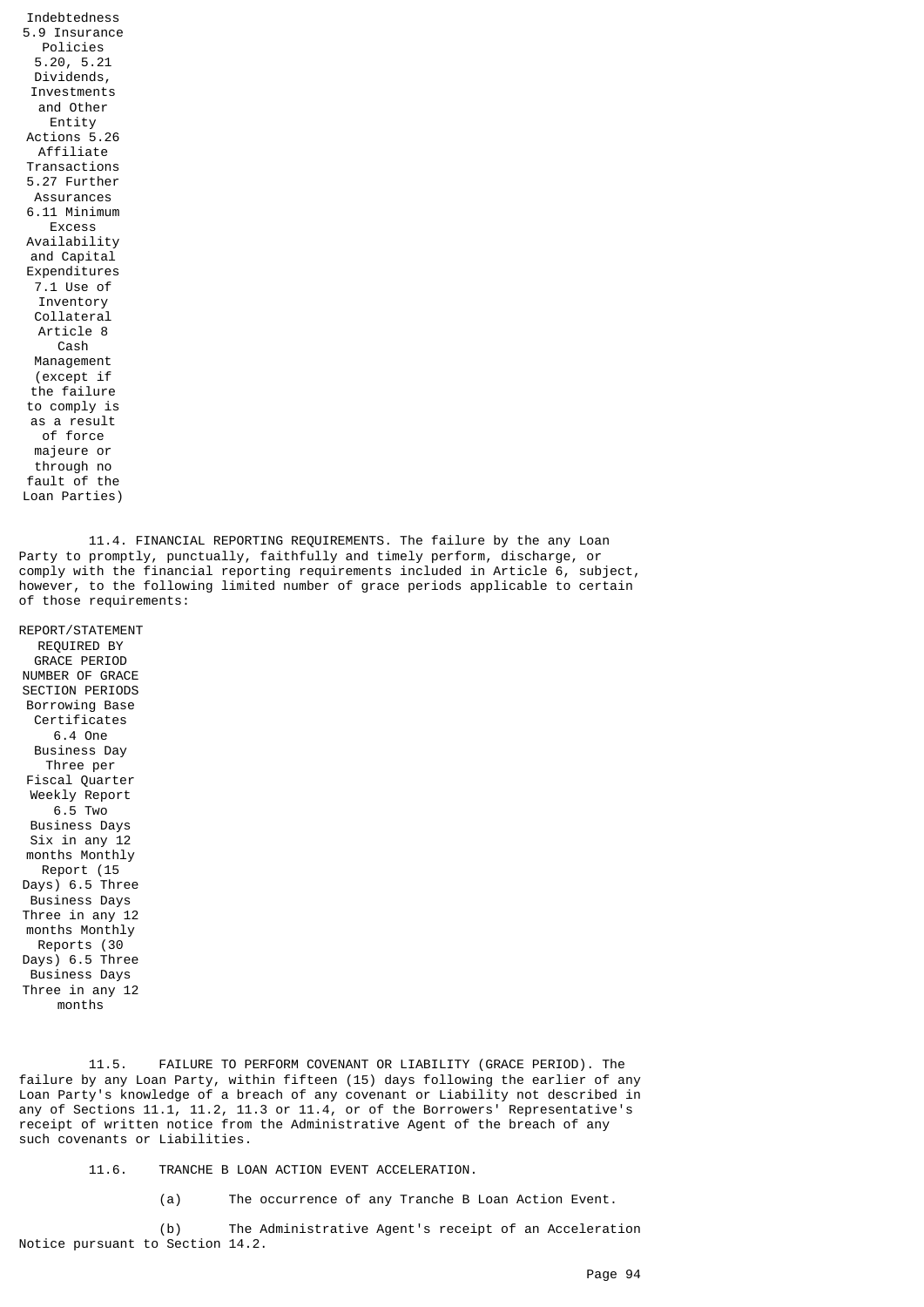| | |
|---|---|
| Indebtedness | 5.9 |
| Insurance Policies | 5.20, 5.21 |
| Dividends, Investments and Other Entity Actions | 5.26 |
| Affiliate Transactions | 5.27 |
| Further Assurances | 6.11 |
| Minimum Excess Availability and Capital Expenditures | 7.1 |
| Use of Inventory Collateral | Article 8 |
| Cash Management (except if the failure to comply is as a result of force majeure or through no fault of the Loan Parties) | |

11.4. FINANCIAL REPORTING REQUIREMENTS. The failure by the any Loan Party to promptly, punctually, faithfully and timely perform, discharge, or comply with the financial reporting requirements included in Article 6, subject, however, to the following limited number of grace periods applicable to certain of those requirements:

| REPORT/STATEMENT | REQUIRED BY SECTION | GRACE PERIOD | NUMBER OF GRACE PERIODS |
|---|---|---|---|
| Borrowing Base Certificates | 6.4 | One Business Day | Three per Fiscal Quarter |
| Weekly Report | 6.5 | Two Business Days | Six in any 12 months |
| Monthly Report (15 Days) | 6.5 | Three Business Days | Three in any 12 months |
| Monthly Reports (30 Days) | 6.5 | Three Business Days | Three in any 12 months |

11.5. FAILURE TO PERFORM COVENANT OR LIABILITY (GRACE PERIOD). The failure by any Loan Party, within fifteen (15) days following the earlier of any Loan Party's knowledge of a breach of any covenant or Liability not described in any of Sections 11.1, 11.2, 11.3 or 11.4, or of the Borrowers' Representative's receipt of written notice from the Administrative Agent of the breach of any such covenants or Liabilities.

11.6. TRANCHE B LOAN ACTION EVENT ACCELERATION.

(a) The occurrence of any Tranche B Loan Action Event.

(b) The Administrative Agent's receipt of an Acceleration Notice pursuant to Section 14.2.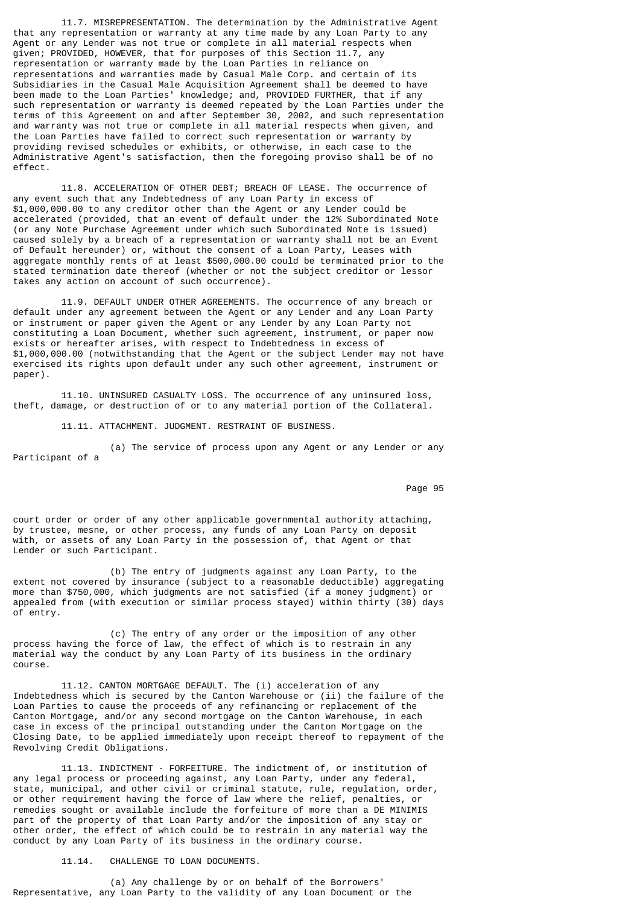11.7. MISREPRESENTATION. The determination by the Administrative Agent that any representation or warranty at any time made by any Loan Party to any Agent or any Lender was not true or complete in all material respects when given; PROVIDED, HOWEVER, that for purposes of this Section 11.7, any representation or warranty made by the Loan Parties in reliance on representations and warranties made by Casual Male Corp. and certain of its Subsidiaries in the Casual Male Acquisition Agreement shall be deemed to have been made to the Loan Parties' knowledge; and, PROVIDED FURTHER, that if any such representation or warranty is deemed repeated by the Loan Parties under the terms of this Agreement on and after September 30, 2002, and such representation and warranty was not true or complete in all material respects when given, and the Loan Parties have failed to correct such representation or warranty by providing revised schedules or exhibits, or otherwise, in each case to the Administrative Agent's satisfaction, then the foregoing proviso shall be of no effect.

11.8. ACCELERATION OF OTHER DEBT; BREACH OF LEASE. The occurrence of any event such that any Indebtedness of any Loan Party in excess of $1,000,000.00 to any creditor other than the Agent or any Lender could be accelerated (provided, that an event of default under the 12% Subordinated Note (or any Note Purchase Agreement under which such Subordinated Note is issued) caused solely by a breach of a representation or warranty shall not be an Event of Default hereunder) or, without the consent of a Loan Party, Leases with aggregate monthly rents of at least $500,000.00 could be terminated prior to the stated termination date thereof (whether or not the subject creditor or lessor takes any action on account of such occurrence).

11.9. DEFAULT UNDER OTHER AGREEMENTS. The occurrence of any breach or default under any agreement between the Agent or any Lender and any Loan Party or instrument or paper given the Agent or any Lender by any Loan Party not constituting a Loan Document, whether such agreement, instrument, or paper now exists or hereafter arises, with respect to Indebtedness in excess of $1,000,000.00 (notwithstanding that the Agent or the subject Lender may not have exercised its rights upon default under any such other agreement, instrument or paper).

11.10. UNINSURED CASUALTY LOSS. The occurrence of any uninsured loss, theft, damage, or destruction of or to any material portion of the Collateral.

11.11. ATTACHMENT. JUDGMENT. RESTRAINT OF BUSINESS.

(a) The service of process upon any Agent or any Lender or any Participant of a court order or order of any other applicable governmental authority attaching, by trustee, mesne, or other process, any funds of any Loan Party on deposit with, or assets of any Loan Party in the possession of, that Agent or that Lender or such Participant.

(b) The entry of judgments against any Loan Party, to the extent not covered by insurance (subject to a reasonable deductible) aggregating more than $750,000, which judgments are not satisfied (if a money judgment) or appealed from (with execution or similar process stayed) within thirty (30) days of entry.

(c) The entry of any order or the imposition of any other process having the force of law, the effect of which is to restrain in any material way the conduct by any Loan Party of its business in the ordinary course.

11.12. CANTON MORTGAGE DEFAULT. The (i) acceleration of any Indebtedness which is secured by the Canton Warehouse or (ii) the failure of the Loan Parties to cause the proceeds of any refinancing or replacement of the Canton Mortgage, and/or any second mortgage on the Canton Warehouse, in each case in excess of the principal outstanding under the Canton Mortgage on the Closing Date, to be applied immediately upon receipt thereof to repayment of the Revolving Credit Obligations.

11.13. INDICTMENT - FORFEITURE. The indictment of, or institution of any legal process or proceeding against, any Loan Party, under any federal, state, municipal, and other civil or criminal statute, rule, regulation, order, or other requirement having the force of law where the relief, penalties, or remedies sought or available include the forfeiture of more than a DE MINIMIS part of the property of that Loan Party and/or the imposition of any stay or other order, the effect of which could be to restrain in any material way the conduct by any Loan Party of its business in the ordinary course.

11.14. CHALLENGE TO LOAN DOCUMENTS.

(a) Any challenge by or on behalf of the Borrowers' Representative, any Loan Party to the validity of any Loan Document or the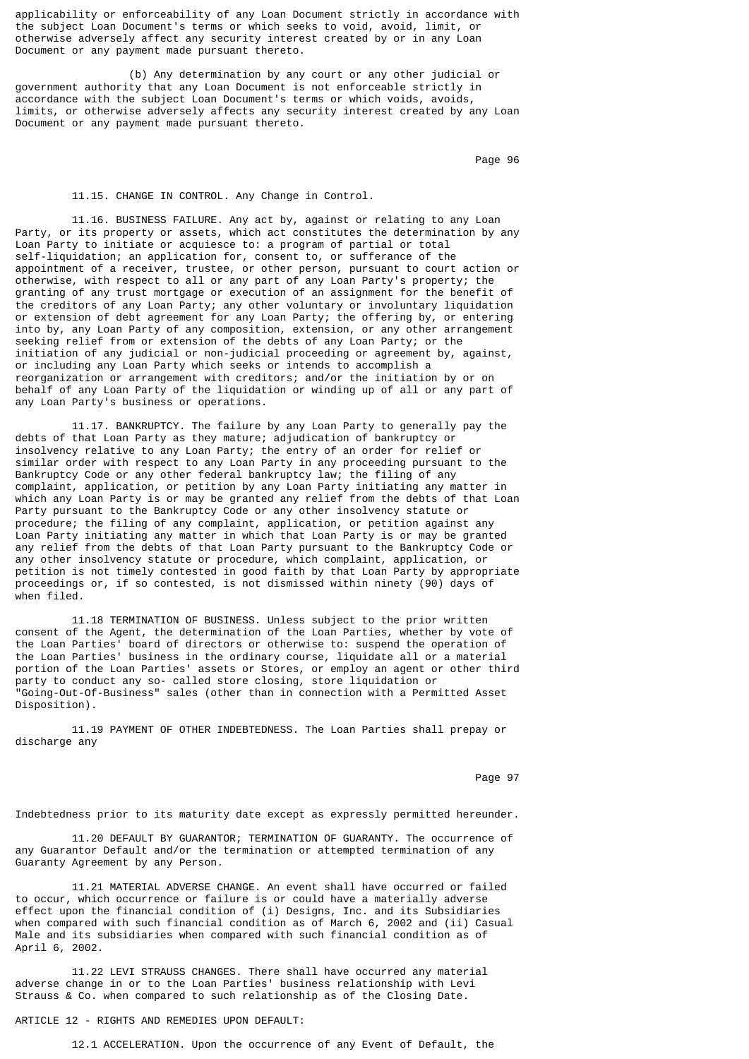applicability or enforceability of any Loan Document strictly in accordance with the subject Loan Document's terms or which seeks to void, avoid, limit, or otherwise adversely affect any security interest created by or in any Loan Document or any payment made pursuant thereto.

(b) Any determination by any court or any other judicial or government authority that any Loan Document is not enforceable strictly in accordance with the subject Loan Document's terms or which voids, avoids, limits, or otherwise adversely affects any security interest created by any Loan Document or any payment made pursuant thereto.

11.15. CHANGE IN CONTROL. Any Change in Control.

11.16. BUSINESS FAILURE. Any act by, against or relating to any Loan Party, or its property or assets, which act constitutes the determination by any Loan Party to initiate or acquiesce to: a program of partial or total self-liquidation; an application for, consent to, or sufferance of the appointment of a receiver, trustee, or other person, pursuant to court action or otherwise, with respect to all or any part of any Loan Party's property; the granting of any trust mortgage or execution of an assignment for the benefit of the creditors of any Loan Party; any other voluntary or involuntary liquidation or extension of debt agreement for any Loan Party; the offering by, or entering into by, any Loan Party of any composition, extension, or any other arrangement seeking relief from or extension of the debts of any Loan Party; or the initiation of any judicial or non-judicial proceeding or agreement by, against, or including any Loan Party which seeks or intends to accomplish a reorganization or arrangement with creditors; and/or the initiation by or on behalf of any Loan Party of the liquidation or winding up of all or any part of any Loan Party's business or operations.

11.17. BANKRUPTCY. The failure by any Loan Party to generally pay the debts of that Loan Party as they mature; adjudication of bankruptcy or insolvency relative to any Loan Party; the entry of an order for relief or similar order with respect to any Loan Party in any proceeding pursuant to the Bankruptcy Code or any other federal bankruptcy law; the filing of any complaint, application, or petition by any Loan Party initiating any matter in which any Loan Party is or may be granted any relief from the debts of that Loan Party pursuant to the Bankruptcy Code or any other insolvency statute or procedure; the filing of any complaint, application, or petition against any Loan Party initiating any matter in which that Loan Party is or may be granted any relief from the debts of that Loan Party pursuant to the Bankruptcy Code or any other insolvency statute or procedure, which complaint, application, or petition is not timely contested in good faith by that Loan Party by appropriate proceedings or, if so contested, is not dismissed within ninety (90) days of when filed.

11.18 TERMINATION OF BUSINESS. Unless subject to the prior written consent of the Agent, the determination of the Loan Parties, whether by vote of the Loan Parties' board of directors or otherwise to: suspend the operation of the Loan Parties' business in the ordinary course, liquidate all or a material portion of the Loan Parties' assets or Stores, or employ an agent or other third party to conduct any so- called store closing, store liquidation or "Going-Out-Of-Business" sales (other than in connection with a Permitted Asset Disposition).

11.19 PAYMENT OF OTHER INDEBTEDNESS. The Loan Parties shall prepay or discharge any Indebtedness prior to its maturity date except as expressly permitted hereunder.

11.20 DEFAULT BY GUARANTOR; TERMINATION OF GUARANTY. The occurrence of any Guarantor Default and/or the termination or attempted termination of any Guaranty Agreement by any Person.

11.21 MATERIAL ADVERSE CHANGE. An event shall have occurred or failed to occur, which occurrence or failure is or could have a materially adverse effect upon the financial condition of (i) Designs, Inc. and its Subsidiaries when compared with such financial condition as of March 6, 2002 and (ii) Casual Male and its subsidiaries when compared with such financial condition as of April 6, 2002.

11.22 LEVI STRAUSS CHANGES. There shall have occurred any material adverse change in or to the Loan Parties' business relationship with Levi Strauss & Co. when compared to such relationship as of the Closing Date.

ARTICLE 12 - RIGHTS AND REMEDIES UPON DEFAULT:

12.1 ACCELERATION. Upon the occurrence of any Event of Default, the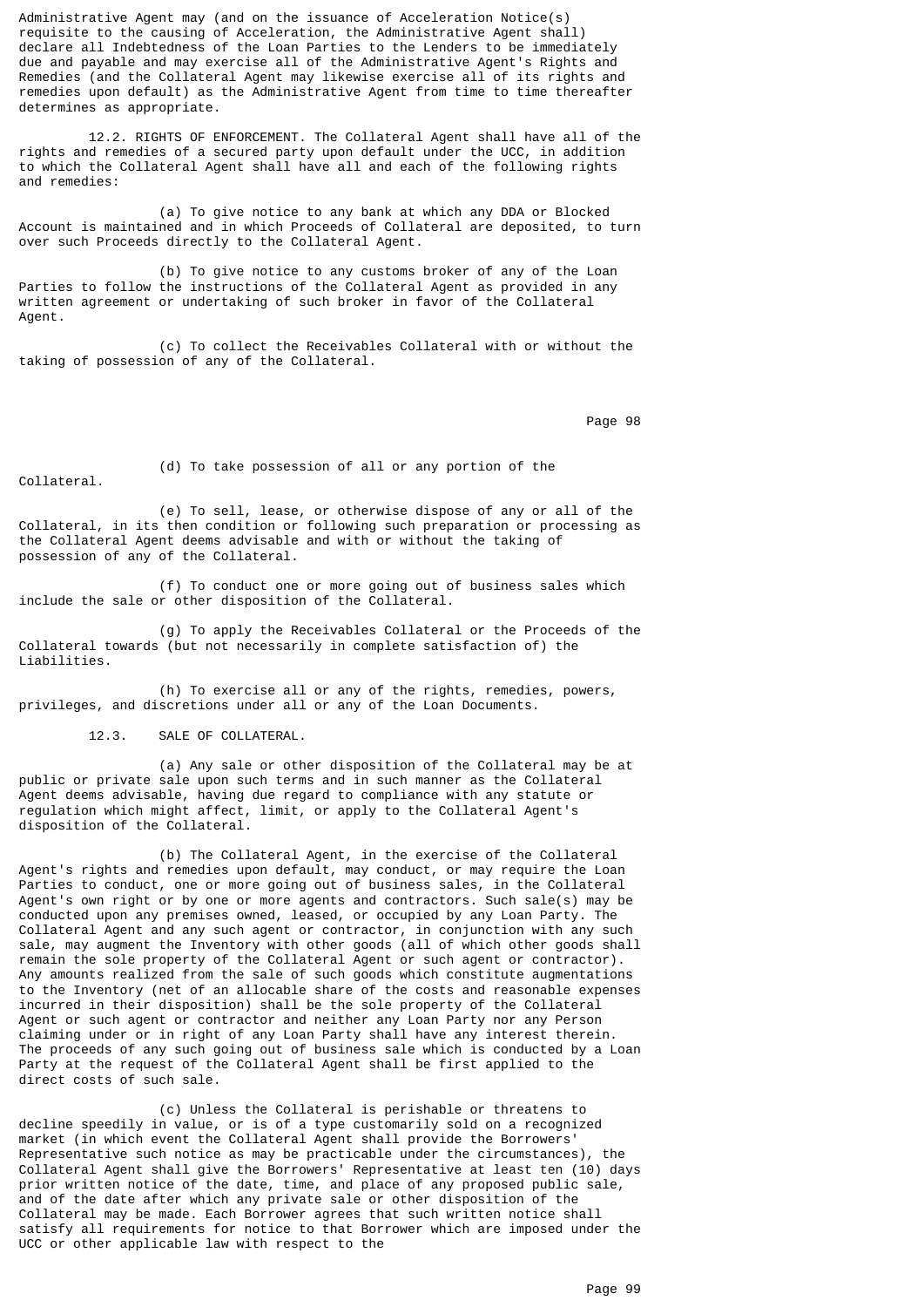Administrative Agent may (and on the issuance of Acceleration Notice(s) requisite to the causing of Acceleration, the Administrative Agent shall) declare all Indebtedness of the Loan Parties to the Lenders to be immediately due and payable and may exercise all of the Administrative Agent's Rights and Remedies (and the Collateral Agent may likewise exercise all of its rights and remedies upon default) as the Administrative Agent from time to time thereafter determines as appropriate.

12.2. RIGHTS OF ENFORCEMENT. The Collateral Agent shall have all of the rights and remedies of a secured party upon default under the UCC, in addition to which the Collateral Agent shall have all and each of the following rights and remedies:

(a) To give notice to any bank at which any DDA or Blocked Account is maintained and in which Proceeds of Collateral are deposited, to turn over such Proceeds directly to the Collateral Agent.

(b) To give notice to any customs broker of any of the Loan Parties to follow the instructions of the Collateral Agent as provided in any written agreement or undertaking of such broker in favor of the Collateral Agent.

(c) To collect the Receivables Collateral with or without the taking of possession of any of the Collateral.

(d) To take possession of all or any portion of the Collateral.

(e) To sell, lease, or otherwise dispose of any or all of the Collateral, in its then condition or following such preparation or processing as the Collateral Agent deems advisable and with or without the taking of possession of any of the Collateral.

(f) To conduct one or more going out of business sales which include the sale or other disposition of the Collateral.

(g) To apply the Receivables Collateral or the Proceeds of the Collateral towards (but not necessarily in complete satisfaction of) the Liabilities.

(h) To exercise all or any of the rights, remedies, powers, privileges, and discretions under all or any of the Loan Documents.

12.3. SALE OF COLLATERAL.

(a) Any sale or other disposition of the Collateral may be at public or private sale upon such terms and in such manner as the Collateral Agent deems advisable, having due regard to compliance with any statute or regulation which might affect, limit, or apply to the Collateral Agent's disposition of the Collateral.

(b) The Collateral Agent, in the exercise of the Collateral Agent's rights and remedies upon default, may conduct, or may require the Loan Parties to conduct, one or more going out of business sales, in the Collateral Agent's own right or by one or more agents and contractors. Such sale(s) may be conducted upon any premises owned, leased, or occupied by any Loan Party. The Collateral Agent and any such agent or contractor, in conjunction with any such sale, may augment the Inventory with other goods (all of which other goods shall remain the sole property of the Collateral Agent or such agent or contractor). Any amounts realized from the sale of such goods which constitute augmentations to the Inventory (net of an allocable share of the costs and reasonable expenses incurred in their disposition) shall be the sole property of the Collateral Agent or such agent or contractor and neither any Loan Party nor any Person claiming under or in right of any Loan Party shall have any interest therein. The proceeds of any such going out of business sale which is conducted by a Loan Party at the request of the Collateral Agent shall be first applied to the direct costs of such sale.

(c) Unless the Collateral is perishable or threatens to decline speedily in value, or is of a type customarily sold on a recognized market (in which event the Collateral Agent shall provide the Borrowers' Representative such notice as may be practicable under the circumstances), the Collateral Agent shall give the Borrowers' Representative at least ten (10) days prior written notice of the date, time, and place of any proposed public sale, and of the date after which any private sale or other disposition of the Collateral may be made. Each Borrower agrees that such written notice shall satisfy all requirements for notice to that Borrower which are imposed under the UCC or other applicable law with respect to the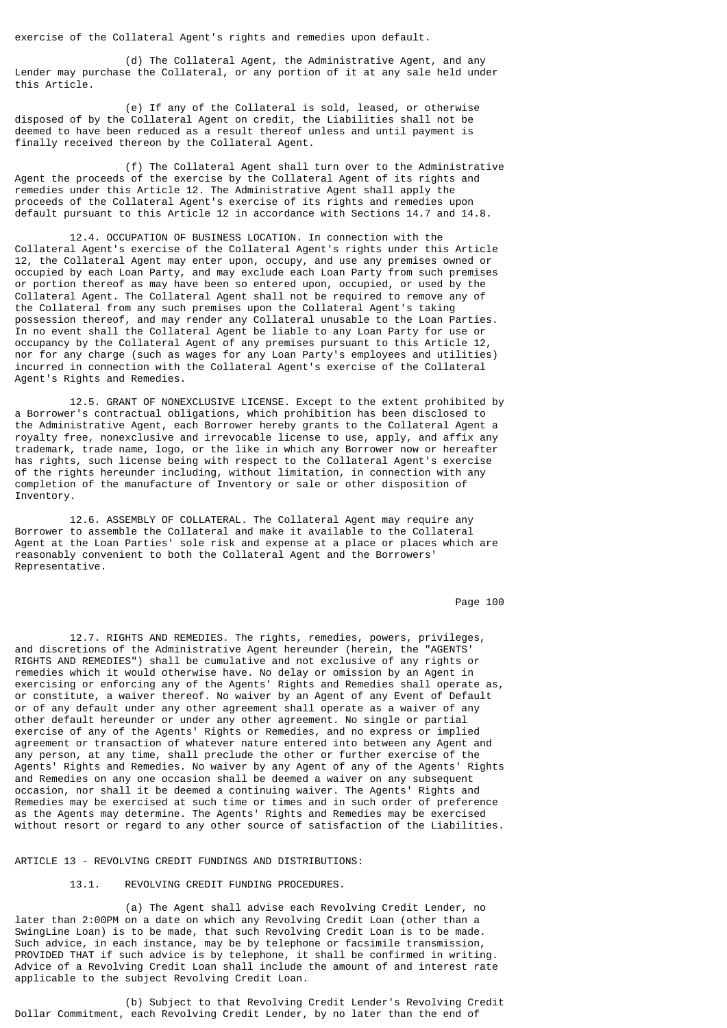exercise of the Collateral Agent's rights and remedies upon default.

(d) The Collateral Agent, the Administrative Agent, and any Lender may purchase the Collateral, or any portion of it at any sale held under this Article.

(e) If any of the Collateral is sold, leased, or otherwise disposed of by the Collateral Agent on credit, the Liabilities shall not be deemed to have been reduced as a result thereof unless and until payment is finally received thereon by the Collateral Agent.

(f) The Collateral Agent shall turn over to the Administrative Agent the proceeds of the exercise by the Collateral Agent of its rights and remedies under this Article 12. The Administrative Agent shall apply the proceeds of the Collateral Agent's exercise of its rights and remedies upon default pursuant to this Article 12 in accordance with Sections 14.7 and 14.8.

12.4. OCCUPATION OF BUSINESS LOCATION. In connection with the Collateral Agent's exercise of the Collateral Agent's rights under this Article 12, the Collateral Agent may enter upon, occupy, and use any premises owned or occupied by each Loan Party, and may exclude each Loan Party from such premises or portion thereof as may have been so entered upon, occupied, or used by the Collateral Agent. The Collateral Agent shall not be required to remove any of the Collateral from any such premises upon the Collateral Agent's taking possession thereof, and may render any Collateral unusable to the Loan Parties. In no event shall the Collateral Agent be liable to any Loan Party for use or occupancy by the Collateral Agent of any premises pursuant to this Article 12, nor for any charge (such as wages for any Loan Party's employees and utilities) incurred in connection with the Collateral Agent's exercise of the Collateral Agent's Rights and Remedies.

12.5. GRANT OF NONEXCLUSIVE LICENSE. Except to the extent prohibited by a Borrower's contractual obligations, which prohibition has been disclosed to the Administrative Agent, each Borrower hereby grants to the Collateral Agent a royalty free, nonexclusive and irrevocable license to use, apply, and affix any trademark, trade name, logo, or the like in which any Borrower now or hereafter has rights, such license being with respect to the Collateral Agent's exercise of the rights hereunder including, without limitation, in connection with any completion of the manufacture of Inventory or sale or other disposition of Inventory.

12.6. ASSEMBLY OF COLLATERAL. The Collateral Agent may require any Borrower to assemble the Collateral and make it available to the Collateral Agent at the Loan Parties' sole risk and expense at a place or places which are reasonably convenient to both the Collateral Agent and the Borrowers' Representative.

12.7. RIGHTS AND REMEDIES. The rights, remedies, powers, privileges, and discretions of the Administrative Agent hereunder (herein, the "AGENTS' RIGHTS AND REMEDIES") shall be cumulative and not exclusive of any rights or remedies which it would otherwise have. No delay or omission by an Agent in exercising or enforcing any of the Agents' Rights and Remedies shall operate as, or constitute, a waiver thereof. No waiver by an Agent of any Event of Default or of any default under any other agreement shall operate as a waiver of any other default hereunder or under any other agreement. No single or partial exercise of any of the Agents' Rights or Remedies, and no express or implied agreement or transaction of whatever nature entered into between any Agent and any person, at any time, shall preclude the other or further exercise of the Agents' Rights and Remedies. No waiver by any Agent of any of the Agents' Rights and Remedies on any one occasion shall be deemed a waiver on any subsequent occasion, nor shall it be deemed a continuing waiver. The Agents' Rights and Remedies may be exercised at such time or times and in such order of preference as the Agents may determine. The Agents' Rights and Remedies may be exercised without resort or regard to any other source of satisfaction of the Liabilities.

## ARTICLE 13 - REVOLVING CREDIT FUNDINGS AND DISTRIBUTIONS:

13.1. REVOLVING CREDIT FUNDING PROCEDURES.

(a) The Agent shall advise each Revolving Credit Lender, no later than 2:00PM on a date on which any Revolving Credit Loan (other than a SwingLine Loan) is to be made, that such Revolving Credit Loan is to be made. Such advice, in each instance, may be by telephone or facsimile transmission, PROVIDED THAT if such advice is by telephone, it shall be confirmed in writing. Advice of a Revolving Credit Loan shall include the amount of and interest rate applicable to the subject Revolving Credit Loan.

(b) Subject to that Revolving Credit Lender's Revolving Credit Dollar Commitment, each Revolving Credit Lender, by no later than the end of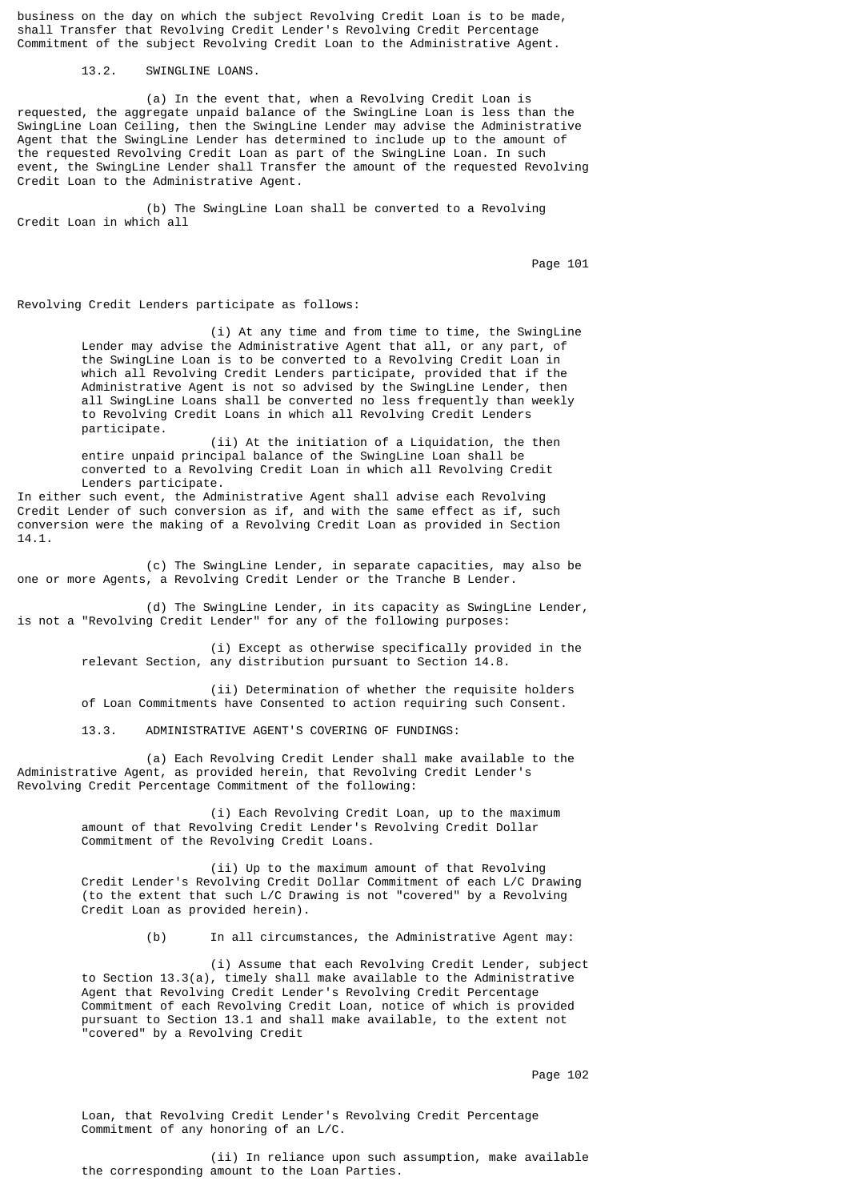business on the day on which the subject Revolving Credit Loan is to be made, shall Transfer that Revolving Credit Lender's Revolving Credit Percentage Commitment of the subject Revolving Credit Loan to the Administrative Agent.

13.2. SWINGLINE LOANS.

(a) In the event that, when a Revolving Credit Loan is requested, the aggregate unpaid balance of the SwingLine Loan is less than the SwingLine Loan Ceiling, then the SwingLine Lender may advise the Administrative Agent that the SwingLine Lender has determined to include up to the amount of the requested Revolving Credit Loan as part of the SwingLine Loan. In such event, the SwingLine Lender shall Transfer the amount of the requested Revolving Credit Loan to the Administrative Agent.

(b) The SwingLine Loan shall be converted to a Revolving Credit Loan in which all Revolving Credit Lenders participate as follows:

(i) At any time and from time to time, the SwingLine Lender may advise the Administrative Agent that all, or any part, of the SwingLine Loan is to be converted to a Revolving Credit Loan in which all Revolving Credit Lenders participate, provided that if the Administrative Agent is not so advised by the SwingLine Lender, then all SwingLine Loans shall be converted no less frequently than weekly to Revolving Credit Loans in which all Revolving Credit Lenders participate.

(ii) At the initiation of a Liquidation, the then entire unpaid principal balance of the SwingLine Loan shall be converted to a Revolving Credit Loan in which all Revolving Credit Lenders participate.

In either such event, the Administrative Agent shall advise each Revolving Credit Lender of such conversion as if, and with the same effect as if, such conversion were the making of a Revolving Credit Loan as provided in Section 14.1.

(c) The SwingLine Lender, in separate capacities, may also be one or more Agents, a Revolving Credit Lender or the Tranche B Lender.

(d) The SwingLine Lender, in its capacity as SwingLine Lender, is not a "Revolving Credit Lender" for any of the following purposes:

(i) Except as otherwise specifically provided in the relevant Section, any distribution pursuant to Section 14.8.

(ii) Determination of whether the requisite holders of Loan Commitments have Consented to action requiring such Consent.

13.3. ADMINISTRATIVE AGENT'S COVERING OF FUNDINGS:

(a) Each Revolving Credit Lender shall make available to the Administrative Agent, as provided herein, that Revolving Credit Lender's Revolving Credit Percentage Commitment of the following:

(i) Each Revolving Credit Loan, up to the maximum amount of that Revolving Credit Lender's Revolving Credit Dollar Commitment of the Revolving Credit Loans.

(ii) Up to the maximum amount of that Revolving Credit Lender's Revolving Credit Dollar Commitment of each L/C Drawing (to the extent that such L/C Drawing is not "covered" by a Revolving Credit Loan as provided herein).

(b) In all circumstances, the Administrative Agent may:

(i) Assume that each Revolving Credit Lender, subject to Section 13.3(a), timely shall make available to the Administrative Agent that Revolving Credit Lender's Revolving Credit Percentage Commitment of each Revolving Credit Loan, notice of which is provided pursuant to Section 13.1 and shall make available, to the extent not "covered" by a Revolving Credit Loan, that Revolving Credit Lender's Revolving Credit Percentage Commitment of any honoring of an L/C.

(ii) In reliance upon such assumption, make available the corresponding amount to the Loan Parties.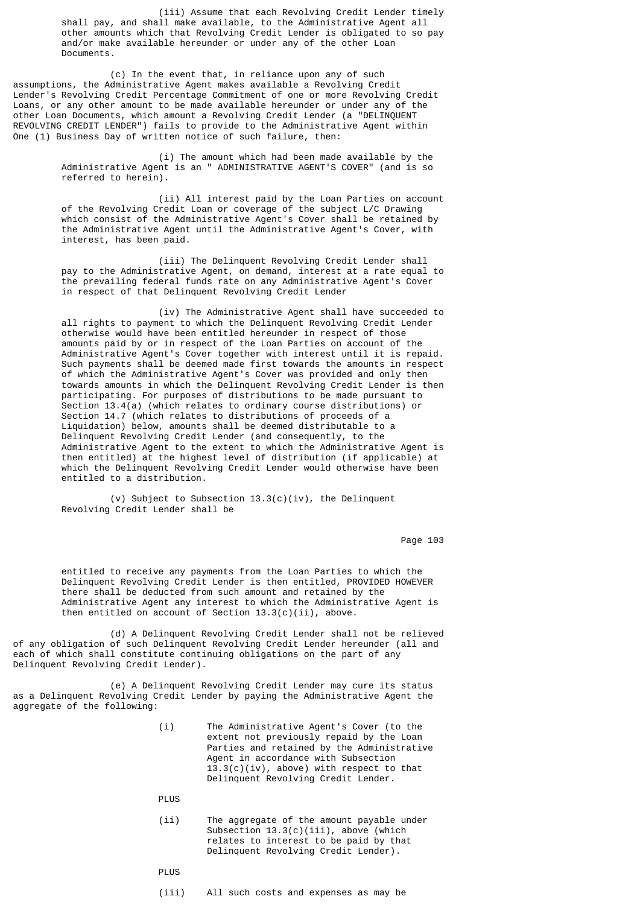(iii) Assume that each Revolving Credit Lender timely shall pay, and shall make available, to the Administrative Agent all other amounts which that Revolving Credit Lender is obligated to so pay and/or make available hereunder or under any of the other Loan Documents.

(c) In the event that, in reliance upon any of such assumptions, the Administrative Agent makes available a Revolving Credit Lender's Revolving Credit Percentage Commitment of one or more Revolving Credit Loans, or any other amount to be made available hereunder or under any of the other Loan Documents, which amount a Revolving Credit Lender (a "DELINQUENT REVOLVING CREDIT LENDER") fails to provide to the Administrative Agent within One (1) Business Day of written notice of such failure, then:

(i) The amount which had been made available by the Administrative Agent is an " ADMINISTRATIVE AGENT'S COVER" (and is so referred to herein).

(ii) All interest paid by the Loan Parties on account of the Revolving Credit Loan or coverage of the subject L/C Drawing which consist of the Administrative Agent's Cover shall be retained by the Administrative Agent until the Administrative Agent's Cover, with interest, has been paid.

(iii) The Delinquent Revolving Credit Lender shall pay to the Administrative Agent, on demand, interest at a rate equal to the prevailing federal funds rate on any Administrative Agent's Cover in respect of that Delinquent Revolving Credit Lender

(iv) The Administrative Agent shall have succeeded to all rights to payment to which the Delinquent Revolving Credit Lender otherwise would have been entitled hereunder in respect of those amounts paid by or in respect of the Loan Parties on account of the Administrative Agent's Cover together with interest until it is repaid. Such payments shall be deemed made first towards the amounts in respect of which the Administrative Agent's Cover was provided and only then towards amounts in which the Delinquent Revolving Credit Lender is then participating. For purposes of distributions to be made pursuant to Section 13.4(a) (which relates to ordinary course distributions) or Section 14.7 (which relates to distributions of proceeds of a Liquidation) below, amounts shall be deemed distributable to a Delinquent Revolving Credit Lender (and consequently, to the Administrative Agent to the extent to which the Administrative Agent is then entitled) at the highest level of distribution (if applicable) at which the Delinquent Revolving Credit Lender would otherwise have been entitled to a distribution.

(v) Subject to Subsection 13.3(c)(iv), the Delinquent Revolving Credit Lender shall be entitled to receive any payments from the Loan Parties to which the Delinquent Revolving Credit Lender is then entitled, PROVIDED HOWEVER there shall be deducted from such amount and retained by the Administrative Agent any interest to which the Administrative Agent is then entitled on account of Section 13.3(c)(ii), above.

(d) A Delinquent Revolving Credit Lender shall not be relieved of any obligation of such Delinquent Revolving Credit Lender hereunder (all and each of which shall constitute continuing obligations on the part of any Delinquent Revolving Credit Lender).

(e) A Delinquent Revolving Credit Lender may cure its status as a Delinquent Revolving Credit Lender by paying the Administrative Agent the aggregate of the following:

(i) The Administrative Agent's Cover (to the extent not previously repaid by the Loan Parties and retained by the Administrative Agent in accordance with Subsection 13.3(c)(iv), above) with respect to that Delinquent Revolving Credit Lender.

PLUS

(ii) The aggregate of the amount payable under Subsection 13.3(c)(iii), above (which relates to interest to be paid by that Delinquent Revolving Credit Lender).

PLUS

(iii) All such costs and expenses as may be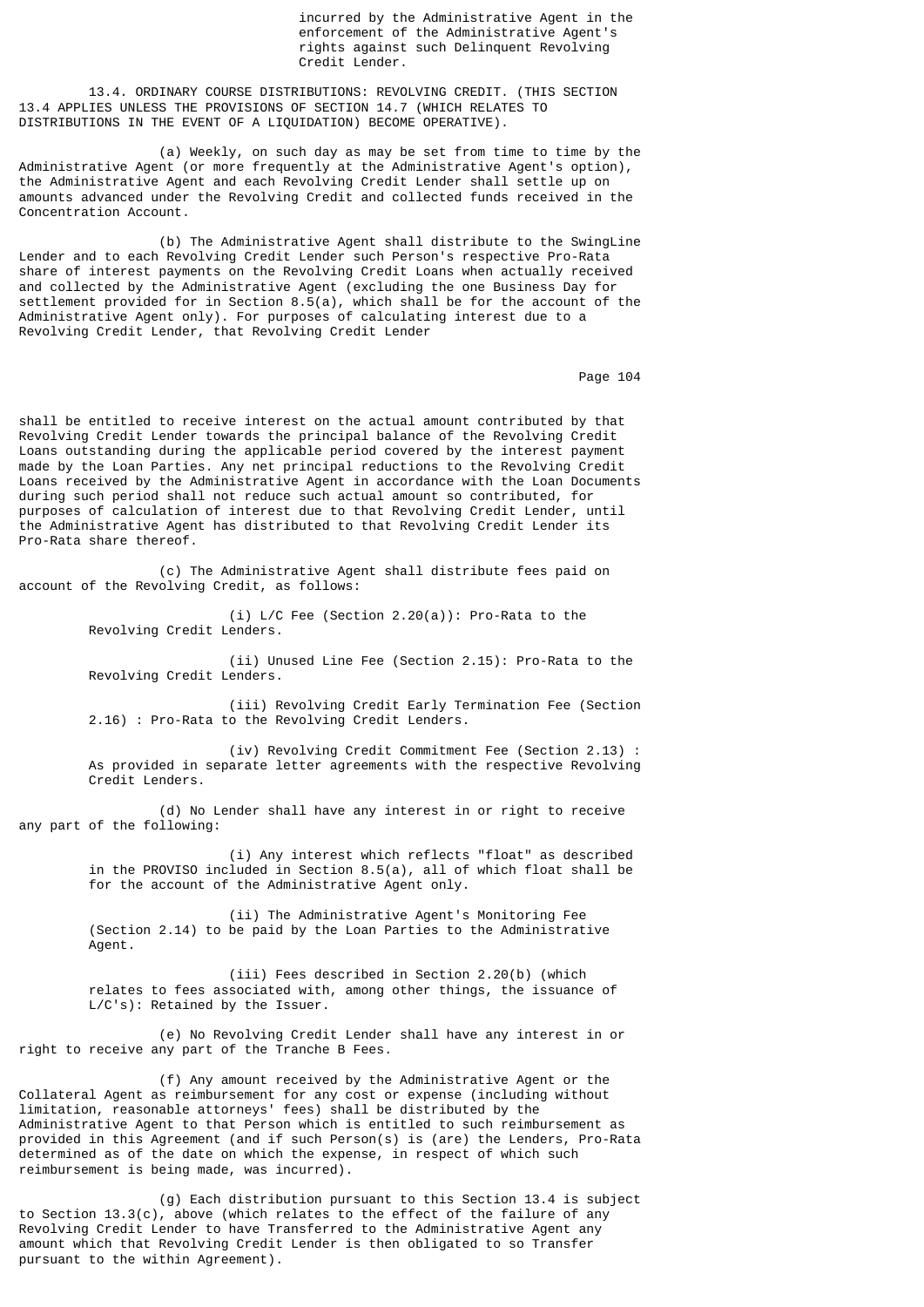incurred by the Administrative Agent in the enforcement of the Administrative Agent's rights against such Delinquent Revolving Credit Lender.

13.4. ORDINARY COURSE DISTRIBUTIONS: REVOLVING CREDIT. (THIS SECTION 13.4 APPLIES UNLESS THE PROVISIONS OF SECTION 14.7 (WHICH RELATES TO DISTRIBUTIONS IN THE EVENT OF A LIQUIDATION) BECOME OPERATIVE).

(a) Weekly, on such day as may be set from time to time by the Administrative Agent (or more frequently at the Administrative Agent's option), the Administrative Agent and each Revolving Credit Lender shall settle up on amounts advanced under the Revolving Credit and collected funds received in the Concentration Account.

(b) The Administrative Agent shall distribute to the SwingLine Lender and to each Revolving Credit Lender such Person's respective Pro-Rata share of interest payments on the Revolving Credit Loans when actually received and collected by the Administrative Agent (excluding the one Business Day for settlement provided for in Section 8.5(a), which shall be for the account of the Administrative Agent only). For purposes of calculating interest due to a Revolving Credit Lender, that Revolving Credit Lender shall be entitled to receive interest on the actual amount contributed by that Revolving Credit Lender towards the principal balance of the Revolving Credit Loans outstanding during the applicable period covered by the interest payment made by the Loan Parties. Any net principal reductions to the Revolving Credit Loans received by the Administrative Agent in accordance with the Loan Documents during such period shall not reduce such actual amount so contributed, for purposes of calculation of interest due to that Revolving Credit Lender, until the Administrative Agent has distributed to that Revolving Credit Lender its Pro-Rata share thereof.

(c) The Administrative Agent shall distribute fees paid on account of the Revolving Credit, as follows:

(i) L/C Fee (Section 2.20(a)): Pro-Rata to the Revolving Credit Lenders.

(ii) Unused Line Fee (Section 2.15): Pro-Rata to the Revolving Credit Lenders.

(iii) Revolving Credit Early Termination Fee (Section 2.16) : Pro-Rata to the Revolving Credit Lenders.

(iv) Revolving Credit Commitment Fee (Section 2.13) : As provided in separate letter agreements with the respective Revolving Credit Lenders.

(d) No Lender shall have any interest in or right to receive any part of the following:

(i) Any interest which reflects "float" as described in the PROVISO included in Section 8.5(a), all of which float shall be for the account of the Administrative Agent only.

(ii) The Administrative Agent's Monitoring Fee (Section 2.14) to be paid by the Loan Parties to the Administrative Agent.

(iii) Fees described in Section 2.20(b) (which relates to fees associated with, among other things, the issuance of L/C's): Retained by the Issuer.

(e) No Revolving Credit Lender shall have any interest in or right to receive any part of the Tranche B Fees.

(f) Any amount received by the Administrative Agent or the Collateral Agent as reimbursement for any cost or expense (including without limitation, reasonable attorneys' fees) shall be distributed by the Administrative Agent to that Person which is entitled to such reimbursement as provided in this Agreement (and if such Person(s) is (are) the Lenders, Pro-Rata determined as of the date on which the expense, in respect of which such reimbursement is being made, was incurred).

(g) Each distribution pursuant to this Section 13.4 is subject to Section 13.3(c), above (which relates to the effect of the failure of any Revolving Credit Lender to have Transferred to the Administrative Agent any amount which that Revolving Credit Lender is then obligated to so Transfer pursuant to the within Agreement).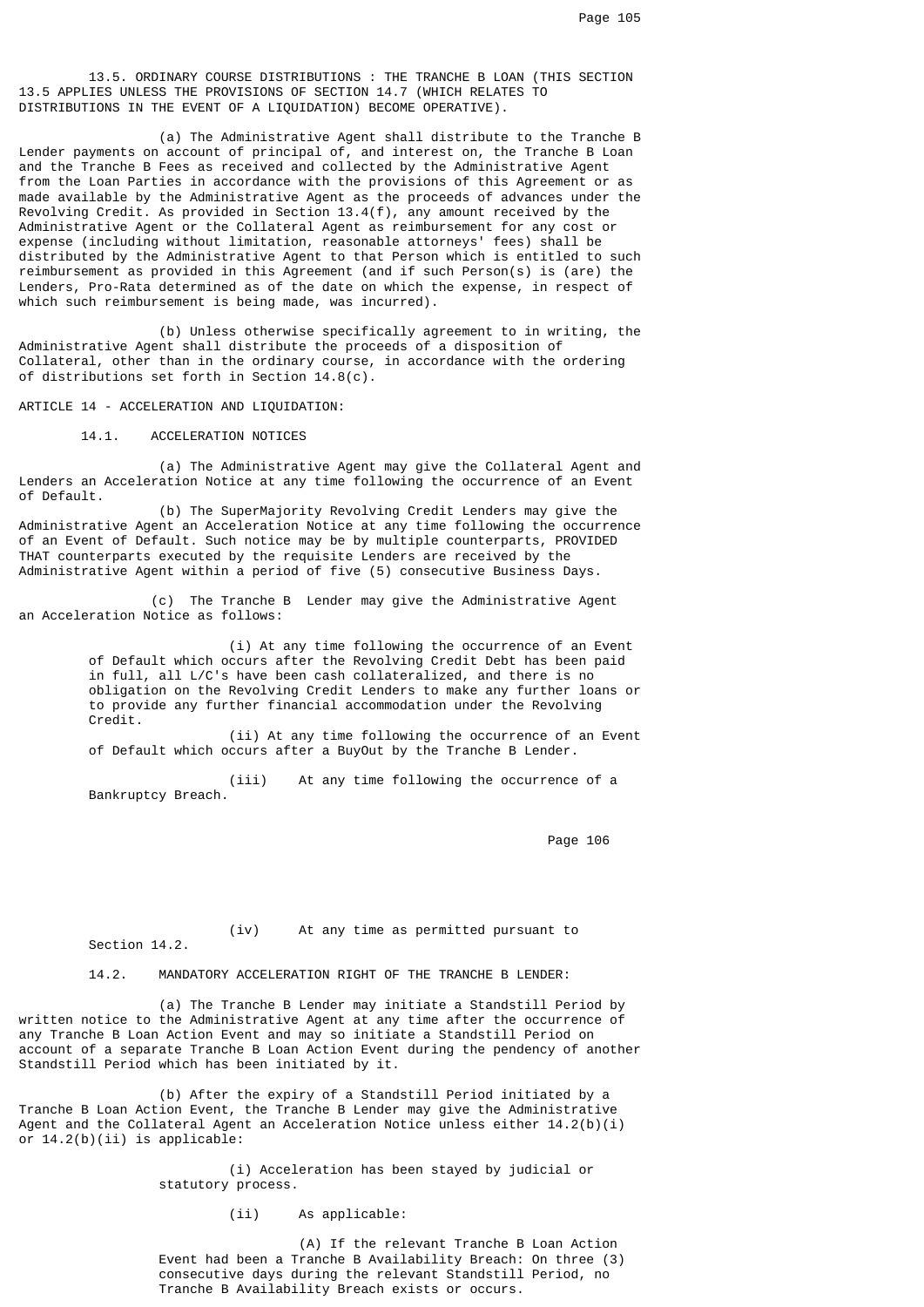13.5. ORDINARY COURSE DISTRIBUTIONS : THE TRANCHE B LOAN (THIS SECTION 13.5 APPLIES UNLESS THE PROVISIONS OF SECTION 14.7 (WHICH RELATES TO DISTRIBUTIONS IN THE EVENT OF A LIQUIDATION) BECOME OPERATIVE).

(a) The Administrative Agent shall distribute to the Tranche B Lender payments on account of principal of, and interest on, the Tranche B Loan and the Tranche B Fees as received and collected by the Administrative Agent from the Loan Parties in accordance with the provisions of this Agreement or as made available by the Administrative Agent as the proceeds of advances under the Revolving Credit. As provided in Section 13.4(f), any amount received by the Administrative Agent or the Collateral Agent as reimbursement for any cost or expense (including without limitation, reasonable attorneys' fees) shall be distributed by the Administrative Agent to that Person which is entitled to such reimbursement as provided in this Agreement (and if such Person(s) is (are) the Lenders, Pro-Rata determined as of the date on which the expense, in respect of which such reimbursement is being made, was incurred).

(b) Unless otherwise specifically agreement to in writing, the Administrative Agent shall distribute the proceeds of a disposition of Collateral, other than in the ordinary course, in accordance with the ordering of distributions set forth in Section 14.8(c).

ARTICLE 14 - ACCELERATION AND LIQUIDATION:

14.1. ACCELERATION NOTICES

(a) The Administrative Agent may give the Collateral Agent and Lenders an Acceleration Notice at any time following the occurrence of an Event of Default.

(b) The SuperMajority Revolving Credit Lenders may give the Administrative Agent an Acceleration Notice at any time following the occurrence of an Event of Default. Such notice may be by multiple counterparts, PROVIDED THAT counterparts executed by the requisite Lenders are received by the Administrative Agent within a period of five (5) consecutive Business Days.

(c) The Tranche B Lender may give the Administrative Agent an Acceleration Notice as follows:

(i) At any time following the occurrence of an Event of Default which occurs after the Revolving Credit Debt has been paid in full, all L/C's have been cash collateralized, and there is no obligation on the Revolving Credit Lenders to make any further loans or to provide any further financial accommodation under the Revolving Credit.

(ii) At any time following the occurrence of an Event of Default which occurs after a BuyOut by the Tranche B Lender.

(iii) At any time following the occurrence of a Bankruptcy Breach.

(iv) At any time as permitted pursuant to Section 14.2.

14.2. MANDATORY ACCELERATION RIGHT OF THE TRANCHE B LENDER:

(a) The Tranche B Lender may initiate a Standstill Period by written notice to the Administrative Agent at any time after the occurrence of any Tranche B Loan Action Event and may so initiate a Standstill Period on account of a separate Tranche B Loan Action Event during the pendency of another Standstill Period which has been initiated by it.

(b) After the expiry of a Standstill Period initiated by a Tranche B Loan Action Event, the Tranche B Lender may give the Administrative Agent and the Collateral Agent an Acceleration Notice unless either 14.2(b)(i) or 14.2(b)(ii) is applicable:

(i) Acceleration has been stayed by judicial or statutory process.

(ii) As applicable:

(A) If the relevant Tranche B Loan Action Event had been a Tranche B Availability Breach: On three (3) consecutive days during the relevant Standstill Period, no Tranche B Availability Breach exists or occurs.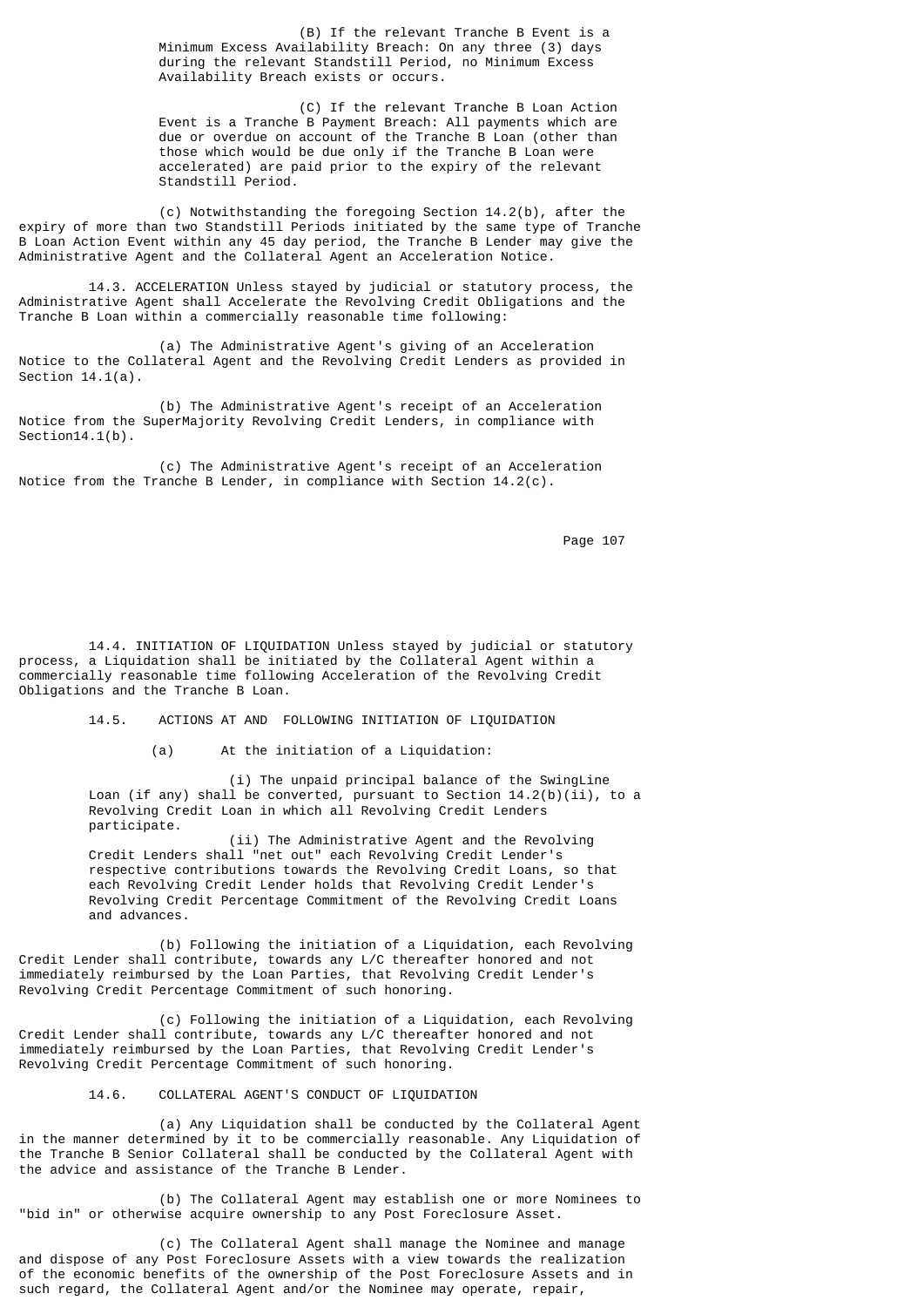(B) If the relevant Tranche B Event is a Minimum Excess Availability Breach: On any three (3) days during the relevant Standstill Period, no Minimum Excess Availability Breach exists or occurs.

(C) If the relevant Tranche B Loan Action Event is a Tranche B Payment Breach: All payments which are due or overdue on account of the Tranche B Loan (other than those which would be due only if the Tranche B Loan were accelerated) are paid prior to the expiry of the relevant Standstill Period.

(c) Notwithstanding the foregoing Section 14.2(b), after the expiry of more than two Standstill Periods initiated by the same type of Tranche B Loan Action Event within any 45 day period, the Tranche B Lender may give the Administrative Agent and the Collateral Agent an Acceleration Notice.

14.3. ACCELERATION Unless stayed by judicial or statutory process, the Administrative Agent shall Accelerate the Revolving Credit Obligations and the Tranche B Loan within a commercially reasonable time following:

(a) The Administrative Agent's giving of an Acceleration Notice to the Collateral Agent and the Revolving Credit Lenders as provided in Section 14.1(a).

(b) The Administrative Agent's receipt of an Acceleration Notice from the SuperMajority Revolving Credit Lenders, in compliance with Section14.1(b).

(c) The Administrative Agent's receipt of an Acceleration Notice from the Tranche B Lender, in compliance with Section 14.2(c).

14.4. INITIATION OF LIQUIDATION Unless stayed by judicial or statutory process, a Liquidation shall be initiated by the Collateral Agent within a commercially reasonable time following Acceleration of the Revolving Credit Obligations and the Tranche B Loan.

14.5. ACTIONS AT AND FOLLOWING INITIATION OF LIQUIDATION

(a) At the initiation of a Liquidation:

(i) The unpaid principal balance of the SwingLine Loan (if any) shall be converted, pursuant to Section 14.2(b)(ii), to a Revolving Credit Loan in which all Revolving Credit Lenders participate.

(ii) The Administrative Agent and the Revolving Credit Lenders shall "net out" each Revolving Credit Lender's respective contributions towards the Revolving Credit Loans, so that each Revolving Credit Lender holds that Revolving Credit Lender's Revolving Credit Percentage Commitment of the Revolving Credit Loans and advances.

(b) Following the initiation of a Liquidation, each Revolving Credit Lender shall contribute, towards any L/C thereafter honored and not immediately reimbursed by the Loan Parties, that Revolving Credit Lender's Revolving Credit Percentage Commitment of such honoring.

(c) Following the initiation of a Liquidation, each Revolving Credit Lender shall contribute, towards any L/C thereafter honored and not immediately reimbursed by the Loan Parties, that Revolving Credit Lender's Revolving Credit Percentage Commitment of such honoring.

14.6. COLLATERAL AGENT'S CONDUCT OF LIQUIDATION

(a) Any Liquidation shall be conducted by the Collateral Agent in the manner determined by it to be commercially reasonable. Any Liquidation of the Tranche B Senior Collateral shall be conducted by the Collateral Agent with the advice and assistance of the Tranche B Lender.

(b) The Collateral Agent may establish one or more Nominees to "bid in" or otherwise acquire ownership to any Post Foreclosure Asset.

(c) The Collateral Agent shall manage the Nominee and manage and dispose of any Post Foreclosure Assets with a view towards the realization of the economic benefits of the ownership of the Post Foreclosure Assets and in such regard, the Collateral Agent and/or the Nominee may operate, repair,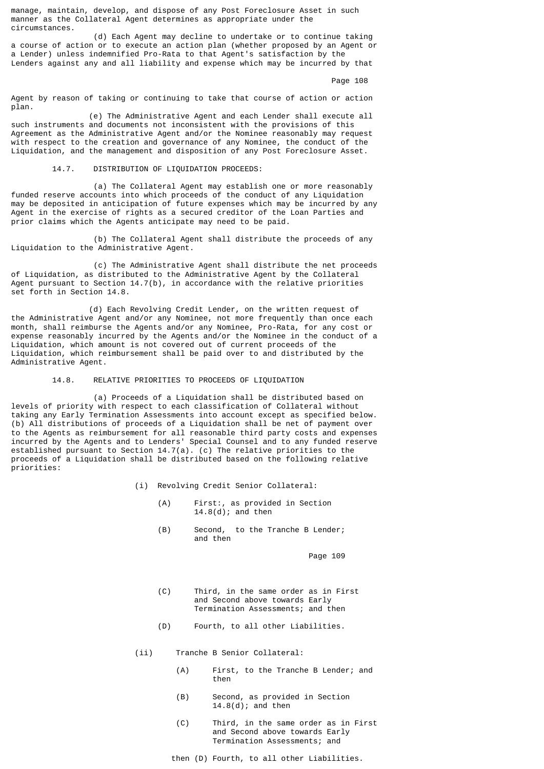manage, maintain, develop, and dispose of any Post Foreclosure Asset in such manner as the Collateral Agent determines as appropriate under the circumstances.

(d) Each Agent may decline to undertake or to continue taking a course of action or to execute an action plan (whether proposed by an Agent or a Lender) unless indemnified Pro-Rata to that Agent's satisfaction by the Lenders against any and all liability and expense which may be incurred by that Agent by reason of taking or continuing to take that course of action or action plan.

(e) The Administrative Agent and each Lender shall execute all such instruments and documents not inconsistent with the provisions of this Agreement as the Administrative Agent and/or the Nominee reasonably may request with respect to the creation and governance of any Nominee, the conduct of the Liquidation, and the management and disposition of any Post Foreclosure Asset.

14.7. DISTRIBUTION OF LIQUIDATION PROCEEDS:

(a) The Collateral Agent may establish one or more reasonably funded reserve accounts into which proceeds of the conduct of any Liquidation may be deposited in anticipation of future expenses which may be incurred by any Agent in the exercise of rights as a secured creditor of the Loan Parties and prior claims which the Agents anticipate may need to be paid.

(b) The Collateral Agent shall distribute the proceeds of any Liquidation to the Administrative Agent.

(c) The Administrative Agent shall distribute the net proceeds of Liquidation, as distributed to the Administrative Agent by the Collateral Agent pursuant to Section 14.7(b), in accordance with the relative priorities set forth in Section 14.8.

(d) Each Revolving Credit Lender, on the written request of the Administrative Agent and/or any Nominee, not more frequently than once each month, shall reimburse the Agents and/or any Nominee, Pro-Rata, for any cost or expense reasonably incurred by the Agents and/or the Nominee in the conduct of a Liquidation, which amount is not covered out of current proceeds of the Liquidation, which reimbursement shall be paid over to and distributed by the Administrative Agent.

14.8. RELATIVE PRIORITIES TO PROCEEDS OF LIQUIDATION

(a) Proceeds of a Liquidation shall be distributed based on levels of priority with respect to each classification of Collateral without taking any Early Termination Assessments into account except as specified below. (b) All distributions of proceeds of a Liquidation shall be net of payment over to the Agents as reimbursement for all reasonable third party costs and expenses incurred by the Agents and to Lenders' Special Counsel and to any funded reserve established pursuant to Section 14.7(a). (c) The relative priorities to the proceeds of a Liquidation shall be distributed based on the following relative priorities:

(i) Revolving Credit Senior Collateral:

(A) First:, as provided in Section 14.8(d); and then

(B) Second, to the Tranche B Lender; and then

(C) Third, in the same order as in First and Second above towards Early Termination Assessments; and then

(D) Fourth, to all other Liabilities.

(ii) Tranche B Senior Collateral:

(A) First, to the Tranche B Lender; and then

(B) Second, as provided in Section 14.8(d); and then

(C) Third, in the same order as in First and Second above towards Early Termination Assessments; and

then (D) Fourth, to all other Liabilities.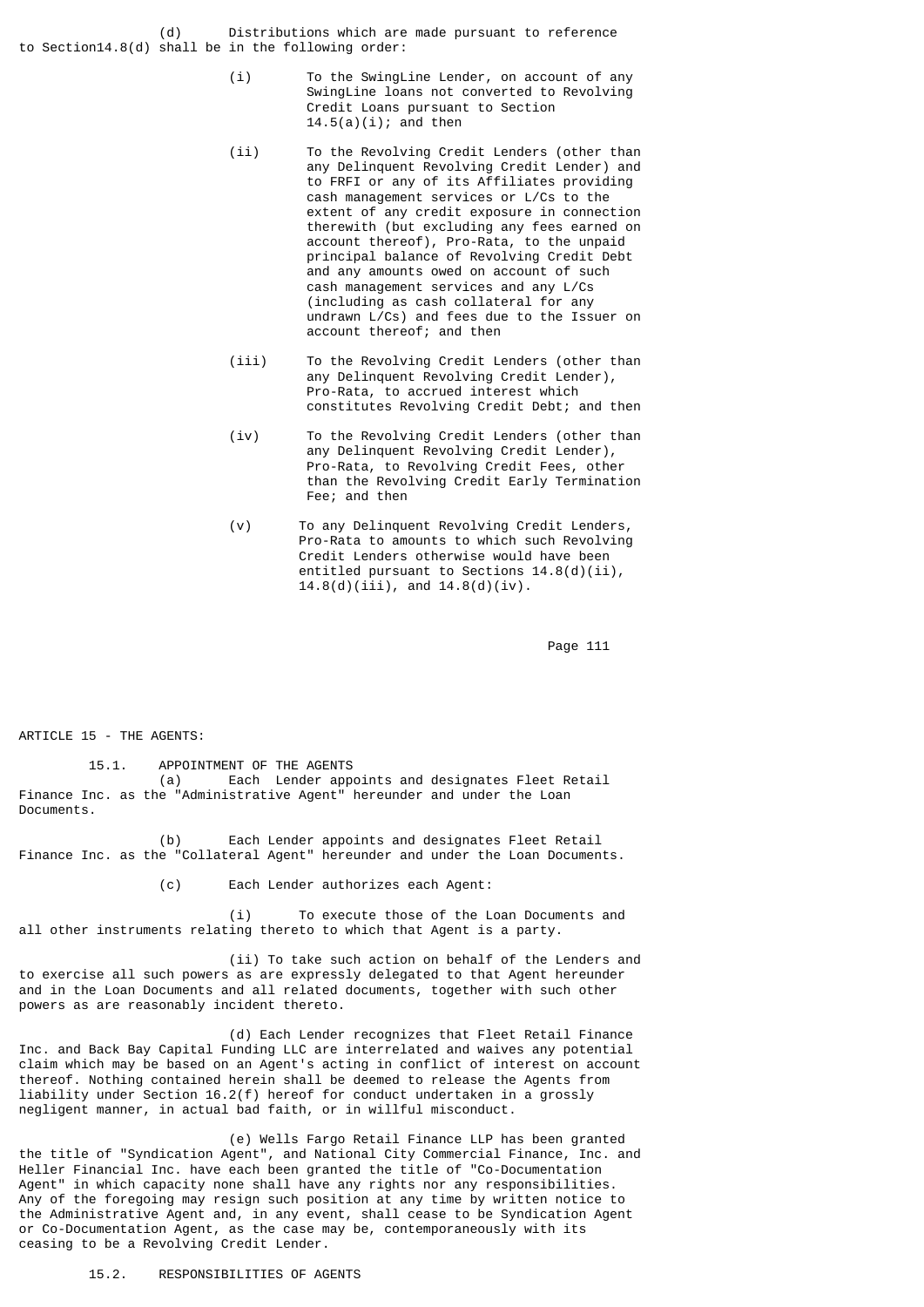(d) Distributions which are made pursuant to reference to Section14.8(d) shall be in the following order:

(i) To the SwingLine Lender, on account of any SwingLine loans not converted to Revolving Credit Loans pursuant to Section 14.5(a)(i); and then

(ii) To the Revolving Credit Lenders (other than any Delinquent Revolving Credit Lender) and to FRFI or any of its Affiliates providing cash management services or L/Cs to the extent of any credit exposure in connection therewith (but excluding any fees earned on account thereof), Pro-Rata, to the unpaid principal balance of Revolving Credit Debt and any amounts owed on account of such cash management services and any L/Cs (including as cash collateral for any undrawn L/Cs) and fees due to the Issuer on account thereof; and then

(iii) To the Revolving Credit Lenders (other than any Delinquent Revolving Credit Lender), Pro-Rata, to accrued interest which constitutes Revolving Credit Debt; and then

(iv) To the Revolving Credit Lenders (other than any Delinquent Revolving Credit Lender), Pro-Rata, to Revolving Credit Fees, other than the Revolving Credit Early Termination Fee; and then

(v) To any Delinquent Revolving Credit Lenders, Pro-Rata to amounts to which such Revolving Credit Lenders otherwise would have been entitled pursuant to Sections 14.8(d)(ii), 14.8(d)(iii), and 14.8(d)(iv).

## ARTICLE 15 - THE AGENTS:

### 15.1. APPOINTMENT OF THE AGENTS

(a) Each Lender appoints and designates Fleet Retail Finance Inc. as the "Administrative Agent" hereunder and under the Loan Documents.

(b) Each Lender appoints and designates Fleet Retail Finance Inc. as the "Collateral Agent" hereunder and under the Loan Documents.

(c) Each Lender authorizes each Agent:

(i) To execute those of the Loan Documents and all other instruments relating thereto to which that Agent is a party.

(ii) To take such action on behalf of the Lenders and to exercise all such powers as are expressly delegated to that Agent hereunder and in the Loan Documents and all related documents, together with such other powers as are reasonably incident thereto.

(d) Each Lender recognizes that Fleet Retail Finance Inc. and Back Bay Capital Funding LLC are interrelated and waives any potential claim which may be based on an Agent's acting in conflict of interest on account thereof. Nothing contained herein shall be deemed to release the Agents from liability under Section 16.2(f) hereof for conduct undertaken in a grossly negligent manner, in actual bad faith, or in willful misconduct.

(e) Wells Fargo Retail Finance LLP has been granted the title of "Syndication Agent", and National City Commercial Finance, Inc. and Heller Financial Inc. have each been granted the title of "Co-Documentation Agent" in which capacity none shall have any rights nor any responsibilities. Any of the foregoing may resign such position at any time by written notice to the Administrative Agent and, in any event, shall cease to be Syndication Agent or Co-Documentation Agent, as the case may be, contemporaneously with its ceasing to be a Revolving Credit Lender.

### 15.2. RESPONSIBILITIES OF AGENTS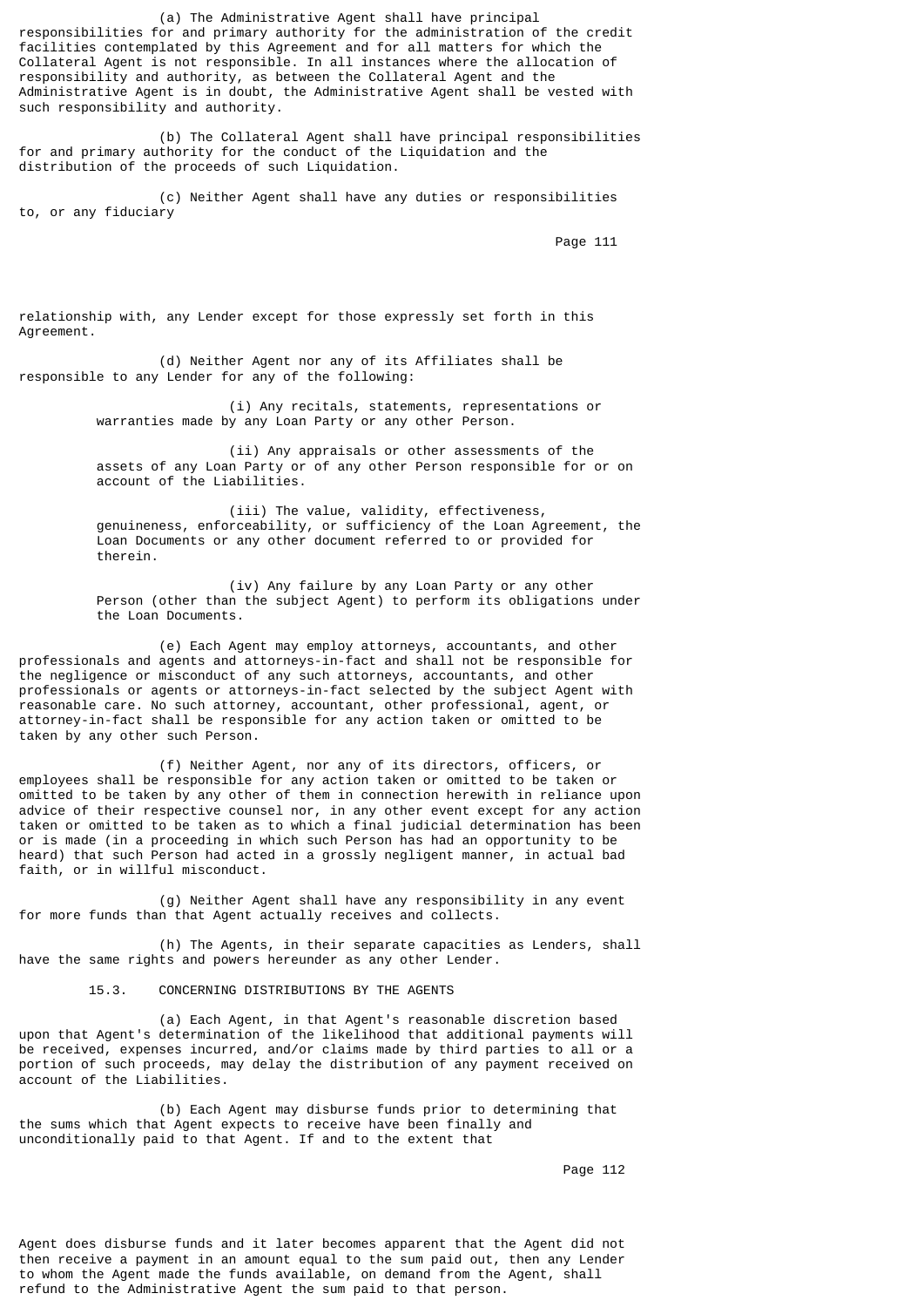(a) The Administrative Agent shall have principal responsibilities for and primary authority for the administration of the credit facilities contemplated by this Agreement and for all matters for which the Collateral Agent is not responsible. In all instances where the allocation of responsibility and authority, as between the Collateral Agent and the Administrative Agent is in doubt, the Collateral Agent shall be vested with such responsibility and authority.

(b) The Collateral Agent shall have principal responsibilities for and primary authority for the conduct of the Liquidation and the distribution of the proceeds of such Liquidation.

(c) Neither Agent shall have any duties or responsibilities to, or any fiduciary relationship with, any Lender except for those expressly set forth in this Agreement.

(d) Neither Agent nor any of its Affiliates shall be responsible to any Lender for any of the following:

(i) Any recitals, statements, representations or warranties made by any Loan Party or any other Person.

(ii) Any appraisals or other assessments of the assets of any Loan Party or of any other Person responsible for or on account of the Liabilities.

(iii) The value, validity, effectiveness, genuineness, enforceability, or sufficiency of the Loan Agreement, the Loan Documents or any other document referred to or provided for therein.

(iv) Any failure by any Loan Party or any other Person (other than the subject Agent) to perform its obligations under the Loan Documents.

(e) Each Agent may employ attorneys, accountants, and other professionals and agents and attorneys-in-fact and shall not be responsible for the negligence or misconduct of any such attorneys, accountants, and other professionals or agents or attorneys-in-fact selected by the subject Agent with reasonable care. No such attorney, accountant, other professional, agent, or attorney-in-fact shall be responsible for any action taken or omitted to be taken by any other such Person.

(f) Neither Agent, nor any of its directors, officers, or employees shall be responsible for any action taken or omitted to be taken or omitted to be taken by any other of them in connection herewith in reliance upon advice of their respective counsel nor, in any other event except for any action taken or omitted to be taken as to which a final judicial determination has been or is made (in a proceeding in which such Person has had an opportunity to be heard) that such Person had acted in a grossly negligent manner, in actual bad faith, or in willful misconduct.

(g) Neither Agent shall have any responsibility in any event for more funds than that Agent actually receives and collects.

(h) The Agents, in their separate capacities as Lenders, shall have the same rights and powers hereunder as any other Lender.

15.3. CONCERNING DISTRIBUTIONS BY THE AGENTS

(a) Each Agent, in that Agent's reasonable discretion based upon that Agent's determination of the likelihood that additional payments will be received, expenses incurred, and/or claims made by third parties to all or a portion of such proceeds, may delay the distribution of any payment received on account of the Liabilities.

(b) Each Agent may disburse funds prior to determining that the sums which that Agent expects to receive have been finally and unconditionally paid to that Agent. If and to the extent that Agent does disburse funds and it later becomes apparent that the Agent did not then receive a payment in an amount equal to the sum paid out, then any Lender to whom the Agent made the funds available, on demand from the Agent, shall refund to the Administrative Agent the sum paid to that person.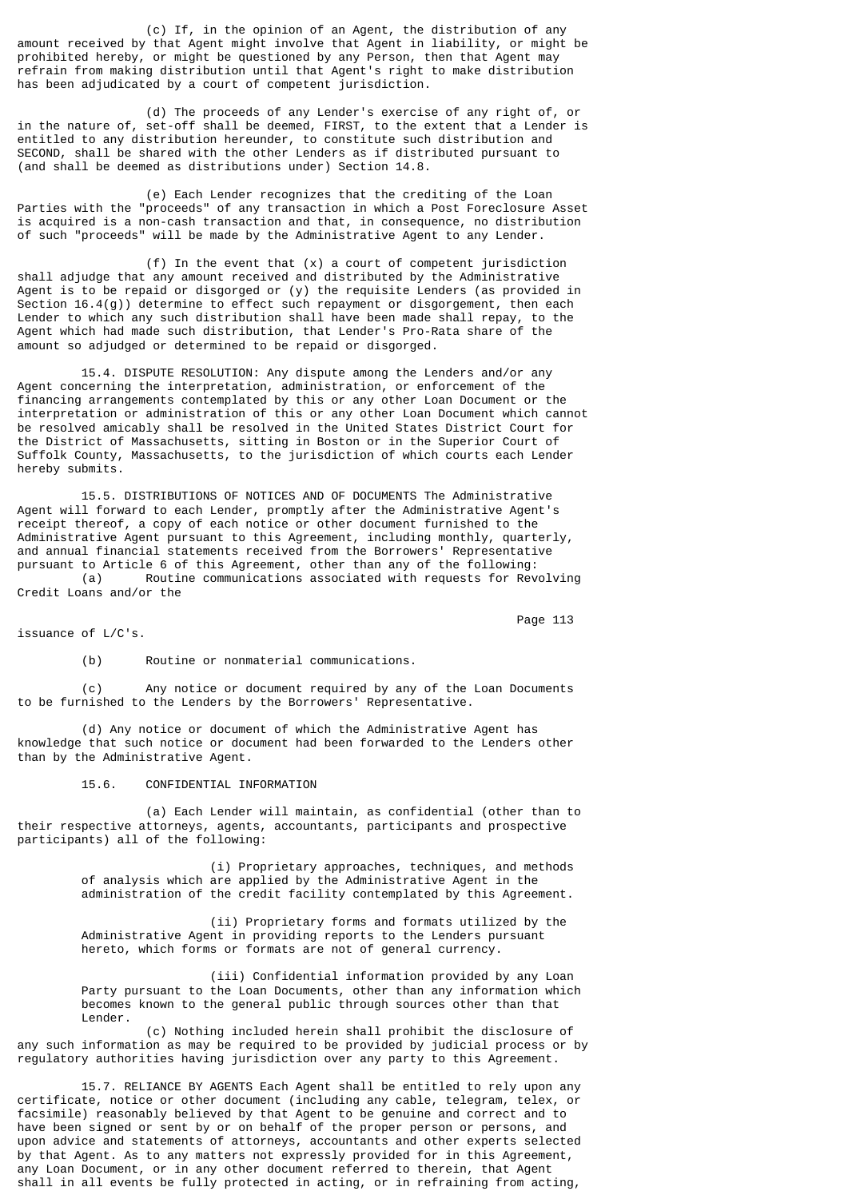(c) If, in the opinion of an Agent, the distribution of any amount received by that Agent might involve that Agent in liability, or might be prohibited hereby, or might be questioned by any Person, then that Agent may refrain from making distribution until that Agent's right to make distribution has been adjudicated by a court of competent jurisdiction.

(d) The proceeds of any Lender's exercise of any right of, or in the nature of, set-off shall be deemed, FIRST, to the extent that a Lender is entitled to any distribution hereunder, to constitute such distribution and SECOND, shall be shared with the other Lenders as if distributed pursuant to (and shall be deemed as distributions under) Section 14.8.

(e) Each Lender recognizes that the crediting of the Loan Parties with the "proceeds" of any transaction in which a Post Foreclosure Asset is acquired is a non-cash transaction and that, in consequence, no distribution of such "proceeds" will be made by the Administrative Agent to any Lender.

(f) In the event that (x) a court of competent jurisdiction shall adjudge that any amount received and distributed by the Administrative Agent is to be repaid or disgorged or (y) the requisite Lenders (as provided in Section 16.4(g)) determine to effect such repayment or disgorgement, then each Lender to which any such distribution shall have been made shall repay, to the Agent which had made such distribution, that Lender's Pro-Rata share of the amount so adjudged or determined to be repaid or disgorged.

15.4. DISPUTE RESOLUTION: Any dispute among the Lenders and/or any Agent concerning the interpretation, administration, or enforcement of the financing arrangements contemplated by this or any other Loan Document or the interpretation or administration of this or any other Loan Document which cannot be resolved amicably shall be resolved in the United States District Court for the District of Massachusetts, sitting in Boston or in the Superior Court of Suffolk County, Massachusetts, to the jurisdiction of which courts each Lender hereby submits.

15.5. DISTRIBUTIONS OF NOTICES AND OF DOCUMENTS The Administrative Agent will forward to each Lender, promptly after the Administrative Agent's receipt thereof, a copy of each notice or other document furnished to the Administrative Agent pursuant to this Agreement, including monthly, quarterly, and annual financial statements received from the Borrowers' Representative pursuant to Article 6 of this Agreement, other than any of the following:

(a) Routine communications associated with requests for Revolving Credit Loans and/or the issuance of L/C's.

(b) Routine or nonmaterial communications.

(c) Any notice or document required by any of the Loan Documents to be furnished to the Lenders by the Borrowers' Representative.

(d) Any notice or document of which the Administrative Agent has knowledge that such notice or document had been forwarded to the Lenders other than by the Administrative Agent.

15.6. CONFIDENTIAL INFORMATION

(a) Each Lender will maintain, as confidential (other than to their respective attorneys, agents, accountants, participants and prospective participants) all of the following:

(i) Proprietary approaches, techniques, and methods of analysis which are applied by the Administrative Agent in the administration of the credit facility contemplated by this Agreement.

(ii) Proprietary forms and formats utilized by the Administrative Agent in providing reports to the Lenders pursuant hereto, which forms or formats are not of general currency.

(iii) Confidential information provided by any Loan Party pursuant to the Loan Documents, other than any information which becomes known to the general public through sources other than that Lender.

(c) Nothing included herein shall prohibit the disclosure of any such information as may be required to be provided by judicial process or by regulatory authorities having jurisdiction over any party to this Agreement.

15.7. RELIANCE BY AGENTS Each Agent shall be entitled to rely upon any certificate, notice or other document (including any cable, telegram, telex, or facsimile) reasonably believed by that Agent to be genuine and correct and to have been signed or sent by or on behalf of the proper person or persons, and upon advice and statements of attorneys, accountants and other experts selected by that Agent. As to any matters not expressly provided for in this Agreement, any Loan Document, or in any other document referred to therein, that Agent shall in all events be fully protected in acting, or in refraining from acting,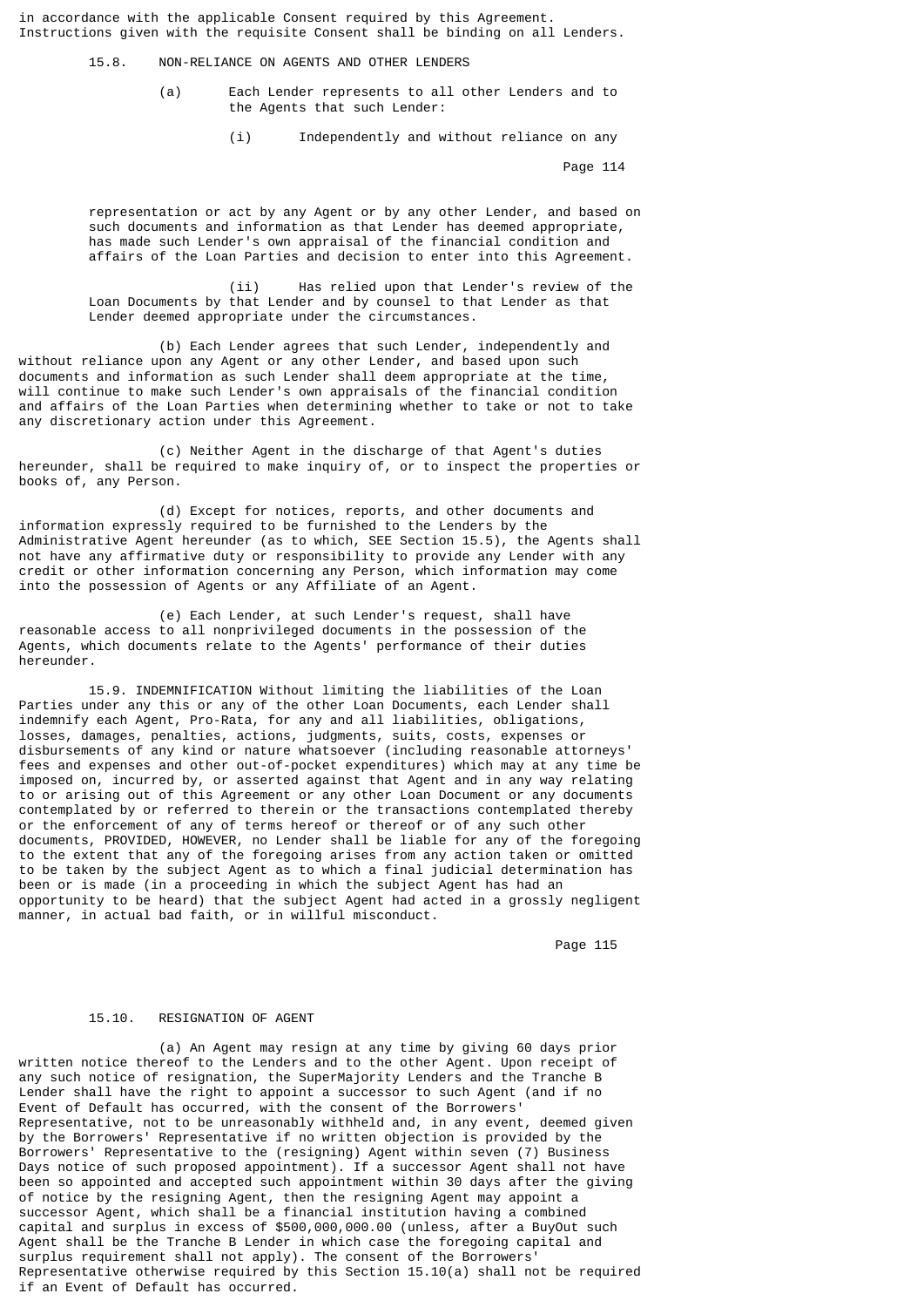in accordance with the applicable Consent required by this Agreement. Instructions given with the requisite Consent shall be binding on all Lenders.

15.8. NON-RELIANCE ON AGENTS AND OTHER LENDERS

(a) Each Lender represents to all other Lenders and to the Agents that such Lender:

(i) Independently and without reliance on any representation or act by any Agent or by any other Lender, and based on such documents and information as that Lender has deemed appropriate, has made such Lender's own appraisal of the financial condition and affairs of the Loan Parties and decision to enter into this Agreement.

(ii) Has relied upon that Lender's review of the Loan Documents by that Lender and by counsel to that Lender as that Lender deemed appropriate under the circumstances.

(b) Each Lender agrees that such Lender, independently and without reliance upon any Agent or any other Lender, and based upon such documents and information as such Lender shall deem appropriate at the time, will continue to make such Lender's own appraisals of the financial condition and affairs of the Loan Parties when determining whether to take or not to take any discretionary action under this Agreement.

(c) Neither Agent in the discharge of that Agent's duties hereunder, shall be required to make inquiry of, or to inspect the properties or books of, any Person.

(d) Except for notices, reports, and other documents and information expressly required to be furnished to the Lenders by the Administrative Agent hereunder (as to which, SEE Section 15.5), the Agents shall not have any affirmative duty or responsibility to provide any Lender with any credit or other information concerning any Person, which information may come into the possession of Agents or any Affiliate of an Agent.

(e) Each Lender, at such Lender's request, shall have reasonable access to all nonprivileged documents in the possession of the Agents, which documents relate to the Agents' performance of their duties hereunder.

15.9. INDEMNIFICATION Without limiting the liabilities of the Loan Parties under any this or any of the other Loan Documents, each Lender shall indemnify each Agent, Pro-Rata, for any and all liabilities, obligations, losses, damages, penalties, actions, judgments, suits, costs, expenses or disbursements of any kind or nature whatsoever (including reasonable attorneys' fees and expenses and other out-of-pocket expenditures) which may at any time be imposed on, incurred by, or asserted against that Agent and in any way relating to or arising out of this Agreement or any other Loan Document or any documents contemplated by or referred to therein or the transactions contemplated thereby or the enforcement of any of terms hereof or thereof or of any such other documents, PROVIDED, HOWEVER, no Lender shall be liable for any of the foregoing to the extent that any of the foregoing arises from any action taken or omitted to be taken by the subject Agent as to which a final judicial determination has been or is made (in a proceeding in which the subject Agent has had an opportunity to be heard) that the subject Agent had acted in a grossly negligent manner, in actual bad faith, or in willful misconduct.

15.10. RESIGNATION OF AGENT

(a) An Agent may resign at any time by giving 60 days prior written notice thereof to the Lenders and to the other Agent. Upon receipt of any such notice of resignation, the SuperMajority Lenders and the Tranche B Lender shall have the right to appoint a successor to such Agent (and if no Event of Default has occurred, with the consent of the Borrowers' Representative, not to be unreasonably withheld and, in any event, deemed given by the Borrowers' Representative if no written objection is provided by the Borrowers' Representative to the (resigning) Agent within seven (7) Business Days notice of such proposed appointment). If a successor Agent shall not have been so appointed and accepted such appointment within 30 days after the giving of notice by the resigning Agent, then the resigning Agent may appoint a successor Agent, which shall be a financial institution having a combined capital and surplus in excess of $500,000,000.00 (unless, after a BuyOut such Agent shall be the Tranche B Lender in which case the foregoing capital and surplus requirement shall not apply). The consent of the Borrowers' Representative otherwise required by this Section 15.10(a) shall not be required if an Event of Default has occurred.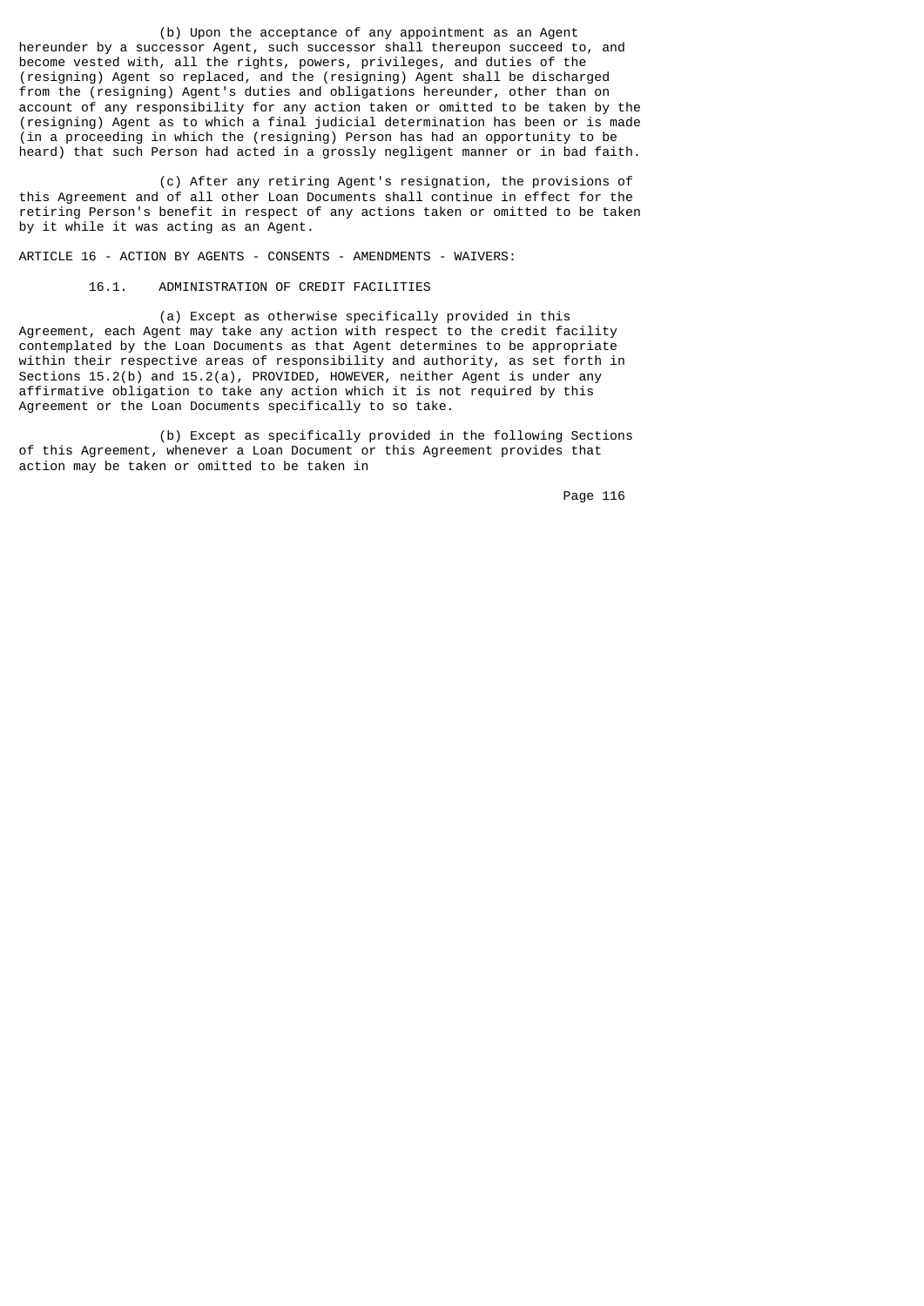(b) Upon the acceptance of any appointment as an Agent hereunder by a successor Agent, such successor shall thereupon succeed to, and become vested with, all the rights, powers, privileges, and duties of the (resigning) Agent so replaced, and the (resigning) Agent shall be discharged from the (resigning) Agent's duties and obligations hereunder, other than on account of any responsibility for any action taken or omitted to be taken by the (resigning) Agent as to which a final judicial determination has been or is made (in a proceeding in which the (resigning) Person has had an opportunity to be heard) that such Person had acted in a grossly negligent manner or in bad faith.

(c) After any retiring Agent's resignation, the provisions of this Agreement and of all other Loan Documents shall continue in effect for the retiring Person's benefit in respect of any actions taken or omitted to be taken by it while it was acting as an Agent.

## ARTICLE 16 - ACTION BY AGENTS - CONSENTS - AMENDMENTS - WAIVERS:

### 16.1. ADMINISTRATION OF CREDIT FACILITIES

(a) Except as otherwise specifically provided in this Agreement, each Agent may take any action with respect to the credit facility contemplated by the Loan Documents as that Agent determines to be appropriate within their respective areas of responsibility and authority, as set forth in Sections 15.2(b) and 15.2(a), PROVIDED, HOWEVER, neither Agent is under any affirmative obligation to take any action which it is not required by this Agreement or the Loan Documents specifically to so take.

(b) Except as specifically provided in the following Sections of this Agreement, whenever a Loan Document or this Agreement provides that action may be taken or omitted to be taken in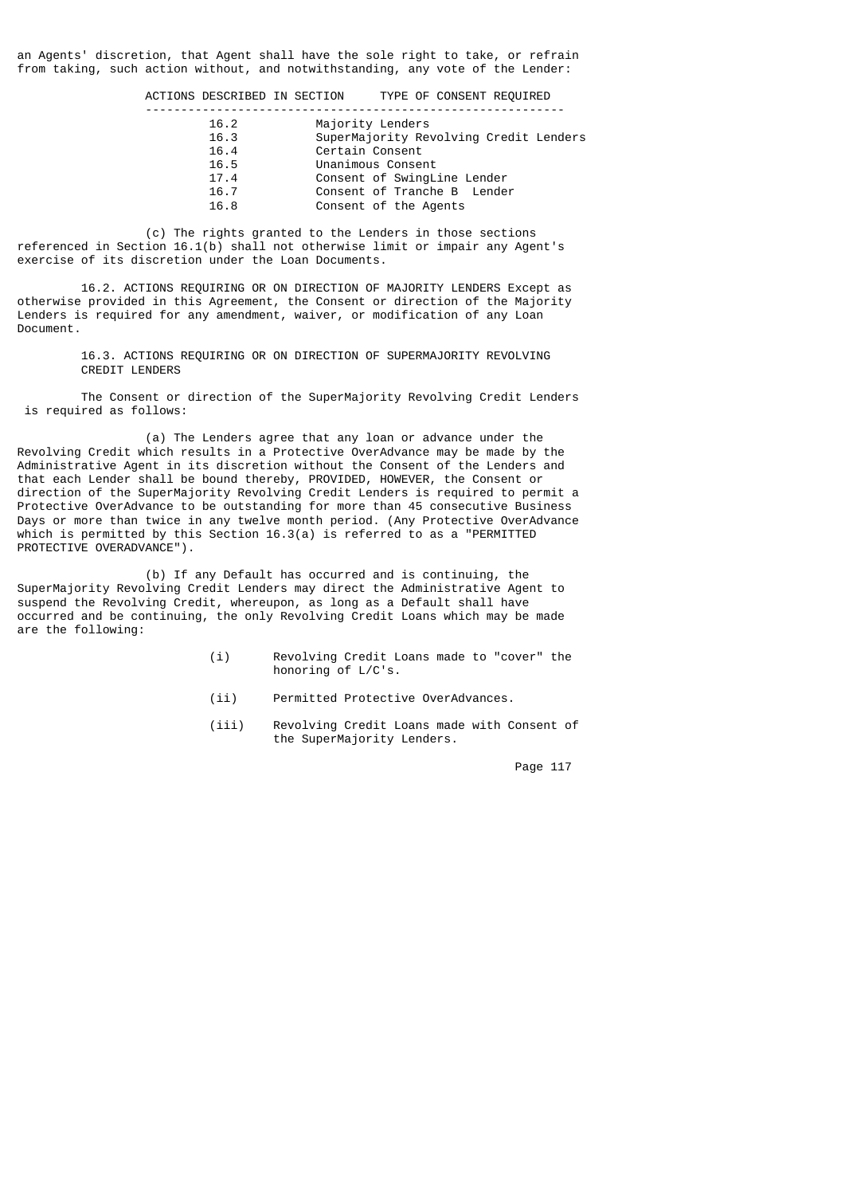an Agents' discretion, that Agent shall have the sole right to take, or refrain from taking, such action without, and notwithstanding, any vote of the Lender:

| ACTIONS DESCRIBED IN SECTION | TYPE OF CONSENT REQUIRED |
|---|---|
| 16.2 | Majority Lenders |
| 16.3 | SuperMajority Revolving Credit Lenders |
| 16.4 | Certain Consent |
| 16.5 | Unanimous Consent |
| 17.4 | Consent of SwingLine Lender |
| 16.7 | Consent of Tranche B Lender |
| 16.8 | Consent of the Agents |

(c) The rights granted to the Lenders in those sections referenced in Section 16.1(b) shall not otherwise limit or impair any Agent's exercise of its discretion under the Loan Documents.

16.2. ACTIONS REQUIRING OR ON DIRECTION OF MAJORITY LENDERS Except as otherwise provided in this Agreement, the Consent or direction of the Majority Lenders is required for any amendment, waiver, or modification of any Loan Document.

16.3. ACTIONS REQUIRING OR ON DIRECTION OF SUPERMAJORITY REVOLVING CREDIT LENDERS

The Consent or direction of the SuperMajority Revolving Credit Lenders is required as follows:

(a) The Lenders agree that any loan or advance under the Revolving Credit which results in a Protective OverAdvance may be made by the Administrative Agent in its discretion without the Consent of the Lenders and that each Lender shall be bound thereby, PROVIDED, HOWEVER, the Consent or direction of the SuperMajority Revolving Credit Lenders is required to permit a Protective OverAdvance to be outstanding for more than 45 consecutive Business Days or more than twice in any twelve month period. (Any Protective OverAdvance which is permitted by this Section 16.3(a) is referred to as a "PERMITTED PROTECTIVE OVERADVANCE").

(b) If any Default has occurred and is continuing, the SuperMajority Revolving Credit Lenders may direct the Administrative Agent to suspend the Revolving Credit, whereupon, as long as a Default shall have occurred and be continuing, the only Revolving Credit Loans which may be made are the following:

(i) Revolving Credit Loans made to "cover" the honoring of L/C's.

(ii) Permitted Protective OverAdvances.

(iii) Revolving Credit Loans made with Consent of the SuperMajority Lenders.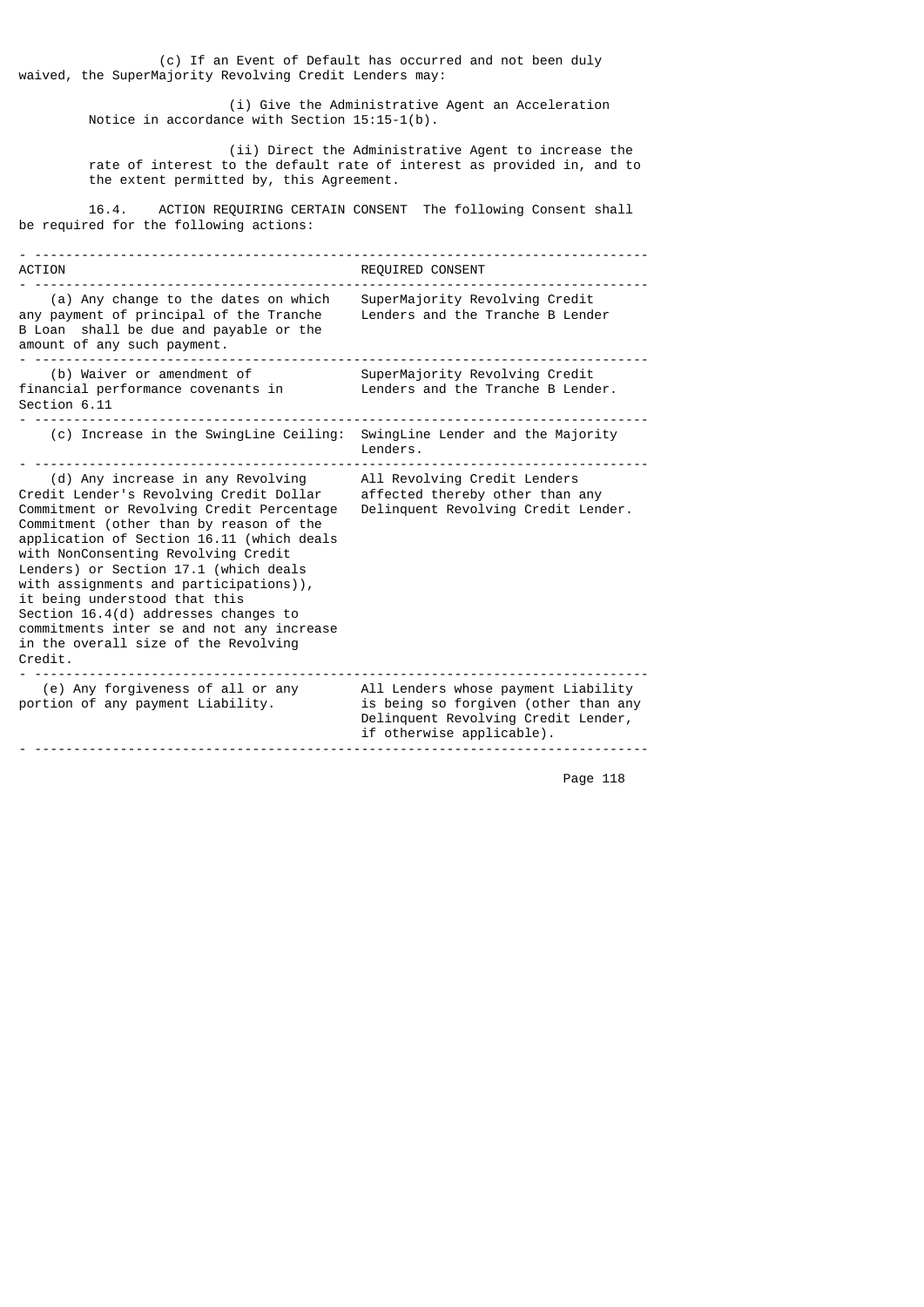(c) If an Event of Default has occurred and not been duly waived, the SuperMajority Revolving Credit Lenders may:

(i) Give the Administrative Agent an Acceleration Notice in accordance with Section 15:15-1(b).

(ii) Direct the Administrative Agent to increase the rate of interest to the default rate of interest as provided in, and to the extent permitted by, this Agreement.

16.4. ACTION REQUIRING CERTAIN CONSENT The following Consent shall be required for the following actions:

| ACTION | REQUIRED CONSENT |
|---|---|
| (a) Any change to the dates on which any payment of principal of the Tranche B Loan shall be due and payable or the amount of any such payment. | SuperMajority Revolving Credit Lenders and the Tranche B Lender |
| (b) Waiver or amendment of financial performance covenants in Section 6.11 | SuperMajority Revolving Credit Lenders and the Tranche B Lender. |
| (c) Increase in the SwingLine Ceiling: | SwingLine Lender and the Majority Lenders. |
| (d) Any increase in any Revolving Credit Lender's Revolving Credit Dollar Commitment or Revolving Credit Percentage Commitment (other than by reason of the application of Section 16.11 (which deals with NonConsenting Revolving Credit Lenders) or Section 17.1 (which deals with assignments and participations)), it being understood that this Section 16.4(d) addresses changes to commitments inter se and not any increase in the overall size of the Revolving Credit. | All Revolving Credit Lenders affected thereby other than any Delinquent Revolving Credit Lender. |
| (e) Any forgiveness of all or any portion of any payment Liability. | All Lenders whose payment Liability is being so forgiven (other than any Delinquent Revolving Credit Lender, if otherwise applicable). |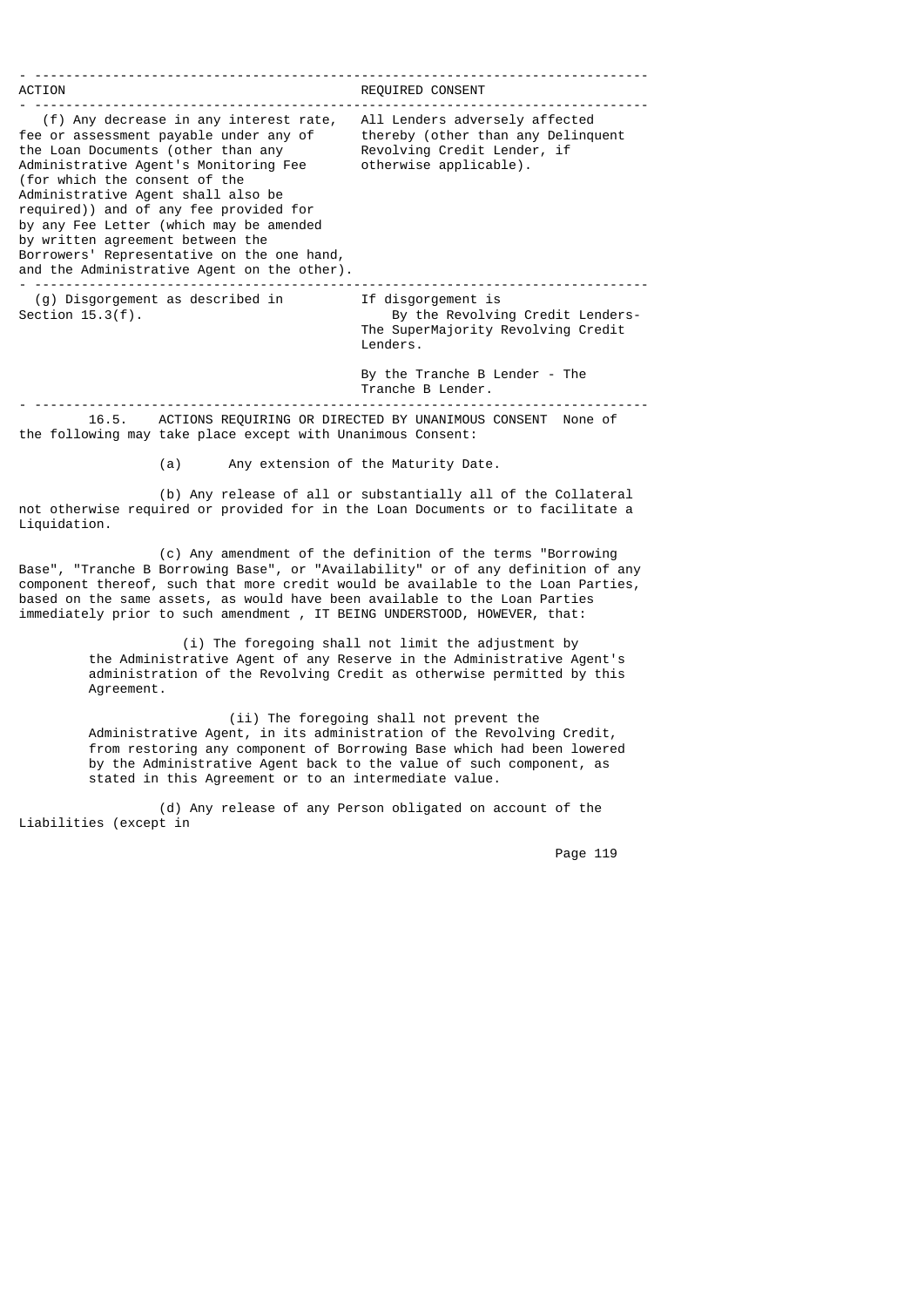| ACTION | REQUIRED CONSENT |
|---|---|
| (f) Any decrease in any interest rate, fee or assessment payable under any of the Loan Documents (other than any Administrative Agent's Monitoring Fee (for which the consent of the Administrative Agent shall also be required)) and of any fee provided for by any Fee Letter (which may be amended by written agreement between the Borrowers' Representative on the one hand, and the Administrative Agent on the other). | All Lenders adversely affected thereby (other than any Delinquent Revolving Credit Lender, if otherwise applicable). |
| (g) Disgorgement as described in Section 15.3(f). | If disgorgement is By the Revolving Credit Lenders- The SuperMajority Revolving Credit Lenders. By the Tranche B Lender - The Tranche B Lender. |

16.5. ACTIONS REQUIRING OR DIRECTED BY UNANIMOUS CONSENT None of the following may take place except with Unanimous Consent:

(a) Any extension of the Maturity Date.

(b) Any release of all or substantially all of the Collateral not otherwise required or provided for in the Loan Documents or to facilitate a Liquidation.

(c) Any amendment of the definition of the terms "Borrowing Base", "Tranche B Borrowing Base", or "Availability" or of any definition of any component thereof, such that more credit would be available to the Loan Parties, based on the same assets, as would have been available to the Loan Parties immediately prior to such amendment , IT BEING UNDERSTOOD, HOWEVER, that:

(i) The foregoing shall not limit the adjustment by the Administrative Agent of any Reserve in the Administrative Agent's administration of the Revolving Credit as otherwise permitted by this Agreement.

(ii) The foregoing shall not prevent the Administrative Agent, in its administration of the Revolving Credit, from restoring any component of Borrowing Base which had been lowered by the Administrative Agent back to the value of such component, as stated in this Agreement or to an intermediate value.

(d) Any release of any Person obligated on account of the Liabilities (except in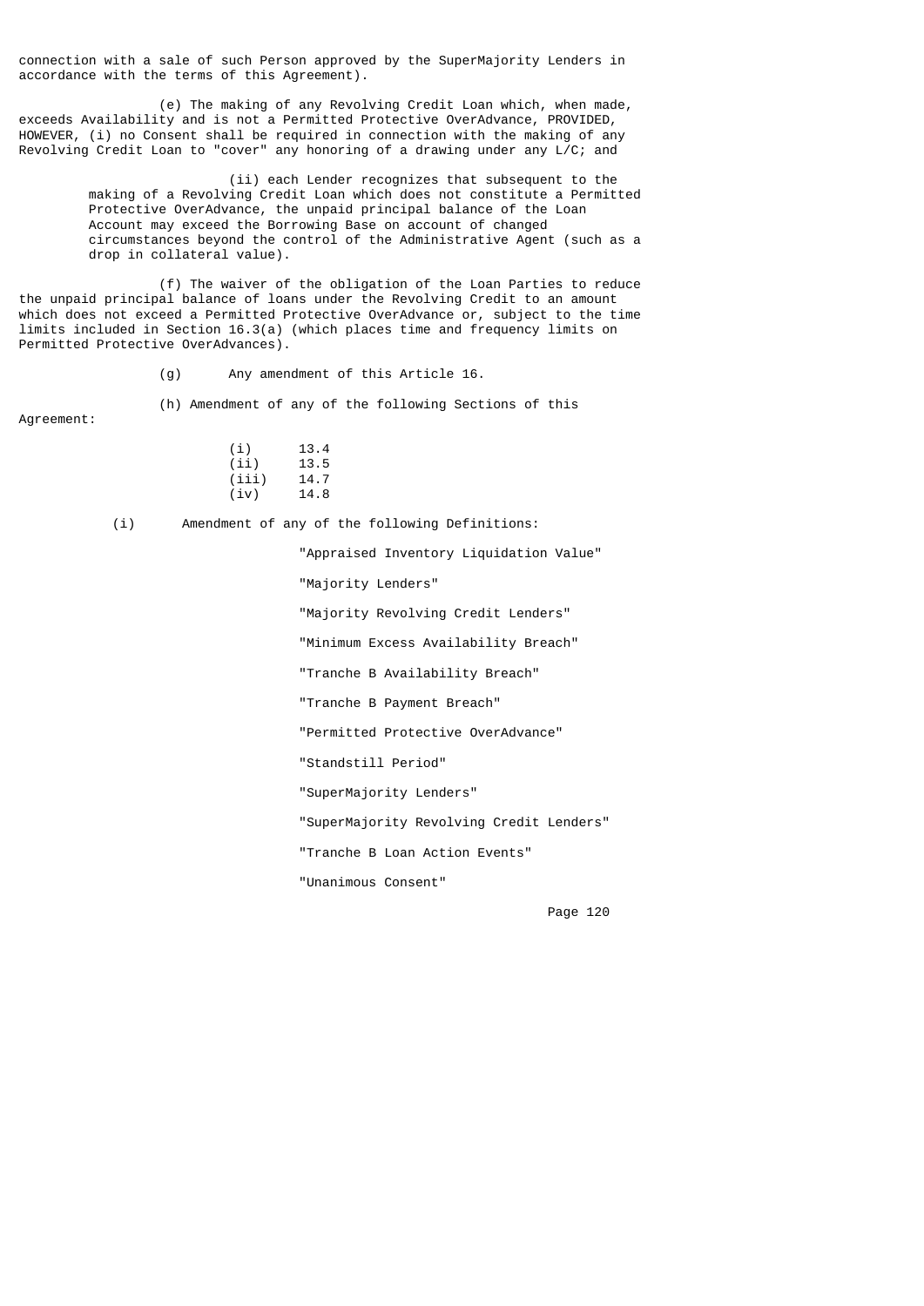connection with a sale of such Person approved by the SuperMajority Lenders in accordance with the terms of this Agreement).

(e) The making of any Revolving Credit Loan which, when made, exceeds Availability and is not a Permitted Protective OverAdvance, PROVIDED, HOWEVER, (i) no Consent shall be required in connection with the making of any Revolving Credit Loan to "cover" any honoring of a drawing under any L/C; and

(ii) each Lender recognizes that subsequent to the making of a Revolving Credit Loan which does not constitute a Permitted Protective OverAdvance, the unpaid principal balance of the Loan Account may exceed the Borrowing Base on account of changed circumstances beyond the control of the Administrative Agent (such as a drop in collateral value).

(f) The waiver of the obligation of the Loan Parties to reduce the unpaid principal balance of loans under the Revolving Credit to an amount which does not exceed a Permitted Protective OverAdvance or, subject to the time limits included in Section 16.3(a) (which places time and frequency limits on Permitted Protective OverAdvances).

(g) Any amendment of this Article 16.

(h) Amendment of any of the following Sections of this Agreement:

- (i) 13.4
- (ii) 13.5
- (iii) 14.7
- (iv) 14.8

(i) Amendment of any of the following Definitions:

"Appraised Inventory Liquidation Value"

"Majority Lenders"

"Majority Revolving Credit Lenders"

"Minimum Excess Availability Breach"

"Tranche B Availability Breach"

"Tranche B Payment Breach"

"Permitted Protective OverAdvance"

"Standstill Period"

"SuperMajority Lenders"

"SuperMajority Revolving Credit Lenders"

"Tranche B Loan Action Events"

"Unanimous Consent"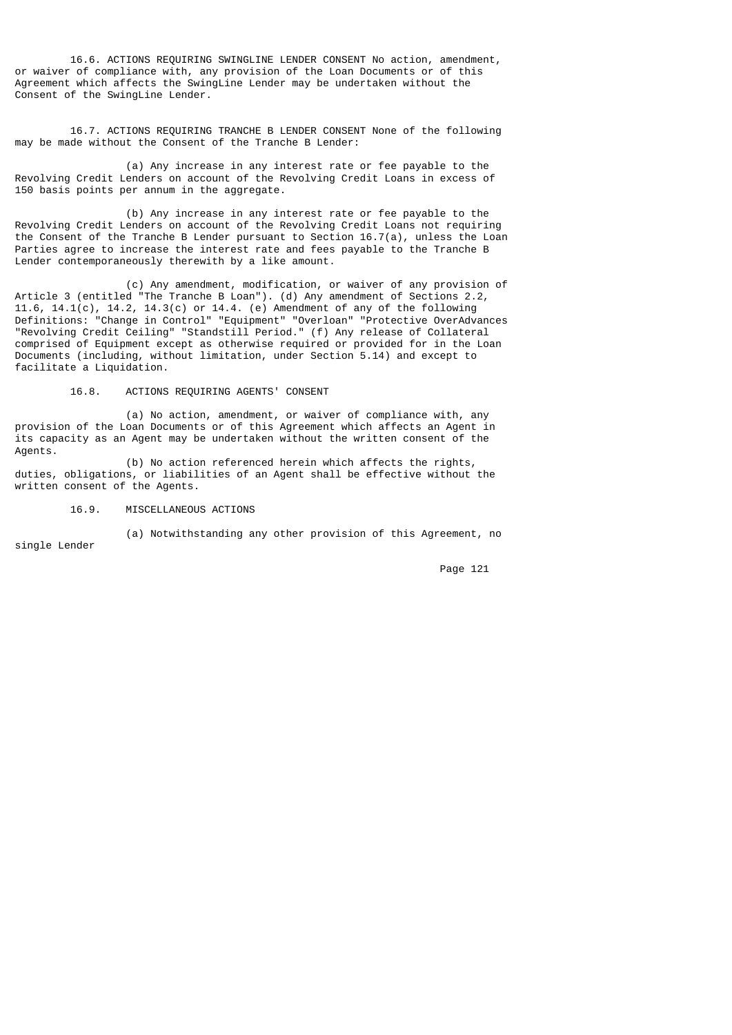16.6. ACTIONS REQUIRING SWINGLINE LENDER CONSENT No action, amendment, or waiver of compliance with, any provision of the Loan Documents or of this Agreement which affects the SwingLine Lender may be undertaken without the Consent of the SwingLine Lender.

16.7. ACTIONS REQUIRING TRANCHE B LENDER CONSENT None of the following may be made without the Consent of the Tranche B Lender:

(a) Any increase in any interest rate or fee payable to the Revolving Credit Lenders on account of the Revolving Credit Loans in excess of 150 basis points per annum in the aggregate.

(b) Any increase in any interest rate or fee payable to the Revolving Credit Lenders on account of the Revolving Credit Loans not requiring the Consent of the Tranche B Lender pursuant to Section 16.7(a), unless the Loan Parties agree to increase the interest rate and fees payable to the Tranche B Lender contemporaneously therewith by a like amount.

(c) Any amendment, modification, or waiver of any provision of Article 3 (entitled "The Tranche B Loan"). (d) Any amendment of Sections 2.2, 11.6, 14.1(c), 14.2, 14.3(c) or 14.4. (e) Amendment of any of the following Definitions: "Change in Control" "Equipment" "Overloan" "Protective OverAdvances "Revolving Credit Ceiling" "Standstill Period." (f) Any release of Collateral comprised of Equipment except as otherwise required or provided for in the Loan Documents (including, without limitation, under Section 5.14) and except to facilitate a Liquidation.

16.8. ACTIONS REQUIRING AGENTS' CONSENT

(a) No action, amendment, or waiver of compliance with, any provision of the Loan Documents or of this Agreement which affects an Agent in its capacity as an Agent may be undertaken without the written consent of the Agents.

(b) No action referenced herein which affects the rights, duties, obligations, or liabilities of an Agent shall be effective without the written consent of the Agents.

16.9. MISCELLANEOUS ACTIONS

(a) Notwithstanding any other provision of this Agreement, no single Lender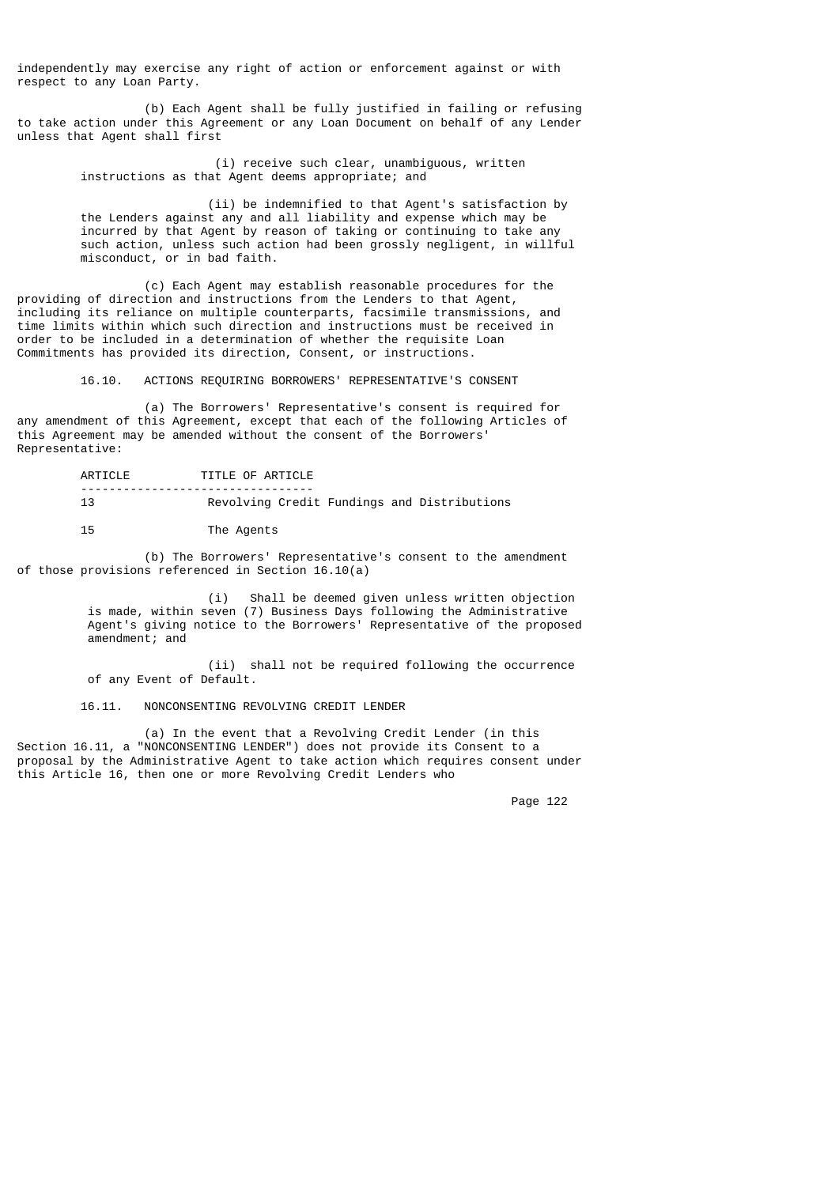independently may exercise any right of action or enforcement against or with respect to any Loan Party.

(b) Each Agent shall be fully justified in failing or refusing to take action under this Agreement or any Loan Document on behalf of any Lender unless that Agent shall first

(i) receive such clear, unambiguous, written instructions as that Agent deems appropriate; and

(ii) be indemnified to that Agent's satisfaction by the Lenders against any and all liability and expense which may be incurred by that Agent by reason of taking or continuing to take any such action, unless such action had been grossly negligent, in willful misconduct, or in bad faith.

(c) Each Agent may establish reasonable procedures for the providing of direction and instructions from the Lenders to that Agent, including its reliance on multiple counterparts, facsimile transmissions, and time limits within which such direction and instructions must be received in order to be included in a determination of whether the requisite Loan Commitments has provided its direction, Consent, or instructions.

16.10. ACTIONS REQUIRING BORROWERS' REPRESENTATIVE'S CONSENT

(a) The Borrowers' Representative's consent is required for any amendment of this Agreement, except that each of the following Articles of this Agreement may be amended without the consent of the Borrowers' Representative:

| ARTICLE | TITLE OF ARTICLE |
|---|---|
| 13 | Revolving Credit Fundings and Distributions |
| 15 | The Agents |

(b) The Borrowers' Representative's consent to the amendment of those provisions referenced in Section 16.10(a)

(i) Shall be deemed given unless written objection is made, within seven (7) Business Days following the Administrative Agent's giving notice to the Borrowers' Representative of the proposed amendment; and

(ii) shall not be required following the occurrence of any Event of Default.

16.11. NONCONSENTING REVOLVING CREDIT LENDER

(a) In the event that a Revolving Credit Lender (in this Section 16.11, a "NONCONSENTING LENDER") does not provide its Consent to a proposal by the Administrative Agent to take action which requires consent under this Article 16, then one or more Revolving Credit Lenders who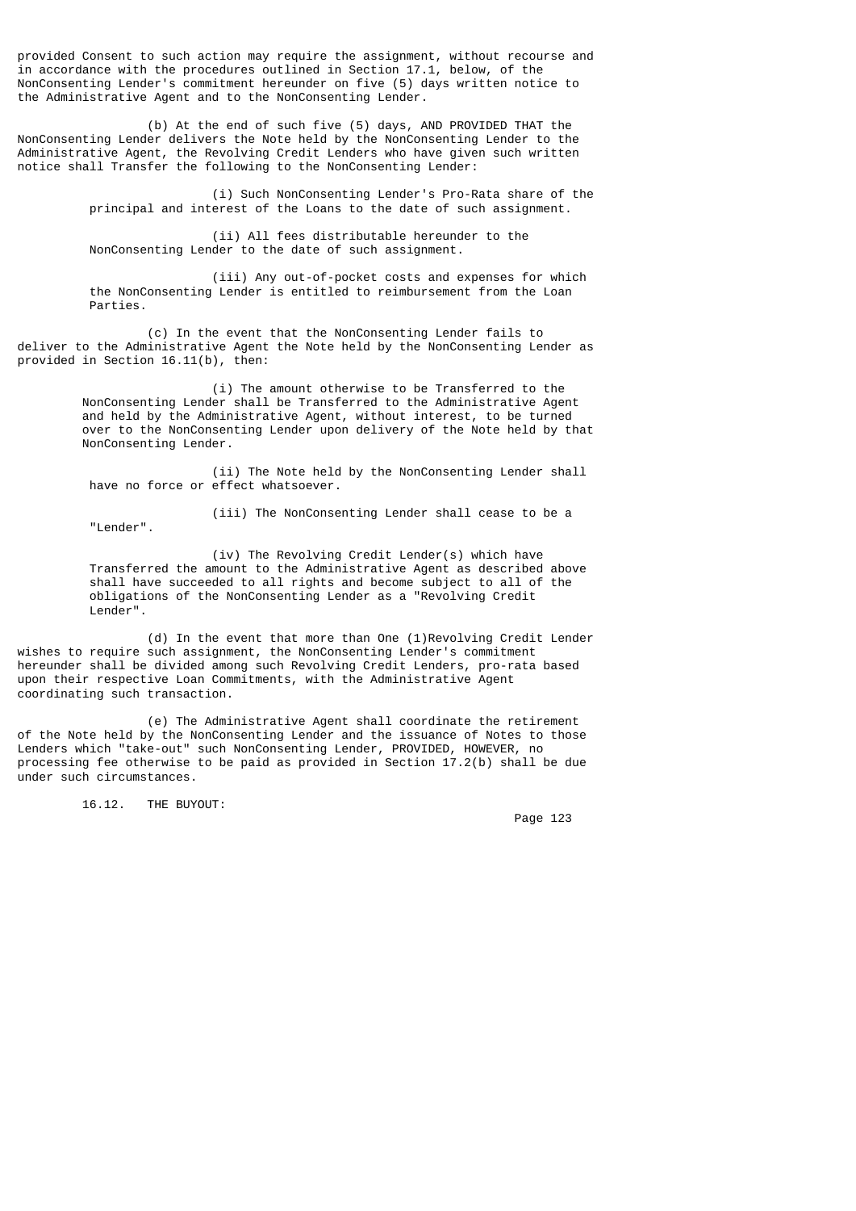provided Consent to such action may require the assignment, without recourse and in accordance with the procedures outlined in Section 17.1, below, of the NonConsenting Lender's commitment hereunder on five (5) days written notice to the Administrative Agent and to the NonConsenting Lender.

(b) At the end of such five (5) days, AND PROVIDED THAT the NonConsenting Lender delivers the Note held by the NonConsenting Lender to the Administrative Agent, the Revolving Credit Lenders who have given such written notice shall Transfer the following to the NonConsenting Lender:

(i) Such NonConsenting Lender's Pro-Rata share of the principal and interest of the Loans to the date of such assignment.

(ii) All fees distributable hereunder to the NonConsenting Lender to the date of such assignment.

(iii) Any out-of-pocket costs and expenses for which the NonConsenting Lender is entitled to reimbursement from the Loan Parties.

(c) In the event that the NonConsenting Lender fails to deliver to the Administrative Agent the Note held by the NonConsenting Lender as provided in Section 16.11(b), then:

(i) The amount otherwise to be Transferred to the NonConsenting Lender shall be Transferred to the Administrative Agent and held by the Administrative Agent, without interest, to be turned over to the NonConsenting Lender upon delivery of the Note held by that NonConsenting Lender.

(ii) The Note held by the NonConsenting Lender shall have no force or effect whatsoever.

(iii) The NonConsenting Lender shall cease to be a "Lender".

(iv) The Revolving Credit Lender(s) which have Transferred the amount to the Administrative Agent as described above shall have succeeded to all rights and become subject to all of the obligations of the NonConsenting Lender as a "Revolving Credit Lender".

(d) In the event that more than One (1)Revolving Credit Lender wishes to require such assignment, the NonConsenting Lender's commitment hereunder shall be divided among such Revolving Credit Lenders, pro-rata based upon their respective Loan Commitments, with the Administrative Agent coordinating such transaction.

(e) The Administrative Agent shall coordinate the retirement of the Note held by the NonConsenting Lender and the issuance of Notes to those Lenders which "take-out" such NonConsenting Lender, PROVIDED, HOWEVER, no processing fee otherwise to be paid as provided in Section 17.2(b) shall be due under such circumstances.

16.12. THE BUYOUT: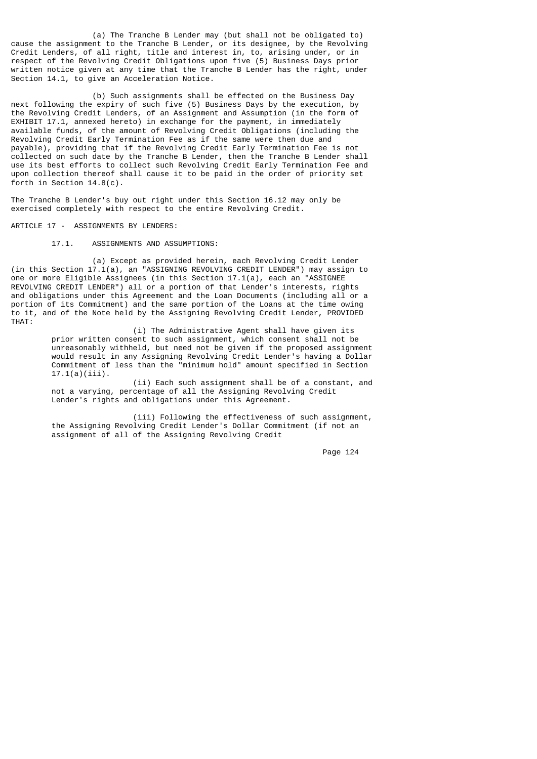(a) The Tranche B Lender may (but shall not be obligated to) cause the assignment to the Tranche B Lender, or its designee, by the Revolving Credit Lenders, of all right, title and interest in, to, arising under, or in respect of the Revolving Credit Obligations upon five (5) Business Days prior written notice given at any time that the Tranche B Lender has the right, under Section 14.1, to give an Acceleration Notice.

(b) Such assignments shall be effected on the Business Day next following the expiry of such five (5) Business Days by the execution, by the Revolving Credit Lenders, of an Assignment and Assumption (in the form of EXHIBIT 17.1, annexed hereto) in exchange for the payment, in immediately available funds, of the amount of Revolving Credit Obligations (including the Revolving Credit Early Termination Fee as if the same were then due and payable), providing that if the Revolving Credit Early Termination Fee is not collected on such date by the Tranche B Lender, then the Tranche B Lender shall use its best efforts to collect such Revolving Credit Early Termination Fee and upon collection thereof shall cause it to be paid in the order of priority set forth in Section 14.8(c).

The Tranche B Lender's buy out right under this Section 16.12 may only be exercised completely with respect to the entire Revolving Credit.

## ARTICLE 17 - ASSIGNMENTS BY LENDERS:

### 17.1. ASSIGNMENTS AND ASSUMPTIONS:

(a) Except as provided herein, each Revolving Credit Lender (in this Section 17.1(a), an "ASSIGNING REVOLVING CREDIT LENDER") may assign to one or more Eligible Assignees (in this Section 17.1(a), each an "ASSIGNEE REVOLVING CREDIT LENDER") all or a portion of that Lender's interests, rights and obligations under this Agreement and the Loan Documents (including all or a portion of its Commitment) and the same portion of the Loans at the time owing to it, and of the Note held by the Assigning Revolving Credit Lender, PROVIDED THAT:

(i) The Administrative Agent shall have given its prior written consent to such assignment, which consent shall not be unreasonably withheld, but need not be given if the proposed assignment would result in any Assigning Revolving Credit Lender's having a Dollar Commitment of less than the "minimum hold" amount specified in Section 17.1(a)(iii).

(ii) Each such assignment shall be of a constant, and not a varying, percentage of all the Assigning Revolving Credit Lender's rights and obligations under this Agreement.

(iii) Following the effectiveness of such assignment, the Assigning Revolving Credit Lender's Dollar Commitment (if not an assignment of all of the Assigning Revolving Credit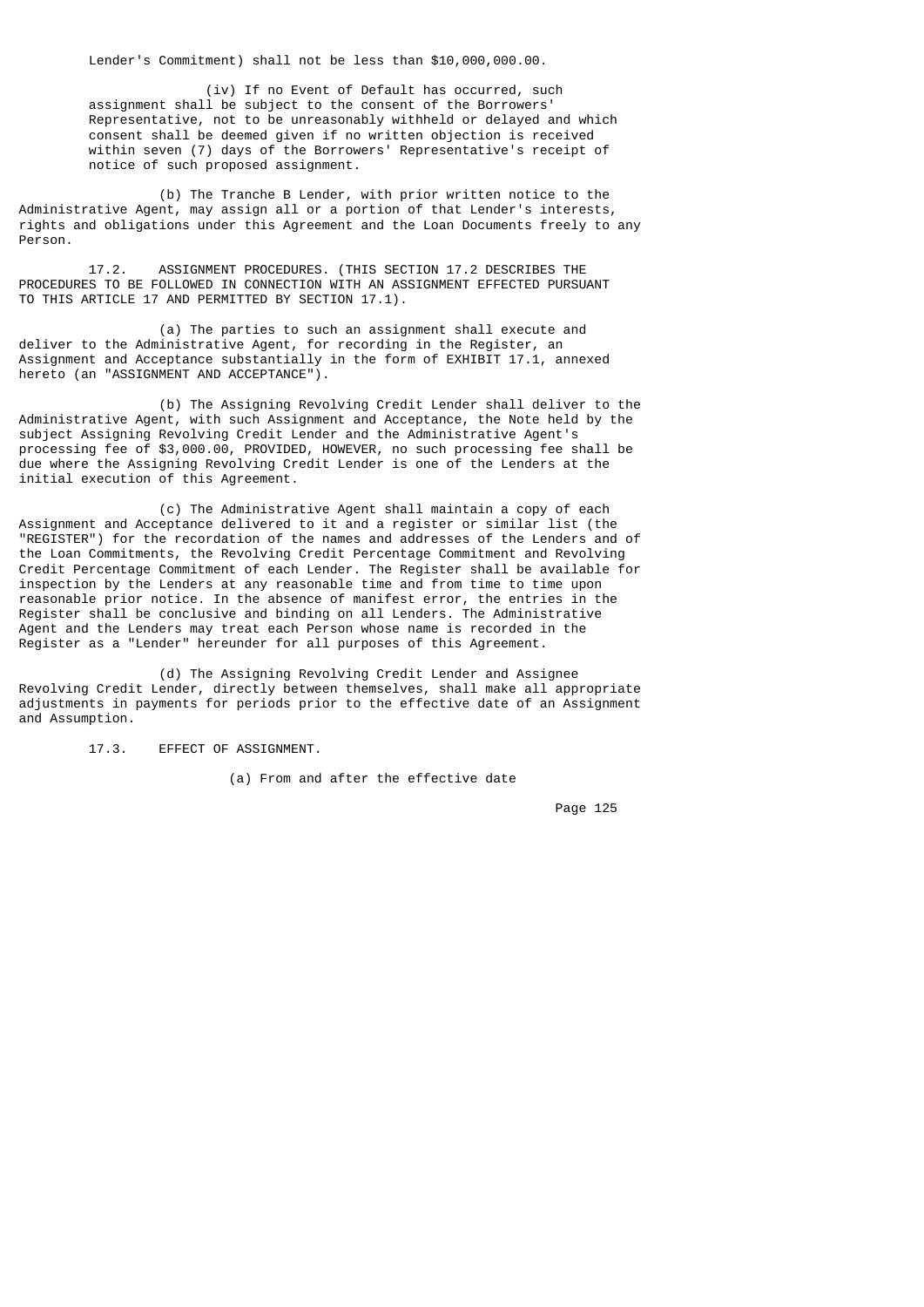Lender's Commitment) shall not be less than $10,000,000.00.

(iv) If no Event of Default has occurred, such assignment shall be subject to the consent of the Borrowers' Representative, not to be unreasonably withheld or delayed and which consent shall be deemed given if no written objection is received within seven (7) days of the Borrowers' Representative's receipt of notice of such proposed assignment.

(b) The Tranche B Lender, with prior written notice to the Administrative Agent, may assign all or a portion of that Lender's interests, rights and obligations under this Agreement and the Loan Documents freely to any Person.

17.2. ASSIGNMENT PROCEDURES. (THIS SECTION 17.2 DESCRIBES THE PROCEDURES TO BE FOLLOWED IN CONNECTION WITH AN ASSIGNMENT EFFECTED PURSUANT TO THIS ARTICLE 17 AND PERMITTED BY SECTION 17.1).

(a) The parties to such an assignment shall execute and deliver to the Administrative Agent, for recording in the Register, an Assignment and Acceptance substantially in the form of EXHIBIT 17.1, annexed hereto (an "ASSIGNMENT AND ACCEPTANCE").

(b) The Assigning Revolving Credit Lender shall deliver to the Administrative Agent, with such Assignment and Acceptance, the Note held by the subject Assigning Revolving Credit Lender and the Administrative Agent's processing fee of $3,000.00, PROVIDED, HOWEVER, no such processing fee shall be due where the Assigning Revolving Credit Lender is one of the Lenders at the initial execution of this Agreement.

(c) The Administrative Agent shall maintain a copy of each Assignment and Acceptance delivered to it and a register or similar list (the "REGISTER") for the recordation of the names and addresses of the Lenders and of the Loan Commitments, the Revolving Credit Percentage Commitment and Revolving Credit Percentage Commitment of each Lender. The Register shall be available for inspection by the Lenders at any reasonable time and from time to time upon reasonable prior notice. In the absence of manifest error, the entries in the Register shall be conclusive and binding on all Lenders. The Administrative Agent and the Lenders may treat each Person whose name is recorded in the Register as a "Lender" hereunder for all purposes of this Agreement.

(d) The Assigning Revolving Credit Lender and Assignee Revolving Credit Lender, directly between themselves, shall make all appropriate adjustments in payments for periods prior to the effective date of an Assignment and Assumption.

17.3. EFFECT OF ASSIGNMENT.

(a) From and after the effective date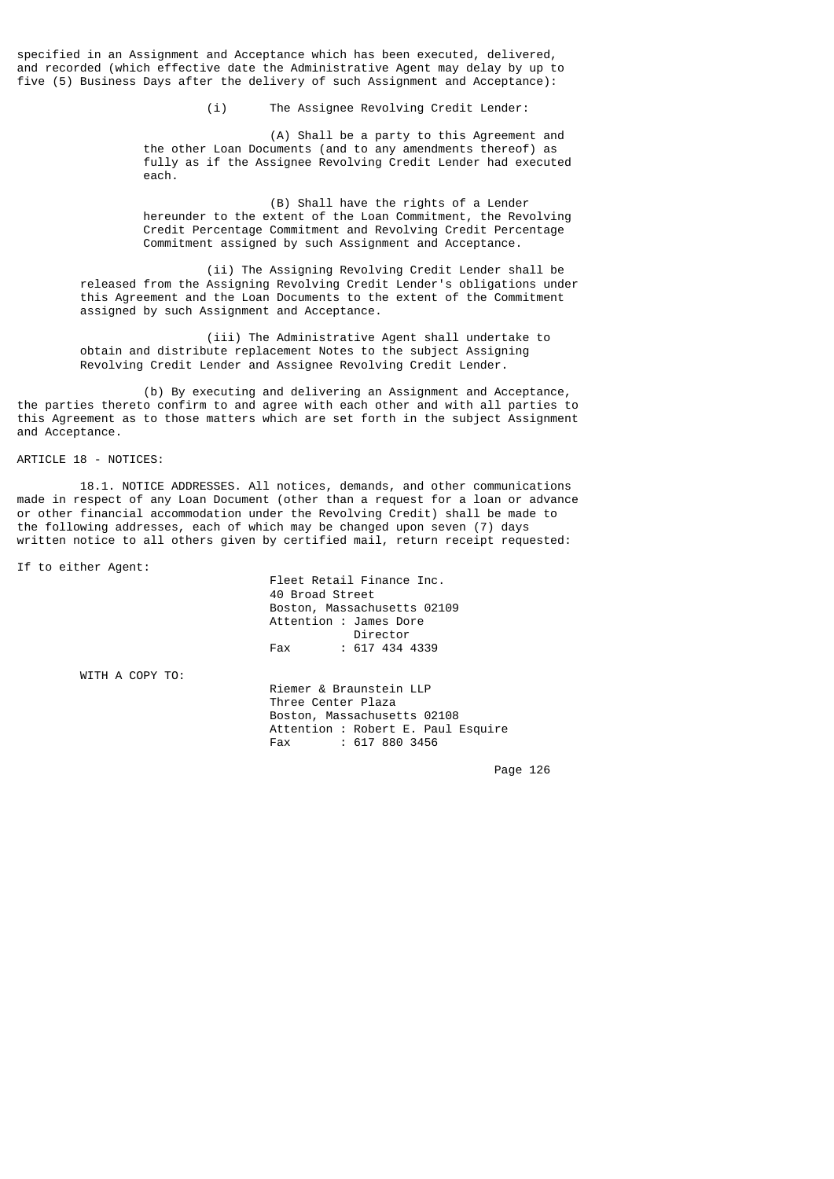specified in an Assignment and Acceptance which has been executed, delivered, and recorded (which effective date the Administrative Agent may delay by up to five (5) Business Days after the delivery of such Assignment and Acceptance):

(i) The Assignee Revolving Credit Lender:

(A) Shall be a party to this Agreement and the other Loan Documents (and to any amendments thereof) as fully as if the Assignee Revolving Credit Lender had executed each.

(B) Shall have the rights of a Lender hereunder to the extent of the Loan Commitment, the Revolving Credit Percentage Commitment and Revolving Credit Percentage Commitment assigned by such Assignment and Acceptance.

(ii) The Assigning Revolving Credit Lender shall be released from the Assigning Revolving Credit Lender's obligations under this Agreement and the Loan Documents to the extent of the Commitment assigned by such Assignment and Acceptance.

(iii) The Administrative Agent shall undertake to obtain and distribute replacement Notes to the subject Assigning Revolving Credit Lender and Assignee Revolving Credit Lender.

(b) By executing and delivering an Assignment and Acceptance, the parties thereto confirm to and agree with each other and with all parties to this Agreement as to those matters which are set forth in the subject Assignment and Acceptance.

## ARTICLE 18 - NOTICES:

18.1. NOTICE ADDRESSES. All notices, demands, and other communications made in respect of any Loan Document (other than a request for a loan or advance or other financial accommodation under the Revolving Credit) shall be made to the following addresses, each of which may be changed upon seven (7) days written notice to all others given by certified mail, return receipt requested:

If to either Agent:

Fleet Retail Finance Inc.
40 Broad Street
Boston, Massachusetts 02109
Attention : James Dore
Director
Fax : 617 434 4339

WITH A COPY TO:

Riemer & Braunstein LLP
Three Center Plaza
Boston, Massachusetts 02108
Attention : Robert E. Paul Esquire
Fax : 617 880 3456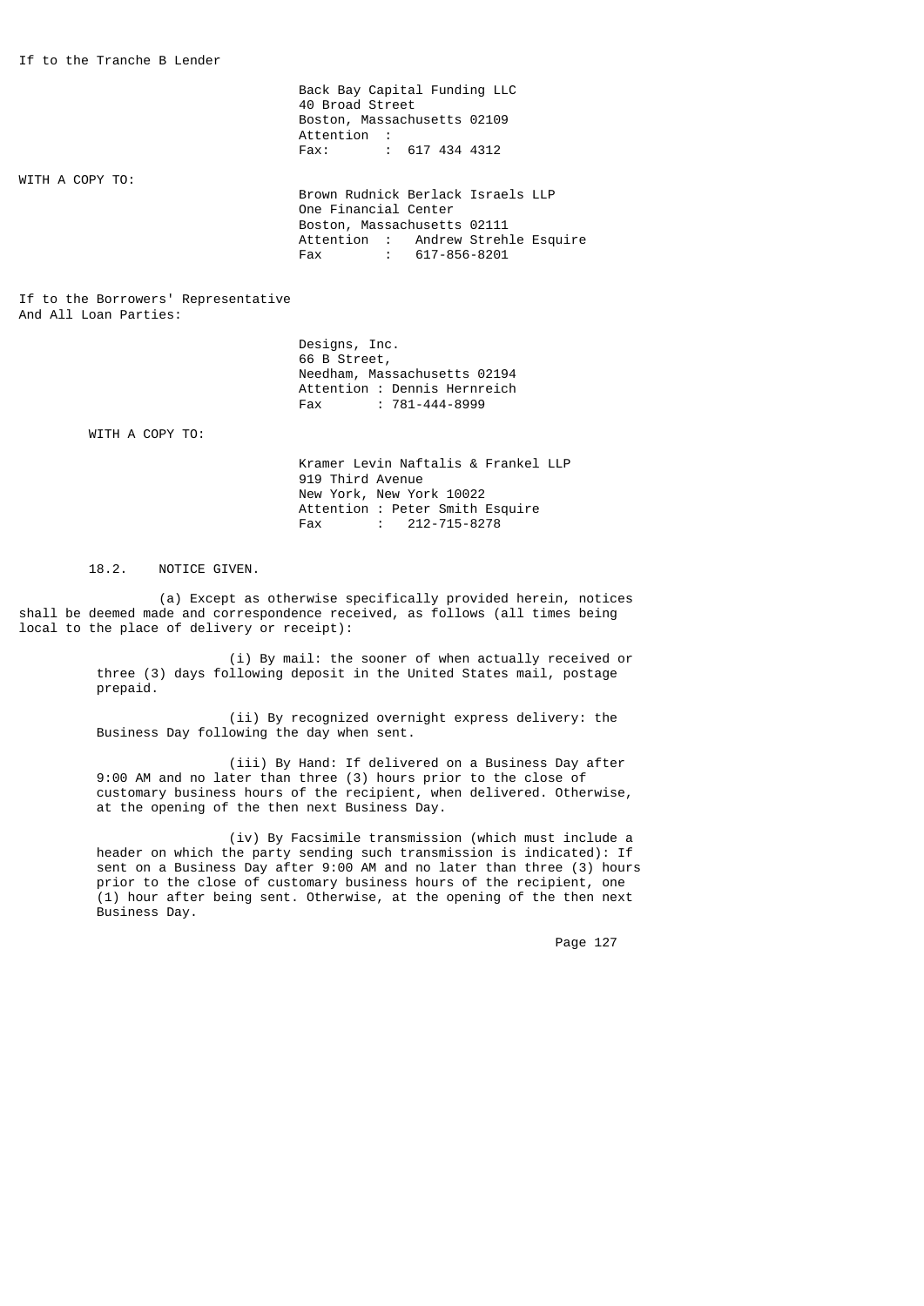If to the Tranche B Lender

Back Bay Capital Funding LLC
40 Broad Street
Boston, Massachusetts 02109
Attention :
Fax: : 617 434 4312

WITH A COPY TO:

Brown Rudnick Berlack Israels LLP
One Financial Center
Boston, Massachusetts 02111
Attention : Andrew Strehle Esquire
Fax : 617-856-8201

If to the Borrowers' Representative
And All Loan Parties:

Designs, Inc.
66 B Street,
Needham, Massachusetts 02194
Attention : Dennis Hernreich
Fax : 781-444-8999

WITH A COPY TO:

Kramer Levin Naftalis & Frankel LLP
919 Third Avenue
New York, New York 10022
Attention : Peter Smith Esquire
Fax : 212-715-8278

18.2. NOTICE GIVEN.

(a) Except as otherwise specifically provided herein, notices shall be deemed made and correspondence received, as follows (all times being local to the place of delivery or receipt):

(i) By mail: the sooner of when actually received or three (3) days following deposit in the United States mail, postage prepaid.

(ii) By recognized overnight express delivery: the Business Day following the day when sent.

(iii) By Hand: If delivered on a Business Day after 9:00 AM and no later than three (3) hours prior to the close of customary business hours of the recipient, when delivered. Otherwise, at the opening of the then next Business Day.

(iv) By Facsimile transmission (which must include a header on which the party sending such transmission is indicated): If sent on a Business Day after 9:00 AM and no later than three (3) hours prior to the close of customary business hours of the recipient, one (1) hour after being sent. Otherwise, at the opening of the then next Business Day.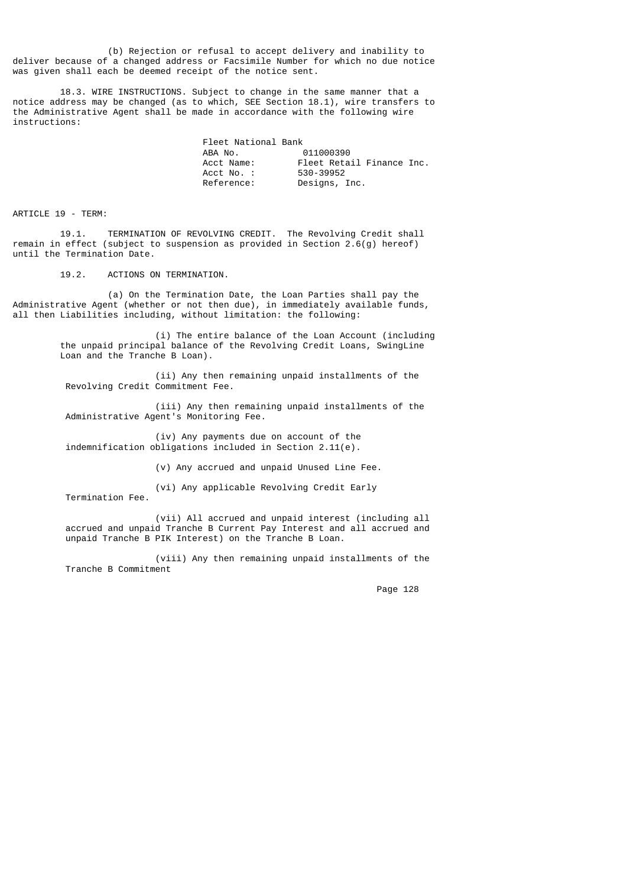(b) Rejection or refusal to accept delivery and inability to deliver because of a changed address or Facsimile Number for which no due notice was given shall each be deemed receipt of the notice sent.

18.3. WIRE INSTRUCTIONS. Subject to change in the same manner that a notice address may be changed (as to which, SEE Section 18.1), wire transfers to the Administrative Agent shall be made in accordance with the following wire instructions:

Fleet National Bank
ABA No. 011000390
Acct Name: Fleet Retail Finance Inc.
Acct No. : 530-39952
Reference: Designs, Inc.

ARTICLE 19 - TERM:

19.1. TERMINATION OF REVOLVING CREDIT. The Revolving Credit shall remain in effect (subject to suspension as provided in Section 2.6(g) hereof) until the Termination Date.

19.2. ACTIONS ON TERMINATION.

(a) On the Termination Date, the Loan Parties shall pay the Administrative Agent (whether or not then due), in immediately available funds, all then Liabilities including, without limitation: the following:

(i) The entire balance of the Loan Account (including the unpaid principal balance of the Revolving Credit Loans, SwingLine Loan and the Tranche B Loan).

(ii) Any then remaining unpaid installments of the Revolving Credit Commitment Fee.

(iii) Any then remaining unpaid installments of the Administrative Agent's Monitoring Fee.

(iv) Any payments due on account of the indemnification obligations included in Section 2.11(e).

(v) Any accrued and unpaid Unused Line Fee.

(vi) Any applicable Revolving Credit Early Termination Fee.

(vii) All accrued and unpaid interest (including all accrued and unpaid Tranche B Current Pay Interest and all accrued and unpaid Tranche B PIK Interest) on the Tranche B Loan.

(viii) Any then remaining unpaid installments of the Tranche B Commitment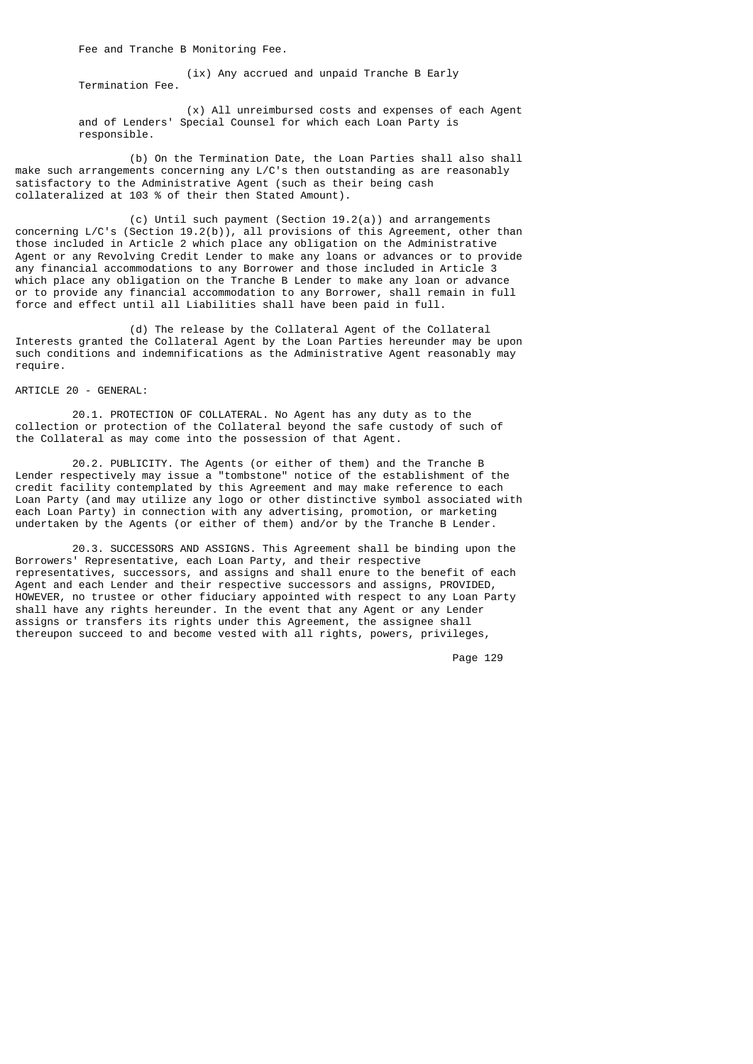Fee and Tranche B Monitoring Fee.

(ix) Any accrued and unpaid Tranche B Early Termination Fee.

(x) All unreimbursed costs and expenses of each Agent and of Lenders' Special Counsel for which each Loan Party is responsible.

(b) On the Termination Date, the Loan Parties shall also shall make such arrangements concerning any L/C's then outstanding as are reasonably satisfactory to the Administrative Agent (such as their being cash collateralized at 103 % of their then Stated Amount).

(c) Until such payment (Section 19.2(a)) and arrangements concerning L/C's (Section 19.2(b)), all provisions of this Agreement, other than those included in Article 2 which place any obligation on the Administrative Agent or any Revolving Credit Lender to make any loans or advances or to provide any financial accommodations to any Borrower and those included in Article 3 which place any obligation on the Tranche B Lender to make any loan or advance or to provide any financial accommodation to any Borrower, shall remain in full force and effect until all Liabilities shall have been paid in full.

(d) The release by the Collateral Agent of the Collateral Interests granted the Collateral Agent by the Loan Parties hereunder may be upon such conditions and indemnifications as the Administrative Agent reasonably may require.

ARTICLE 20 - GENERAL:

20.1. PROTECTION OF COLLATERAL. No Agent has any duty as to the collection or protection of the Collateral beyond the safe custody of such of the Collateral as may come into the possession of that Agent.

20.2. PUBLICITY. The Agents (or either of them) and the Tranche B Lender respectively may issue a "tombstone" notice of the establishment of the credit facility contemplated by this Agreement and may make reference to each Loan Party (and may utilize any logo or other distinctive symbol associated with each Loan Party) in connection with any advertising, promotion, or marketing undertaken by the Agents (or either of them) and/or by the Tranche B Lender.

20.3. SUCCESSORS AND ASSIGNS. This Agreement shall be binding upon the Borrowers' Representative, each Loan Party, and their respective representatives, successors, and assigns and shall enure to the benefit of each Agent and each Lender and their respective successors and assigns, PROVIDED, HOWEVER, no trustee or other fiduciary appointed with respect to any Loan Party shall have any rights hereunder. In the event that any Agent or any Lender assigns or transfers its rights under this Agreement, the assignee shall thereupon succeed to and become vested with all rights, powers, privileges,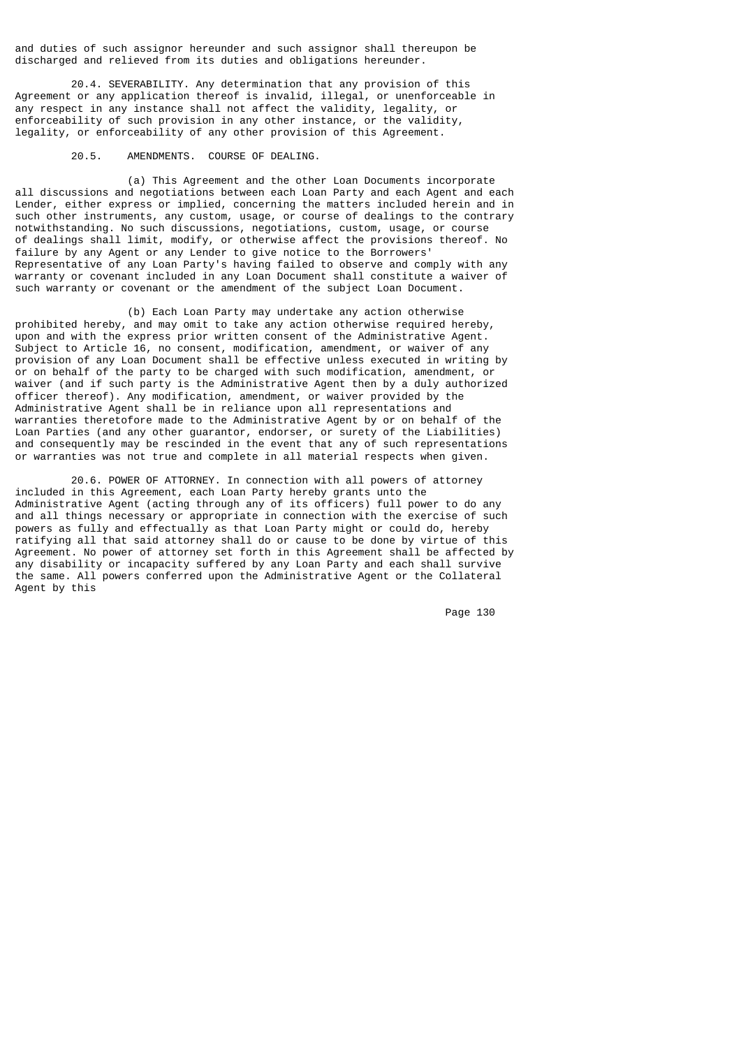and duties of such assignor hereunder and such assignor shall thereupon be discharged and relieved from its duties and obligations hereunder.

20.4. SEVERABILITY. Any determination that any provision of this Agreement or any application thereof is invalid, illegal, or unenforceable in any respect in any instance shall not affect the validity, legality, or enforceability of such provision in any other instance, or the validity, legality, or enforceability of any other provision of this Agreement.

20.5. AMENDMENTS. COURSE OF DEALING.

(a) This Agreement and the other Loan Documents incorporate all discussions and negotiations between each Loan Party and each Agent and each Lender, either express or implied, concerning the matters included herein and in such other instruments, any custom, usage, or course of dealings to the contrary notwithstanding. No such discussions, negotiations, custom, usage, or course of dealings shall limit, modify, or otherwise affect the provisions thereof. No failure by any Agent or any Lender to give notice to the Borrowers' Representative of any Loan Party's having failed to observe and comply with any warranty or covenant included in any Loan Document shall constitute a waiver of such warranty or covenant or the amendment of the subject Loan Document.

(b) Each Loan Party may undertake any action otherwise prohibited hereby, and may omit to take any action otherwise required hereby, upon and with the express prior written consent of the Administrative Agent. Subject to Article 16, no consent, modification, amendment, or waiver of any provision of any Loan Document shall be effective unless executed in writing by or on behalf of the party to be charged with such modification, amendment, or waiver (and if such party is the Administrative Agent then by a duly authorized officer thereof). Any modification, amendment, or waiver provided by the Administrative Agent shall be in reliance upon all representations and warranties theretofore made to the Administrative Agent by or on behalf of the Loan Parties (and any other guarantor, endorser, or surety of the Liabilities) and consequently may be rescinded in the event that any of such representations or warranties was not true and complete in all material respects when given.

20.6. POWER OF ATTORNEY. In connection with all powers of attorney included in this Agreement, each Loan Party hereby grants unto the Administrative Agent (acting through any of its officers) full power to do any and all things necessary or appropriate in connection with the exercise of such powers as fully and effectually as that Loan Party might or could do, hereby ratifying all that said attorney shall do or cause to be done by virtue of this Agreement. No power of attorney set forth in this Agreement shall be affected by any disability or incapacity suffered by any Loan Party and each shall survive the same. All powers conferred upon the Administrative Agent or the Collateral Agent by this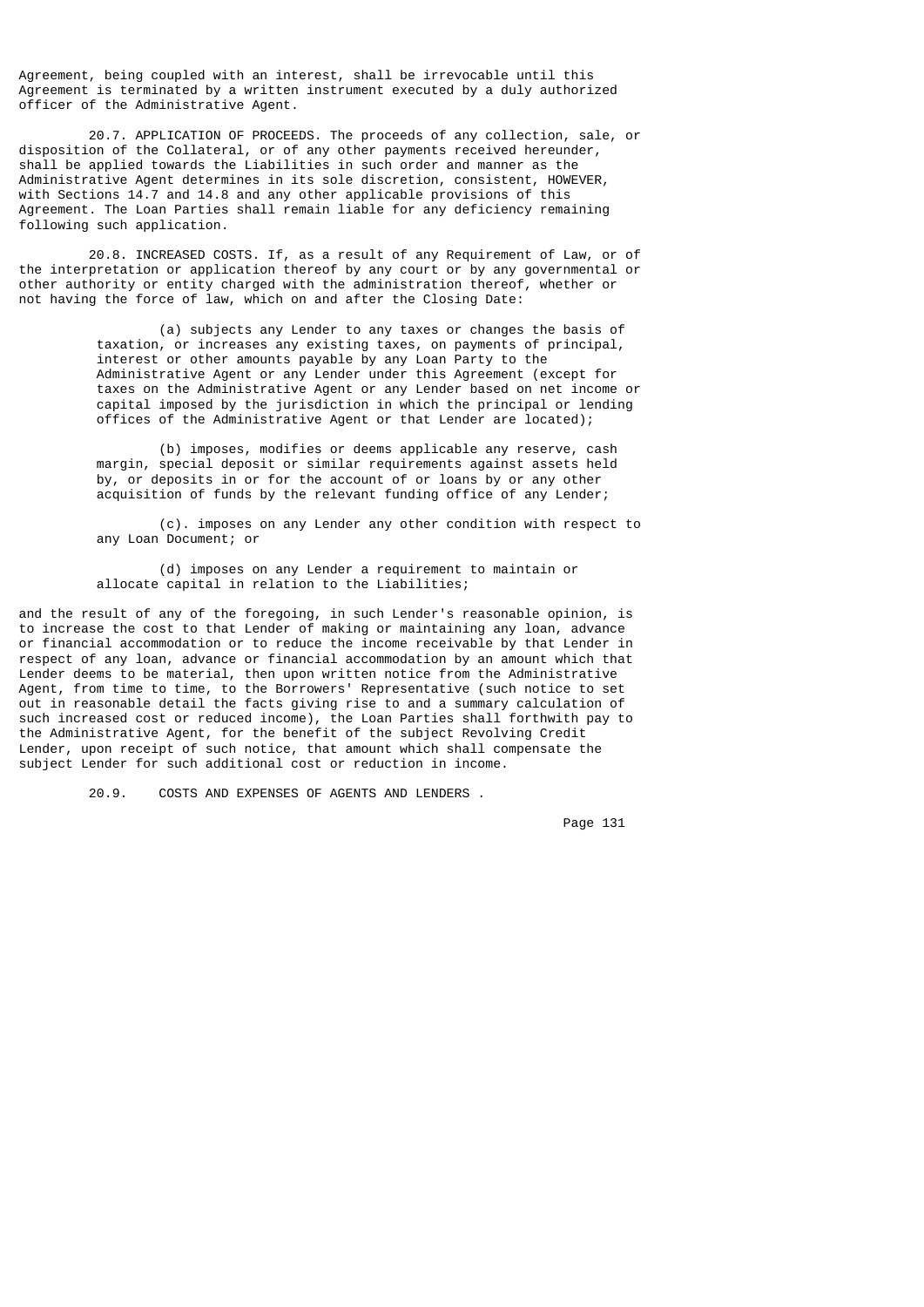Agreement, being coupled with an interest, shall be irrevocable until this Agreement is terminated by a written instrument executed by a duly authorized officer of the Administrative Agent.

20.7. APPLICATION OF PROCEEDS. The proceeds of any collection, sale, or disposition of the Collateral, or of any other payments received hereunder, shall be applied towards the Liabilities in such order and manner as the Administrative Agent determines in its sole discretion, consistent, HOWEVER, with Sections 14.7 and 14.8 and any other applicable provisions of this Agreement. The Loan Parties shall remain liable for any deficiency remaining following such application.

20.8. INCREASED COSTS. If, as a result of any Requirement of Law, or of the interpretation or application thereof by any court or by any governmental or other authority or entity charged with the administration thereof, whether or not having the force of law, which on and after the Closing Date:

(a) subjects any Lender to any taxes or changes the basis of taxation, or increases any existing taxes, on payments of principal, interest or other amounts payable by any Loan Party to the Administrative Agent or any Lender under this Agreement (except for taxes on the Administrative Agent or any Lender based on net income or capital imposed by the jurisdiction in which the principal or lending offices of the Administrative Agent or that Lender are located);

(b) imposes, modifies or deems applicable any reserve, cash margin, special deposit or similar requirements against assets held by, or deposits in or for the account of or loans by or any other acquisition of funds by the relevant funding office of any Lender;

(c). imposes on any Lender any other condition with respect to any Loan Document; or

(d) imposes on any Lender a requirement to maintain or allocate capital in relation to the Liabilities;

and the result of any of the foregoing, in such Lender's reasonable opinion, is to increase the cost to that Lender of making or maintaining any loan, advance or financial accommodation or to reduce the income receivable by that Lender in respect of any loan, advance or financial accommodation by an amount which that Lender deems to be material, then upon written notice from the Administrative Agent, from time to time, to the Borrowers' Representative (such notice to set out in reasonable detail the facts giving rise to and a summary calculation of such increased cost or reduced income), the Loan Parties shall forthwith pay to the Administrative Agent, for the benefit of the subject Revolving Credit Lender, upon receipt of such notice, that amount which shall compensate the subject Lender for such additional cost or reduction in income.

20.9. COSTS AND EXPENSES OF AGENTS AND LENDERS .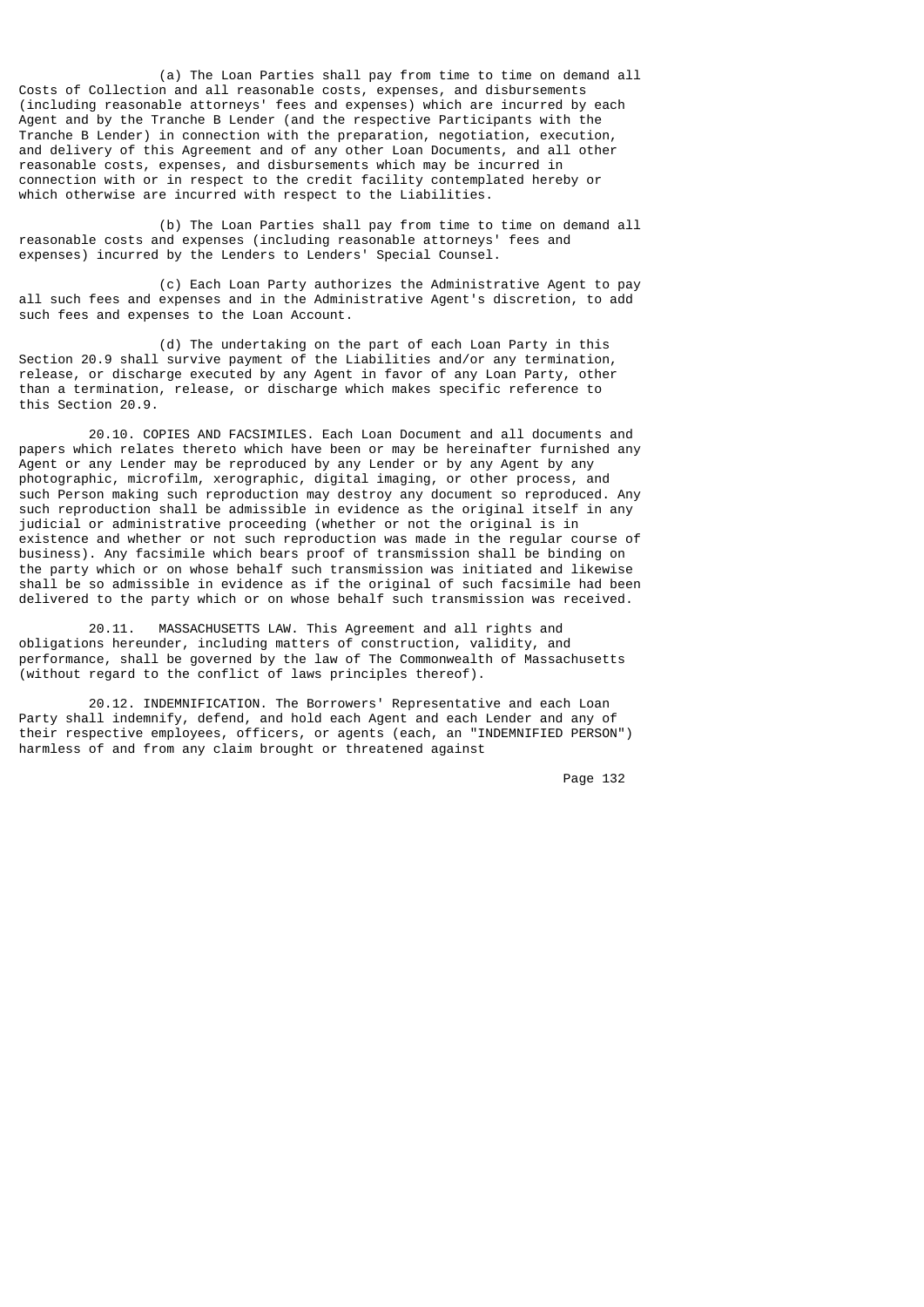(a) The Loan Parties shall pay from time to time on demand all Costs of Collection and all reasonable costs, expenses, and disbursements (including reasonable attorneys' fees and expenses) which are incurred by each Agent and by the Tranche B Lender (and the respective Participants with the Tranche B Lender) in connection with the preparation, negotiation, execution, and delivery of this Agreement and of any other Loan Documents, and all other reasonable costs, expenses, and disbursements which may be incurred in connection with or in respect to the credit facility contemplated hereby or which otherwise are incurred with respect to the Liabilities.

(b) The Loan Parties shall pay from time to time on demand all reasonable costs and expenses (including reasonable attorneys' fees and expenses) incurred by the Lenders to Lenders' Special Counsel.

(c) Each Loan Party authorizes the Administrative Agent to pay all such fees and expenses and in the Administrative Agent's discretion, to add such fees and expenses to the Loan Account.

(d) The undertaking on the part of each Loan Party in this Section 20.9 shall survive payment of the Liabilities and/or any termination, release, or discharge executed by any Agent in favor of any Loan Party, other than a termination, release, or discharge which makes specific reference to this Section 20.9.

20.10. COPIES AND FACSIMILES. Each Loan Document and all documents and papers which relates thereto which have been or may be hereinafter furnished any Agent or any Lender may be reproduced by any Lender or by any Agent by any photographic, microfilm, xerographic, digital imaging, or other process, and such Person making such reproduction may destroy any document so reproduced. Any such reproduction shall be admissible in evidence as the original itself in any judicial or administrative proceeding (whether or not the original is in existence and whether or not such reproduction was made in the regular course of business). Any facsimile which bears proof of transmission shall be binding on the party which or on whose behalf such transmission was initiated and likewise shall be so admissible in evidence as if the original of such facsimile had been delivered to the party which or on whose behalf such transmission was received.

20.11. MASSACHUSETTS LAW. This Agreement and all rights and obligations hereunder, including matters of construction, validity, and performance, shall be governed by the law of The Commonwealth of Massachusetts (without regard to the conflict of laws principles thereof).

20.12. INDEMNIFICATION. The Borrowers' Representative and each Loan Party shall indemnify, defend, and hold each Agent and each Lender and any of their respective employees, officers, or agents (each, an "INDEMNIFIED PERSON") harmless of and from any claim brought or threatened against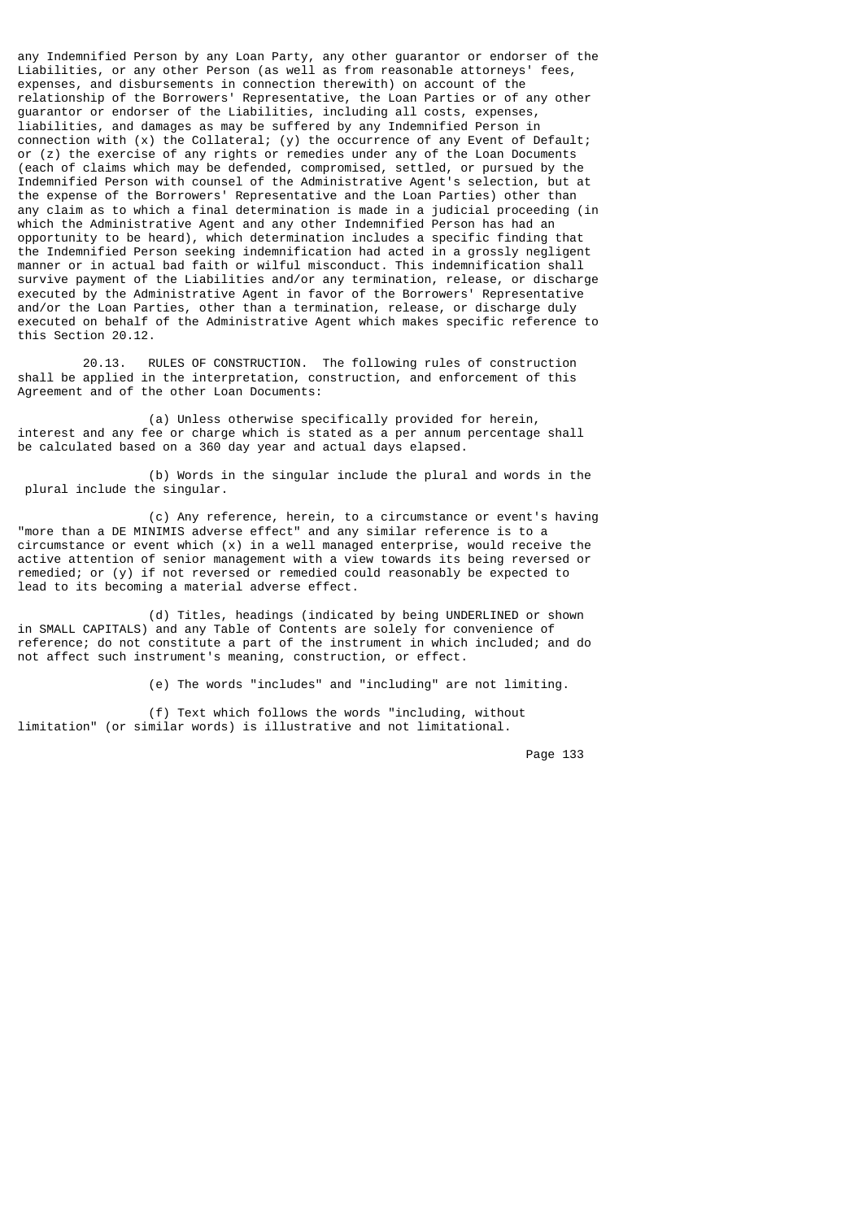any Indemnified Person by any Loan Party, any other guarantor or endorser of the Liabilities, or any other Person (as well as from reasonable attorneys' fees, expenses, and disbursements in connection therewith) on account of the relationship of the Borrowers' Representative, the Loan Parties or of any other guarantor or endorser of the Liabilities, including all costs, expenses, liabilities, and damages as may be suffered by any Indemnified Person in connection with (x) the Collateral; (y) the occurrence of any Event of Default; or (z) the exercise of any rights or remedies under any of the Loan Documents (each of claims which may be defended, compromised, settled, or pursued by the Indemnified Person with counsel of the Administrative Agent's selection, but at the expense of the Borrowers' Representative and the Loan Parties) other than any claim as to which a final determination is made in a judicial proceeding (in which the Administrative Agent and any other Indemnified Person has had an opportunity to be heard), which determination includes a specific finding that the Indemnified Person seeking indemnification had acted in a grossly negligent manner or in actual bad faith or wilful misconduct. This indemnification shall survive payment of the Liabilities and/or any termination, release, or discharge executed by the Administrative Agent in favor of the Borrowers' Representative and/or the Loan Parties, other than a termination, release, or discharge duly executed on behalf of the Administrative Agent which makes specific reference to this Section 20.12.

20.13. RULES OF CONSTRUCTION. The following rules of construction shall be applied in the interpretation, construction, and enforcement of this Agreement and of the other Loan Documents:

(a) Unless otherwise specifically provided for herein, interest and any fee or charge which is stated as a per annum percentage shall be calculated based on a 360 day year and actual days elapsed.

(b) Words in the singular include the plural and words in the plural include the singular.

(c) Any reference, herein, to a circumstance or event's having "more than a DE MINIMIS adverse effect" and any similar reference is to a circumstance or event which (x) in a well managed enterprise, would receive the active attention of senior management with a view towards its being reversed or remedied; or (y) if not reversed or remedied could reasonably be expected to lead to its becoming a material adverse effect.

(d) Titles, headings (indicated by being UNDERLINED or shown in SMALL CAPITALS) and any Table of Contents are solely for convenience of reference; do not constitute a part of the instrument in which included; and do not affect such instrument's meaning, construction, or effect.

(e) The words "includes" and "including" are not limiting.

(f) Text which follows the words "including, without limitation" (or similar words) is illustrative and not limitational.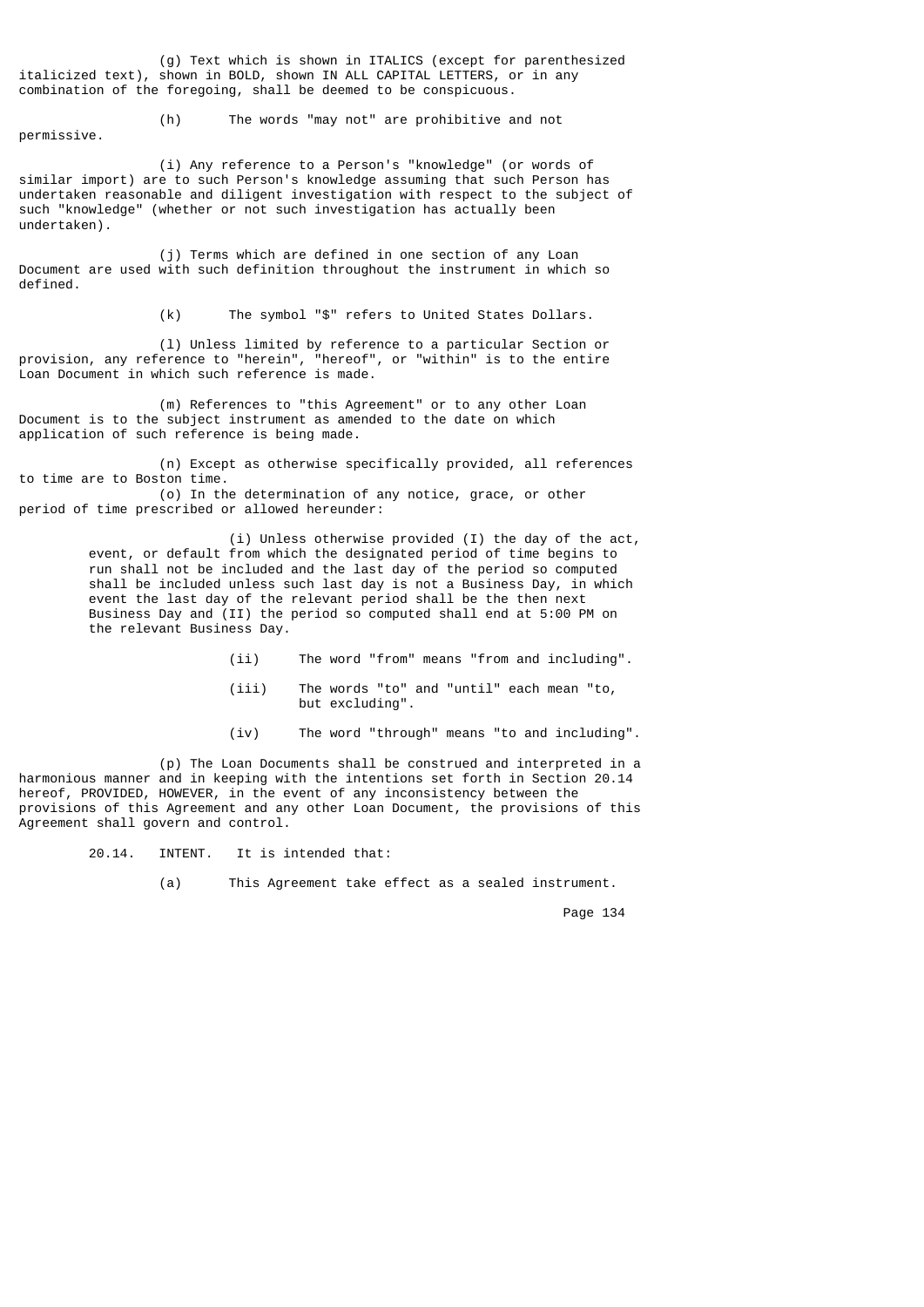(g) Text which is shown in ITALICS (except for parenthesized italicized text), shown in BOLD, shown IN ALL CAPITAL LETTERS, or in any combination of the foregoing, shall be deemed to be conspicuous.

(h) The words "may not" are prohibitive and not permissive.

(i) Any reference to a Person's "knowledge" (or words of similar import) are to such Person's knowledge assuming that such Person has undertaken reasonable and diligent investigation with respect to the subject of such "knowledge" (whether or not such investigation has actually been undertaken).

(j) Terms which are defined in one section of any Loan Document are used with such definition throughout the instrument in which so defined.

(k) The symbol "$" refers to United States Dollars.

(l) Unless limited by reference to a particular Section or provision, any reference to "herein", "hereof", or "within" is to the entire Loan Document in which such reference is made.

(m) References to "this Agreement" or to any other Loan Document is to the subject instrument as amended to the date on which application of such reference is being made.

(n) Except as otherwise specifically provided, all references to time are to Boston time.

(o) In the determination of any notice, grace, or other period of time prescribed or allowed hereunder:

> (i) Unless otherwise provided (I) the day of the act, event, or default from which the designated period of time begins to run shall not be included and the last day of the period so computed shall be included unless such last day is not a Business Day, in which event the last day of the relevant period shall be the then next Business Day and (II) the period so computed shall end at 5:00 PM on the relevant Business Day.
>
> (ii) The word "from" means "from and including".
>
> (iii) The words "to" and "until" each mean "to, but excluding".
>
> (iv) The word "through" means "to and including".

(p) The Loan Documents shall be construed and interpreted in a harmonious manner and in keeping with the intentions set forth in Section 20.14 hereof, PROVIDED, HOWEVER, in the event of any inconsistency between the provisions of this Agreement and any other Loan Document, the provisions of this Agreement shall govern and control.

20.14. INTENT. It is intended that:

(a) This Agreement take effect as a sealed instrument.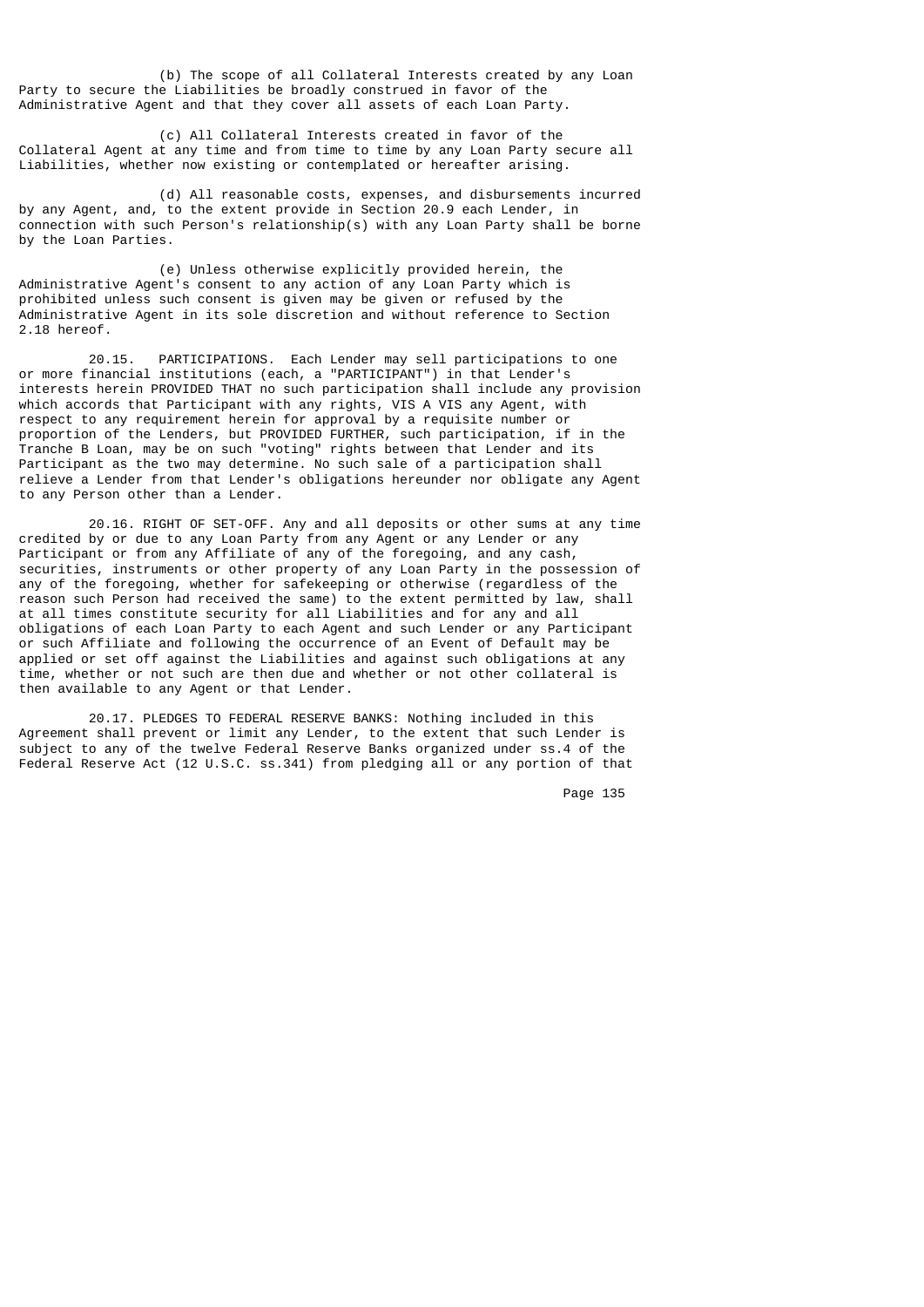(b) The scope of all Collateral Interests created by any Loan Party to secure the Liabilities be broadly construed in favor of the Administrative Agent and that they cover all assets of each Loan Party.

(c) All Collateral Interests created in favor of the Collateral Agent at any time and from time to time by any Loan Party secure all Liabilities, whether now existing or contemplated or hereafter arising.

(d) All reasonable costs, expenses, and disbursements incurred by any Agent, and, to the extent provide in Section 20.9 each Lender, in connection with such Person's relationship(s) with any Loan Party shall be borne by the Loan Parties.

(e) Unless otherwise explicitly provided herein, the Administrative Agent's consent to any action of any Loan Party which is prohibited unless such consent is given may be given or refused by the Administrative Agent in its sole discretion and without reference to Section 2.18 hereof.

20.15. PARTICIPATIONS. Each Lender may sell participations to one or more financial institutions (each, a "PARTICIPANT") in that Lender's interests herein PROVIDED THAT no such participation shall include any provision which accords that Participant with any rights, VIS A VIS any Agent, with respect to any requirement herein for approval by a requisite number or proportion of the Lenders, but PROVIDED FURTHER, such participation, if in the Tranche B Loan, may be on such "voting" rights between that Lender and its Participant as the two may determine. No such sale of a participation shall relieve a Lender from that Lender's obligations hereunder nor obligate any Agent to any Person other than a Lender.

20.16. RIGHT OF SET-OFF. Any and all deposits or other sums at any time credited by or due to any Loan Party from any Agent or any Lender or any Participant or from any Affiliate of any of the foregoing, and any cash, securities, instruments or other property of any Loan Party in the possession of any of the foregoing, whether for safekeeping or otherwise (regardless of the reason such Person had received the same) to the extent permitted by law, shall at all times constitute security for all Liabilities and for any and all obligations of each Loan Party to each Agent and such Lender or any Participant or such Affiliate and following the occurrence of an Event of Default may be applied or set off against the Liabilities and against such obligations at any time, whether or not such are then due and whether or not other collateral is then available to any Agent or that Lender.

20.17. PLEDGES TO FEDERAL RESERVE BANKS: Nothing included in this Agreement shall prevent or limit any Lender, to the extent that such Lender is subject to any of the twelve Federal Reserve Banks organized under ss.4 of the Federal Reserve Act (12 U.S.C. ss.341) from pledging all or any portion of that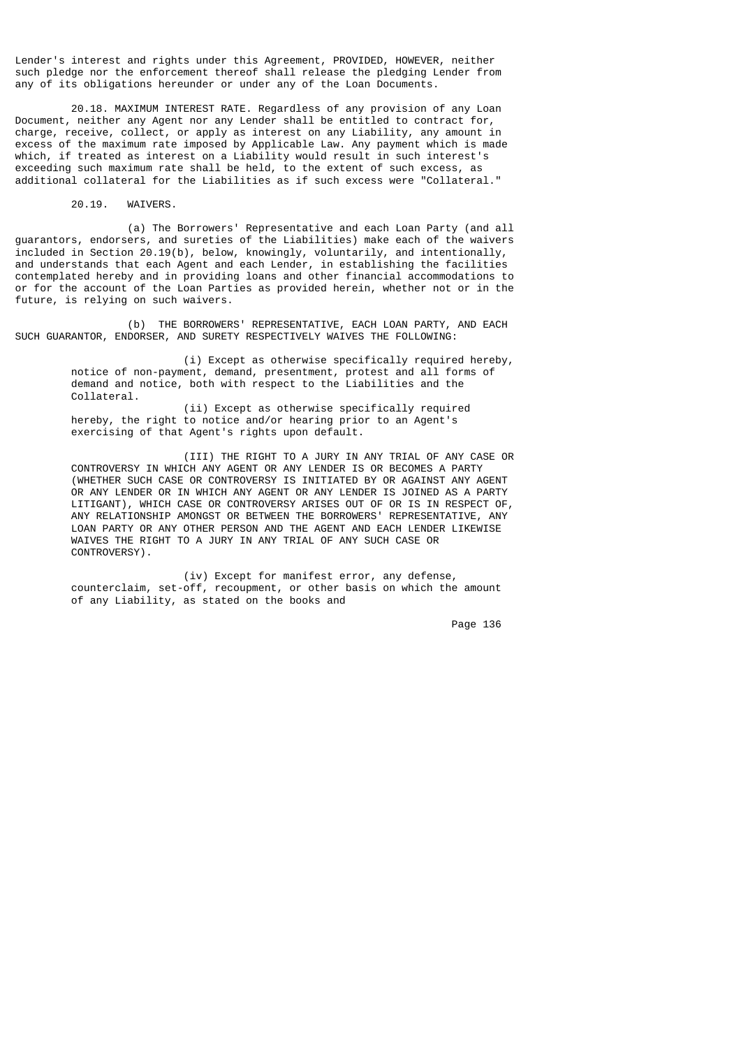Lender's interest and rights under this Agreement, PROVIDED, HOWEVER, neither such pledge nor the enforcement thereof shall release the pledging Lender from any of its obligations hereunder or under any of the Loan Documents.

20.18. MAXIMUM INTEREST RATE. Regardless of any provision of any Loan Document, neither any Agent nor any Lender shall be entitled to contract for, charge, receive, collect, or apply as interest on any Liability, any amount in excess of the maximum rate imposed by Applicable Law. Any payment which is made which, if treated as interest on a Liability would result in such interest's exceeding such maximum rate shall be held, to the extent of such excess, as additional collateral for the Liabilities as if such excess were "Collateral."

20.19. WAIVERS.

(a) The Borrowers' Representative and each Loan Party (and all guarantors, endorsers, and sureties of the Liabilities) make each of the waivers included in Section 20.19(b), below, knowingly, voluntarily, and intentionally, and understands that each Agent and each Lender, in establishing the facilities contemplated hereby and in providing loans and other financial accommodations to or for the account of the Loan Parties as provided herein, whether not or in the future, is relying on such waivers.

(b) THE BORROWERS' REPRESENTATIVE, EACH LOAN PARTY, AND EACH SUCH GUARANTOR, ENDORSER, AND SURETY RESPECTIVELY WAIVES THE FOLLOWING:

(i) Except as otherwise specifically required hereby, notice of non-payment, demand, presentment, protest and all forms of demand and notice, both with respect to the Liabilities and the Collateral.

(ii) Except as otherwise specifically required hereby, the right to notice and/or hearing prior to an Agent's exercising of that Agent's rights upon default.

(III) THE RIGHT TO A JURY IN ANY TRIAL OF ANY CASE OR CONTROVERSY IN WHICH ANY AGENT OR ANY LENDER IS OR BECOMES A PARTY (WHETHER SUCH CASE OR CONTROVERSY IS INITIATED BY OR AGAINST ANY AGENT OR ANY LENDER OR IN WHICH ANY AGENT OR ANY LENDER IS JOINED AS A PARTY LITIGANT), WHICH CASE OR CONTROVERSY ARISES OUT OF OR IS IN RESPECT OF, ANY RELATIONSHIP AMONGST OR BETWEEN THE BORROWERS' REPRESENTATIVE, ANY LOAN PARTY OR ANY OTHER PERSON AND THE AGENT AND EACH LENDER LIKEWISE WAIVES THE RIGHT TO A JURY IN ANY TRIAL OF ANY SUCH CASE OR CONTROVERSY).

(iv) Except for manifest error, any defense, counterclaim, set-off, recoupment, or other basis on which the amount of any Liability, as stated on the books and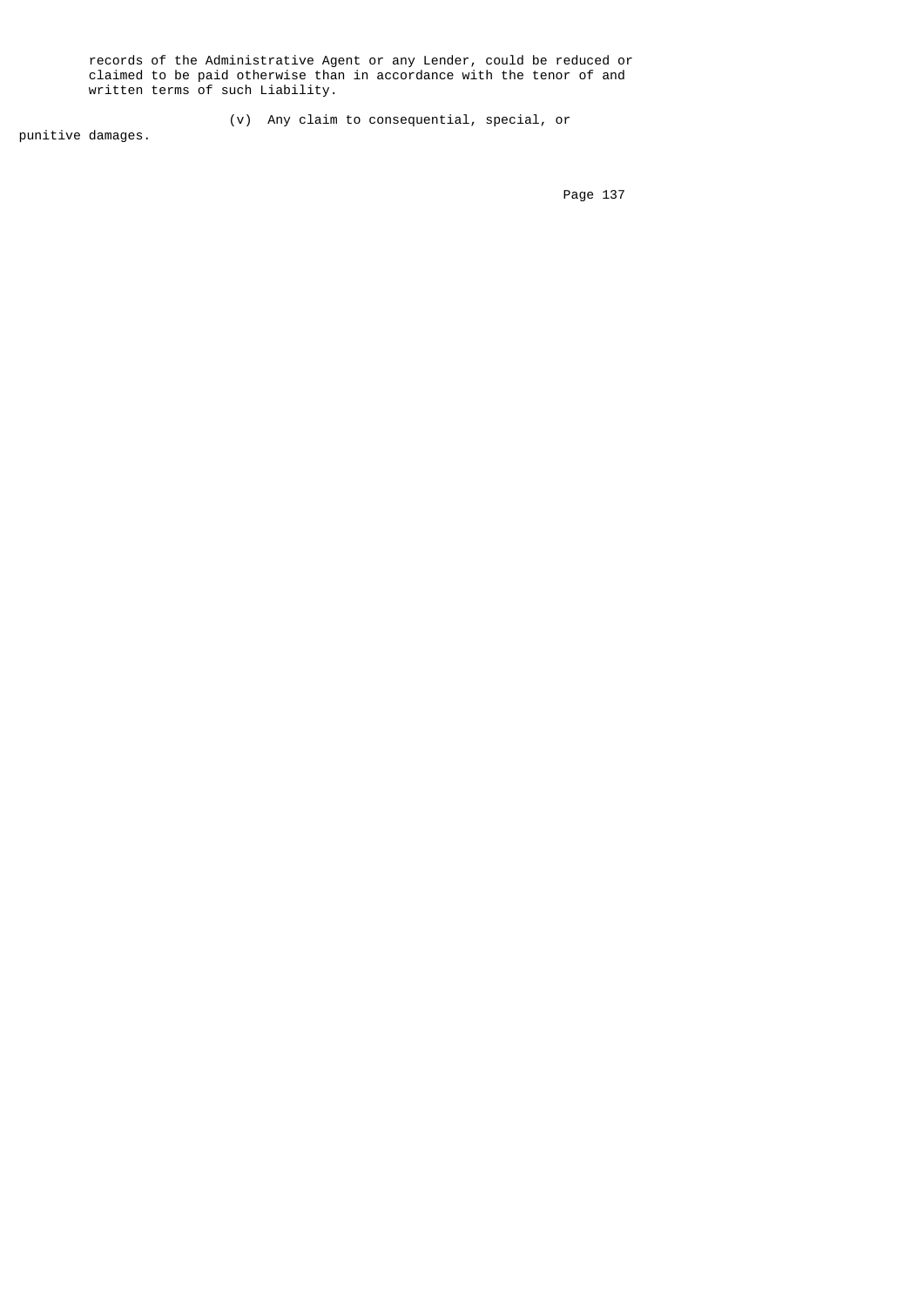records of the Administrative Agent or any Lender, could be reduced or claimed to be paid otherwise than in accordance with the tenor of and written terms of such Liability.

(v) Any claim to consequential, special, or punitive damages.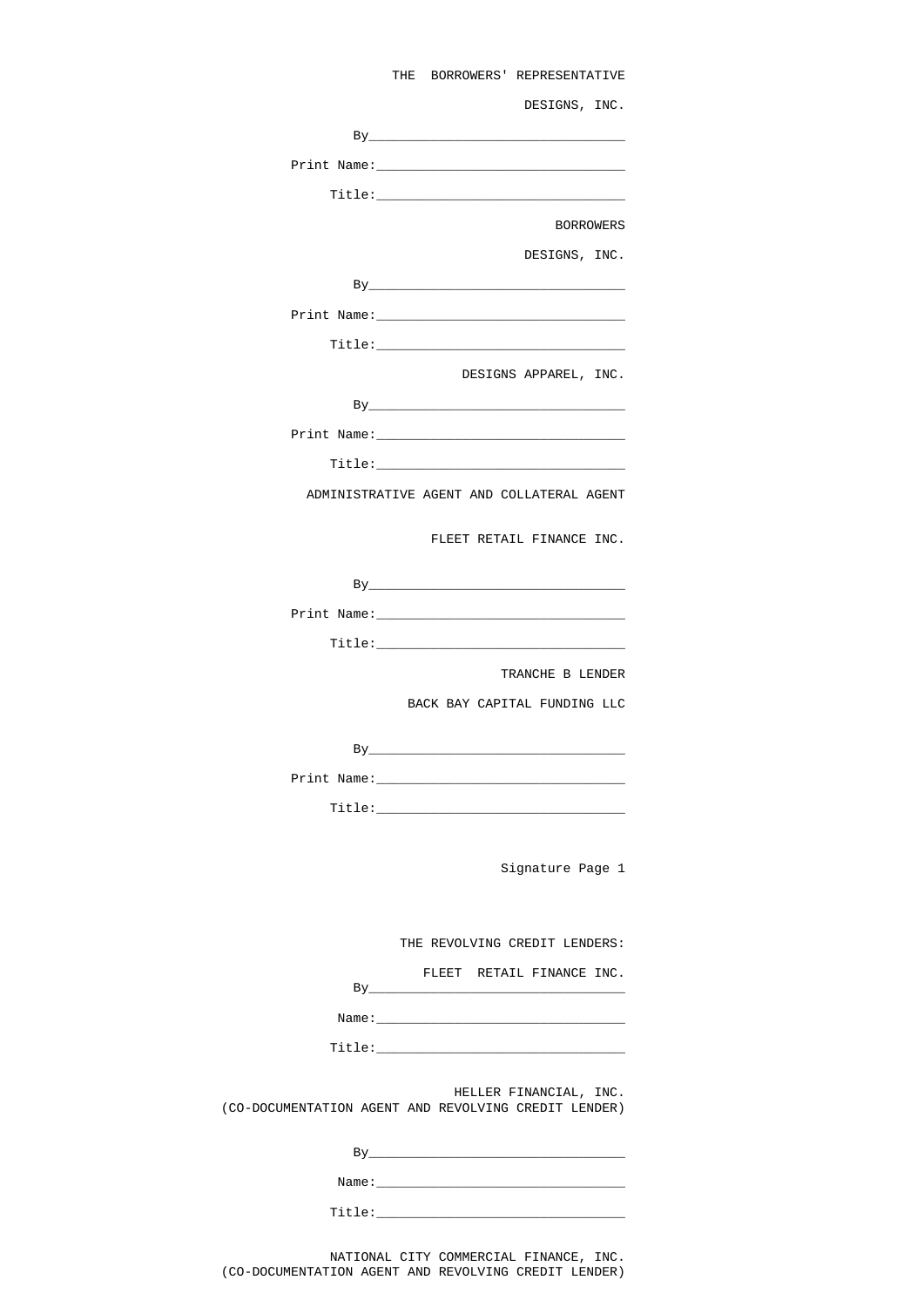THE BORROWERS' REPRESENTATIVE

DESIGNS, INC.

By_________________________________

Print Name:________________________________

Title:________________________________

BORROWERS

DESIGNS, INC.

By_________________________________

Print Name:________________________________

Title:________________________________

DESIGNS APPAREL, INC.

By_________________________________

Print Name:________________________________

Title:________________________________

ADMINISTRATIVE AGENT AND COLLATERAL AGENT

FLEET RETAIL FINANCE INC.

By_________________________________

Print Name:________________________________

Title:________________________________

TRANCHE B LENDER

BACK BAY CAPITAL FUNDING LLC

By_________________________________

Print Name:________________________________

Title:________________________________

Signature Page 1

THE REVOLVING CREDIT LENDERS:

FLEET RETAIL FINANCE INC.

By_________________________________

Name:________________________________

Title:________________________________

HELLER FINANCIAL, INC.
(CO-DOCUMENTATION AGENT AND REVOLVING CREDIT LENDER)

By_________________________________

Name:________________________________

Title:________________________________

NATIONAL CITY COMMERCIAL FINANCE, INC.
(CO-DOCUMENTATION AGENT AND REVOLVING CREDIT LENDER)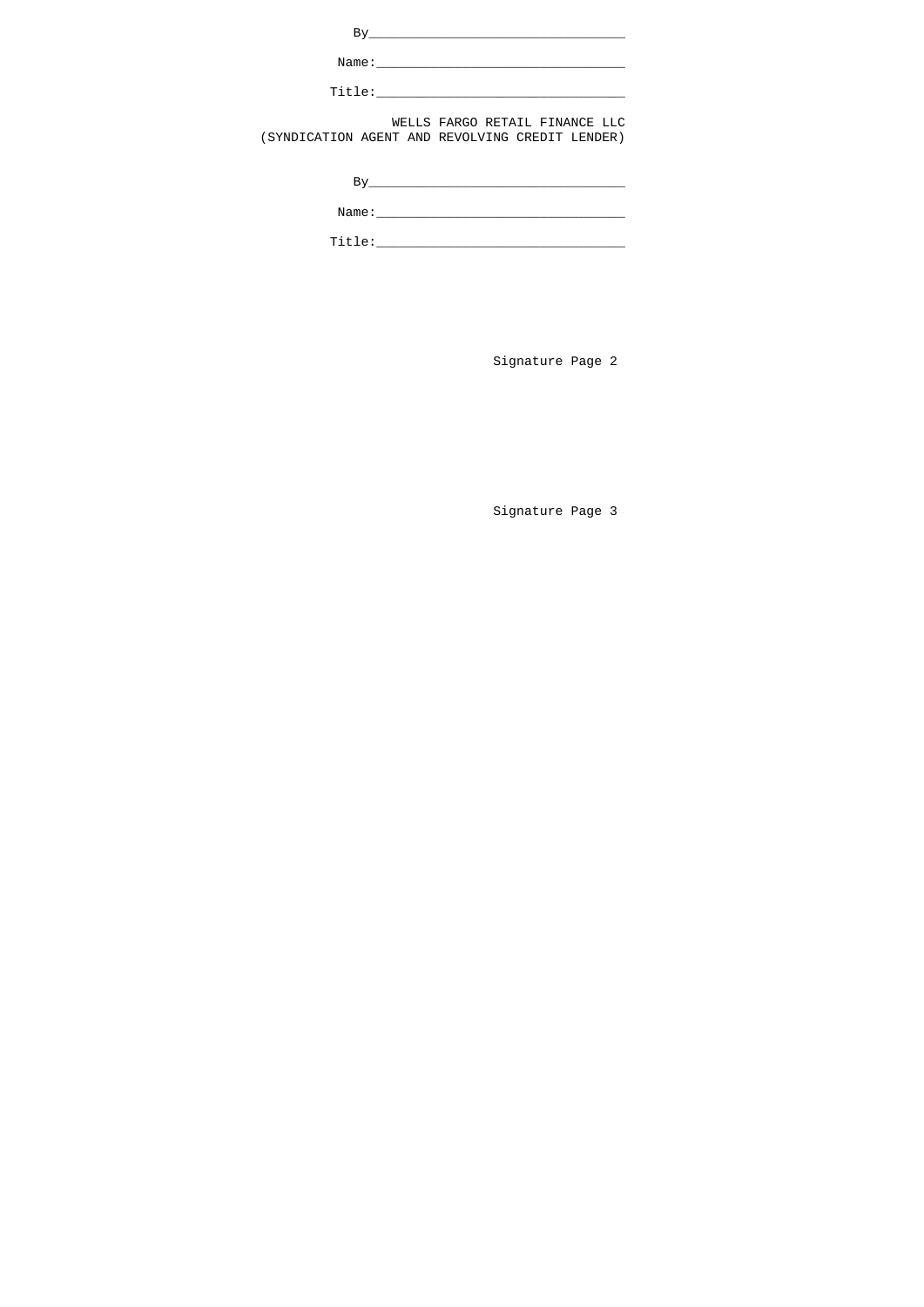By________________________________

Name:_______________________________

Title:______________________________

WELLS FARGO RETAIL FINANCE LLC
(SYNDICATION AGENT AND REVOLVING CREDIT LENDER)

By________________________________

Name:_______________________________

Title:______________________________

Signature Page 2

Signature Page 3